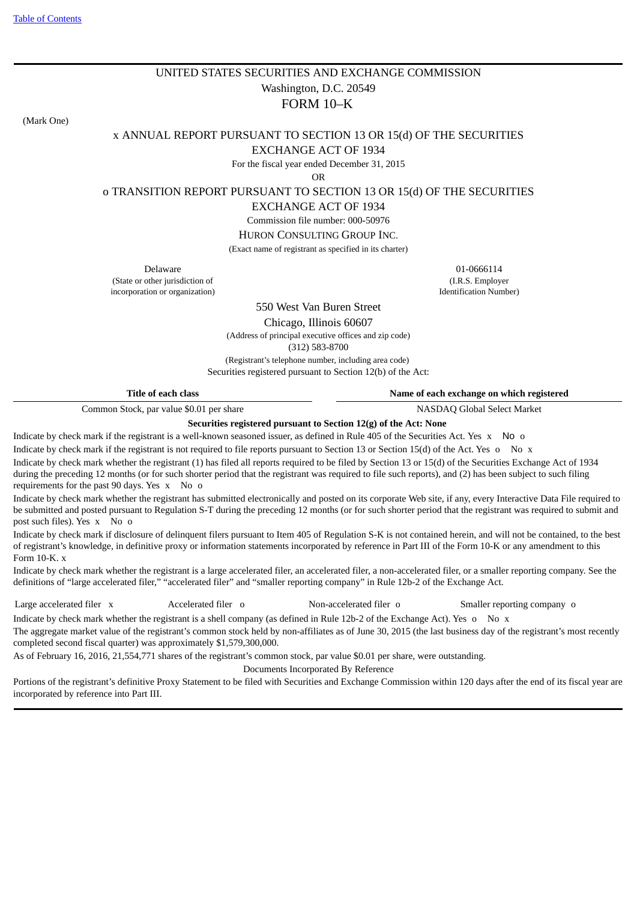[Table of Contents]

# UNITED STATES SECURITIES AND EXCHANGE COMMISSION

Washington, D.C. 20549

## FORM 10–K

(Mark One)

x ANNUAL REPORT PURSUANT TO SECTION 13 OR 15(d) OF THE SECURITIES EXCHANGE ACT OF 1934

For the fiscal year ended December 31, 2015

OR

o TRANSITION REPORT PURSUANT TO SECTION 13 OR 15(d) OF THE SECURITIES EXCHANGE ACT OF 1934

Commission file number: 000-50976

HURON CONSULTING GROUP INC.

(Exact name of registrant as specified in its charter)

| Delaware | 01-0666114 |
|---|---|
| (State or other jurisdiction of incorporation or organization) | (I.R.S. Employer Identification Number) |

550 West Van Buren Street

Chicago, Illinois 60607

(Address of principal executive offices and zip code)

(312) 583-8700

(Registrant's telephone number, including area code)

Securities registered pursuant to Section 12(b) of the Act:

| Title of each class | Name of each exchange on which registered |
|---|---|
| Common Stock, par value $0.01 per share | NASDAQ Global Select Market |

**Securities registered pursuant to Section 12(g) of the Act: None**

Indicate by check mark if the registrant is a well-known seasoned issuer, as defined in Rule 405 of the Securities Act. Yes x No o

Indicate by check mark if the registrant is not required to file reports pursuant to Section 13 or Section 15(d) of the Act. Yes o No x

Indicate by check mark whether the registrant (1) has filed all reports required to be filed by Section 13 or 15(d) of the Securities Exchange Act of 1934 during the preceding 12 months (or for such shorter period that the registrant was required to file such reports), and (2) has been subject to such filing requirements for the past 90 days. Yes x No o

Indicate by check mark whether the registrant has submitted electronically and posted on its corporate Web site, if any, every Interactive Data File required to be submitted and posted pursuant to Regulation S-T during the preceding 12 months (or for such shorter period that the registrant was required to submit and post such files). Yes x No o

Indicate by check mark if disclosure of delinquent filers pursuant to Item 405 of Regulation S-K is not contained herein, and will not be contained, to the best of registrant's knowledge, in definitive proxy or information statements incorporated by reference in Part III of the Form 10-K or any amendment to this Form 10-K. x

Indicate by check mark whether the registrant is a large accelerated filer, an accelerated filer, a non-accelerated filer, or a smaller reporting company. See the definitions of "large accelerated filer," "accelerated filer" and "smaller reporting company" in Rule 12b-2 of the Exchange Act.

| Large accelerated filer x | Accelerated filer o | Non-accelerated filer o | Smaller reporting company o |
|---|---|---|---|

Indicate by check mark whether the registrant is a shell company (as defined in Rule 12b-2 of the Exchange Act). Yes o No x

The aggregate market value of the registrant's common stock held by non-affiliates as of June 30, 2015 (the last business day of the registrant's most recently completed second fiscal quarter) was approximately $1,579,300,000.

As of February 16, 2016, 21,554,771 shares of the registrant's common stock, par value $0.01 per share, were outstanding.

Documents Incorporated By Reference

Portions of the registrant's definitive Proxy Statement to be filed with Securities and Exchange Commission within 120 days after the end of its fiscal year are incorporated by reference into Part III.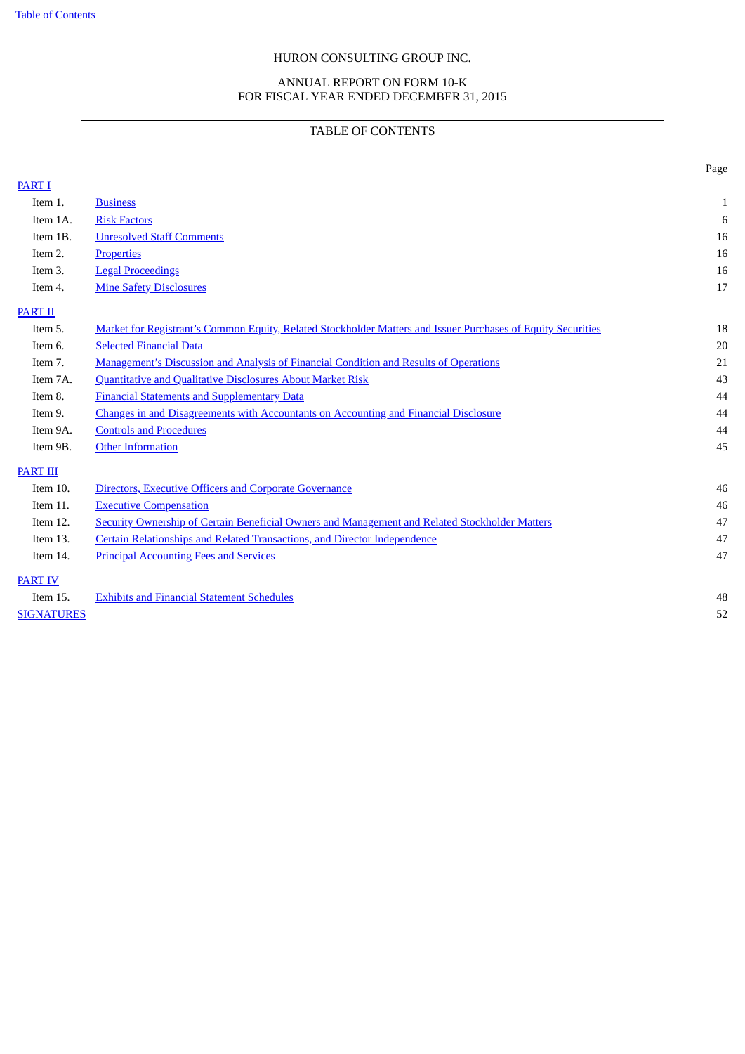HURON CONSULTING GROUP INC.

ANNUAL REPORT ON FORM 10-K
FOR FISCAL YEAR ENDED DECEMBER 31, 2015

---

TABLE OF CONTENTS

| | | Page |
|---|---|---|
| PART I | | |
| Item 1. | Business | 1 |
| Item 1A. | Risk Factors | 6 |
| Item 1B. | Unresolved Staff Comments | 16 |
| Item 2. | Properties | 16 |
| Item 3. | Legal Proceedings | 16 |
| Item 4. | Mine Safety Disclosures | 17 |
| PART II | | |
| Item 5. | Market for Registrant's Common Equity, Related Stockholder Matters and Issuer Purchases of Equity Securities | 18 |
| Item 6. | Selected Financial Data | 20 |
| Item 7. | Management's Discussion and Analysis of Financial Condition and Results of Operations | 21 |
| Item 7A. | Quantitative and Qualitative Disclosures About Market Risk | 43 |
| Item 8. | Financial Statements and Supplementary Data | 44 |
| Item 9. | Changes in and Disagreements with Accountants on Accounting and Financial Disclosure | 44 |
| Item 9A. | Controls and Procedures | 44 |
| Item 9B. | Other Information | 45 |
| PART III | | |
| Item 10. | Directors, Executive Officers and Corporate Governance | 46 |
| Item 11. | Executive Compensation | 46 |
| Item 12. | Security Ownership of Certain Beneficial Owners and Management and Related Stockholder Matters | 47 |
| Item 13. | Certain Relationships and Related Transactions, and Director Independence | 47 |
| Item 14. | Principal Accounting Fees and Services | 47 |
| PART IV | | |
| Item 15. | Exhibits and Financial Statement Schedules | 48 |
| SIGNATURES | | 52 |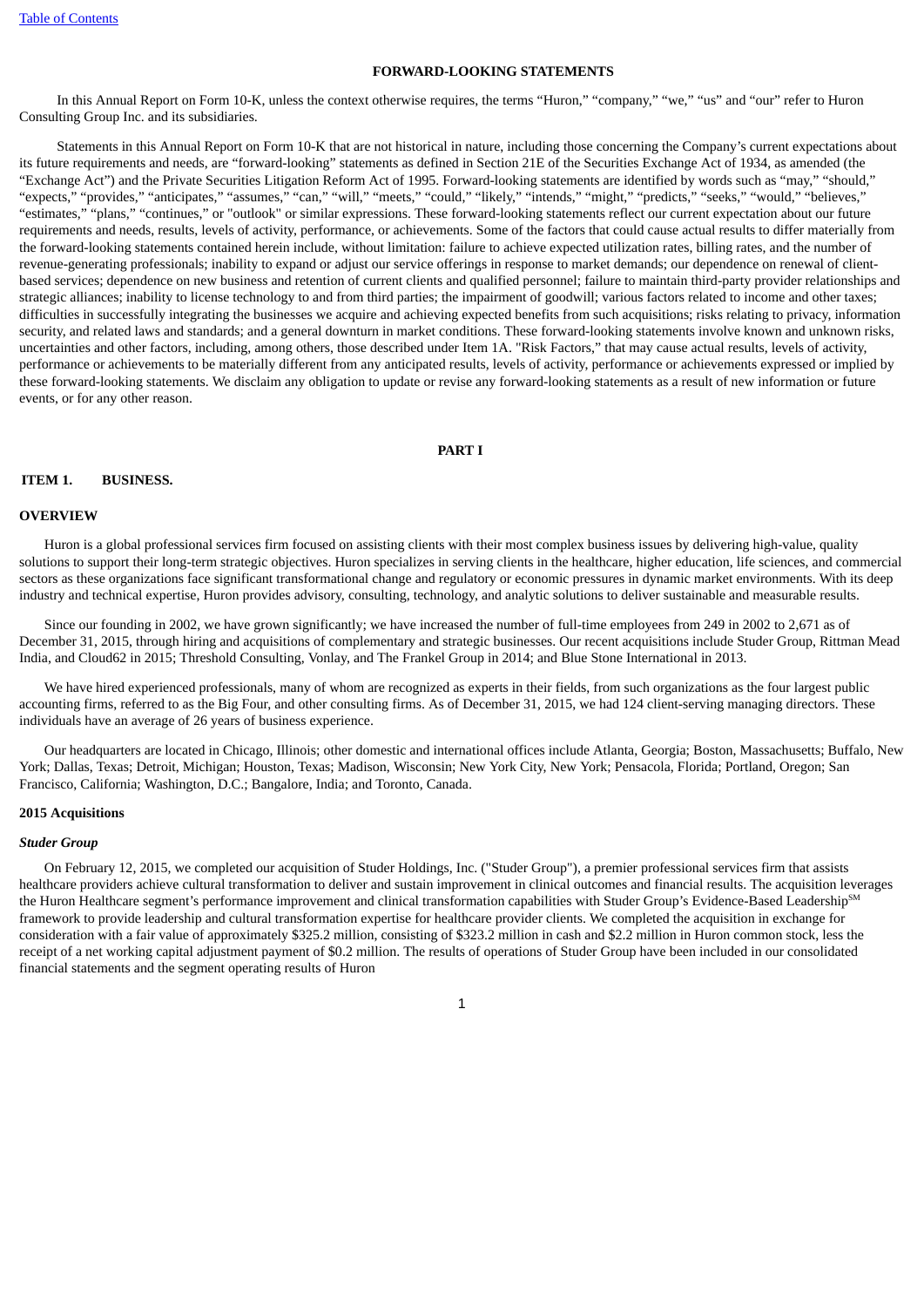## FORWARD-LOOKING STATEMENTS

In this Annual Report on Form 10-K, unless the context otherwise requires, the terms "Huron," "company," "we," "us" and "our" refer to Huron Consulting Group Inc. and its subsidiaries.

Statements in this Annual Report on Form 10-K that are not historical in nature, including those concerning the Company's current expectations about its future requirements and needs, are "forward-looking" statements as defined in Section 21E of the Securities Exchange Act of 1934, as amended (the "Exchange Act") and the Private Securities Litigation Reform Act of 1995. Forward-looking statements are identified by words such as "may," "should," "expects," "provides," "anticipates," "assumes," "can," "will," "meets," "could," "likely," "intends," "might," "predicts," "seeks," "would," "believes," "estimates," "plans," "continues," or "outlook" or similar expressions. These forward-looking statements reflect our current expectation about our future requirements and needs, results, levels of activity, performance, or achievements. Some of the factors that could cause actual results to differ materially from the forward-looking statements contained herein include, without limitation: failure to achieve expected utilization rates, billing rates, and the number of revenue-generating professionals; inability to expand or adjust our service offerings in response to market demands; our dependence on renewal of client-based services; dependence on new business and retention of current clients and qualified personnel; failure to maintain third-party provider relationships and strategic alliances; inability to license technology to and from third parties; the impairment of goodwill; various factors related to income and other taxes; difficulties in successfully integrating the businesses we acquire and achieving expected benefits from such acquisitions; risks relating to privacy, information security, and related laws and standards; and a general downturn in market conditions. These forward-looking statements involve known and unknown risks, uncertainties and other factors, including, among others, those described under Item 1A. "Risk Factors," that may cause actual results, levels of activity, performance or achievements to be materially different from any anticipated results, levels of activity, performance or achievements expressed or implied by these forward-looking statements. We disclaim any obligation to update or revise any forward-looking statements as a result of new information or future events, or for any other reason.

# PART I

## ITEM 1. BUSINESS.

### OVERVIEW

Huron is a global professional services firm focused on assisting clients with their most complex business issues by delivering high-value, quality solutions to support their long-term strategic objectives. Huron specializes in serving clients in the healthcare, higher education, life sciences, and commercial sectors as these organizations face significant transformational change and regulatory or economic pressures in dynamic market environments. With its deep industry and technical expertise, Huron provides advisory, consulting, technology, and analytic solutions to deliver sustainable and measurable results.

Since our founding in 2002, we have grown significantly; we have increased the number of full-time employees from 249 in 2002 to 2,671 as of December 31, 2015, through hiring and acquisitions of complementary and strategic businesses. Our recent acquisitions include Studer Group, Rittman Mead India, and Cloud62 in 2015; Threshold Consulting, Vonlay, and The Frankel Group in 2014; and Blue Stone International in 2013.

We have hired experienced professionals, many of whom are recognized as experts in their fields, from such organizations as the four largest public accounting firms, referred to as the Big Four, and other consulting firms. As of December 31, 2015, we had 124 client-serving managing directors. These individuals have an average of 26 years of business experience.

Our headquarters are located in Chicago, Illinois; other domestic and international offices include Atlanta, Georgia; Boston, Massachusetts; Buffalo, New York; Dallas, Texas; Detroit, Michigan; Houston, Texas; Madison, Wisconsin; New York City, New York; Pensacola, Florida; Portland, Oregon; San Francisco, California; Washington, D.C.; Bangalore, India; and Toronto, Canada.

**2015 Acquisitions**

***Studer Group***

On February 12, 2015, we completed our acquisition of Studer Holdings, Inc. ("Studer Group"), a premier professional services firm that assists healthcare providers achieve cultural transformation to deliver and sustain improvement in clinical outcomes and financial results. The acquisition leverages the Huron Healthcare segment's performance improvement and clinical transformation capabilities with Studer Group's Evidence-Based Leadership[SM] framework to provide leadership and cultural transformation expertise for healthcare provider clients. We completed the acquisition in exchange for consideration with a fair value of approximately $325.2 million, consisting of $323.2 million in cash and $2.2 million in Huron common stock, less the receipt of a net working capital adjustment payment of $0.2 million. The results of operations of Studer Group have been included in our consolidated financial statements and the segment operating results of Huron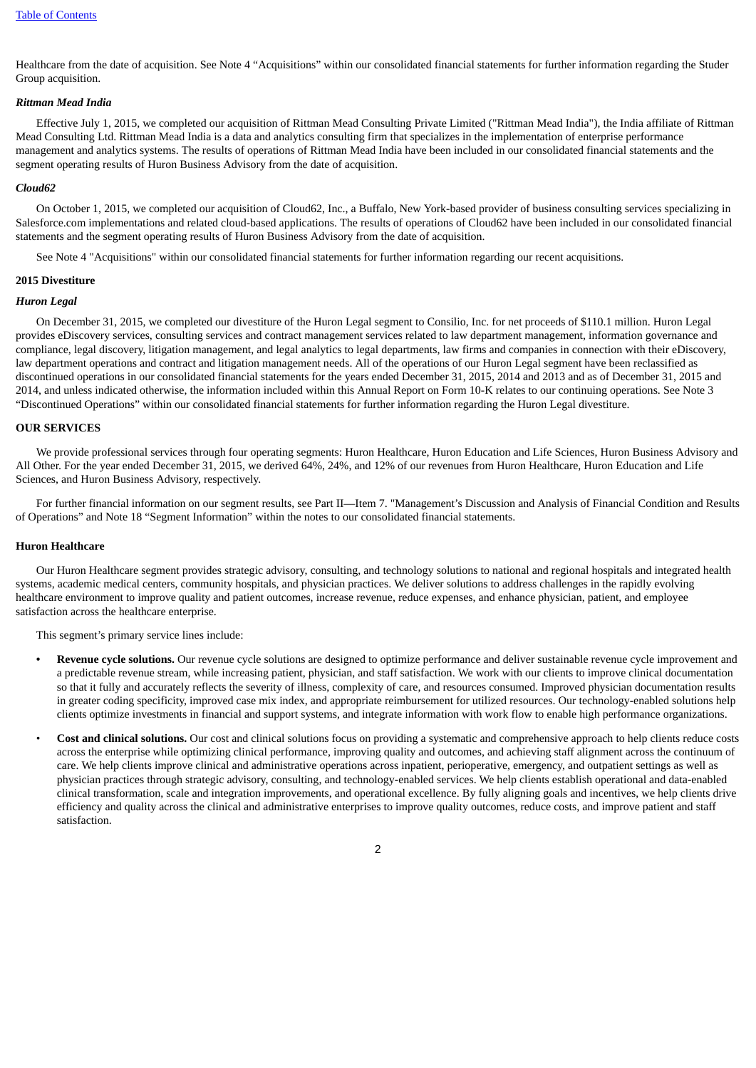Healthcare from the date of acquisition. See Note 4 "Acquisitions" within our consolidated financial statements for further information regarding the Studer Group acquisition.

*Rittman Mead India*

Effective July 1, 2015, we completed our acquisition of Rittman Mead Consulting Private Limited ("Rittman Mead India"), the India affiliate of Rittman Mead Consulting Ltd. Rittman Mead India is a data and analytics consulting firm that specializes in the implementation of enterprise performance management and analytics systems. The results of operations of Rittman Mead India have been included in our consolidated financial statements and the segment operating results of Huron Business Advisory from the date of acquisition.

*Cloud62*

On October 1, 2015, we completed our acquisition of Cloud62, Inc., a Buffalo, New York-based provider of business consulting services specializing in Salesforce.com implementations and related cloud-based applications. The results of operations of Cloud62 have been included in our consolidated financial statements and the segment operating results of Huron Business Advisory from the date of acquisition.

See Note 4 "Acquisitions" within our consolidated financial statements for further information regarding our recent acquisitions.

**2015 Divestiture**

*Huron Legal*

On December 31, 2015, we completed our divestiture of the Huron Legal segment to Consilio, Inc. for net proceeds of $110.1 million. Huron Legal provides eDiscovery services, consulting services and contract management services related to law department management, information governance and compliance, legal discovery, litigation management, and legal analytics to legal departments, law firms and companies in connection with their eDiscovery, law department operations and contract and litigation management needs. All of the operations of our Huron Legal segment have been reclassified as discontinued operations in our consolidated financial statements for the years ended December 31, 2015, 2014 and 2013 and as of December 31, 2015 and 2014, and unless indicated otherwise, the information included within this Annual Report on Form 10-K relates to our continuing operations. See Note 3 "Discontinued Operations" within our consolidated financial statements for further information regarding the Huron Legal divestiture.

**OUR SERVICES**

We provide professional services through four operating segments: Huron Healthcare, Huron Education and Life Sciences, Huron Business Advisory and All Other. For the year ended December 31, 2015, we derived 64%, 24%, and 12% of our revenues from Huron Healthcare, Huron Education and Life Sciences, and Huron Business Advisory, respectively.

For further financial information on our segment results, see Part II—Item 7. "Management's Discussion and Analysis of Financial Condition and Results of Operations" and Note 18 "Segment Information" within the notes to our consolidated financial statements.

**Huron Healthcare**

Our Huron Healthcare segment provides strategic advisory, consulting, and technology solutions to national and regional hospitals and integrated health systems, academic medical centers, community hospitals, and physician practices. We deliver solutions to address challenges in the rapidly evolving healthcare environment to improve quality and patient outcomes, increase revenue, reduce expenses, and enhance physician, patient, and employee satisfaction across the healthcare enterprise.

This segment's primary service lines include:

- **Revenue cycle solutions.** Our revenue cycle solutions are designed to optimize performance and deliver sustainable revenue cycle improvement and a predictable revenue stream, while increasing patient, physician, and staff satisfaction. We work with our clients to improve clinical documentation so that it fully and accurately reflects the severity of illness, complexity of care, and resources consumed. Improved physician documentation results in greater coding specificity, improved case mix index, and appropriate reimbursement for utilized resources. Our technology-enabled solutions help clients optimize investments in financial and support systems, and integrate information with work flow to enable high performance organizations.
- **Cost and clinical solutions.** Our cost and clinical solutions focus on providing a systematic and comprehensive approach to help clients reduce costs across the enterprise while optimizing clinical performance, improving quality and outcomes, and achieving staff alignment across the continuum of care. We help clients improve clinical and administrative operations across inpatient, perioperative, emergency, and outpatient settings as well as physician practices through strategic advisory, consulting, and technology-enabled services. We help clients establish operational and data-enabled clinical transformation, scale and integration improvements, and operational excellence. By fully aligning goals and incentives, we help clients drive efficiency and quality across the clinical and administrative enterprises to improve quality outcomes, reduce costs, and improve patient and staff satisfaction.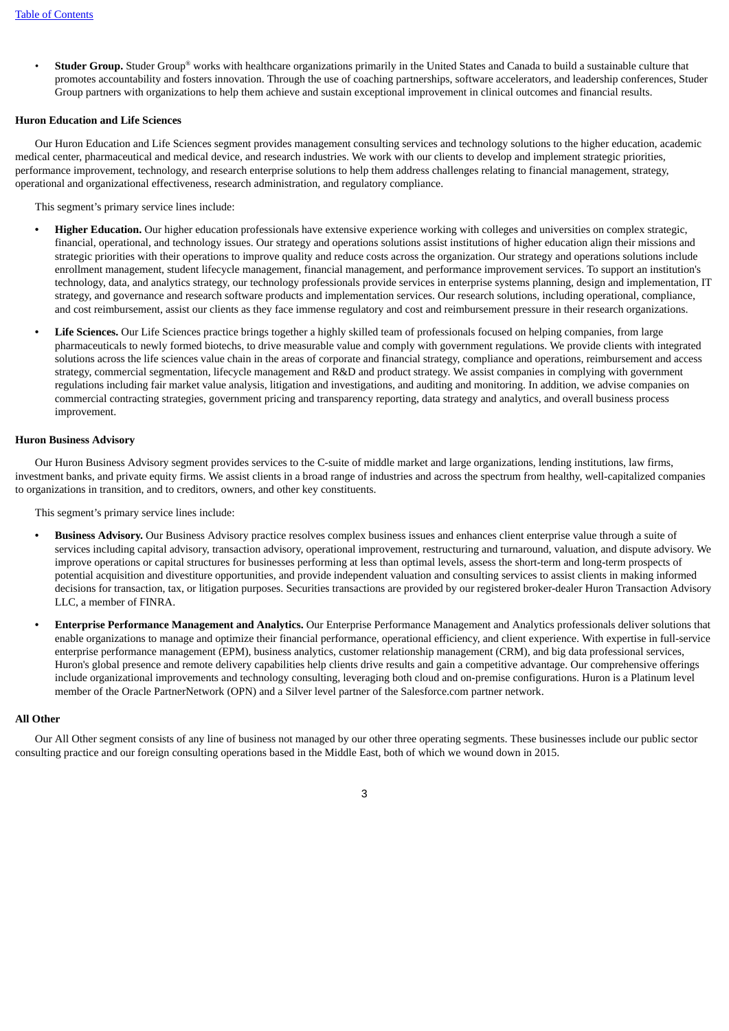- **Studer Group.** Studer Group® works with healthcare organizations primarily in the United States and Canada to build a sustainable culture that promotes accountability and fosters innovation. Through the use of coaching partnerships, software accelerators, and leadership conferences, Studer Group partners with organizations to help them achieve and sustain exceptional improvement in clinical outcomes and financial results.

**Huron Education and Life Sciences**

Our Huron Education and Life Sciences segment provides management consulting services and technology solutions to the higher education, academic medical center, pharmaceutical and medical device, and research industries. We work with our clients to develop and implement strategic priorities, performance improvement, technology, and research enterprise solutions to help them address challenges relating to financial management, strategy, operational and organizational effectiveness, research administration, and regulatory compliance.

This segment's primary service lines include:

- **Higher Education.** Our higher education professionals have extensive experience working with colleges and universities on complex strategic, financial, operational, and technology issues. Our strategy and operations solutions assist institutions of higher education align their missions and strategic priorities with their operations to improve quality and reduce costs across the organization. Our strategy and operations solutions include enrollment management, student lifecycle management, financial management, and performance improvement services. To support an institution's technology, data, and analytics strategy, our technology professionals provide services in enterprise systems planning, design and implementation, IT strategy, and governance and research software products and implementation services. Our research solutions, including operational, compliance, and cost reimbursement, assist our clients as they face immense regulatory and cost and reimbursement pressure in their research organizations.
- **Life Sciences.** Our Life Sciences practice brings together a highly skilled team of professionals focused on helping companies, from large pharmaceuticals to newly formed biotechs, to drive measurable value and comply with government regulations. We provide clients with integrated solutions across the life sciences value chain in the areas of corporate and financial strategy, compliance and operations, reimbursement and access strategy, commercial segmentation, lifecycle management and R&D and product strategy. We assist companies in complying with government regulations including fair market value analysis, litigation and investigations, and auditing and monitoring. In addition, we advise companies on commercial contracting strategies, government pricing and transparency reporting, data strategy and analytics, and overall business process improvement.

**Huron Business Advisory**

Our Huron Business Advisory segment provides services to the C-suite of middle market and large organizations, lending institutions, law firms, investment banks, and private equity firms. We assist clients in a broad range of industries and across the spectrum from healthy, well-capitalized companies to organizations in transition, and to creditors, owners, and other key constituents.

This segment's primary service lines include:

- **Business Advisory.** Our Business Advisory practice resolves complex business issues and enhances client enterprise value through a suite of services including capital advisory, transaction advisory, operational improvement, restructuring and turnaround, valuation, and dispute advisory. We improve operations or capital structures for businesses performing at less than optimal levels, assess the short-term and long-term prospects of potential acquisition and divestiture opportunities, and provide independent valuation and consulting services to assist clients in making informed decisions for transaction, tax, or litigation purposes. Securities transactions are provided by our registered broker-dealer Huron Transaction Advisory LLC, a member of FINRA.
- **Enterprise Performance Management and Analytics.** Our Enterprise Performance Management and Analytics professionals deliver solutions that enable organizations to manage and optimize their financial performance, operational efficiency, and client experience. With expertise in full-service enterprise performance management (EPM), business analytics, customer relationship management (CRM), and big data professional services, Huron's global presence and remote delivery capabilities help clients drive results and gain a competitive advantage. Our comprehensive offerings include organizational improvements and technology consulting, leveraging both cloud and on-premise configurations. Huron is a Platinum level member of the Oracle PartnerNetwork (OPN) and a Silver level partner of the Salesforce.com partner network.

**All Other**

Our All Other segment consists of any line of business not managed by our other three operating segments. These businesses include our public sector consulting practice and our foreign consulting operations based in the Middle East, both of which we wound down in 2015.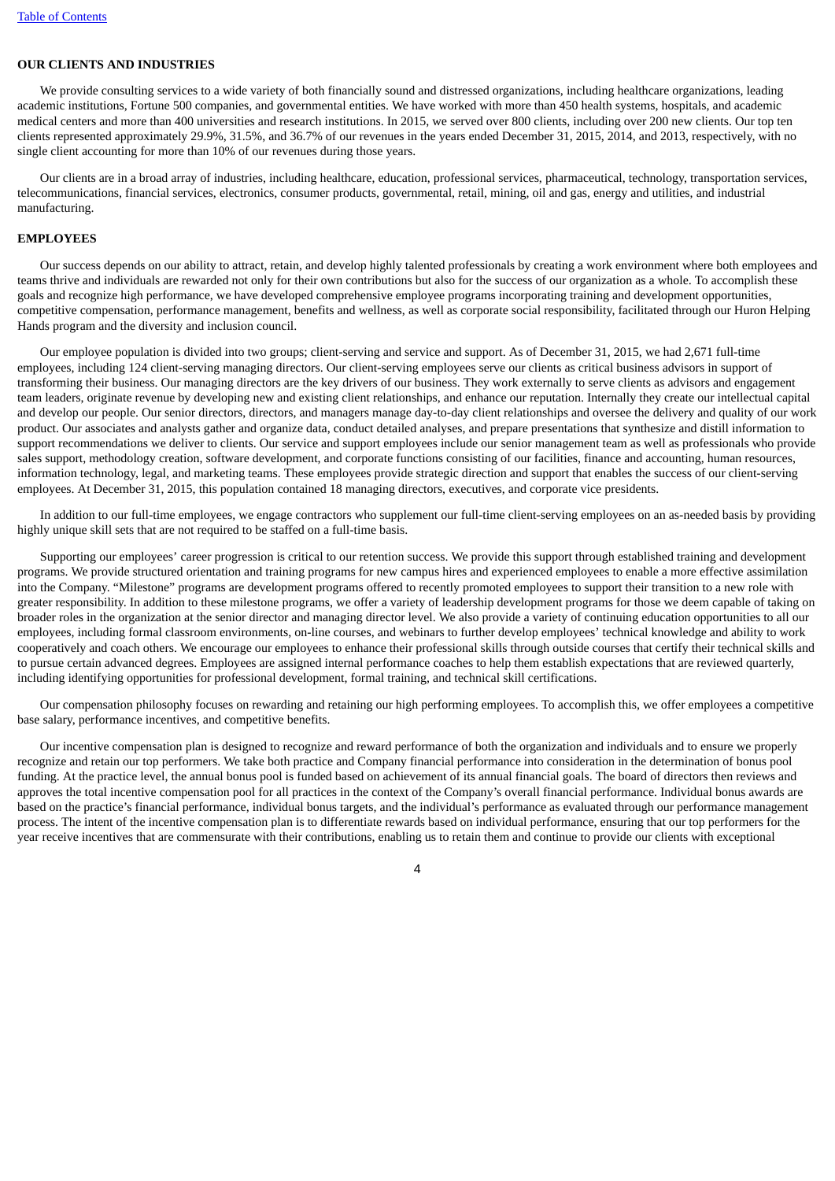## OUR CLIENTS AND INDUSTRIES

We provide consulting services to a wide variety of both financially sound and distressed organizations, including healthcare organizations, leading academic institutions, Fortune 500 companies, and governmental entities. We have worked with more than 450 health systems, hospitals, and academic medical centers and more than 400 universities and research institutions. In 2015, we served over 800 clients, including over 200 new clients. Our top ten clients represented approximately 29.9%, 31.5%, and 36.7% of our revenues in the years ended December 31, 2015, 2014, and 2013, respectively, with no single client accounting for more than 10% of our revenues during those years.

Our clients are in a broad array of industries, including healthcare, education, professional services, pharmaceutical, technology, transportation services, telecommunications, financial services, electronics, consumer products, governmental, retail, mining, oil and gas, energy and utilities, and industrial manufacturing.

## EMPLOYEES

Our success depends on our ability to attract, retain, and develop highly talented professionals by creating a work environment where both employees and teams thrive and individuals are rewarded not only for their own contributions but also for the success of our organization as a whole. To accomplish these goals and recognize high performance, we have developed comprehensive employee programs incorporating training and development opportunities, competitive compensation, performance management, benefits and wellness, as well as corporate social responsibility, facilitated through our Huron Helping Hands program and the diversity and inclusion council.

Our employee population is divided into two groups; client-serving and service and support. As of December 31, 2015, we had 2,671 full-time employees, including 124 client-serving managing directors. Our client-serving employees serve our clients as critical business advisors in support of transforming their business. Our managing directors are the key drivers of our business. They work externally to serve clients as advisors and engagement team leaders, originate revenue by developing new and existing client relationships, and enhance our reputation. Internally they create our intellectual capital and develop our people. Our senior directors, directors, and managers manage day-to-day client relationships and oversee the delivery and quality of our work product. Our associates and analysts gather and organize data, conduct detailed analyses, and prepare presentations that synthesize and distill information to support recommendations we deliver to clients. Our service and support employees include our senior management team as well as professionals who provide sales support, methodology creation, software development, and corporate functions consisting of our facilities, finance and accounting, human resources, information technology, legal, and marketing teams. These employees provide strategic direction and support that enables the success of our client-serving employees. At December 31, 2015, this population contained 18 managing directors, executives, and corporate vice presidents.

In addition to our full-time employees, we engage contractors who supplement our full-time client-serving employees on an as-needed basis by providing highly unique skill sets that are not required to be staffed on a full-time basis.

Supporting our employees' career progression is critical to our retention success. We provide this support through established training and development programs. We provide structured orientation and training programs for new campus hires and experienced employees to enable a more effective assimilation into the Company. "Milestone" programs are development programs offered to recently promoted employees to support their transition to a new role with greater responsibility. In addition to these milestone programs, we offer a variety of leadership development programs for those we deem capable of taking on broader roles in the organization at the senior director and managing director level. We also provide a variety of continuing education opportunities to all our employees, including formal classroom environments, on-line courses, and webinars to further develop employees' technical knowledge and ability to work cooperatively and coach others. We encourage our employees to enhance their professional skills through outside courses that certify their technical skills and to pursue certain advanced degrees. Employees are assigned internal performance coaches to help them establish expectations that are reviewed quarterly, including identifying opportunities for professional development, formal training, and technical skill certifications.

Our compensation philosophy focuses on rewarding and retaining our high performing employees. To accomplish this, we offer employees a competitive base salary, performance incentives, and competitive benefits.

Our incentive compensation plan is designed to recognize and reward performance of both the organization and individuals and to ensure we properly recognize and retain our top performers. We take both practice and Company financial performance into consideration in the determination of bonus pool funding. At the practice level, the annual bonus pool is funded based on achievement of its annual financial goals. The board of directors then reviews and approves the total incentive compensation pool for all practices in the context of the Company's overall financial performance. Individual bonus awards are based on the practice's financial performance, individual bonus targets, and the individual's performance as evaluated through our performance management process. The intent of the incentive compensation plan is to differentiate rewards based on individual performance, ensuring that our top performers for the year receive incentives that are commensurate with their contributions, enabling us to retain them and continue to provide our clients with exceptional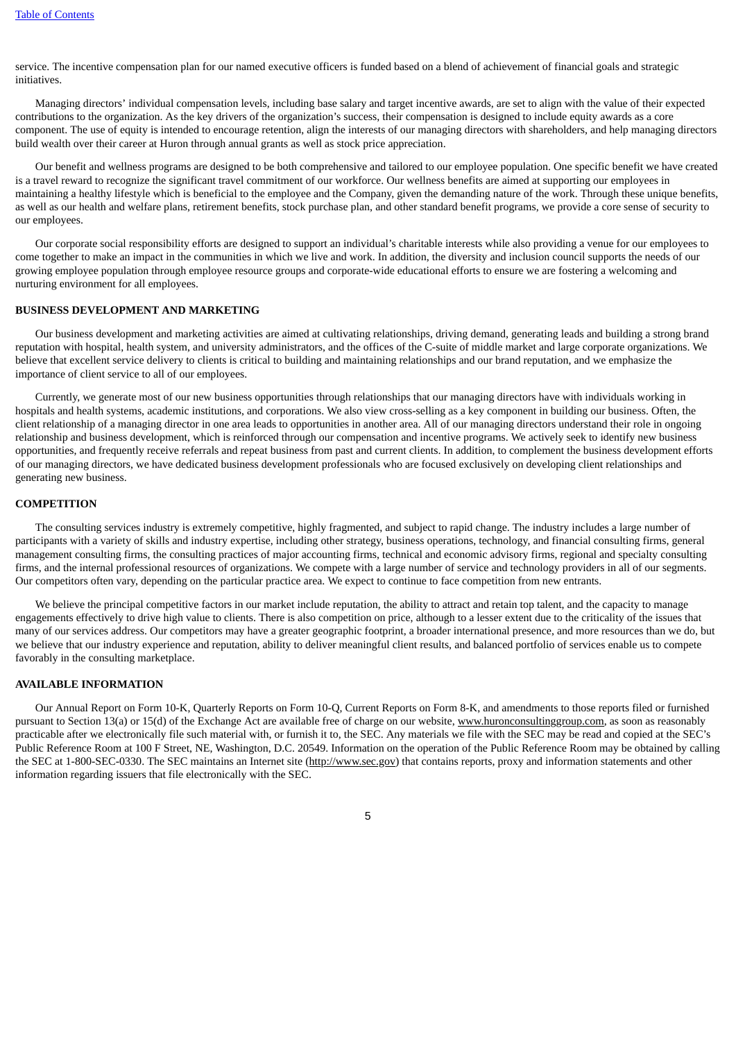service. The incentive compensation plan for our named executive officers is funded based on a blend of achievement of financial goals and strategic initiatives.

Managing directors' individual compensation levels, including base salary and target incentive awards, are set to align with the value of their expected contributions to the organization. As the key drivers of the organization's success, their compensation is designed to include equity awards as a core component. The use of equity is intended to encourage retention, align the interests of our managing directors with shareholders, and help managing directors build wealth over their career at Huron through annual grants as well as stock price appreciation.

Our benefit and wellness programs are designed to be both comprehensive and tailored to our employee population. One specific benefit we have created is a travel reward to recognize the significant travel commitment of our workforce. Our wellness benefits are aimed at supporting our employees in maintaining a healthy lifestyle which is beneficial to the employee and the Company, given the demanding nature of the work. Through these unique benefits, as well as our health and welfare plans, retirement benefits, stock purchase plan, and other standard benefit programs, we provide a core sense of security to our employees.

Our corporate social responsibility efforts are designed to support an individual's charitable interests while also providing a venue for our employees to come together to make an impact in the communities in which we live and work. In addition, the diversity and inclusion council supports the needs of our growing employee population through employee resource groups and corporate-wide educational efforts to ensure we are fostering a welcoming and nurturing environment for all employees.

## BUSINESS DEVELOPMENT AND MARKETING

Our business development and marketing activities are aimed at cultivating relationships, driving demand, generating leads and building a strong brand reputation with hospital, health system, and university administrators, and the offices of the C-suite of middle market and large corporate organizations. We believe that excellent service delivery to clients is critical to building and maintaining relationships and our brand reputation, and we emphasize the importance of client service to all of our employees.

Currently, we generate most of our new business opportunities through relationships that our managing directors have with individuals working in hospitals and health systems, academic institutions, and corporations. We also view cross-selling as a key component in building our business. Often, the client relationship of a managing director in one area leads to opportunities in another area. All of our managing directors understand their role in ongoing relationship and business development, which is reinforced through our compensation and incentive programs. We actively seek to identify new business opportunities, and frequently receive referrals and repeat business from past and current clients. In addition, to complement the business development efforts of our managing directors, we have dedicated business development professionals who are focused exclusively on developing client relationships and generating new business.

## COMPETITION

The consulting services industry is extremely competitive, highly fragmented, and subject to rapid change. The industry includes a large number of participants with a variety of skills and industry expertise, including other strategy, business operations, technology, and financial consulting firms, general management consulting firms, the consulting practices of major accounting firms, technical and economic advisory firms, regional and specialty consulting firms, and the internal professional resources of organizations. We compete with a large number of service and technology providers in all of our segments. Our competitors often vary, depending on the particular practice area. We expect to continue to face competition from new entrants.

We believe the principal competitive factors in our market include reputation, the ability to attract and retain top talent, and the capacity to manage engagements effectively to drive high value to clients. There is also competition on price, although to a lesser extent due to the criticality of the issues that many of our services address. Our competitors may have a greater geographic footprint, a broader international presence, and more resources than we do, but we believe that our industry experience and reputation, ability to deliver meaningful client results, and balanced portfolio of services enable us to compete favorably in the consulting marketplace.

## AVAILABLE INFORMATION

Our Annual Report on Form 10-K, Quarterly Reports on Form 10-Q, Current Reports on Form 8-K, and amendments to those reports filed or furnished pursuant to Section 13(a) or 15(d) of the Exchange Act are available free of charge on our website, www.huronconsultinggroup.com, as soon as reasonably practicable after we electronically file such material with, or furnish it to, the SEC. Any materials we file with the SEC may be read and copied at the SEC's Public Reference Room at 100 F Street, NE, Washington, D.C. 20549. Information on the operation of the Public Reference Room may be obtained by calling the SEC at 1-800-SEC-0330. The SEC maintains an Internet site (http://www.sec.gov) that contains reports, proxy and information statements and other information regarding issuers that file electronically with the SEC.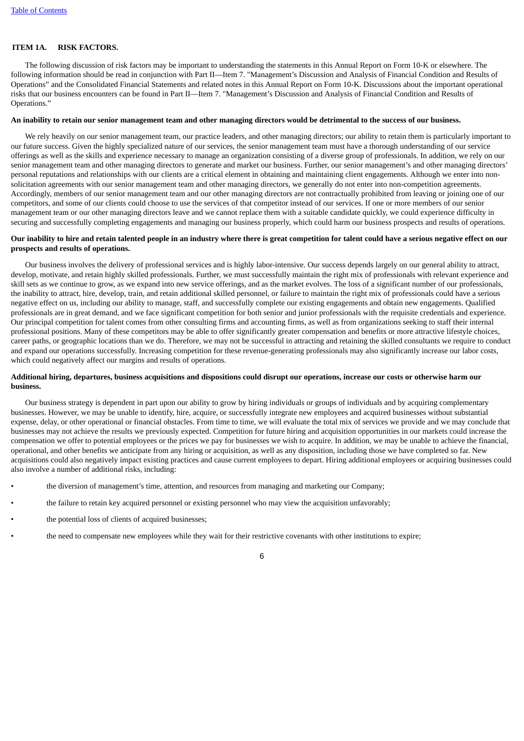## ITEM 1A. RISK FACTORS.

The following discussion of risk factors may be important to understanding the statements in this Annual Report on Form 10-K or elsewhere. The following information should be read in conjunction with Part II—Item 7. "Management's Discussion and Analysis of Financial Condition and Results of Operations" and the Consolidated Financial Statements and related notes in this Annual Report on Form 10-K. Discussions about the important operational risks that our business encounters can be found in Part II—Item 7. "Management's Discussion and Analysis of Financial Condition and Results of Operations."

**An inability to retain our senior management team and other managing directors would be detrimental to the success of our business.**

We rely heavily on our senior management team, our practice leaders, and other managing directors; our ability to retain them is particularly important to our future success. Given the highly specialized nature of our services, the senior management team must have a thorough understanding of our service offerings as well as the skills and experience necessary to manage an organization consisting of a diverse group of professionals. In addition, we rely on our senior management team and other managing directors to generate and market our business. Further, our senior management's and other managing directors' personal reputations and relationships with our clients are a critical element in obtaining and maintaining client engagements. Although we enter into non-solicitation agreements with our senior management team and other managing directors, we generally do not enter into non-competition agreements. Accordingly, members of our senior management team and our other managing directors are not contractually prohibited from leaving or joining one of our competitors, and some of our clients could choose to use the services of that competitor instead of our services. If one or more members of our senior management team or our other managing directors leave and we cannot replace them with a suitable candidate quickly, we could experience difficulty in securing and successfully completing engagements and managing our business properly, which could harm our business prospects and results of operations.

**Our inability to hire and retain talented people in an industry where there is great competition for talent could have a serious negative effect on our prospects and results of operations.**

Our business involves the delivery of professional services and is highly labor-intensive. Our success depends largely on our general ability to attract, develop, motivate, and retain highly skilled professionals. Further, we must successfully maintain the right mix of professionals with relevant experience and skill sets as we continue to grow, as we expand into new service offerings, and as the market evolves. The loss of a significant number of our professionals, the inability to attract, hire, develop, train, and retain additional skilled personnel, or failure to maintain the right mix of professionals could have a serious negative effect on us, including our ability to manage, staff, and successfully complete our existing engagements and obtain new engagements. Qualified professionals are in great demand, and we face significant competition for both senior and junior professionals with the requisite credentials and experience. Our principal competition for talent comes from other consulting firms and accounting firms, as well as from organizations seeking to staff their internal professional positions. Many of these competitors may be able to offer significantly greater compensation and benefits or more attractive lifestyle choices, career paths, or geographic locations than we do. Therefore, we may not be successful in attracting and retaining the skilled consultants we require to conduct and expand our operations successfully. Increasing competition for these revenue-generating professionals may also significantly increase our labor costs, which could negatively affect our margins and results of operations.

**Additional hiring, departures, business acquisitions and dispositions could disrupt our operations, increase our costs or otherwise harm our business.**

Our business strategy is dependent in part upon our ability to grow by hiring individuals or groups of individuals and by acquiring complementary businesses. However, we may be unable to identify, hire, acquire, or successfully integrate new employees and acquired businesses without substantial expense, delay, or other operational or financial obstacles. From time to time, we will evaluate the total mix of services we provide and we may conclude that businesses may not achieve the results we previously expected. Competition for future hiring and acquisition opportunities in our markets could increase the compensation we offer to potential employees or the prices we pay for businesses we wish to acquire. In addition, we may be unable to achieve the financial, operational, and other benefits we anticipate from any hiring or acquisition, as well as any disposition, including those we have completed so far. New acquisitions could also negatively impact existing practices and cause current employees to depart. Hiring additional employees or acquiring businesses could also involve a number of additional risks, including:

- the diversion of management's time, attention, and resources from managing and marketing our Company;
- the failure to retain key acquired personnel or existing personnel who may view the acquisition unfavorably;
- the potential loss of clients of acquired businesses;
- the need to compensate new employees while they wait for their restrictive covenants with other institutions to expire;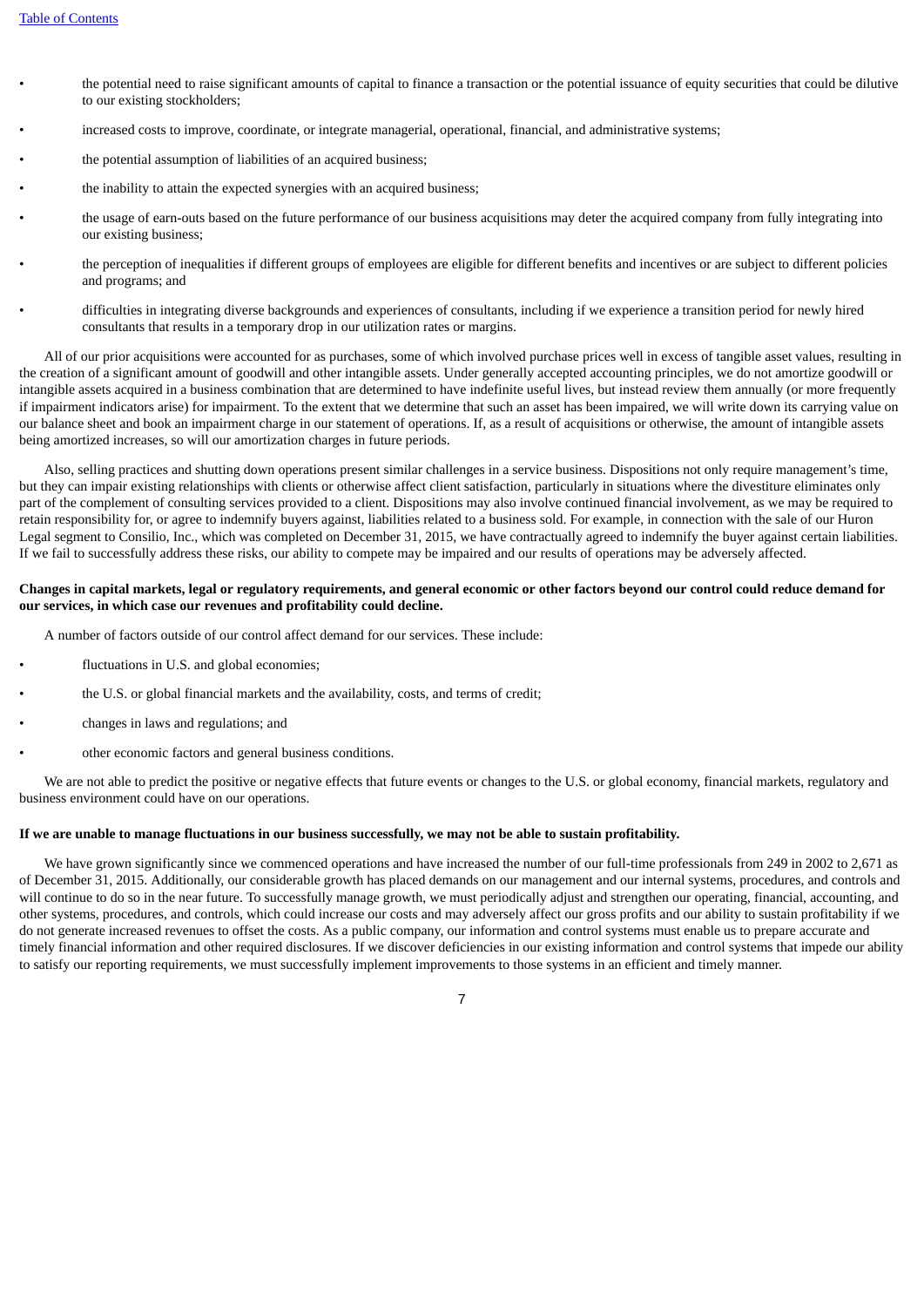- the potential need to raise significant amounts of capital to finance a transaction or the potential issuance of equity securities that could be dilutive to our existing stockholders;
- increased costs to improve, coordinate, or integrate managerial, operational, financial, and administrative systems;
- the potential assumption of liabilities of an acquired business;
- the inability to attain the expected synergies with an acquired business;
- the usage of earn-outs based on the future performance of our business acquisitions may deter the acquired company from fully integrating into our existing business;
- the perception of inequalities if different groups of employees are eligible for different benefits and incentives or are subject to different policies and programs; and
- difficulties in integrating diverse backgrounds and experiences of consultants, including if we experience a transition period for newly hired consultants that results in a temporary drop in our utilization rates or margins.

All of our prior acquisitions were accounted for as purchases, some of which involved purchase prices well in excess of tangible asset values, resulting in the creation of a significant amount of goodwill and other intangible assets. Under generally accepted accounting principles, we do not amortize goodwill or intangible assets acquired in a business combination that are determined to have indefinite useful lives, but instead review them annually (or more frequently if impairment indicators arise) for impairment. To the extent that we determine that such an asset has been impaired, we will write down its carrying value on our balance sheet and book an impairment charge in our statement of operations. If, as a result of acquisitions or otherwise, the amount of intangible assets being amortized increases, so will our amortization charges in future periods.

Also, selling practices and shutting down operations present similar challenges in a service business. Dispositions not only require management's time, but they can impair existing relationships with clients or otherwise affect client satisfaction, particularly in situations where the divestiture eliminates only part of the complement of consulting services provided to a client. Dispositions may also involve continued financial involvement, as we may be required to retain responsibility for, or agree to indemnify buyers against, liabilities related to a business sold. For example, in connection with the sale of our Huron Legal segment to Consilio, Inc., which was completed on December 31, 2015, we have contractually agreed to indemnify the buyer against certain liabilities. If we fail to successfully address these risks, our ability to compete may be impaired and our results of operations may be adversely affected.

**Changes in capital markets, legal or regulatory requirements, and general economic or other factors beyond our control could reduce demand for our services, in which case our revenues and profitability could decline.**

A number of factors outside of our control affect demand for our services. These include:

- fluctuations in U.S. and global economies;
- the U.S. or global financial markets and the availability, costs, and terms of credit;
- changes in laws and regulations; and
- other economic factors and general business conditions.

We are not able to predict the positive or negative effects that future events or changes to the U.S. or global economy, financial markets, regulatory and business environment could have on our operations.

**If we are unable to manage fluctuations in our business successfully, we may not be able to sustain profitability.**

We have grown significantly since we commenced operations and have increased the number of our full-time professionals from 249 in 2002 to 2,671 as of December 31, 2015. Additionally, our considerable growth has placed demands on our management and our internal systems, procedures, and controls and will continue to do so in the near future. To successfully manage growth, we must periodically adjust and strengthen our operating, financial, accounting, and other systems, procedures, and controls, which could increase our costs and may adversely affect our gross profits and our ability to sustain profitability if we do not generate increased revenues to offset the costs. As a public company, our information and control systems must enable us to prepare accurate and timely financial information and other required disclosures. If we discover deficiencies in our existing information and control systems that impede our ability to satisfy our reporting requirements, we must successfully implement improvements to those systems in an efficient and timely manner.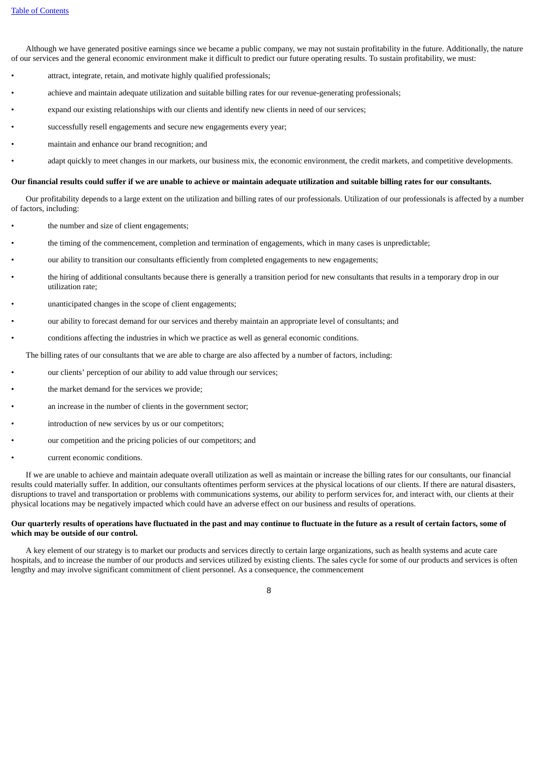Although we have generated positive earnings since we became a public company, we may not sustain profitability in the future. Additionally, the nature of our services and the general economic environment make it difficult to predict our future operating results. To sustain profitability, we must:

- attract, integrate, retain, and motivate highly qualified professionals;
- achieve and maintain adequate utilization and suitable billing rates for our revenue-generating professionals;
- expand our existing relationships with our clients and identify new clients in need of our services;
- successfully resell engagements and secure new engagements every year;
- maintain and enhance our brand recognition; and
- adapt quickly to meet changes in our markets, our business mix, the economic environment, the credit markets, and competitive developments.

**Our financial results could suffer if we are unable to achieve or maintain adequate utilization and suitable billing rates for our consultants.**

Our profitability depends to a large extent on the utilization and billing rates of our professionals. Utilization of our professionals is affected by a number of factors, including:

- the number and size of client engagements;
- the timing of the commencement, completion and termination of engagements, which in many cases is unpredictable;
- our ability to transition our consultants efficiently from completed engagements to new engagements;
- the hiring of additional consultants because there is generally a transition period for new consultants that results in a temporary drop in our utilization rate;
- unanticipated changes in the scope of client engagements;
- our ability to forecast demand for our services and thereby maintain an appropriate level of consultants; and
- conditions affecting the industries in which we practice as well as general economic conditions.

The billing rates of our consultants that we are able to charge are also affected by a number of factors, including:

- our clients' perception of our ability to add value through our services;
- the market demand for the services we provide;
- an increase in the number of clients in the government sector;
- introduction of new services by us or our competitors;
- our competition and the pricing policies of our competitors; and
- current economic conditions.

If we are unable to achieve and maintain adequate overall utilization as well as maintain or increase the billing rates for our consultants, our financial results could materially suffer. In addition, our consultants oftentimes perform services at the physical locations of our clients. If there are natural disasters, disruptions to travel and transportation or problems with communications systems, our ability to perform services for, and interact with, our clients at their physical locations may be negatively impacted which could have an adverse effect on our business and results of operations.

**Our quarterly results of operations have fluctuated in the past and may continue to fluctuate in the future as a result of certain factors, some of which may be outside of our control.**

A key element of our strategy is to market our products and services directly to certain large organizations, such as health systems and acute care hospitals, and to increase the number of our products and services utilized by existing clients. The sales cycle for some of our products and services is often lengthy and may involve significant commitment of client personnel. As a consequence, the commencement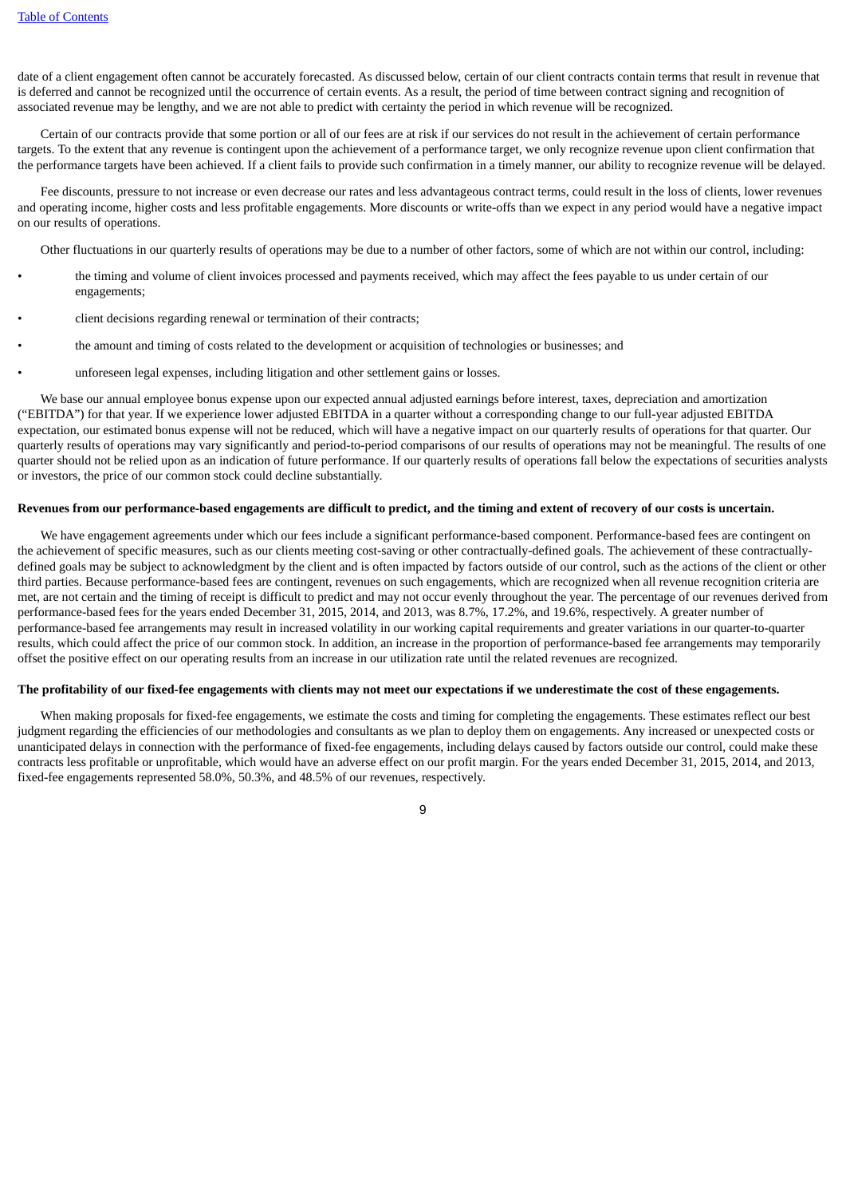date of a client engagement often cannot be accurately forecasted. As discussed below, certain of our client contracts contain terms that result in revenue that is deferred and cannot be recognized until the occurrence of certain events. As a result, the period of time between contract signing and recognition of associated revenue may be lengthy, and we are not able to predict with certainty the period in which revenue will be recognized.

Certain of our contracts provide that some portion or all of our fees are at risk if our services do not result in the achievement of certain performance targets. To the extent that any revenue is contingent upon the achievement of a performance target, we only recognize revenue upon client confirmation that the performance targets have been achieved. If a client fails to provide such confirmation in a timely manner, our ability to recognize revenue will be delayed.

Fee discounts, pressure to not increase or even decrease our rates and less advantageous contract terms, could result in the loss of clients, lower revenues and operating income, higher costs and less profitable engagements. More discounts or write-offs than we expect in any period would have a negative impact on our results of operations.

Other fluctuations in our quarterly results of operations may be due to a number of other factors, some of which are not within our control, including:

- the timing and volume of client invoices processed and payments received, which may affect the fees payable to us under certain of our engagements;
- client decisions regarding renewal or termination of their contracts;
- the amount and timing of costs related to the development or acquisition of technologies or businesses; and
- unforeseen legal expenses, including litigation and other settlement gains or losses.

We base our annual employee bonus expense upon our expected annual adjusted earnings before interest, taxes, depreciation and amortization ("EBITDA") for that year. If we experience lower adjusted EBITDA in a quarter without a corresponding change to our full-year adjusted EBITDA expectation, our estimated bonus expense will not be reduced, which will have a negative impact on our quarterly results of operations for that quarter. Our quarterly results of operations may vary significantly and period-to-period comparisons of our results of operations may not be meaningful. The results of one quarter should not be relied upon as an indication of future performance. If our quarterly results of operations fall below the expectations of securities analysts or investors, the price of our common stock could decline substantially.

**Revenues from our performance-based engagements are difficult to predict, and the timing and extent of recovery of our costs is uncertain.**

We have engagement agreements under which our fees include a significant performance-based component. Performance-based fees are contingent on the achievement of specific measures, such as our clients meeting cost-saving or other contractually-defined goals. The achievement of these contractually-defined goals may be subject to acknowledgment by the client and is often impacted by factors outside of our control, such as the actions of the client or other third parties. Because performance-based fees are contingent, revenues on such engagements, which are recognized when all revenue recognition criteria are met, are not certain and the timing of receipt is difficult to predict and may not occur evenly throughout the year. The percentage of our revenues derived from performance-based fees for the years ended December 31, 2015, 2014, and 2013, was 8.7%, 17.2%, and 19.6%, respectively. A greater number of performance-based fee arrangements may result in increased volatility in our working capital requirements and greater variations in our quarter-to-quarter results, which could affect the price of our common stock. In addition, an increase in the proportion of performance-based fee arrangements may temporarily offset the positive effect on our operating results from an increase in our utilization rate until the related revenues are recognized.

**The profitability of our fixed-fee engagements with clients may not meet our expectations if we underestimate the cost of these engagements.**

When making proposals for fixed-fee engagements, we estimate the costs and timing for completing the engagements. These estimates reflect our best judgment regarding the efficiencies of our methodologies and consultants as we plan to deploy them on engagements. Any increased or unexpected costs or unanticipated delays in connection with the performance of fixed-fee engagements, including delays caused by factors outside our control, could make these contracts less profitable or unprofitable, which would have an adverse effect on our profit margin. For the years ended December 31, 2015, 2014, and 2013, fixed-fee engagements represented 58.0%, 50.3%, and 48.5% of our revenues, respectively.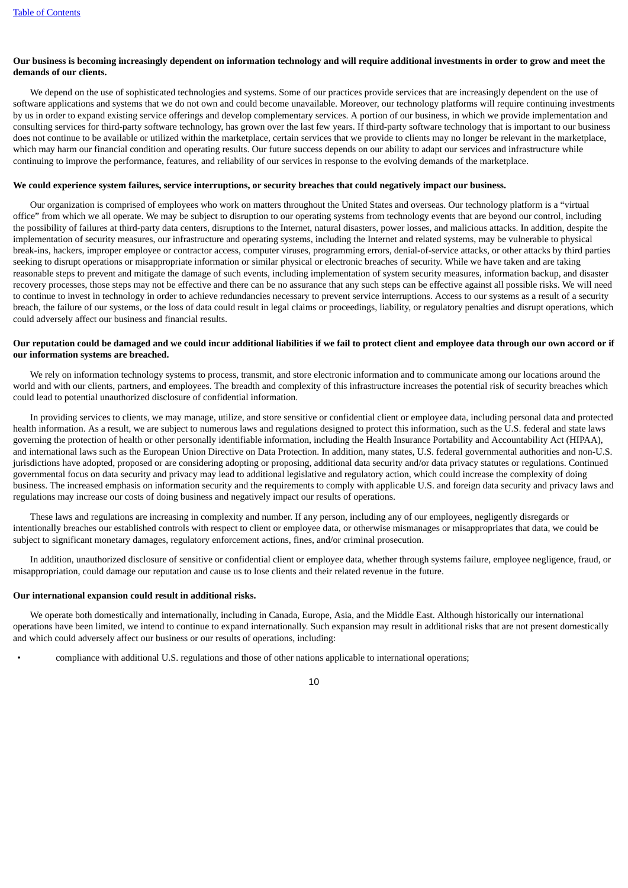**Our business is becoming increasingly dependent on information technology and will require additional investments in order to grow and meet the demands of our clients.**

We depend on the use of sophisticated technologies and systems. Some of our practices provide services that are increasingly dependent on the use of software applications and systems that we do not own and could become unavailable. Moreover, our technology platforms will require continuing investments by us in order to expand existing service offerings and develop complementary services. A portion of our business, in which we provide implementation and consulting services for third-party software technology, has grown over the last few years. If third-party software technology that is important to our business does not continue to be available or utilized within the marketplace, certain services that we provide to clients may no longer be relevant in the marketplace, which may harm our financial condition and operating results. Our future success depends on our ability to adapt our services and infrastructure while continuing to improve the performance, features, and reliability of our services in response to the evolving demands of the marketplace.

**We could experience system failures, service interruptions, or security breaches that could negatively impact our business.**

Our organization is comprised of employees who work on matters throughout the United States and overseas. Our technology platform is a "virtual office" from which we all operate. We may be subject to disruption to our operating systems from technology events that are beyond our control, including the possibility of failures at third-party data centers, disruptions to the Internet, natural disasters, power losses, and malicious attacks. In addition, despite the implementation of security measures, our infrastructure and operating systems, including the Internet and related systems, may be vulnerable to physical break-ins, hackers, improper employee or contractor access, computer viruses, programming errors, denial-of-service attacks, or other attacks by third parties seeking to disrupt operations or misappropriate information or similar physical or electronic breaches of security. While we have taken and are taking reasonable steps to prevent and mitigate the damage of such events, including implementation of system security measures, information backup, and disaster recovery processes, those steps may not be effective and there can be no assurance that any such steps can be effective against all possible risks. We will need to continue to invest in technology in order to achieve redundancies necessary to prevent service interruptions. Access to our systems as a result of a security breach, the failure of our systems, or the loss of data could result in legal claims or proceedings, liability, or regulatory penalties and disrupt operations, which could adversely affect our business and financial results.

**Our reputation could be damaged and we could incur additional liabilities if we fail to protect client and employee data through our own accord or if our information systems are breached.**

We rely on information technology systems to process, transmit, and store electronic information and to communicate among our locations around the world and with our clients, partners, and employees. The breadth and complexity of this infrastructure increases the potential risk of security breaches which could lead to potential unauthorized disclosure of confidential information.

In providing services to clients, we may manage, utilize, and store sensitive or confidential client or employee data, including personal data and protected health information. As a result, we are subject to numerous laws and regulations designed to protect this information, such as the U.S. federal and state laws governing the protection of health or other personally identifiable information, including the Health Insurance Portability and Accountability Act (HIPAA), and international laws such as the European Union Directive on Data Protection. In addition, many states, U.S. federal governmental authorities and non-U.S. jurisdictions have adopted, proposed or are considering adopting or proposing, additional data security and/or data privacy statutes or regulations. Continued governmental focus on data security and privacy may lead to additional legislative and regulatory action, which could increase the complexity of doing business. The increased emphasis on information security and the requirements to comply with applicable U.S. and foreign data security and privacy laws and regulations may increase our costs of doing business and negatively impact our results of operations.

These laws and regulations are increasing in complexity and number. If any person, including any of our employees, negligently disregards or intentionally breaches our established controls with respect to client or employee data, or otherwise mismanages or misappropriates that data, we could be subject to significant monetary damages, regulatory enforcement actions, fines, and/or criminal prosecution.

In addition, unauthorized disclosure of sensitive or confidential client or employee data, whether through systems failure, employee negligence, fraud, or misappropriation, could damage our reputation and cause us to lose clients and their related revenue in the future.

**Our international expansion could result in additional risks.**

We operate both domestically and internationally, including in Canada, Europe, Asia, and the Middle East. Although historically our international operations have been limited, we intend to continue to expand internationally. Such expansion may result in additional risks that are not present domestically and which could adversely affect our business or our results of operations, including:

- compliance with additional U.S. regulations and those of other nations applicable to international operations;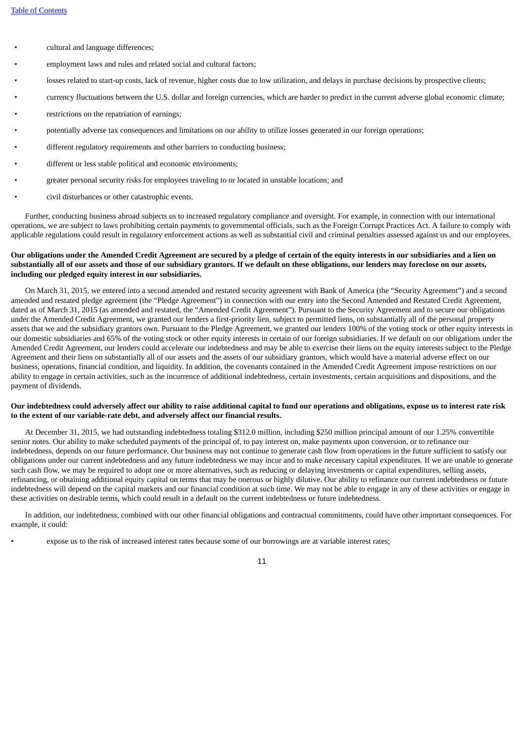- cultural and language differences;
- employment laws and rules and related social and cultural factors;
- losses related to start-up costs, lack of revenue, higher costs due to low utilization, and delays in purchase decisions by prospective clients;
- currency fluctuations between the U.S. dollar and foreign currencies, which are harder to predict in the current adverse global economic climate;
- restrictions on the repatriation of earnings;
- potentially adverse tax consequences and limitations on our ability to utilize losses generated in our foreign operations;
- different regulatory requirements and other barriers to conducting business;
- different or less stable political and economic environments;
- greater personal security risks for employees traveling to or located in unstable locations; and
- civil disturbances or other catastrophic events.

Further, conducting business abroad subjects us to increased regulatory compliance and oversight. For example, in connection with our international operations, we are subject to laws prohibiting certain payments to governmental officials, such as the Foreign Corrupt Practices Act. A failure to comply with applicable regulations could result in regulatory enforcement actions as well as substantial civil and criminal penalties assessed against us and our employees.

**Our obligations under the Amended Credit Agreement are secured by a pledge of certain of the equity interests in our subsidiaries and a lien on substantially all of our assets and those of our subsidiary grantors. If we default on these obligations, our lenders may foreclose on our assets, including our pledged equity interest in our subsidiaries.**

On March 31, 2015, we entered into a second amended and restated security agreement with Bank of America (the "Security Agreement") and a second amended and restated pledge agreement (the "Pledge Agreement") in connection with our entry into the Second Amended and Restated Credit Agreement, dated as of March 31, 2015 (as amended and restated, the "Amended Credit Agreement"). Pursuant to the Security Agreement and to secure our obligations under the Amended Credit Agreement, we granted our lenders a first-priority lien, subject to permitted liens, on substantially all of the personal property assets that we and the subsidiary grantors own. Pursuant to the Pledge Agreement, we granted our lenders 100% of the voting stock or other equity interests in our domestic subsidiaries and 65% of the voting stock or other equity interests in certain of our foreign subsidiaries. If we default on our obligations under the Amended Credit Agreement, our lenders could accelerate our indebtedness and may be able to exercise their liens on the equity interests subject to the Pledge Agreement and their liens on substantially all of our assets and the assets of our subsidiary grantors, which would have a material adverse effect on our business, operations, financial condition, and liquidity. In addition, the covenants contained in the Amended Credit Agreement impose restrictions on our ability to engage in certain activities, such as the incurrence of additional indebtedness, certain investments, certain acquisitions and dispositions, and the payment of dividends.

**Our indebtedness could adversely affect our ability to raise additional capital to fund our operations and obligations, expose us to interest rate risk to the extent of our variable-rate debt, and adversely affect our financial results.**

At December 31, 2015, we had outstanding indebtedness totaling $312.0 million, including $250 million principal amount of our 1.25% convertible senior notes. Our ability to make scheduled payments of the principal of, to pay interest on, make payments upon conversion, or to refinance our indebtedness, depends on our future performance. Our business may not continue to generate cash flow from operations in the future sufficient to satisfy our obligations under our current indebtedness and any future indebtedness we may incur and to make necessary capital expenditures. If we are unable to generate such cash flow, we may be required to adopt one or more alternatives, such as reducing or delaying investments or capital expenditures, selling assets, refinancing, or obtaining additional equity capital on terms that may be onerous or highly dilutive. Our ability to refinance our current indebtedness or future indebtedness will depend on the capital markets and our financial condition at such time. We may not be able to engage in any of these activities or engage in these activities on desirable terms, which could result in a default on the current indebtedness or future indebtedness.

In addition, our indebtedness, combined with our other financial obligations and contractual commitments, could have other important consequences. For example, it could:

- expose us to the risk of increased interest rates because some of our borrowings are at variable interest rates;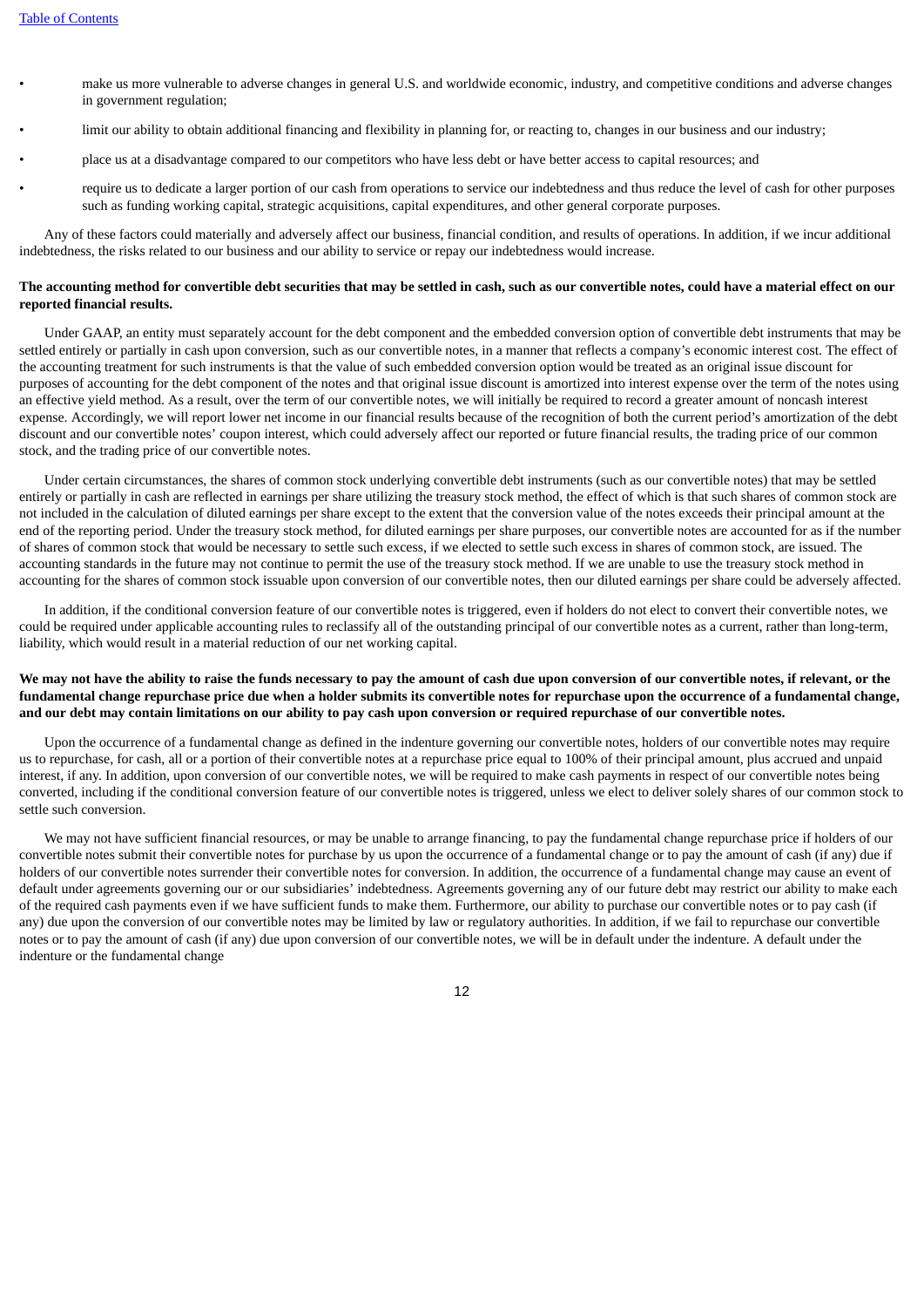- make us more vulnerable to adverse changes in general U.S. and worldwide economic, industry, and competitive conditions and adverse changes in government regulation;
- limit our ability to obtain additional financing and flexibility in planning for, or reacting to, changes in our business and our industry;
- place us at a disadvantage compared to our competitors who have less debt or have better access to capital resources; and
- require us to dedicate a larger portion of our cash from operations to service our indebtedness and thus reduce the level of cash for other purposes such as funding working capital, strategic acquisitions, capital expenditures, and other general corporate purposes.

Any of these factors could materially and adversely affect our business, financial condition, and results of operations. In addition, if we incur additional indebtedness, the risks related to our business and our ability to service or repay our indebtedness would increase.

**The accounting method for convertible debt securities that may be settled in cash, such as our convertible notes, could have a material effect on our reported financial results.**

Under GAAP, an entity must separately account for the debt component and the embedded conversion option of convertible debt instruments that may be settled entirely or partially in cash upon conversion, such as our convertible notes, in a manner that reflects a company's economic interest cost. The effect of the accounting treatment for such instruments is that the value of such embedded conversion option would be treated as an original issue discount for purposes of accounting for the debt component of the notes and that original issue discount is amortized into interest expense over the term of the notes using an effective yield method. As a result, over the term of our convertible notes, we will initially be required to record a greater amount of noncash interest expense. Accordingly, we will report lower net income in our financial results because of the recognition of both the current period's amortization of the debt discount and our convertible notes' coupon interest, which could adversely affect our reported or future financial results, the trading price of our common stock, and the trading price of our convertible notes.

Under certain circumstances, the shares of common stock underlying convertible debt instruments (such as our convertible notes) that may be settled entirely or partially in cash are reflected in earnings per share utilizing the treasury stock method, the effect of which is that such shares of common stock are not included in the calculation of diluted earnings per share except to the extent that the conversion value of the notes exceeds their principal amount at the end of the reporting period. Under the treasury stock method, for diluted earnings per share purposes, our convertible notes are accounted for as if the number of shares of common stock that would be necessary to settle such excess, if we elected to settle such excess in shares of common stock, are issued. The accounting standards in the future may not continue to permit the use of the treasury stock method. If we are unable to use the treasury stock method in accounting for the shares of common stock issuable upon conversion of our convertible notes, then our diluted earnings per share could be adversely affected.

In addition, if the conditional conversion feature of our convertible notes is triggered, even if holders do not elect to convert their convertible notes, we could be required under applicable accounting rules to reclassify all of the outstanding principal of our convertible notes as a current, rather than long-term, liability, which would result in a material reduction of our net working capital.

**We may not have the ability to raise the funds necessary to pay the amount of cash due upon conversion of our convertible notes, if relevant, or the fundamental change repurchase price due when a holder submits its convertible notes for repurchase upon the occurrence of a fundamental change, and our debt may contain limitations on our ability to pay cash upon conversion or required repurchase of our convertible notes.**

Upon the occurrence of a fundamental change as defined in the indenture governing our convertible notes, holders of our convertible notes may require us to repurchase, for cash, all or a portion of their convertible notes at a repurchase price equal to 100% of their principal amount, plus accrued and unpaid interest, if any. In addition, upon conversion of our convertible notes, we will be required to make cash payments in respect of our convertible notes being converted, including if the conditional conversion feature of our convertible notes is triggered, unless we elect to deliver solely shares of our common stock to settle such conversion.

We may not have sufficient financial resources, or may be unable to arrange financing, to pay the fundamental change repurchase price if holders of our convertible notes submit their convertible notes for purchase by us upon the occurrence of a fundamental change or to pay the amount of cash (if any) due if holders of our convertible notes surrender their convertible notes for conversion. In addition, the occurrence of a fundamental change may cause an event of default under agreements governing our or our subsidiaries' indebtedness. Agreements governing any of our future debt may restrict our ability to make each of the required cash payments even if we have sufficient funds to make them. Furthermore, our ability to purchase our convertible notes or to pay cash (if any) due upon the conversion of our convertible notes may be limited by law or regulatory authorities. In addition, if we fail to repurchase our convertible notes or to pay the amount of cash (if any) due upon conversion of our convertible notes, we will be in default under the indenture. A default under the indenture or the fundamental change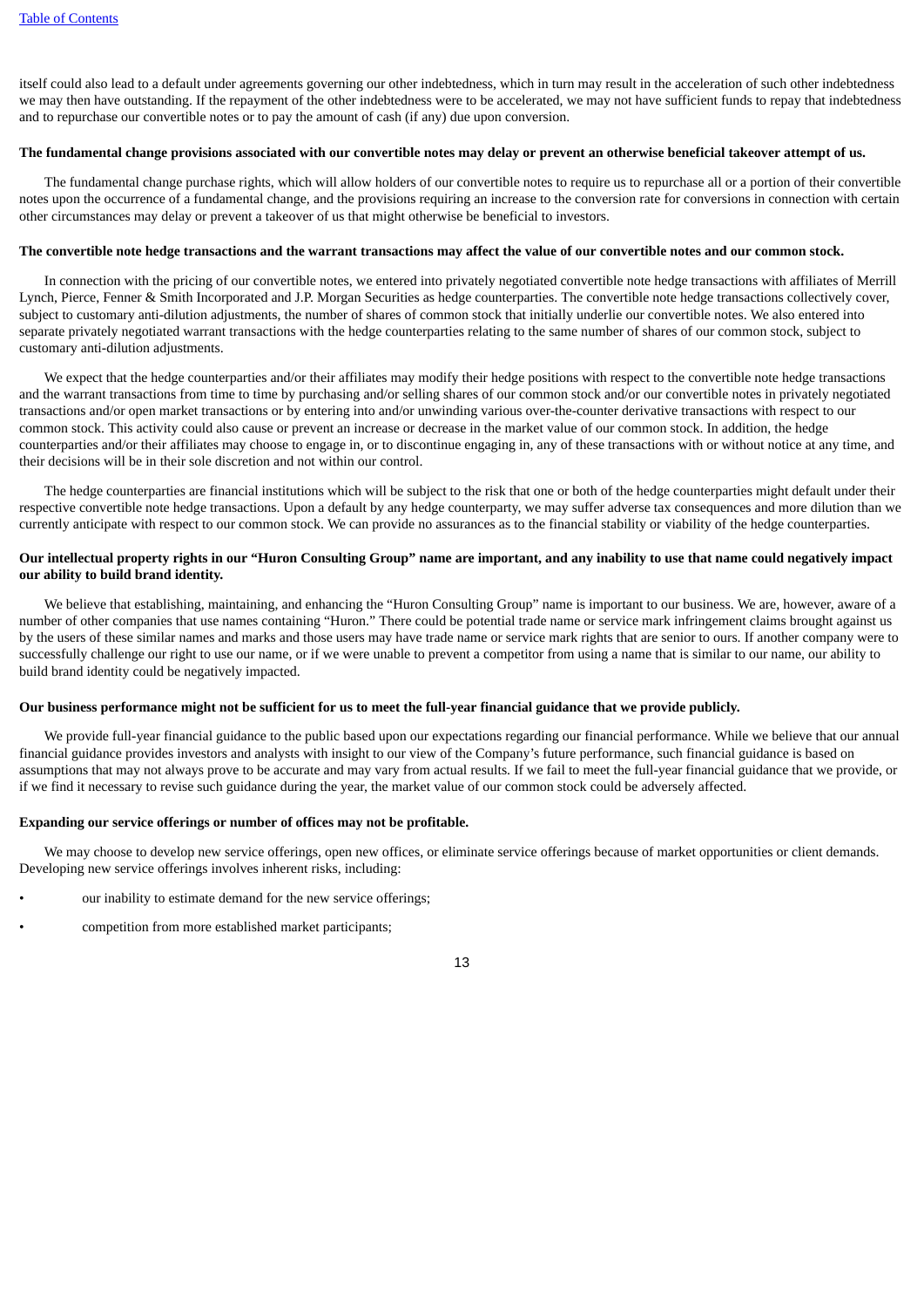itself could also lead to a default under agreements governing our other indebtedness, which in turn may result in the acceleration of such other indebtedness we may then have outstanding. If the repayment of the other indebtedness were to be accelerated, we may not have sufficient funds to repay that indebtedness and to repurchase our convertible notes or to pay the amount of cash (if any) due upon conversion.

**The fundamental change provisions associated with our convertible notes may delay or prevent an otherwise beneficial takeover attempt of us.**

The fundamental change purchase rights, which will allow holders of our convertible notes to require us to repurchase all or a portion of their convertible notes upon the occurrence of a fundamental change, and the provisions requiring an increase to the conversion rate for conversions in connection with certain other circumstances may delay or prevent a takeover of us that might otherwise be beneficial to investors.

**The convertible note hedge transactions and the warrant transactions may affect the value of our convertible notes and our common stock.**

In connection with the pricing of our convertible notes, we entered into privately negotiated convertible note hedge transactions with affiliates of Merrill Lynch, Pierce, Fenner & Smith Incorporated and J.P. Morgan Securities as hedge counterparties. The convertible note hedge transactions collectively cover, subject to customary anti-dilution adjustments, the number of shares of common stock that initially underlie our convertible notes. We also entered into separate privately negotiated warrant transactions with the hedge counterparties relating to the same number of shares of our common stock, subject to customary anti-dilution adjustments.

We expect that the hedge counterparties and/or their affiliates may modify their hedge positions with respect to the convertible note hedge transactions and the warrant transactions from time to time by purchasing and/or selling shares of our common stock and/or our convertible notes in privately negotiated transactions and/or open market transactions or by entering into and/or unwinding various over-the-counter derivative transactions with respect to our common stock. This activity could also cause or prevent an increase or decrease in the market value of our common stock. In addition, the hedge counterparties and/or their affiliates may choose to engage in, or to discontinue engaging in, any of these transactions with or without notice at any time, and their decisions will be in their sole discretion and not within our control.

The hedge counterparties are financial institutions which will be subject to the risk that one or both of the hedge counterparties might default under their respective convertible note hedge transactions. Upon a default by any hedge counterparty, we may suffer adverse tax consequences and more dilution than we currently anticipate with respect to our common stock. We can provide no assurances as to the financial stability or viability of the hedge counterparties.

**Our intellectual property rights in our "Huron Consulting Group" name are important, and any inability to use that name could negatively impact our ability to build brand identity.**

We believe that establishing, maintaining, and enhancing the "Huron Consulting Group" name is important to our business. We are, however, aware of a number of other companies that use names containing "Huron." There could be potential trade name or service mark infringement claims brought against us by the users of these similar names and marks and those users may have trade name or service mark rights that are senior to ours. If another company were to successfully challenge our right to use our name, or if we were unable to prevent a competitor from using a name that is similar to our name, our ability to build brand identity could be negatively impacted.

**Our business performance might not be sufficient for us to meet the full-year financial guidance that we provide publicly.**

We provide full-year financial guidance to the public based upon our expectations regarding our financial performance. While we believe that our annual financial guidance provides investors and analysts with insight to our view of the Company's future performance, such financial guidance is based on assumptions that may not always prove to be accurate and may vary from actual results. If we fail to meet the full-year financial guidance that we provide, or if we find it necessary to revise such guidance during the year, the market value of our common stock could be adversely affected.

**Expanding our service offerings or number of offices may not be profitable.**

We may choose to develop new service offerings, open new offices, or eliminate service offerings because of market opportunities or client demands. Developing new service offerings involves inherent risks, including:

- our inability to estimate demand for the new service offerings;
- competition from more established market participants;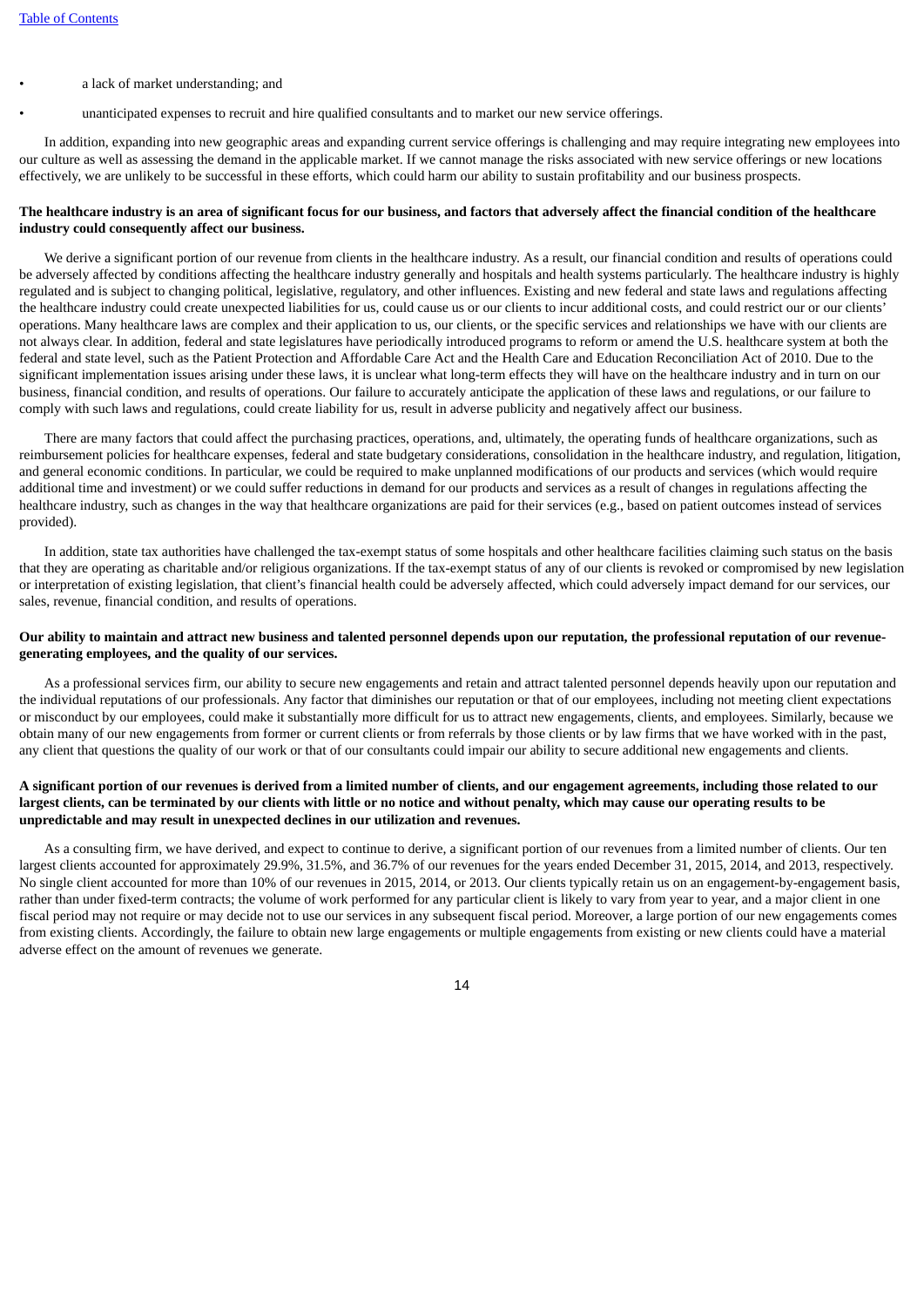- a lack of market understanding; and
- unanticipated expenses to recruit and hire qualified consultants and to market our new service offerings.

In addition, expanding into new geographic areas and expanding current service offerings is challenging and may require integrating new employees into our culture as well as assessing the demand in the applicable market. If we cannot manage the risks associated with new service offerings or new locations effectively, we are unlikely to be successful in these efforts, which could harm our ability to sustain profitability and our business prospects.

**The healthcare industry is an area of significant focus for our business, and factors that adversely affect the financial condition of the healthcare industry could consequently affect our business.**

We derive a significant portion of our revenue from clients in the healthcare industry. As a result, our financial condition and results of operations could be adversely affected by conditions affecting the healthcare industry generally and hospitals and health systems particularly. The healthcare industry is highly regulated and is subject to changing political, legislative, regulatory, and other influences. Existing and new federal and state laws and regulations affecting the healthcare industry could create unexpected liabilities for us, could cause us or our clients to incur additional costs, and could restrict our or our clients' operations. Many healthcare laws are complex and their application to us, our clients, or the specific services and relationships we have with our clients are not always clear. In addition, federal and state legislatures have periodically introduced programs to reform or amend the U.S. healthcare system at both the federal and state level, such as the Patient Protection and Affordable Care Act and the Health Care and Education Reconciliation Act of 2010. Due to the significant implementation issues arising under these laws, it is unclear what long-term effects they will have on the healthcare industry and in turn on our business, financial condition, and results of operations. Our failure to accurately anticipate the application of these laws and regulations, or our failure to comply with such laws and regulations, could create liability for us, result in adverse publicity and negatively affect our business.

There are many factors that could affect the purchasing practices, operations, and, ultimately, the operating funds of healthcare organizations, such as reimbursement policies for healthcare expenses, federal and state budgetary considerations, consolidation in the healthcare industry, and regulation, litigation, and general economic conditions. In particular, we could be required to make unplanned modifications of our products and services (which would require additional time and investment) or we could suffer reductions in demand for our products and services as a result of changes in regulations affecting the healthcare industry, such as changes in the way that healthcare organizations are paid for their services (e.g., based on patient outcomes instead of services provided).

In addition, state tax authorities have challenged the tax-exempt status of some hospitals and other healthcare facilities claiming such status on the basis that they are operating as charitable and/or religious organizations. If the tax-exempt status of any of our clients is revoked or compromised by new legislation or interpretation of existing legislation, that client's financial health could be adversely affected, which could adversely impact demand for our services, our sales, revenue, financial condition, and results of operations.

**Our ability to maintain and attract new business and talented personnel depends upon our reputation, the professional reputation of our revenue-generating employees, and the quality of our services.**

As a professional services firm, our ability to secure new engagements and retain and attract talented personnel depends heavily upon our reputation and the individual reputations of our professionals. Any factor that diminishes our reputation or that of our employees, including not meeting client expectations or misconduct by our employees, could make it substantially more difficult for us to attract new engagements, clients, and employees. Similarly, because we obtain many of our new engagements from former or current clients or from referrals by those clients or by law firms that we have worked with in the past, any client that questions the quality of our work or that of our consultants could impair our ability to secure additional new engagements and clients.

**A significant portion of our revenues is derived from a limited number of clients, and our engagement agreements, including those related to our largest clients, can be terminated by our clients with little or no notice and without penalty, which may cause our operating results to be unpredictable and may result in unexpected declines in our utilization and revenues.**

As a consulting firm, we have derived, and expect to continue to derive, a significant portion of our revenues from a limited number of clients. Our ten largest clients accounted for approximately 29.9%, 31.5%, and 36.7% of our revenues for the years ended December 31, 2015, 2014, and 2013, respectively. No single client accounted for more than 10% of our revenues in 2015, 2014, or 2013. Our clients typically retain us on an engagement-by-engagement basis, rather than under fixed-term contracts; the volume of work performed for any particular client is likely to vary from year to year, and a major client in one fiscal period may not require or may decide not to use our services in any subsequent fiscal period. Moreover, a large portion of our new engagements comes from existing clients. Accordingly, the failure to obtain new large engagements or multiple engagements from existing or new clients could have a material adverse effect on the amount of revenues we generate.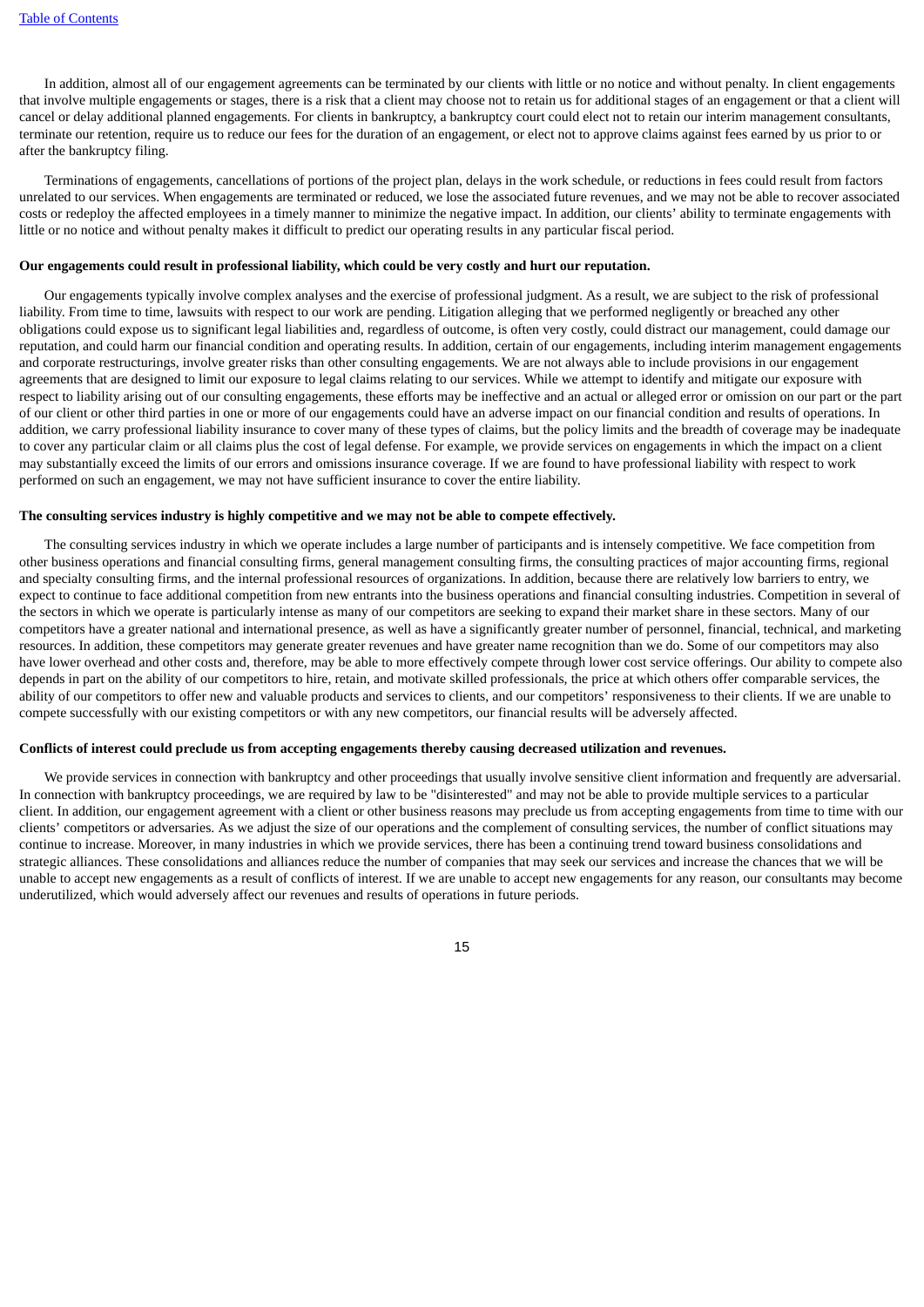In addition, almost all of our engagement agreements can be terminated by our clients with little or no notice and without penalty. In client engagements that involve multiple engagements or stages, there is a risk that a client may choose not to retain us for additional stages of an engagement or that a client will cancel or delay additional planned engagements. For clients in bankruptcy, a bankruptcy court could elect not to retain our interim management consultants, terminate our retention, require us to reduce our fees for the duration of an engagement, or elect not to approve claims against fees earned by us prior to or after the bankruptcy filing.

Terminations of engagements, cancellations of portions of the project plan, delays in the work schedule, or reductions in fees could result from factors unrelated to our services. When engagements are terminated or reduced, we lose the associated future revenues, and we may not be able to recover associated costs or redeploy the affected employees in a timely manner to minimize the negative impact. In addition, our clients' ability to terminate engagements with little or no notice and without penalty makes it difficult to predict our operating results in any particular fiscal period.

**Our engagements could result in professional liability, which could be very costly and hurt our reputation.**

Our engagements typically involve complex analyses and the exercise of professional judgment. As a result, we are subject to the risk of professional liability. From time to time, lawsuits with respect to our work are pending. Litigation alleging that we performed negligently or breached any other obligations could expose us to significant legal liabilities and, regardless of outcome, is often very costly, could distract our management, could damage our reputation, and could harm our financial condition and operating results. In addition, certain of our engagements, including interim management engagements and corporate restructurings, involve greater risks than other consulting engagements. We are not always able to include provisions in our engagement agreements that are designed to limit our exposure to legal claims relating to our services. While we attempt to identify and mitigate our exposure with respect to liability arising out of our consulting engagements, these efforts may be ineffective and an actual or alleged error or omission on our part or the part of our client or other third parties in one or more of our engagements could have an adverse impact on our financial condition and results of operations. In addition, we carry professional liability insurance to cover many of these types of claims, but the policy limits and the breadth of coverage may be inadequate to cover any particular claim or all claims plus the cost of legal defense. For example, we provide services on engagements in which the impact on a client may substantially exceed the limits of our errors and omissions insurance coverage. If we are found to have professional liability with respect to work performed on such an engagement, we may not have sufficient insurance to cover the entire liability.

**The consulting services industry is highly competitive and we may not be able to compete effectively.**

The consulting services industry in which we operate includes a large number of participants and is intensely competitive. We face competition from other business operations and financial consulting firms, general management consulting firms, the consulting practices of major accounting firms, regional and specialty consulting firms, and the internal professional resources of organizations. In addition, because there are relatively low barriers to entry, we expect to continue to face additional competition from new entrants into the business operations and financial consulting industries. Competition in several of the sectors in which we operate is particularly intense as many of our competitors are seeking to expand their market share in these sectors. Many of our competitors have a greater national and international presence, as well as have a significantly greater number of personnel, financial, technical, and marketing resources. In addition, these competitors may generate greater revenues and have greater name recognition than we do. Some of our competitors may also have lower overhead and other costs and, therefore, may be able to more effectively compete through lower cost service offerings. Our ability to compete also depends in part on the ability of our competitors to hire, retain, and motivate skilled professionals, the price at which others offer comparable services, the ability of our competitors to offer new and valuable products and services to clients, and our competitors' responsiveness to their clients. If we are unable to compete successfully with our existing competitors or with any new competitors, our financial results will be adversely affected.

**Conflicts of interest could preclude us from accepting engagements thereby causing decreased utilization and revenues.**

We provide services in connection with bankruptcy and other proceedings that usually involve sensitive client information and frequently are adversarial. In connection with bankruptcy proceedings, we are required by law to be "disinterested" and may not be able to provide multiple services to a particular client. In addition, our engagement agreement with a client or other business reasons may preclude us from accepting engagements from time to time with our clients' competitors or adversaries. As we adjust the size of our operations and the complement of consulting services, the number of conflict situations may continue to increase. Moreover, in many industries in which we provide services, there has been a continuing trend toward business consolidations and strategic alliances. These consolidations and alliances reduce the number of companies that may seek our services and increase the chances that we will be unable to accept new engagements as a result of conflicts of interest. If we are unable to accept new engagements for any reason, our consultants may become underutilized, which would adversely affect our revenues and results of operations in future periods.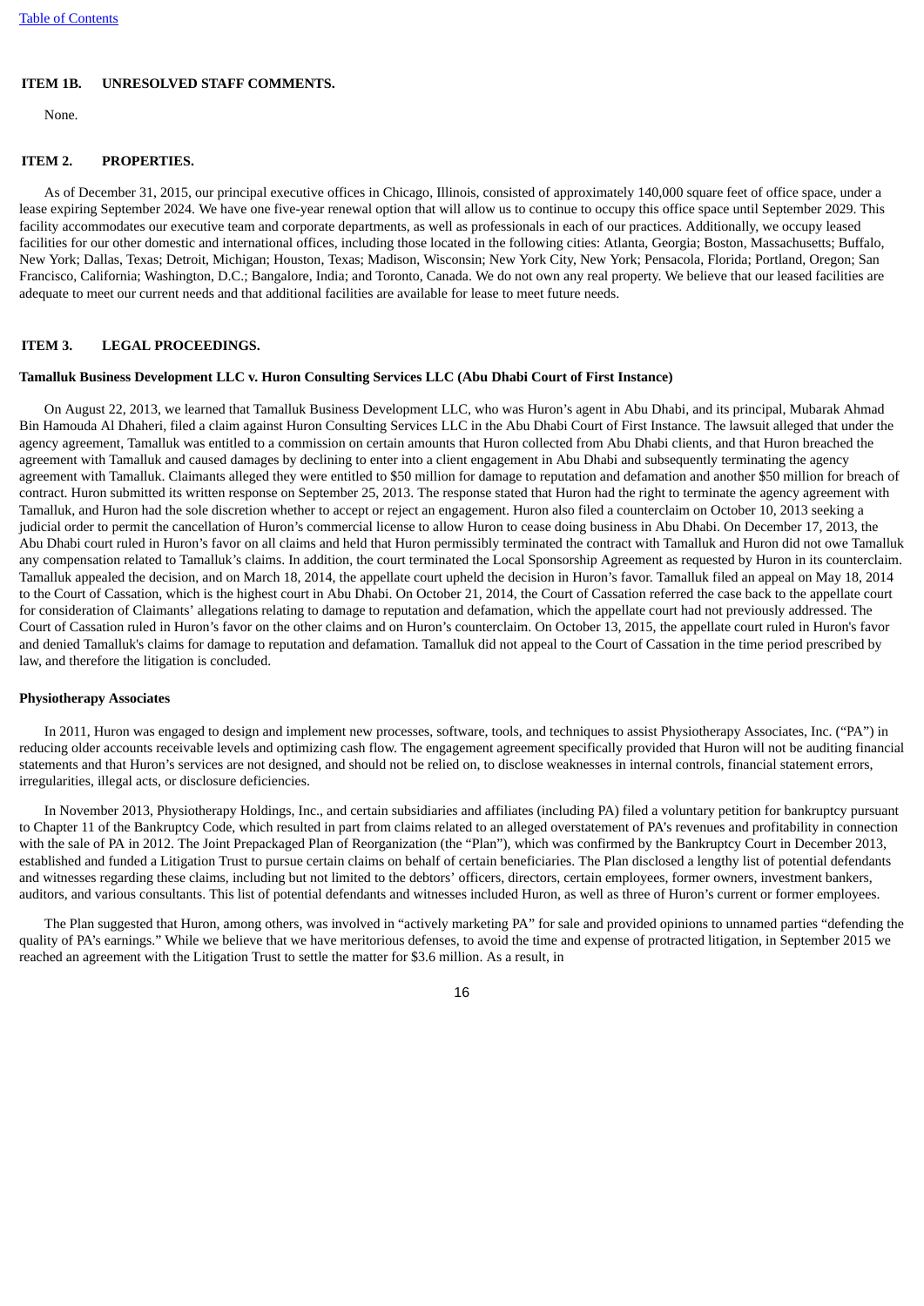## ITEM 1B. UNRESOLVED STAFF COMMENTS.

None.

## ITEM 2. PROPERTIES.

As of December 31, 2015, our principal executive offices in Chicago, Illinois, consisted of approximately 140,000 square feet of office space, under a lease expiring September 2024. We have one five-year renewal option that will allow us to continue to occupy this office space until September 2029. This facility accommodates our executive team and corporate departments, as well as professionals in each of our practices. Additionally, we occupy leased facilities for our other domestic and international offices, including those located in the following cities: Atlanta, Georgia; Boston, Massachusetts; Buffalo, New York; Dallas, Texas; Detroit, Michigan; Houston, Texas; Madison, Wisconsin; New York City, New York; Pensacola, Florida; Portland, Oregon; San Francisco, California; Washington, D.C.; Bangalore, India; and Toronto, Canada. We do not own any real property. We believe that our leased facilities are adequate to meet our current needs and that additional facilities are available for lease to meet future needs.

## ITEM 3. LEGAL PROCEEDINGS.

**Tamalluk Business Development LLC v. Huron Consulting Services LLC (Abu Dhabi Court of First Instance)**

On August 22, 2013, we learned that Tamalluk Business Development LLC, who was Huron's agent in Abu Dhabi, and its principal, Mubarak Ahmad Bin Hamouda Al Dhaheri, filed a claim against Huron Consulting Services LLC in the Abu Dhabi Court of First Instance. The lawsuit alleged that under the agency agreement, Tamalluk was entitled to a commission on certain amounts that Huron collected from Abu Dhabi clients, and that Huron breached the agreement with Tamalluk and caused damages by declining to enter into a client engagement in Abu Dhabi and subsequently terminating the agency agreement with Tamalluk. Claimants alleged they were entitled to $50 million for damage to reputation and defamation and another $50 million for breach of contract. Huron submitted its written response on September 25, 2013. The response stated that Huron had the right to terminate the agency agreement with Tamalluk, and Huron had the sole discretion whether to accept or reject an engagement. Huron also filed a counterclaim on October 10, 2013 seeking a judicial order to permit the cancellation of Huron's commercial license to allow Huron to cease doing business in Abu Dhabi. On December 17, 2013, the Abu Dhabi court ruled in Huron's favor on all claims and held that Huron permissibly terminated the contract with Tamalluk and Huron did not owe Tamalluk any compensation related to Tamalluk's claims. In addition, the court terminated the Local Sponsorship Agreement as requested by Huron in its counterclaim. Tamalluk appealed the decision, and on March 18, 2014, the appellate court upheld the decision in Huron's favor. Tamalluk filed an appeal on May 18, 2014 to the Court of Cassation, which is the highest court in Abu Dhabi. On October 21, 2014, the Court of Cassation referred the case back to the appellate court for consideration of Claimants' allegations relating to damage to reputation and defamation, which the appellate court had not previously addressed. The Court of Cassation ruled in Huron's favor on the other claims and on Huron's counterclaim. On October 13, 2015, the appellate court ruled in Huron's favor and denied Tamalluk's claims for damage to reputation and defamation. Tamalluk did not appeal to the Court of Cassation in the time period prescribed by law, and therefore the litigation is concluded.

**Physiotherapy Associates**

In 2011, Huron was engaged to design and implement new processes, software, tools, and techniques to assist Physiotherapy Associates, Inc. ("PA") in reducing older accounts receivable levels and optimizing cash flow. The engagement agreement specifically provided that Huron will not be auditing financial statements and that Huron's services are not designed, and should not be relied on, to disclose weaknesses in internal controls, financial statement errors, irregularities, illegal acts, or disclosure deficiencies.

In November 2013, Physiotherapy Holdings, Inc., and certain subsidiaries and affiliates (including PA) filed a voluntary petition for bankruptcy pursuant to Chapter 11 of the Bankruptcy Code, which resulted in part from claims related to an alleged overstatement of PA's revenues and profitability in connection with the sale of PA in 2012. The Joint Prepackaged Plan of Reorganization (the "Plan"), which was confirmed by the Bankruptcy Court in December 2013, established and funded a Litigation Trust to pursue certain claims on behalf of certain beneficiaries. The Plan disclosed a lengthy list of potential defendants and witnesses regarding these claims, including but not limited to the debtors' officers, directors, certain employees, former owners, investment bankers, auditors, and various consultants. This list of potential defendants and witnesses included Huron, as well as three of Huron's current or former employees.

The Plan suggested that Huron, among others, was involved in "actively marketing PA" for sale and provided opinions to unnamed parties "defending the quality of PA's earnings." While we believe that we have meritorious defenses, to avoid the time and expense of protracted litigation, in September 2015 we reached an agreement with the Litigation Trust to settle the matter for $3.6 million. As a result, in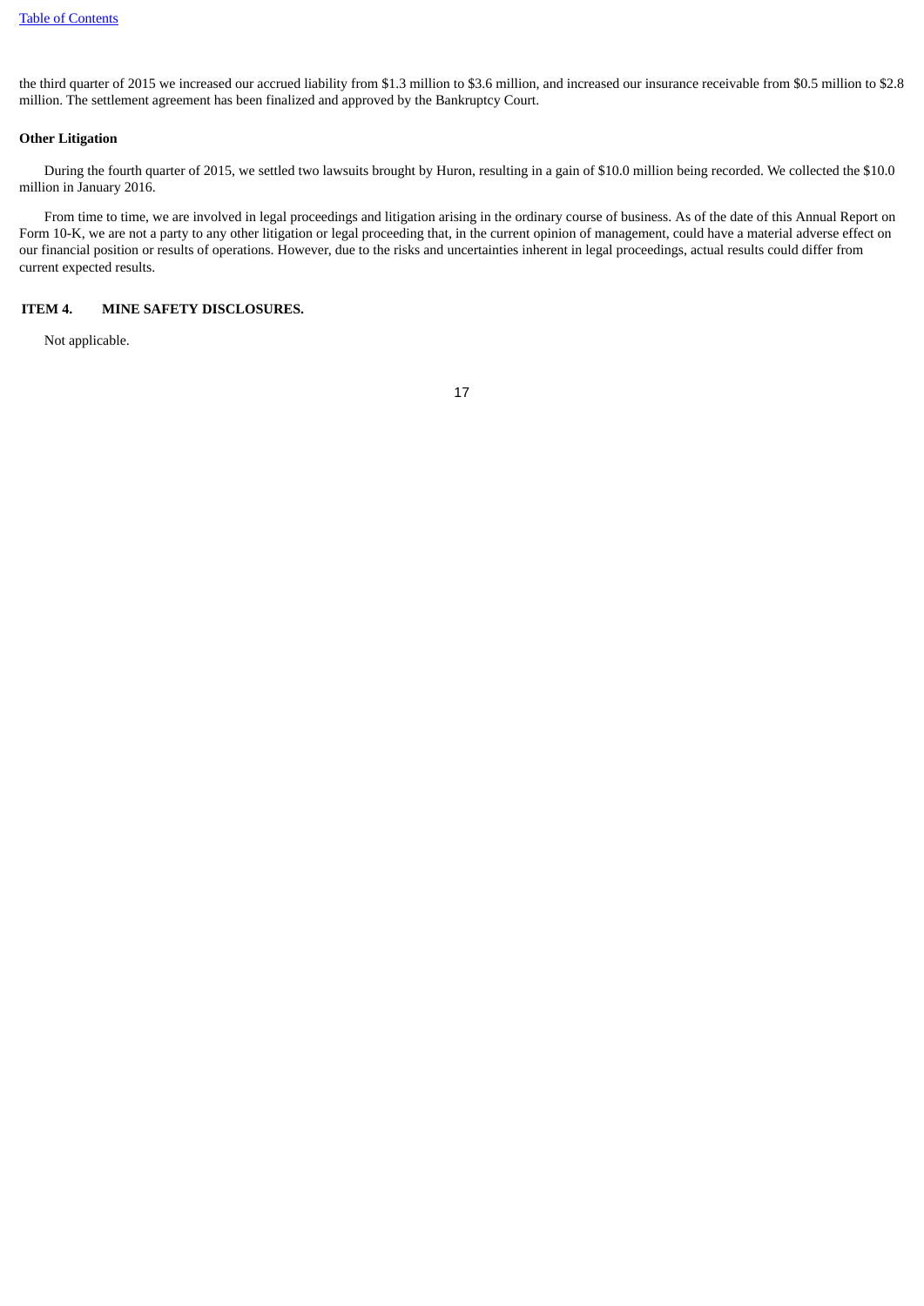the third quarter of 2015 we increased our accrued liability from $1.3 million to $3.6 million, and increased our insurance receivable from $0.5 million to $2.8 million. The settlement agreement has been finalized and approved by the Bankruptcy Court.

**Other Litigation**

During the fourth quarter of 2015, we settled two lawsuits brought by Huron, resulting in a gain of $10.0 million being recorded. We collected the $10.0 million in January 2016.

From time to time, we are involved in legal proceedings and litigation arising in the ordinary course of business. As of the date of this Annual Report on Form 10-K, we are not a party to any other litigation or legal proceeding that, in the current opinion of management, could have a material adverse effect on our financial position or results of operations. However, due to the risks and uncertainties inherent in legal proceedings, actual results could differ from current expected results.

## ITEM 4. MINE SAFETY DISCLOSURES.

Not applicable.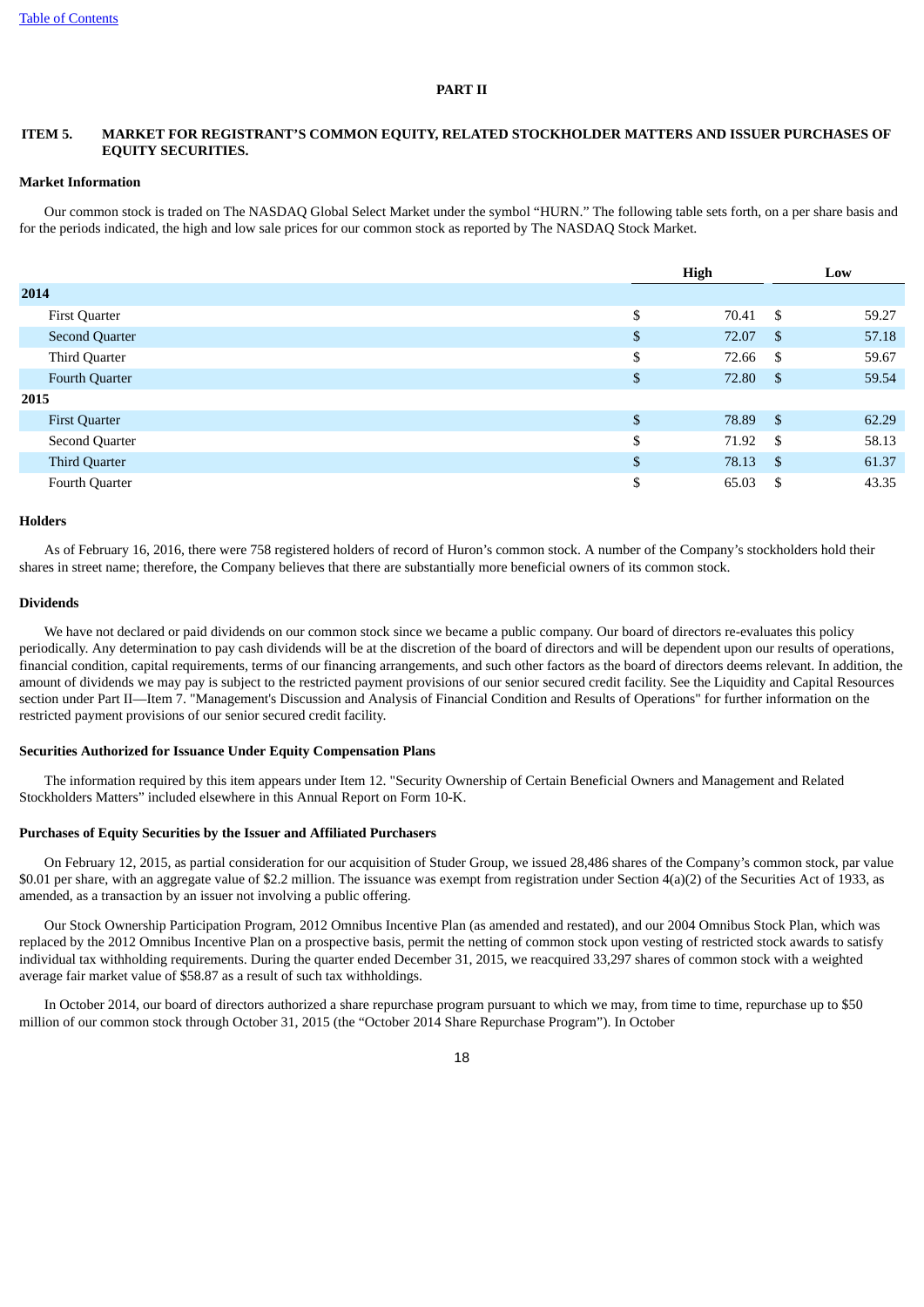# PART II

## ITEM 5. MARKET FOR REGISTRANT'S COMMON EQUITY, RELATED STOCKHOLDER MATTERS AND ISSUER PURCHASES OF EQUITY SECURITIES.

### Market Information

Our common stock is traded on The NASDAQ Global Select Market under the symbol "HURN." The following table sets forth, on a per share basis and for the periods indicated, the high and low sale prices for our common stock as reported by The NASDAQ Stock Market.

| | High | Low |
|---|---|---|
| **2014** | | |
| First Quarter | $ 70.41 | $ 59.27 |
| Second Quarter | $ 72.07 | $ 57.18 |
| Third Quarter | $ 72.66 | $ 59.67 |
| Fourth Quarter | $ 72.80 | $ 59.54 |
| **2015** | | |
| First Quarter | $ 78.89 | $ 62.29 |
| Second Quarter | $ 71.92 | $ 58.13 |
| Third Quarter | $ 78.13 | $ 61.37 |
| Fourth Quarter | $ 65.03 | $ 43.35 |

### Holders

As of February 16, 2016, there were 758 registered holders of record of Huron's common stock. A number of the Company's stockholders hold their shares in street name; therefore, the Company believes that there are substantially more beneficial owners of its common stock.

### Dividends

We have not declared or paid dividends on our common stock since we became a public company. Our board of directors re-evaluates this policy periodically. Any determination to pay cash dividends will be at the discretion of the board of directors and will be dependent upon our results of operations, financial condition, capital requirements, terms of our financing arrangements, and such other factors as the board of directors deems relevant. In addition, the amount of dividends we may pay is subject to the restricted payment provisions of our senior secured credit facility. See the Liquidity and Capital Resources section under Part II—Item 7. "Management's Discussion and Analysis of Financial Condition and Results of Operations" for further information on the restricted payment provisions of our senior secured credit facility.

### Securities Authorized for Issuance Under Equity Compensation Plans

The information required by this item appears under Item 12. "Security Ownership of Certain Beneficial Owners and Management and Related Stockholders Matters" included elsewhere in this Annual Report on Form 10-K.

### Purchases of Equity Securities by the Issuer and Affiliated Purchasers

On February 12, 2015, as partial consideration for our acquisition of Studer Group, we issued 28,486 shares of the Company's common stock, par value $0.01 per share, with an aggregate value of $2.2 million. The issuance was exempt from registration under Section 4(a)(2) of the Securities Act of 1933, as amended, as a transaction by an issuer not involving a public offering.

Our Stock Ownership Participation Program, 2012 Omnibus Incentive Plan (as amended and restated), and our 2004 Omnibus Stock Plan, which was replaced by the 2012 Omnibus Incentive Plan on a prospective basis, permit the netting of common stock upon vesting of restricted stock awards to satisfy individual tax withholding requirements. During the quarter ended December 31, 2015, we reacquired 33,297 shares of common stock with a weighted average fair market value of $58.87 as a result of such tax withholdings.

In October 2014, our board of directors authorized a share repurchase program pursuant to which we may, from time to time, repurchase up to $50 million of our common stock through October 31, 2015 (the "October 2014 Share Repurchase Program"). In October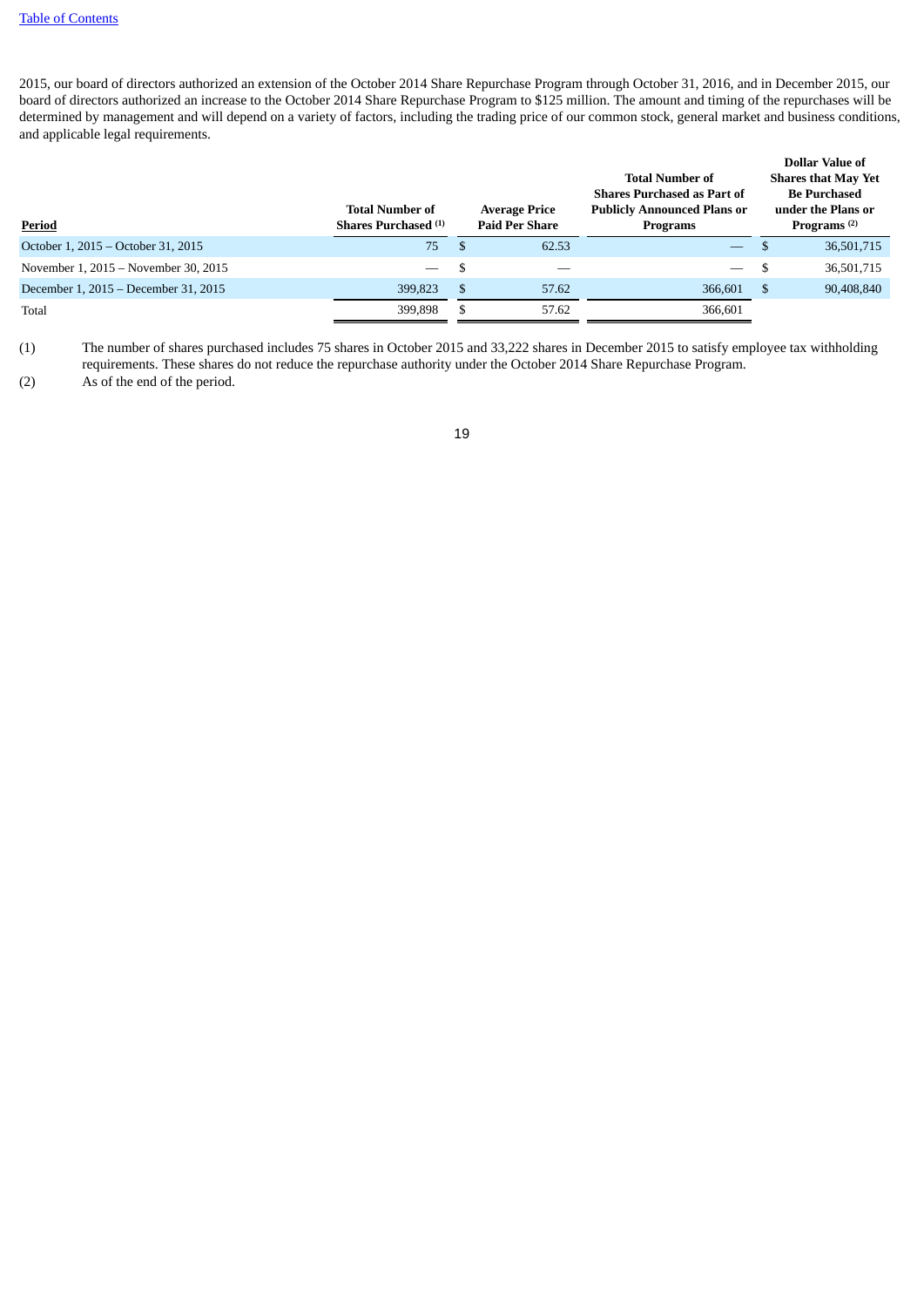2015, our board of directors authorized an extension of the October 2014 Share Repurchase Program through October 31, 2016, and in December 2015, our board of directors authorized an increase to the October 2014 Share Repurchase Program to $125 million. The amount and timing of the repurchases will be determined by management and will depend on a variety of factors, including the trading price of our common stock, general market and business conditions, and applicable legal requirements.

| Period | Total Number of Shares Purchased [(1)] | Average Price Paid Per Share | Total Number of Shares Purchased as Part of Publicly Announced Plans or Programs | Dollar Value of Shares that May Yet Be Purchased under the Plans or Programs [(2)] |
|---|---|---|---|---|
| October 1, 2015 – October 31, 2015 | 75 | $ 62.53 | — | $ 36,501,715 |
| November 1, 2015 – November 30, 2015 | — | $ — | — | $ 36,501,715 |
| December 1, 2015 – December 31, 2015 | 399,823 | $ 57.62 | 366,601 | $ 90,408,840 |
| Total | 399,898 | $ 57.62 | 366,601 | |

(1) The number of shares purchased includes 75 shares in October 2015 and 33,222 shares in December 2015 to satisfy employee tax withholding requirements. These shares do not reduce the repurchase authority under the October 2014 Share Repurchase Program.

(2) As of the end of the period.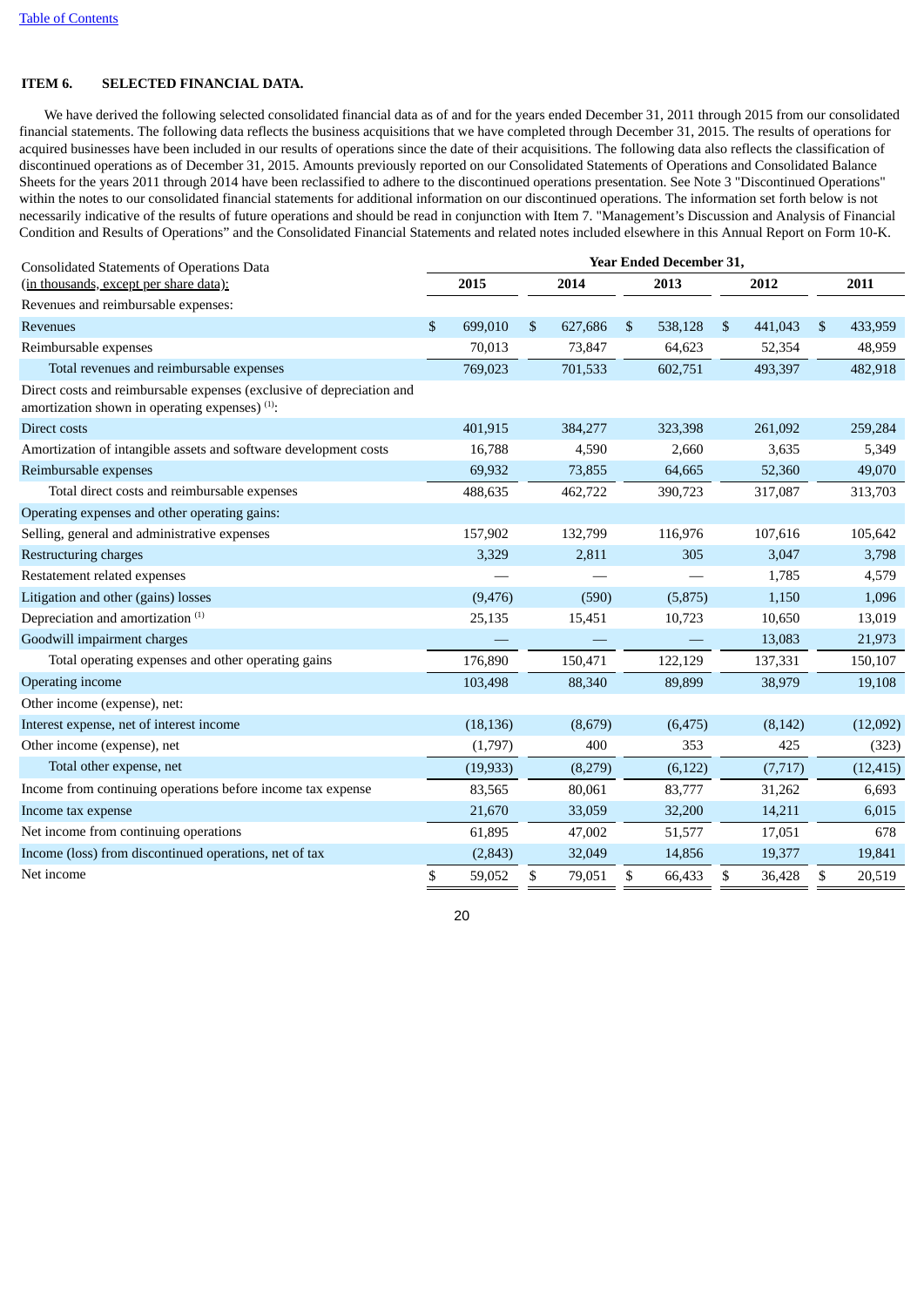## ITEM 6. SELECTED FINANCIAL DATA.

We have derived the following selected consolidated financial data as of and for the years ended December 31, 2011 through 2015 from our consolidated financial statements. The following data reflects the business acquisitions that we have completed through December 31, 2015. The results of operations for acquired businesses have been included in our results of operations since the date of their acquisitions. The following data also reflects the classification of discontinued operations as of December 31, 2015. Amounts previously reported on our Consolidated Statements of Operations and Consolidated Balance Sheets for the years 2011 through 2014 have been reclassified to adhere to the discontinued operations presentation. See Note 3 "Discontinued Operations" within the notes to our consolidated financial statements for additional information on our discontinued operations. The information set forth below is not necessarily indicative of the results of future operations and should be read in conjunction with Item 7. "Management's Discussion and Analysis of Financial Condition and Results of Operations" and the Consolidated Financial Statements and related notes included elsewhere in this Annual Report on Form 10-K.

| Consolidated Statements of Operations Data (in thousands, except per share data): | Year Ended December 31, | | | | |
|---|---|---|---|---|---|
| | 2015 | 2014 | 2013 | 2012 | 2011 |
| Revenues and reimbursable expenses: | | | | | |
| Revenues | $ 699,010 | $ 627,686 | $ 538,128 | $ 441,043 | $ 433,959 |
| Reimbursable expenses | 70,013 | 73,847 | 64,623 | 52,354 | 48,959 |
| Total revenues and reimbursable expenses | 769,023 | 701,533 | 602,751 | 493,397 | 482,918 |
| Direct costs and reimbursable expenses (exclusive of depreciation and amortization shown in operating expenses) [1]: | | | | | |
| Direct costs | 401,915 | 384,277 | 323,398 | 261,092 | 259,284 |
| Amortization of intangible assets and software development costs | 16,788 | 4,590 | 2,660 | 3,635 | 5,349 |
| Reimbursable expenses | 69,932 | 73,855 | 64,665 | 52,360 | 49,070 |
| Total direct costs and reimbursable expenses | 488,635 | 462,722 | 390,723 | 317,087 | 313,703 |
| Operating expenses and other operating gains: | | | | | |
| Selling, general and administrative expenses | 157,902 | 132,799 | 116,976 | 107,616 | 105,642 |
| Restructuring charges | 3,329 | 2,811 | 305 | 3,047 | 3,798 |
| Restatement related expenses | — | — | — | 1,785 | 4,579 |
| Litigation and other (gains) losses | (9,476) | (590) | (5,875) | 1,150 | 1,096 |
| Depreciation and amortization [1] | 25,135 | 15,451 | 10,723 | 10,650 | 13,019 |
| Goodwill impairment charges | — | — | — | 13,083 | 21,973 |
| Total operating expenses and other operating gains | 176,890 | 150,471 | 122,129 | 137,331 | 150,107 |
| Operating income | 103,498 | 88,340 | 89,899 | 38,979 | 19,108 |
| Other income (expense), net: | | | | | |
| Interest expense, net of interest income | (18,136) | (8,679) | (6,475) | (8,142) | (12,092) |
| Other income (expense), net | (1,797) | 400 | 353 | 425 | (323) |
| Total other expense, net | (19,933) | (8,279) | (6,122) | (7,717) | (12,415) |
| Income from continuing operations before income tax expense | 83,565 | 80,061 | 83,777 | 31,262 | 6,693 |
| Income tax expense | 21,670 | 33,059 | 32,200 | 14,211 | 6,015 |
| Net income from continuing operations | 61,895 | 47,002 | 51,577 | 17,051 | 678 |
| Income (loss) from discontinued operations, net of tax | (2,843) | 32,049 | 14,856 | 19,377 | 19,841 |
| Net income | $ 59,052 | $ 79,051 | $ 66,433 | $ 36,428 | $ 20,519 |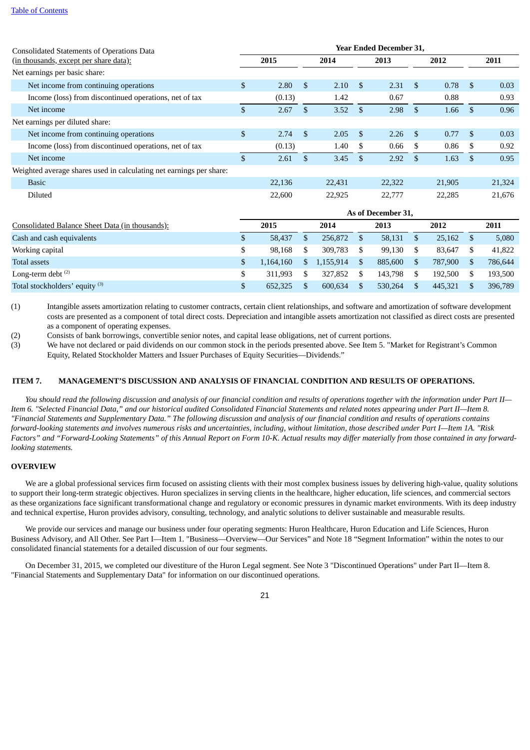| Consolidated Statements of Operations Data (in thousands, except per share data): | Year Ended December 31, | | | | |
|---|---|---|---|---|---|
| | 2015 | 2014 | 2013 | 2012 | 2011 |
| Net earnings per basic share: | | | | | |
| Net income from continuing operations | $ 2.80 | $ 2.10 | $ 2.31 | $ 0.78 | $ 0.03 |
| Income (loss) from discontinued operations, net of tax | (0.13) | 1.42 | 0.67 | 0.88 | 0.93 |
| Net income | $ 2.67 | $ 3.52 | $ 2.98 | $ 1.66 | $ 0.96 |
| Net earnings per diluted share: | | | | | |
| Net income from continuing operations | $ 2.74 | $ 2.05 | $ 2.26 | $ 0.77 | $ 0.03 |
| Income (loss) from discontinued operations, net of tax | (0.13) | 1.40 | $ 0.66 | $ 0.86 | $ 0.92 |
| Net income | $ 2.61 | $ 3.45 | $ 2.92 | $ 1.63 | $ 0.95 |
| Weighted average shares used in calculating net earnings per share: | | | | | |
| Basic | 22,136 | 22,431 | 22,322 | 21,905 | 21,324 |
| Diluted | 22,600 | 22,925 | 22,777 | 22,285 | 21,676 |

| Consolidated Balance Sheet Data (in thousands): | As of December 31, | | | | |
|---|---|---|---|---|---|
| | 2015 | 2014 | 2013 | 2012 | 2011 |
| Cash and cash equivalents | $ 58,437 | $ 256,872 | $ 58,131 | $ 25,162 | $ 5,080 |
| Working capital | $ 98,168 | $ 309,783 | $ 99,130 | $ 83,647 | $ 41,822 |
| Total assets | $ 1,164,160 | $ 1,155,914 | $ 885,600 | $ 787,900 | $ 786,644 |
| Long-term debt [(2)] | $ 311,993 | $ 327,852 | $ 143,798 | $ 192,500 | $ 193,500 |
| Total stockholders' equity [(3)] | $ 652,325 | $ 600,634 | $ 530,264 | $ 445,321 | $ 396,789 |

(1) Intangible assets amortization relating to customer contracts, certain client relationships, and software and amortization of software development costs are presented as a component of total direct costs. Depreciation and intangible assets amortization not classified as direct costs are presented as a component of operating expenses.

(2) Consists of bank borrowings, convertible senior notes, and capital lease obligations, net of current portions.

(3) We have not declared or paid dividends on our common stock in the periods presented above. See Item 5. "Market for Registrant's Common Equity, Related Stockholder Matters and Issuer Purchases of Equity Securities—Dividends."

## ITEM 7. MANAGEMENT'S DISCUSSION AND ANALYSIS OF FINANCIAL CONDITION AND RESULTS OF OPERATIONS.

*You should read the following discussion and analysis of our financial condition and results of operations together with the information under Part II—Item 6. "Selected Financial Data," and our historical audited Consolidated Financial Statements and related notes appearing under Part II—Item 8. "Financial Statements and Supplementary Data." The following discussion and analysis of our financial condition and results of operations contains forward-looking statements and involves numerous risks and uncertainties, including, without limitation, those described under Part I—Item 1A. "Risk Factors" and "Forward-Looking Statements" of this Annual Report on Form 10-K. Actual results may differ materially from those contained in any forward-looking statements.*

### OVERVIEW

We are a global professional services firm focused on assisting clients with their most complex business issues by delivering high-value, quality solutions to support their long-term strategic objectives. Huron specializes in serving clients in the healthcare, higher education, life sciences, and commercial sectors as these organizations face significant transformational change and regulatory or economic pressures in dynamic market environments. With its deep industry and technical expertise, Huron provides advisory, consulting, technology, and analytic solutions to deliver sustainable and measurable results.

We provide our services and manage our business under four operating segments: Huron Healthcare, Huron Education and Life Sciences, Huron Business Advisory, and All Other. See Part I—Item 1. "Business—Overview—Our Services" and Note 18 "Segment Information" within the notes to our consolidated financial statements for a detailed discussion of our four segments.

On December 31, 2015, we completed our divestiture of the Huron Legal segment. See Note 3 "Discontinued Operations" under Part II—Item 8. "Financial Statements and Supplementary Data" for information on our discontinued operations.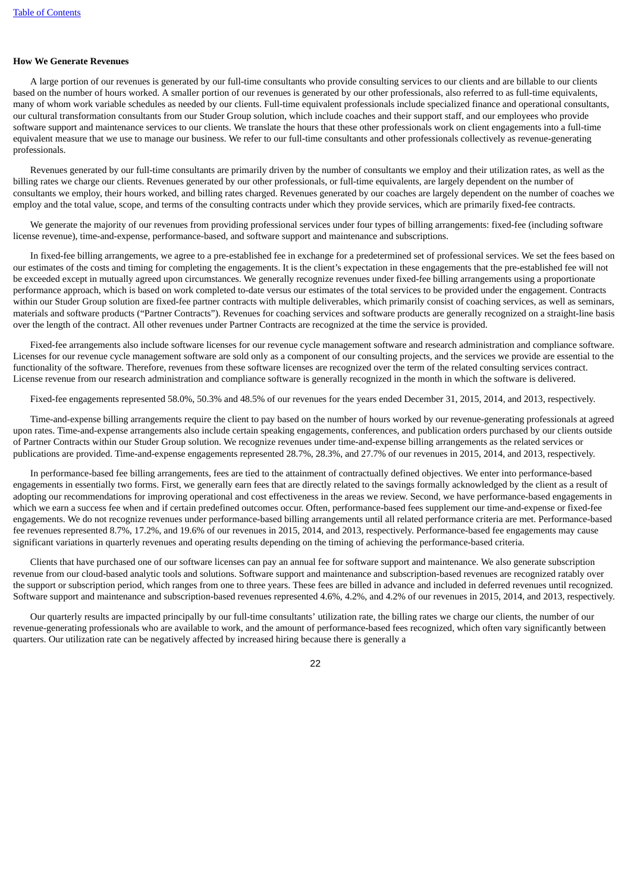### How We Generate Revenues

A large portion of our revenues is generated by our full-time consultants who provide consulting services to our clients and are billable to our clients based on the number of hours worked. A smaller portion of our revenues is generated by our other professionals, also referred to as full-time equivalents, many of whom work variable schedules as needed by our clients. Full-time equivalent professionals include specialized finance and operational consultants, our cultural transformation consultants from our Studer Group solution, which include coaches and their support staff, and our employees who provide software support and maintenance services to our clients. We translate the hours that these other professionals work on client engagements into a full-time equivalent measure that we use to manage our business. We refer to our full-time consultants and other professionals collectively as revenue-generating professionals.

Revenues generated by our full-time consultants are primarily driven by the number of consultants we employ and their utilization rates, as well as the billing rates we charge our clients. Revenues generated by our other professionals, or full-time equivalents, are largely dependent on the number of consultants we employ, their hours worked, and billing rates charged. Revenues generated by our coaches are largely dependent on the number of coaches we employ and the total value, scope, and terms of the consulting contracts under which they provide services, which are primarily fixed-fee contracts.

We generate the majority of our revenues from providing professional services under four types of billing arrangements: fixed-fee (including software license revenue), time-and-expense, performance-based, and software support and maintenance and subscriptions.

In fixed-fee billing arrangements, we agree to a pre-established fee in exchange for a predetermined set of professional services. We set the fees based on our estimates of the costs and timing for completing the engagements. It is the client's expectation in these engagements that the pre-established fee will not be exceeded except in mutually agreed upon circumstances. We generally recognize revenues under fixed-fee billing arrangements using a proportionate performance approach, which is based on work completed to-date versus our estimates of the total services to be provided under the engagement. Contracts within our Studer Group solution are fixed-fee partner contracts with multiple deliverables, which primarily consist of coaching services, as well as seminars, materials and software products ("Partner Contracts"). Revenues for coaching services and software products are generally recognized on a straight-line basis over the length of the contract. All other revenues under Partner Contracts are recognized at the time the service is provided.

Fixed-fee arrangements also include software licenses for our revenue cycle management software and research administration and compliance software. Licenses for our revenue cycle management software are sold only as a component of our consulting projects, and the services we provide are essential to the functionality of the software. Therefore, revenues from these software licenses are recognized over the term of the related consulting services contract. License revenue from our research administration and compliance software is generally recognized in the month in which the software is delivered.

Fixed-fee engagements represented 58.0%, 50.3% and 48.5% of our revenues for the years ended December 31, 2015, 2014, and 2013, respectively.

Time-and-expense billing arrangements require the client to pay based on the number of hours worked by our revenue-generating professionals at agreed upon rates. Time-and-expense arrangements also include certain speaking engagements, conferences, and publication orders purchased by our clients outside of Partner Contracts within our Studer Group solution. We recognize revenues under time-and-expense billing arrangements as the related services or publications are provided. Time-and-expense engagements represented 28.7%, 28.3%, and 27.7% of our revenues in 2015, 2014, and 2013, respectively.

In performance-based fee billing arrangements, fees are tied to the attainment of contractually defined objectives. We enter into performance-based engagements in essentially two forms. First, we generally earn fees that are directly related to the savings formally acknowledged by the client as a result of adopting our recommendations for improving operational and cost effectiveness in the areas we review. Second, we have performance-based engagements in which we earn a success fee when and if certain predefined outcomes occur. Often, performance-based fees supplement our time-and-expense or fixed-fee engagements. We do not recognize revenues under performance-based billing arrangements until all related performance criteria are met. Performance-based fee revenues represented 8.7%, 17.2%, and 19.6% of our revenues in 2015, 2014, and 2013, respectively. Performance-based fee engagements may cause significant variations in quarterly revenues and operating results depending on the timing of achieving the performance-based criteria.

Clients that have purchased one of our software licenses can pay an annual fee for software support and maintenance. We also generate subscription revenue from our cloud-based analytic tools and solutions. Software support and maintenance and subscription-based revenues are recognized ratably over the support or subscription period, which ranges from one to three years. These fees are billed in advance and included in deferred revenues until recognized. Software support and maintenance and subscription-based revenues represented 4.6%, 4.2%, and 4.2% of our revenues in 2015, 2014, and 2013, respectively.

Our quarterly results are impacted principally by our full-time consultants' utilization rate, the billing rates we charge our clients, the number of our revenue-generating professionals who are available to work, and the amount of performance-based fees recognized, which often vary significantly between quarters. Our utilization rate can be negatively affected by increased hiring because there is generally a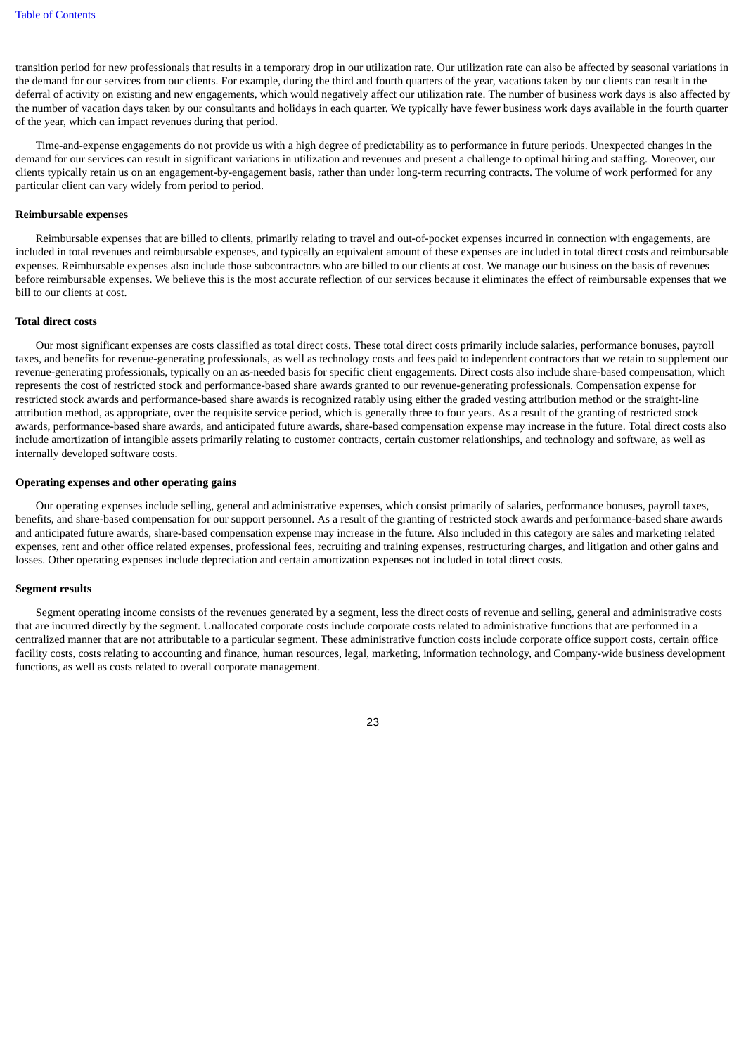transition period for new professionals that results in a temporary drop in our utilization rate. Our utilization rate can also be affected by seasonal variations in the demand for our services from our clients. For example, during the third and fourth quarters of the year, vacations taken by our clients can result in the deferral of activity on existing and new engagements, which would negatively affect our utilization rate. The number of business work days is also affected by the number of vacation days taken by our consultants and holidays in each quarter. We typically have fewer business work days available in the fourth quarter of the year, which can impact revenues during that period.

Time-and-expense engagements do not provide us with a high degree of predictability as to performance in future periods. Unexpected changes in the demand for our services can result in significant variations in utilization and revenues and present a challenge to optimal hiring and staffing. Moreover, our clients typically retain us on an engagement-by-engagement basis, rather than under long-term recurring contracts. The volume of work performed for any particular client can vary widely from period to period.

**Reimbursable expenses**

Reimbursable expenses that are billed to clients, primarily relating to travel and out-of-pocket expenses incurred in connection with engagements, are included in total revenues and reimbursable expenses, and typically an equivalent amount of these expenses are included in total direct costs and reimbursable expenses. Reimbursable expenses also include those subcontractors who are billed to our clients at cost. We manage our business on the basis of revenues before reimbursable expenses. We believe this is the most accurate reflection of our services because it eliminates the effect of reimbursable expenses that we bill to our clients at cost.

**Total direct costs**

Our most significant expenses are costs classified as total direct costs. These total direct costs primarily include salaries, performance bonuses, payroll taxes, and benefits for revenue-generating professionals, as well as technology costs and fees paid to independent contractors that we retain to supplement our revenue-generating professionals, typically on an as-needed basis for specific client engagements. Direct costs also include share-based compensation, which represents the cost of restricted stock and performance-based share awards granted to our revenue-generating professionals. Compensation expense for restricted stock awards and performance-based share awards is recognized ratably using either the graded vesting attribution method or the straight-line attribution method, as appropriate, over the requisite service period, which is generally three to four years. As a result of the granting of restricted stock awards, performance-based share awards, and anticipated future awards, share-based compensation expense may increase in the future. Total direct costs also include amortization of intangible assets primarily relating to customer contracts, certain customer relationships, and technology and software, as well as internally developed software costs.

**Operating expenses and other operating gains**

Our operating expenses include selling, general and administrative expenses, which consist primarily of salaries, performance bonuses, payroll taxes, benefits, and share-based compensation for our support personnel. As a result of the granting of restricted stock awards and performance-based share awards and anticipated future awards, share-based compensation expense may increase in the future. Also included in this category are sales and marketing related expenses, rent and other office related expenses, professional fees, recruiting and training expenses, restructuring charges, and litigation and other gains and losses. Other operating expenses include depreciation and certain amortization expenses not included in total direct costs.

**Segment results**

Segment operating income consists of the revenues generated by a segment, less the direct costs of revenue and selling, general and administrative costs that are incurred directly by the segment. Unallocated corporate costs include corporate costs related to administrative functions that are performed in a centralized manner that are not attributable to a particular segment. These administrative function costs include corporate office support costs, certain office facility costs, costs relating to accounting and finance, human resources, legal, marketing, information technology, and Company-wide business development functions, as well as costs related to overall corporate management.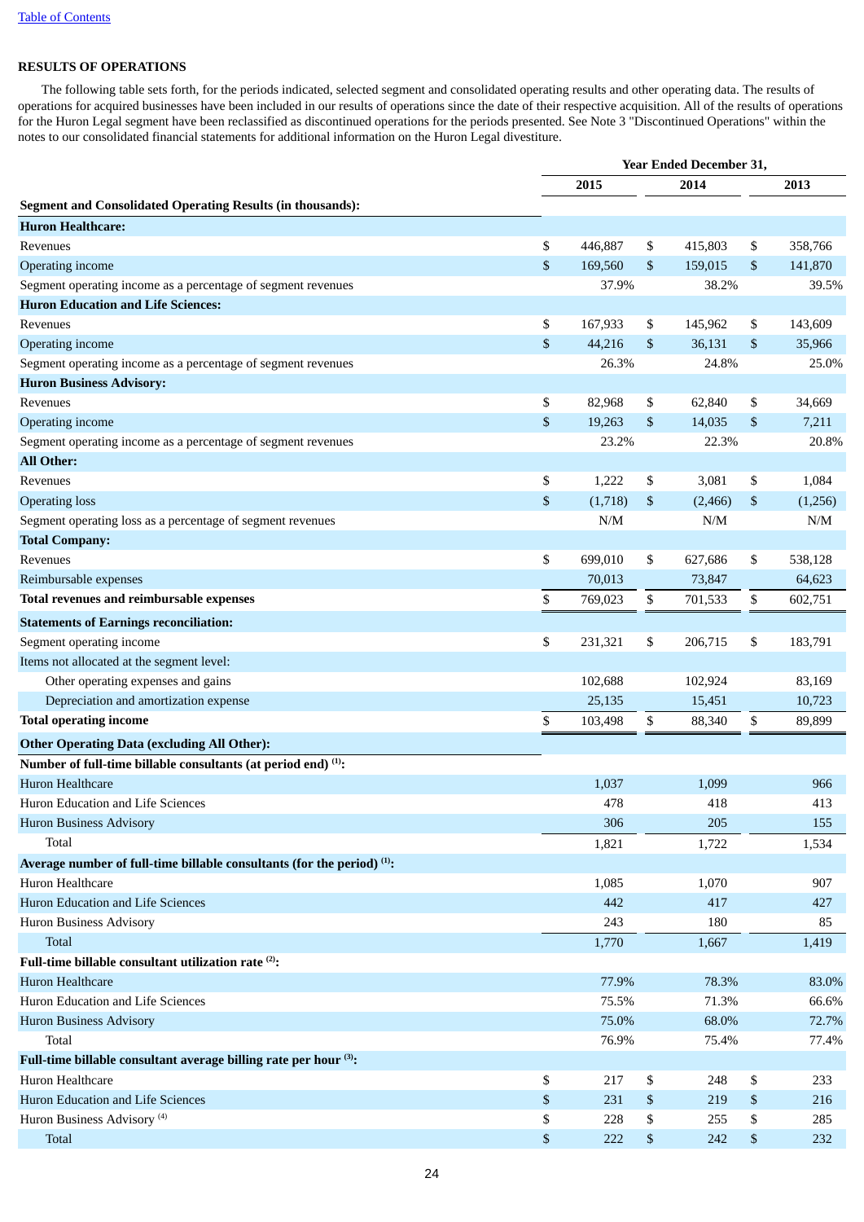## RESULTS OF OPERATIONS

The following table sets forth, for the periods indicated, selected segment and consolidated operating results and other operating data. The results of operations for acquired businesses have been included in our results of operations since the date of their respective acquisition. All of the results of operations for the Huron Legal segment have been reclassified as discontinued operations for the periods presented. See Note 3 "Discontinued Operations" within the notes to our consolidated financial statements for additional information on the Huron Legal divestiture.

| | Year Ended December 31, | | |
|---|---|---|---|
| | 2015 | 2014 | 2013 |
| **Segment and Consolidated Operating Results (in thousands):** | | | |
| **Huron Healthcare:** | | | |
| Revenues | $ 446,887 | $ 415,803 | $ 358,766 |
| Operating income | $ 169,560 | $ 159,015 | $ 141,870 |
| Segment operating income as a percentage of segment revenues | 37.9% | 38.2% | 39.5% |
| **Huron Education and Life Sciences:** | | | |
| Revenues | $ 167,933 | $ 145,962 | $ 143,609 |
| Operating income | $ 44,216 | $ 36,131 | $ 35,966 |
| Segment operating income as a percentage of segment revenues | 26.3% | 24.8% | 25.0% |
| **Huron Business Advisory:** | | | |
| Revenues | $ 82,968 | $ 62,840 | $ 34,669 |
| Operating income | $ 19,263 | $ 14,035 | $ 7,211 |
| Segment operating income as a percentage of segment revenues | 23.2% | 22.3% | 20.8% |
| **All Other:** | | | |
| Revenues | $ 1,222 | $ 3,081 | $ 1,084 |
| Operating loss | $ (1,718) | $ (2,466) | $ (1,256) |
| Segment operating loss as a percentage of segment revenues | N/M | N/M | N/M |
| **Total Company:** | | | |
| Revenues | $ 699,010 | $ 627,686 | $ 538,128 |
| Reimbursable expenses | 70,013 | 73,847 | 64,623 |
| **Total revenues and reimbursable expenses** | $ 769,023 | $ 701,533 | $ 602,751 |
| **Statements of Earnings reconciliation:** | | | |
| Segment operating income | $ 231,321 | $ 206,715 | $ 183,791 |
| Items not allocated at the segment level: | | | |
| Other operating expenses and gains | 102,688 | 102,924 | 83,169 |
| Depreciation and amortization expense | 25,135 | 15,451 | 10,723 |
| **Total operating income** | $ 103,498 | $ 88,340 | $ 89,899 |
| **Other Operating Data (excluding All Other):** | | | |
| **Number of full-time billable consultants (at period end) [1]:** | | | |
| Huron Healthcare | 1,037 | 1,099 | 966 |
| Huron Education and Life Sciences | 478 | 418 | 413 |
| Huron Business Advisory | 306 | 205 | 155 |
| Total | 1,821 | 1,722 | 1,534 |
| **Average number of full-time billable consultants (for the period) [1]:** | | | |
| Huron Healthcare | 1,085 | 1,070 | 907 |
| Huron Education and Life Sciences | 442 | 417 | 427 |
| Huron Business Advisory | 243 | 180 | 85 |
| Total | 1,770 | 1,667 | 1,419 |
| **Full-time billable consultant utilization rate [2]:** | | | |
| Huron Healthcare | 77.9% | 78.3% | 83.0% |
| Huron Education and Life Sciences | 75.5% | 71.3% | 66.6% |
| Huron Business Advisory | 75.0% | 68.0% | 72.7% |
| Total | 76.9% | 75.4% | 77.4% |
| **Full-time billable consultant average billing rate per hour [3]:** | | | |
| Huron Healthcare | $ 217 | $ 248 | $ 233 |
| Huron Education and Life Sciences | $ 231 | $ 219 | $ 216 |
| Huron Business Advisory [4] | $ 228 | $ 255 | $ 285 |
| Total | $ 222 | $ 242 | $ 232 |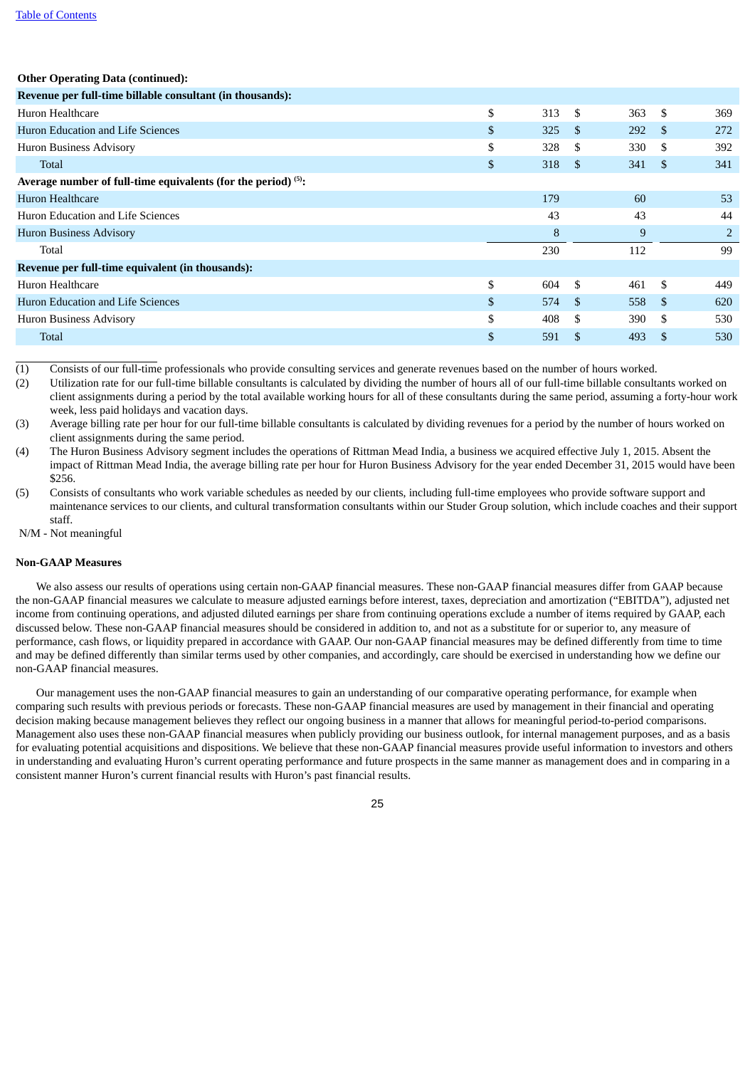**Other Operating Data (continued):**

| | | | |
|---|---|---|---|
| **Revenue per full-time billable consultant (in thousands):** | | | |
| Huron Healthcare | $ 313 | $ 363 | $ 369 |
| Huron Education and Life Sciences | $ 325 | $ 292 | $ 272 |
| Huron Business Advisory | $ 328 | $ 330 | $ 392 |
| Total | $ 318 | $ 341 | $ 341 |
| **Average number of full-time equivalents (for the period) (5):** | | | |
| Huron Healthcare | 179 | 60 | 53 |
| Huron Education and Life Sciences | 43 | 43 | 44 |
| Huron Business Advisory | 8 | 9 | 2 |
| Total | 230 | 112 | 99 |
| **Revenue per full-time equivalent (in thousands):** | | | |
| Huron Healthcare | $ 604 | $ 461 | $ 449 |
| Huron Education and Life Sciences | $ 574 | $ 558 | $ 620 |
| Huron Business Advisory | $ 408 | $ 390 | $ 530 |
| Total | $ 591 | $ 493 | $ 530 |

(1) Consists of our full-time professionals who provide consulting services and generate revenues based on the number of hours worked.

(2) Utilization rate for our full-time billable consultants is calculated by dividing the number of hours all of our full-time billable consultants worked on client assignments during a period by the total available working hours for all of these consultants during the same period, assuming a forty-hour work week, less paid holidays and vacation days.

(3) Average billing rate per hour for our full-time billable consultants is calculated by dividing revenues for a period by the number of hours worked on client assignments during the same period.

(4) The Huron Business Advisory segment includes the operations of Rittman Mead India, a business we acquired effective July 1, 2015. Absent the impact of Rittman Mead India, the average billing rate per hour for Huron Business Advisory for the year ended December 31, 2015 would have been $256.

(5) Consists of consultants who work variable schedules as needed by our clients, including full-time employees who provide software support and maintenance services to our clients, and cultural transformation consultants within our Studer Group solution, which include coaches and their support staff.

N/M - Not meaningful

**Non-GAAP Measures**

We also assess our results of operations using certain non-GAAP financial measures. These non-GAAP financial measures differ from GAAP because the non-GAAP financial measures we calculate to measure adjusted earnings before interest, taxes, depreciation and amortization ("EBITDA"), adjusted net income from continuing operations, and adjusted diluted earnings per share from continuing operations exclude a number of items required by GAAP, each discussed below. These non-GAAP financial measures should be considered in addition to, and not as a substitute for or superior to, any measure of performance, cash flows, or liquidity prepared in accordance with GAAP. Our non-GAAP financial measures may be defined differently from time to time and may be defined differently than similar terms used by other companies, and accordingly, care should be exercised in understanding how we define our non-GAAP financial measures.

Our management uses the non-GAAP financial measures to gain an understanding of our comparative operating performance, for example when comparing such results with previous periods or forecasts. These non-GAAP financial measures are used by management in their financial and operating decision making because management believes they reflect our ongoing business in a manner that allows for meaningful period-to-period comparisons. Management also uses these non-GAAP financial measures when publicly providing our business outlook, for internal management purposes, and as a basis for evaluating potential acquisitions and dispositions. We believe that these non-GAAP financial measures provide useful information to investors and others in understanding and evaluating Huron's current operating performance and future prospects in the same manner as management does and in comparing in a consistent manner Huron's current financial results with Huron's past financial results.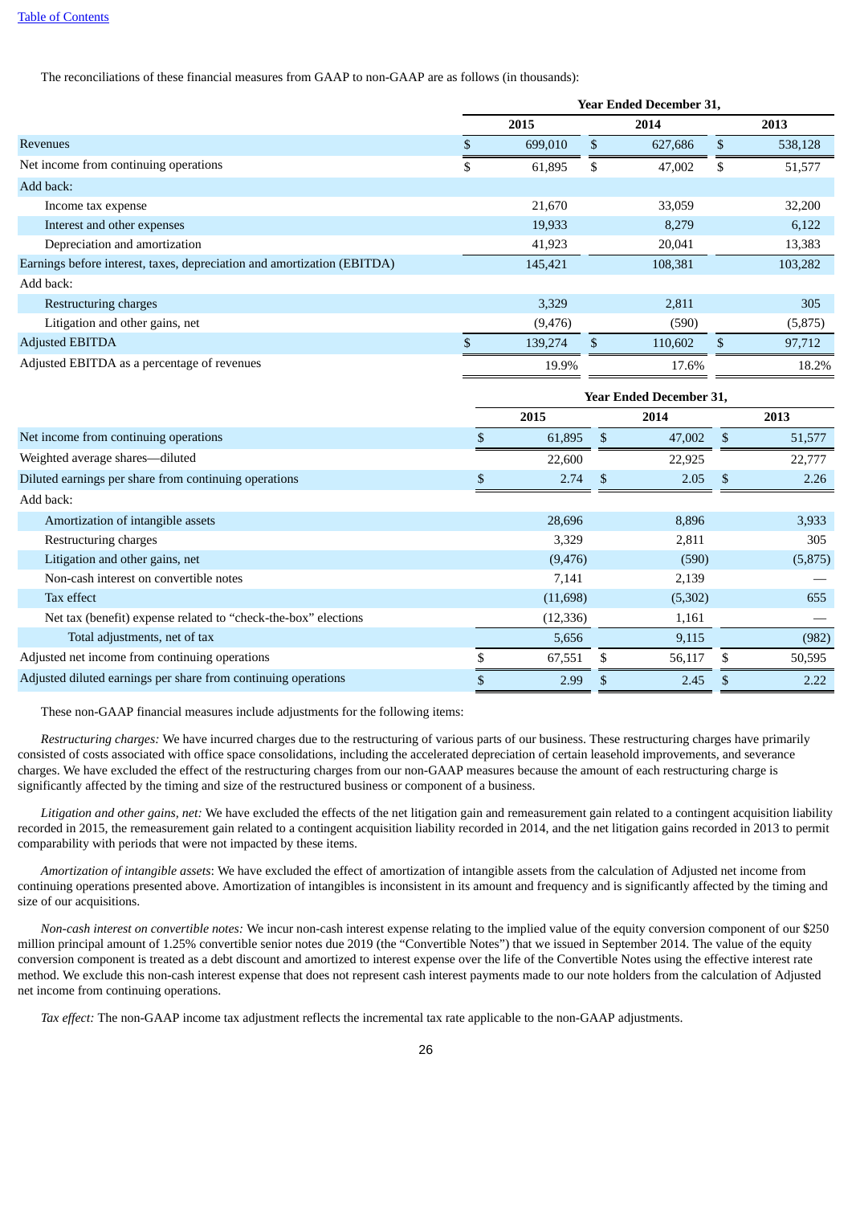The reconciliations of these financial measures from GAAP to non-GAAP are as follows (in thousands):

| | Year Ended December 31, | | |
|---|---|---|---|
| | 2015 | 2014 | 2013 |
| Revenues | $ 699,010 | $ 627,686 | $ 538,128 |
| Net income from continuing operations | $ 61,895 | $ 47,002 | $ 51,577 |
| Add back: | | | |
| Income tax expense | 21,670 | 33,059 | 32,200 |
| Interest and other expenses | 19,933 | 8,279 | 6,122 |
| Depreciation and amortization | 41,923 | 20,041 | 13,383 |
| Earnings before interest, taxes, depreciation and amortization (EBITDA) | 145,421 | 108,381 | 103,282 |
| Add back: | | | |
| Restructuring charges | 3,329 | 2,811 | 305 |
| Litigation and other gains, net | (9,476) | (590) | (5,875) |
| Adjusted EBITDA | $ 139,274 | $ 110,602 | $ 97,712 |
| Adjusted EBITDA as a percentage of revenues | 19.9% | 17.6% | 18.2% |

| | Year Ended December 31, | | |
|---|---|---|---|
| | 2015 | 2014 | 2013 |
| Net income from continuing operations | $ 61,895 | $ 47,002 | $ 51,577 |
| Weighted average shares—diluted | 22,600 | 22,925 | 22,777 |
| Diluted earnings per share from continuing operations | $ 2.74 | $ 2.05 | $ 2.26 |
| Add back: | | | |
| Amortization of intangible assets | 28,696 | 8,896 | 3,933 |
| Restructuring charges | 3,329 | 2,811 | 305 |
| Litigation and other gains, net | (9,476) | (590) | (5,875) |
| Non-cash interest on convertible notes | 7,141 | 2,139 | — |
| Tax effect | (11,698) | (5,302) | 655 |
| Net tax (benefit) expense related to "check-the-box" elections | (12,336) | 1,161 | — |
| Total adjustments, net of tax | 5,656 | 9,115 | (982) |
| Adjusted net income from continuing operations | $ 67,551 | $ 56,117 | $ 50,595 |
| Adjusted diluted earnings per share from continuing operations | $ 2.99 | $ 2.45 | $ 2.22 |

These non-GAAP financial measures include adjustments for the following items:

*Restructuring charges:* We have incurred charges due to the restructuring of various parts of our business. These restructuring charges have primarily consisted of costs associated with office space consolidations, including the accelerated depreciation of certain leasehold improvements, and severance charges. We have excluded the effect of the restructuring charges from our non-GAAP measures because the amount of each restructuring charge is significantly affected by the timing and size of the restructured business or component of a business.

*Litigation and other gains, net:* We have excluded the effects of the net litigation gain and remeasurement gain related to a contingent acquisition liability recorded in 2015, the remeasurement gain related to a contingent acquisition liability recorded in 2014, and the net litigation gains recorded in 2013 to permit comparability with periods that were not impacted by these items.

*Amortization of intangible assets*: We have excluded the effect of amortization of intangible assets from the calculation of Adjusted net income from continuing operations presented above. Amortization of intangibles is inconsistent in its amount and frequency and is significantly affected by the timing and size of our acquisitions.

*Non-cash interest on convertible notes:* We incur non-cash interest expense relating to the implied value of the equity conversion component of our $250 million principal amount of 1.25% convertible senior notes due 2019 (the "Convertible Notes") that we issued in September 2014. The value of the equity conversion component is treated as a debt discount and amortized to interest expense over the life of the Convertible Notes using the effective interest rate method. We exclude this non-cash interest expense that does not represent cash interest payments made to our note holders from the calculation of Adjusted net income from continuing operations.

*Tax effect:* The non-GAAP income tax adjustment reflects the incremental tax rate applicable to the non-GAAP adjustments.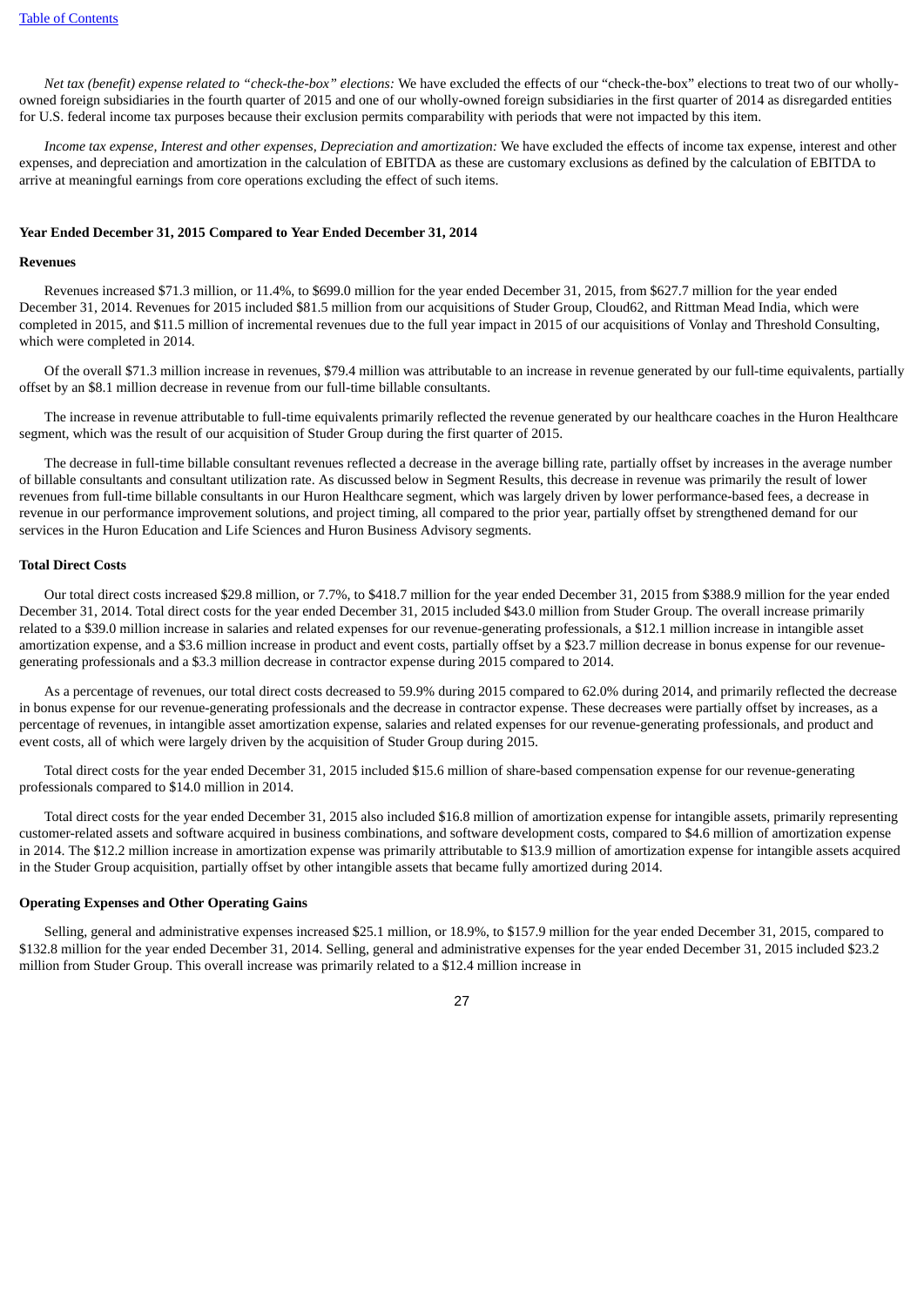*Net tax (benefit) expense related to "check-the-box" elections:* We have excluded the effects of our "check-the-box" elections to treat two of our wholly-owned foreign subsidiaries in the fourth quarter of 2015 and one of our wholly-owned foreign subsidiaries in the first quarter of 2014 as disregarded entities for U.S. federal income tax purposes because their exclusion permits comparability with periods that were not impacted by this item.

*Income tax expense, Interest and other expenses, Depreciation and amortization:* We have excluded the effects of income tax expense, interest and other expenses, and depreciation and amortization in the calculation of EBITDA as these are customary exclusions as defined by the calculation of EBITDA to arrive at meaningful earnings from core operations excluding the effect of such items.

**Year Ended December 31, 2015 Compared to Year Ended December 31, 2014**

**Revenues**

Revenues increased $71.3 million, or 11.4%, to $699.0 million for the year ended December 31, 2015, from $627.7 million for the year ended December 31, 2014. Revenues for 2015 included $81.5 million from our acquisitions of Studer Group, Cloud62, and Rittman Mead India, which were completed in 2015, and $11.5 million of incremental revenues due to the full year impact in 2015 of our acquisitions of Vonlay and Threshold Consulting, which were completed in 2014.

Of the overall $71.3 million increase in revenues, $79.4 million was attributable to an increase in revenue generated by our full-time equivalents, partially offset by an $8.1 million decrease in revenue from our full-time billable consultants.

The increase in revenue attributable to full-time equivalents primarily reflected the revenue generated by our healthcare coaches in the Huron Healthcare segment, which was the result of our acquisition of Studer Group during the first quarter of 2015.

The decrease in full-time billable consultant revenues reflected a decrease in the average billing rate, partially offset by increases in the average number of billable consultants and consultant utilization rate. As discussed below in Segment Results, this decrease in revenue was primarily the result of lower revenues from full-time billable consultants in our Huron Healthcare segment, which was largely driven by lower performance-based fees, a decrease in revenue in our performance improvement solutions, and project timing, all compared to the prior year, partially offset by strengthened demand for our services in the Huron Education and Life Sciences and Huron Business Advisory segments.

**Total Direct Costs**

Our total direct costs increased $29.8 million, or 7.7%, to $418.7 million for the year ended December 31, 2015 from $388.9 million for the year ended December 31, 2014. Total direct costs for the year ended December 31, 2015 included $43.0 million from Studer Group. The overall increase primarily related to a $39.0 million increase in salaries and related expenses for our revenue-generating professionals, a $12.1 million increase in intangible asset amortization expense, and a $3.6 million increase in product and event costs, partially offset by a $23.7 million decrease in bonus expense for our revenue-generating professionals and a $3.3 million decrease in contractor expense during 2015 compared to 2014.

As a percentage of revenues, our total direct costs decreased to 59.9% during 2015 compared to 62.0% during 2014, and primarily reflected the decrease in bonus expense for our revenue-generating professionals and the decrease in contractor expense. These decreases were partially offset by increases, as a percentage of revenues, in intangible asset amortization expense, salaries and related expenses for our revenue-generating professionals, and product and event costs, all of which were largely driven by the acquisition of Studer Group during 2015.

Total direct costs for the year ended December 31, 2015 included $15.6 million of share-based compensation expense for our revenue-generating professionals compared to $14.0 million in 2014.

Total direct costs for the year ended December 31, 2015 also included $16.8 million of amortization expense for intangible assets, primarily representing customer-related assets and software acquired in business combinations, and software development costs, compared to $4.6 million of amortization expense in 2014. The $12.2 million increase in amortization expense was primarily attributable to $13.9 million of amortization expense for intangible assets acquired in the Studer Group acquisition, partially offset by other intangible assets that became fully amortized during 2014.

**Operating Expenses and Other Operating Gains**

Selling, general and administrative expenses increased $25.1 million, or 18.9%, to $157.9 million for the year ended December 31, 2015, compared to $132.8 million for the year ended December 31, 2014. Selling, general and administrative expenses for the year ended December 31, 2015 included $23.2 million from Studer Group. This overall increase was primarily related to a $12.4 million increase in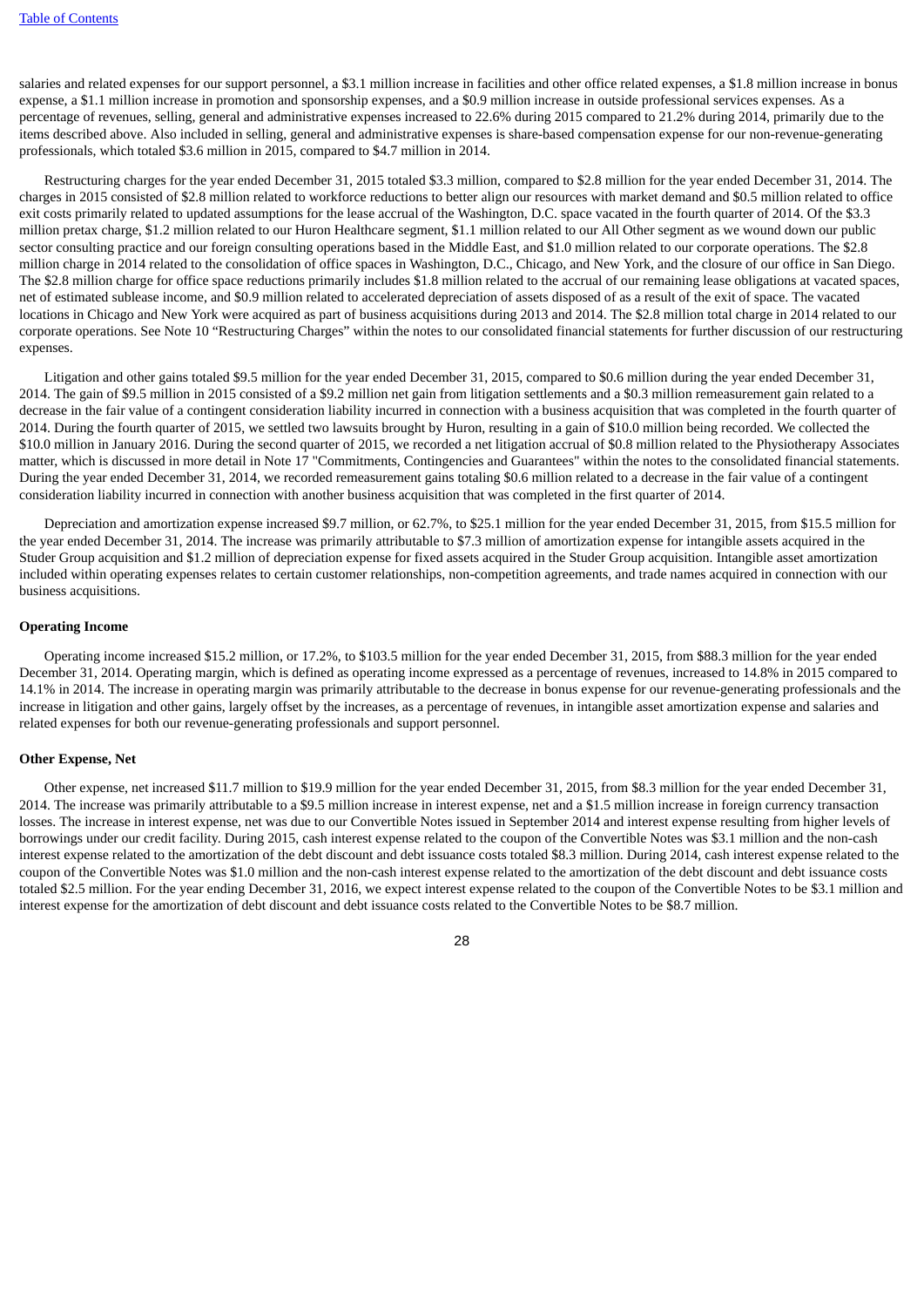salaries and related expenses for our support personnel, a $3.1 million increase in facilities and other office related expenses, a $1.8 million increase in bonus expense, a $1.1 million increase in promotion and sponsorship expenses, and a $0.9 million increase in outside professional services expenses. As a percentage of revenues, selling, general and administrative expenses increased to 22.6% during 2015 compared to 21.2% during 2014, primarily due to the items described above. Also included in selling, general and administrative expenses is share-based compensation expense for our non-revenue-generating professionals, which totaled $3.6 million in 2015, compared to $4.7 million in 2014.

Restructuring charges for the year ended December 31, 2015 totaled $3.3 million, compared to $2.8 million for the year ended December 31, 2014. The charges in 2015 consisted of $2.8 million related to workforce reductions to better align our resources with market demand and $0.5 million related to office exit costs primarily related to updated assumptions for the lease accrual of the Washington, D.C. space vacated in the fourth quarter of 2014. Of the $3.3 million pretax charge, $1.2 million related to our Huron Healthcare segment, $1.1 million related to our All Other segment as we wound down our public sector consulting practice and our foreign consulting operations based in the Middle East, and $1.0 million related to our corporate operations. The $2.8 million charge in 2014 related to the consolidation of office spaces in Washington, D.C., Chicago, and New York, and the closure of our office in San Diego. The $2.8 million charge for office space reductions primarily includes $1.8 million related to the accrual of our remaining lease obligations at vacated spaces, net of estimated sublease income, and $0.9 million related to accelerated depreciation of assets disposed of as a result of the exit of space. The vacated locations in Chicago and New York were acquired as part of business acquisitions during 2013 and 2014. The $2.8 million total charge in 2014 related to our corporate operations. See Note 10 "Restructuring Charges" within the notes to our consolidated financial statements for further discussion of our restructuring expenses.

Litigation and other gains totaled $9.5 million for the year ended December 31, 2015, compared to $0.6 million during the year ended December 31, 2014. The gain of $9.5 million in 2015 consisted of a $9.2 million net gain from litigation settlements and a $0.3 million remeasurement gain related to a decrease in the fair value of a contingent consideration liability incurred in connection with a business acquisition that was completed in the fourth quarter of 2014. During the fourth quarter of 2015, we settled two lawsuits brought by Huron, resulting in a gain of $10.0 million being recorded. We collected the $10.0 million in January 2016. During the second quarter of 2015, we recorded a net litigation accrual of $0.8 million related to the Physiotherapy Associates matter, which is discussed in more detail in Note 17 "Commitments, Contingencies and Guarantees" within the notes to the consolidated financial statements. During the year ended December 31, 2014, we recorded remeasurement gains totaling $0.6 million related to a decrease in the fair value of a contingent consideration liability incurred in connection with another business acquisition that was completed in the first quarter of 2014.

Depreciation and amortization expense increased $9.7 million, or 62.7%, to $25.1 million for the year ended December 31, 2015, from $15.5 million for the year ended December 31, 2014. The increase was primarily attributable to $7.3 million of amortization expense for intangible assets acquired in the Studer Group acquisition and $1.2 million of depreciation expense for fixed assets acquired in the Studer Group acquisition. Intangible asset amortization included within operating expenses relates to certain customer relationships, non-competition agreements, and trade names acquired in connection with our business acquisitions.

**Operating Income**

Operating income increased $15.2 million, or 17.2%, to $103.5 million for the year ended December 31, 2015, from $88.3 million for the year ended December 31, 2014. Operating margin, which is defined as operating income expressed as a percentage of revenues, increased to 14.8% in 2015 compared to 14.1% in 2014. The increase in operating margin was primarily attributable to the decrease in bonus expense for our revenue-generating professionals and the increase in litigation and other gains, largely offset by the increases, as a percentage of revenues, in intangible asset amortization expense and salaries and related expenses for both our revenue-generating professionals and support personnel.

**Other Expense, Net**

Other expense, net increased $11.7 million to $19.9 million for the year ended December 31, 2015, from $8.3 million for the year ended December 31, 2014. The increase was primarily attributable to a $9.5 million increase in interest expense, net and a $1.5 million increase in foreign currency transaction losses. The increase in interest expense, net was due to our Convertible Notes issued in September 2014 and interest expense resulting from higher levels of borrowings under our credit facility. During 2015, cash interest expense related to the coupon of the Convertible Notes was $3.1 million and the non-cash interest expense related to the amortization of the debt discount and debt issuance costs totaled $8.3 million. During 2014, cash interest expense related to the coupon of the Convertible Notes was $1.0 million and the non-cash interest expense related to the amortization of the debt discount and debt issuance costs totaled $2.5 million. For the year ending December 31, 2016, we expect interest expense related to the coupon of the Convertible Notes to be $3.1 million and interest expense for the amortization of debt discount and debt issuance costs related to the Convertible Notes to be $8.7 million.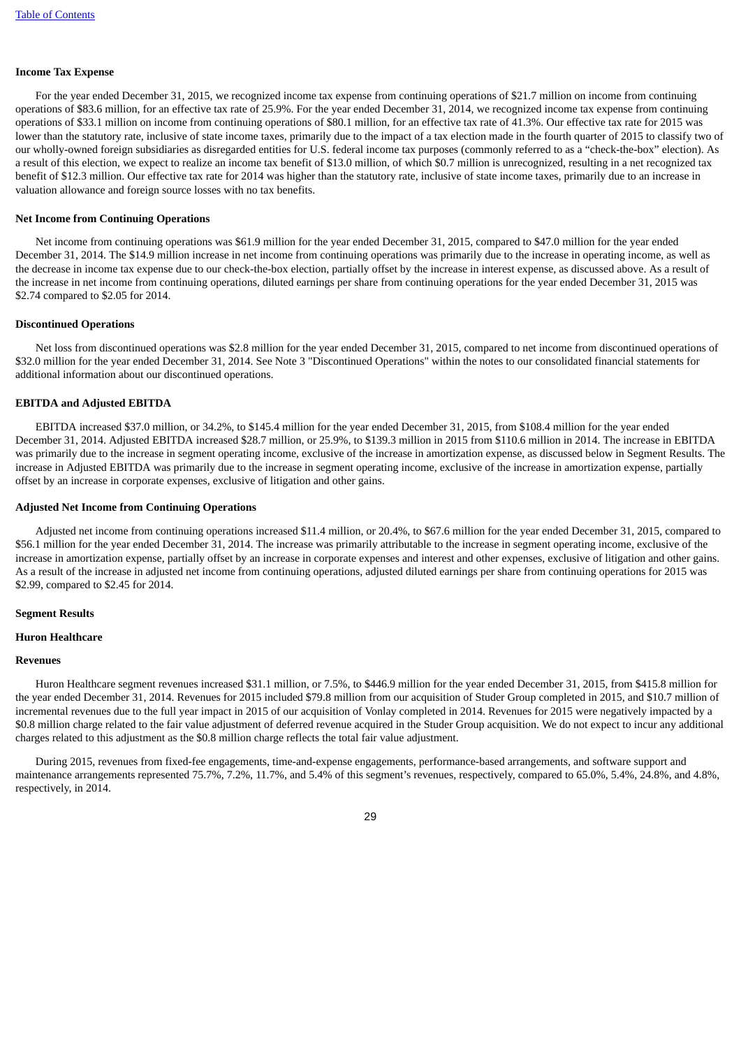**Income Tax Expense**

For the year ended December 31, 2015, we recognized income tax expense from continuing operations of $21.7 million on income from continuing operations of $83.6 million, for an effective tax rate of 25.9%. For the year ended December 31, 2014, we recognized income tax expense from continuing operations of $33.1 million on income from continuing operations of $80.1 million, for an effective tax rate of 41.3%. Our effective tax rate for 2015 was lower than the statutory rate, inclusive of state income taxes, primarily due to the impact of a tax election made in the fourth quarter of 2015 to classify two of our wholly-owned foreign subsidiaries as disregarded entities for U.S. federal income tax purposes (commonly referred to as a "check-the-box" election). As a result of this election, we expect to realize an income tax benefit of $13.0 million, of which $0.7 million is unrecognized, resulting in a net recognized tax benefit of $12.3 million. Our effective tax rate for 2014 was higher than the statutory rate, inclusive of state income taxes, primarily due to an increase in valuation allowance and foreign source losses with no tax benefits.

**Net Income from Continuing Operations**

Net income from continuing operations was $61.9 million for the year ended December 31, 2015, compared to $47.0 million for the year ended December 31, 2014. The $14.9 million increase in net income from continuing operations was primarily due to the increase in operating income, as well as the decrease in income tax expense due to our check-the-box election, partially offset by the increase in interest expense, as discussed above. As a result of the increase in net income from continuing operations, diluted earnings per share from continuing operations for the year ended December 31, 2015 was $2.74 compared to $2.05 for 2014.

**Discontinued Operations**

Net loss from discontinued operations was $2.8 million for the year ended December 31, 2015, compared to net income from discontinued operations of $32.0 million for the year ended December 31, 2014. See Note 3 "Discontinued Operations" within the notes to our consolidated financial statements for additional information about our discontinued operations.

**EBITDA and Adjusted EBITDA**

EBITDA increased $37.0 million, or 34.2%, to $145.4 million for the year ended December 31, 2015, from $108.4 million for the year ended December 31, 2014. Adjusted EBITDA increased $28.7 million, or 25.9%, to $139.3 million in 2015 from $110.6 million in 2014. The increase in EBITDA was primarily due to the increase in segment operating income, exclusive of the increase in amortization expense, as discussed below in Segment Results. The increase in Adjusted EBITDA was primarily due to the increase in segment operating income, exclusive of the increase in amortization expense, partially offset by an increase in corporate expenses, exclusive of litigation and other gains.

**Adjusted Net Income from Continuing Operations**

Adjusted net income from continuing operations increased $11.4 million, or 20.4%, to $67.6 million for the year ended December 31, 2015, compared to $56.1 million for the year ended December 31, 2014. The increase was primarily attributable to the increase in segment operating income, exclusive of the increase in amortization expense, partially offset by an increase in corporate expenses and interest and other expenses, exclusive of litigation and other gains. As a result of the increase in adjusted net income from continuing operations, adjusted diluted earnings per share from continuing operations for 2015 was $2.99, compared to $2.45 for 2014.

**Segment Results**

**Huron Healthcare**

**Revenues**

Huron Healthcare segment revenues increased $31.1 million, or 7.5%, to $446.9 million for the year ended December 31, 2015, from $415.8 million for the year ended December 31, 2014. Revenues for 2015 included $79.8 million from our acquisition of Studer Group completed in 2015, and $10.7 million of incremental revenues due to the full year impact in 2015 of our acquisition of Vonlay completed in 2014. Revenues for 2015 were negatively impacted by a $0.8 million charge related to the fair value adjustment of deferred revenue acquired in the Studer Group acquisition. We do not expect to incur any additional charges related to this adjustment as the $0.8 million charge reflects the total fair value adjustment.

During 2015, revenues from fixed-fee engagements, time-and-expense engagements, performance-based arrangements, and software support and maintenance arrangements represented 75.7%, 7.2%, 11.7%, and 5.4% of this segment's revenues, respectively, compared to 65.0%, 5.4%, 24.8%, and 4.8%, respectively, in 2014.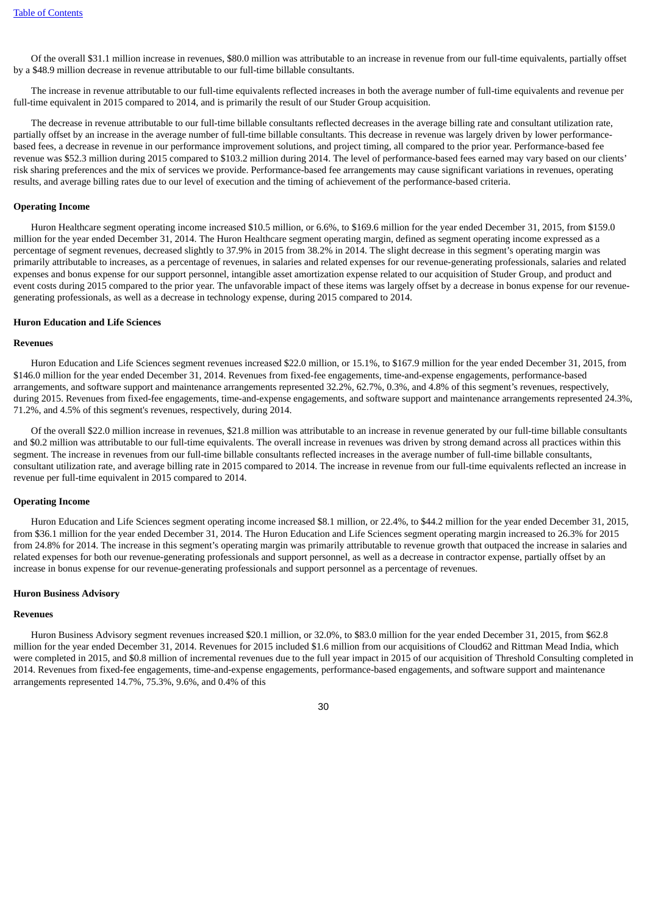Of the overall $31.1 million increase in revenues, $80.0 million was attributable to an increase in revenue from our full-time equivalents, partially offset by a $48.9 million decrease in revenue attributable to our full-time billable consultants.

The increase in revenue attributable to our full-time equivalents reflected increases in both the average number of full-time equivalents and revenue per full-time equivalent in 2015 compared to 2014, and is primarily the result of our Studer Group acquisition.

The decrease in revenue attributable to our full-time billable consultants reflected decreases in the average billing rate and consultant utilization rate, partially offset by an increase in the average number of full-time billable consultants. This decrease in revenue was largely driven by lower performance-based fees, a decrease in revenue in our performance improvement solutions, and project timing, all compared to the prior year. Performance-based fee revenue was $52.3 million during 2015 compared to $103.2 million during 2014. The level of performance-based fees earned may vary based on our clients' risk sharing preferences and the mix of services we provide. Performance-based fee arrangements may cause significant variations in revenues, operating results, and average billing rates due to our level of execution and the timing of achievement of the performance-based criteria.

**Operating Income**

Huron Healthcare segment operating income increased $10.5 million, or 6.6%, to $169.6 million for the year ended December 31, 2015, from $159.0 million for the year ended December 31, 2014. The Huron Healthcare segment operating margin, defined as segment operating income expressed as a percentage of segment revenues, decreased slightly to 37.9% in 2015 from 38.2% in 2014. The slight decrease in this segment's operating margin was primarily attributable to increases, as a percentage of revenues, in salaries and related expenses for our revenue-generating professionals, salaries and related expenses and bonus expense for our support personnel, intangible asset amortization expense related to our acquisition of Studer Group, and product and event costs during 2015 compared to the prior year. The unfavorable impact of these items was largely offset by a decrease in bonus expense for our revenue-generating professionals, as well as a decrease in technology expense, during 2015 compared to 2014.

**Huron Education and Life Sciences**

**Revenues**

Huron Education and Life Sciences segment revenues increased $22.0 million, or 15.1%, to $167.9 million for the year ended December 31, 2015, from $146.0 million for the year ended December 31, 2014. Revenues from fixed-fee engagements, time-and-expense engagements, performance-based arrangements, and software support and maintenance arrangements represented 32.2%, 62.7%, 0.3%, and 4.8% of this segment's revenues, respectively, during 2015. Revenues from fixed-fee engagements, time-and-expense engagements, and software support and maintenance arrangements represented 24.3%, 71.2%, and 4.5% of this segment's revenues, respectively, during 2014.

Of the overall $22.0 million increase in revenues, $21.8 million was attributable to an increase in revenue generated by our full-time billable consultants and $0.2 million was attributable to our full-time equivalents. The overall increase in revenues was driven by strong demand across all practices within this segment. The increase in revenues from our full-time billable consultants reflected increases in the average number of full-time billable consultants, consultant utilization rate, and average billing rate in 2015 compared to 2014. The increase in revenue from our full-time equivalents reflected an increase in revenue per full-time equivalent in 2015 compared to 2014.

**Operating Income**

Huron Education and Life Sciences segment operating income increased $8.1 million, or 22.4%, to $44.2 million for the year ended December 31, 2015, from $36.1 million for the year ended December 31, 2014. The Huron Education and Life Sciences segment operating margin increased to 26.3% for 2015 from 24.8% for 2014. The increase in this segment's operating margin was primarily attributable to revenue growth that outpaced the increase in salaries and related expenses for both our revenue-generating professionals and support personnel, as well as a decrease in contractor expense, partially offset by an increase in bonus expense for our revenue-generating professionals and support personnel as a percentage of revenues.

**Huron Business Advisory**

**Revenues**

Huron Business Advisory segment revenues increased $20.1 million, or 32.0%, to $83.0 million for the year ended December 31, 2015, from $62.8 million for the year ended December 31, 2014. Revenues for 2015 included $1.6 million from our acquisitions of Cloud62 and Rittman Mead India, which were completed in 2015, and $0.8 million of incremental revenues due to the full year impact in 2015 of our acquisition of Threshold Consulting completed in 2014. Revenues from fixed-fee engagements, time-and-expense engagements, performance-based engagements, and software support and maintenance arrangements represented 14.7%, 75.3%, 9.6%, and 0.4% of this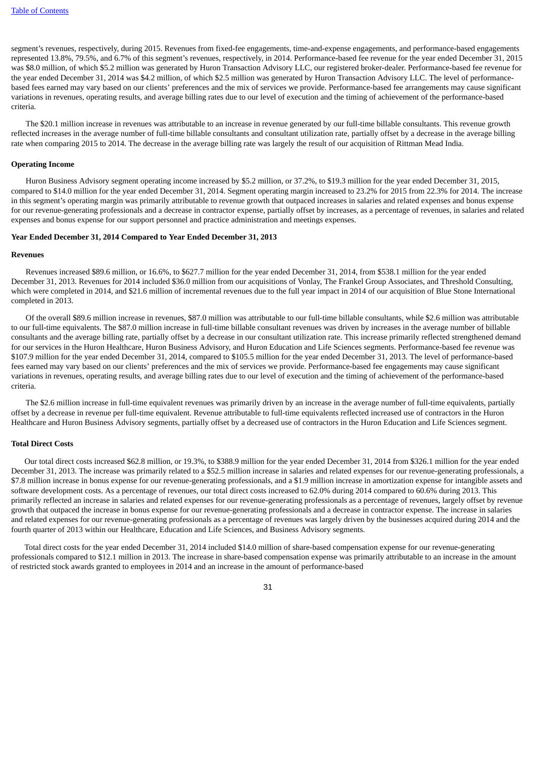segment's revenues, respectively, during 2015. Revenues from fixed-fee engagements, time-and-expense engagements, and performance-based engagements represented 13.8%, 79.5%, and 6.7% of this segment's revenues, respectively, in 2014. Performance-based fee revenue for the year ended December 31, 2015 was $8.0 million, of which $5.2 million was generated by Huron Transaction Advisory LLC, our registered broker-dealer. Performance-based fee revenue for the year ended December 31, 2014 was $4.2 million, of which $2.5 million was generated by Huron Transaction Advisory LLC. The level of performance-based fees earned may vary based on our clients' preferences and the mix of services we provide. Performance-based fee arrangements may cause significant variations in revenues, operating results, and average billing rates due to our level of execution and the timing of achievement of the performance-based criteria.

The $20.1 million increase in revenues was attributable to an increase in revenue generated by our full-time billable consultants. This revenue growth reflected increases in the average number of full-time billable consultants and consultant utilization rate, partially offset by a decrease in the average billing rate when comparing 2015 to 2014. The decrease in the average billing rate was largely the result of our acquisition of Rittman Mead India.

**Operating Income**

Huron Business Advisory segment operating income increased by $5.2 million, or 37.2%, to $19.3 million for the year ended December 31, 2015, compared to $14.0 million for the year ended December 31, 2014. Segment operating margin increased to 23.2% for 2015 from 22.3% for 2014. The increase in this segment's operating margin was primarily attributable to revenue growth that outpaced increases in salaries and related expenses and bonus expense for our revenue-generating professionals and a decrease in contractor expense, partially offset by increases, as a percentage of revenues, in salaries and related expenses and bonus expense for our support personnel and practice administration and meetings expenses.

**Year Ended December 31, 2014 Compared to Year Ended December 31, 2013**

**Revenues**

Revenues increased $89.6 million, or 16.6%, to $627.7 million for the year ended December 31, 2014, from $538.1 million for the year ended December 31, 2013. Revenues for 2014 included $36.0 million from our acquisitions of Vonlay, The Frankel Group Associates, and Threshold Consulting, which were completed in 2014, and $21.6 million of incremental revenues due to the full year impact in 2014 of our acquisition of Blue Stone International completed in 2013.

Of the overall $89.6 million increase in revenues, $87.0 million was attributable to our full-time billable consultants, while $2.6 million was attributable to our full-time equivalents. The $87.0 million increase in full-time billable consultant revenues was driven by increases in the average number of billable consultants and the average billing rate, partially offset by a decrease in our consultant utilization rate. This increase primarily reflected strengthened demand for our services in the Huron Healthcare, Huron Business Advisory, and Huron Education and Life Sciences segments. Performance-based fee revenue was $107.9 million for the year ended December 31, 2014, compared to $105.5 million for the year ended December 31, 2013. The level of performance-based fees earned may vary based on our clients' preferences and the mix of services we provide. Performance-based fee engagements may cause significant variations in revenues, operating results, and average billing rates due to our level of execution and the timing of achievement of the performance-based criteria.

The $2.6 million increase in full-time equivalent revenues was primarily driven by an increase in the average number of full-time equivalents, partially offset by a decrease in revenue per full-time equivalent. Revenue attributable to full-time equivalents reflected increased use of contractors in the Huron Healthcare and Huron Business Advisory segments, partially offset by a decreased use of contractors in the Huron Education and Life Sciences segment.

**Total Direct Costs**

Our total direct costs increased $62.8 million, or 19.3%, to $388.9 million for the year ended December 31, 2014 from $326.1 million for the year ended December 31, 2013. The increase was primarily related to a $52.5 million increase in salaries and related expenses for our revenue-generating professionals, a $7.8 million increase in bonus expense for our revenue-generating professionals, and a $1.9 million increase in amortization expense for intangible assets and software development costs. As a percentage of revenues, our total direct costs increased to 62.0% during 2014 compared to 60.6% during 2013. This primarily reflected an increase in salaries and related expenses for our revenue-generating professionals as a percentage of revenues, largely offset by revenue growth that outpaced the increase in bonus expense for our revenue-generating professionals and a decrease in contractor expense. The increase in salaries and related expenses for our revenue-generating professionals as a percentage of revenues was largely driven by the businesses acquired during 2014 and the fourth quarter of 2013 within our Healthcare, Education and Life Sciences, and Business Advisory segments.

Total direct costs for the year ended December 31, 2014 included $14.0 million of share-based compensation expense for our revenue-generating professionals compared to $12.1 million in 2013. The increase in share-based compensation expense was primarily attributable to an increase in the amount of restricted stock awards granted to employees in 2014 and an increase in the amount of performance-based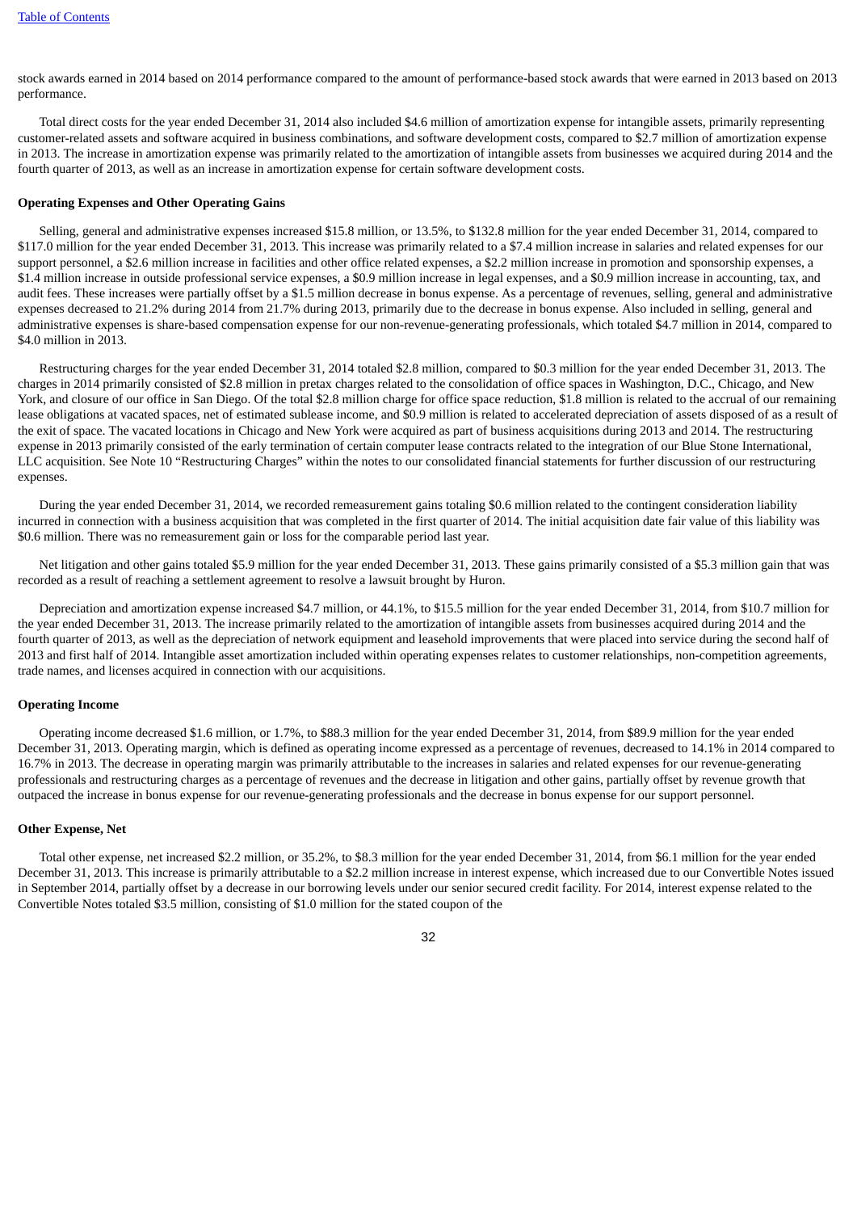stock awards earned in 2014 based on 2014 performance compared to the amount of performance-based stock awards that were earned in 2013 based on 2013 performance.

Total direct costs for the year ended December 31, 2014 also included $4.6 million of amortization expense for intangible assets, primarily representing customer-related assets and software acquired in business combinations, and software development costs, compared to $2.7 million of amortization expense in 2013. The increase in amortization expense was primarily related to the amortization of intangible assets from businesses we acquired during 2014 and the fourth quarter of 2013, as well as an increase in amortization expense for certain software development costs.

**Operating Expenses and Other Operating Gains**

Selling, general and administrative expenses increased $15.8 million, or 13.5%, to $132.8 million for the year ended December 31, 2014, compared to $117.0 million for the year ended December 31, 2013. This increase was primarily related to a $7.4 million increase in salaries and related expenses for our support personnel, a $2.6 million increase in facilities and other office related expenses, a $2.2 million increase in promotion and sponsorship expenses, a $1.4 million increase in outside professional service expenses, a $0.9 million increase in legal expenses, and a $0.9 million increase in accounting, tax, and audit fees. These increases were partially offset by a $1.5 million decrease in bonus expense. As a percentage of revenues, selling, general and administrative expenses decreased to 21.2% during 2014 from 21.7% during 2013, primarily due to the decrease in bonus expense. Also included in selling, general and administrative expenses is share-based compensation expense for our non-revenue-generating professionals, which totaled $4.7 million in 2014, compared to $4.0 million in 2013.

Restructuring charges for the year ended December 31, 2014 totaled $2.8 million, compared to $0.3 million for the year ended December 31, 2013. The charges in 2014 primarily consisted of $2.8 million in pretax charges related to the consolidation of office spaces in Washington, D.C., Chicago, and New York, and closure of our office in San Diego. Of the total $2.8 million charge for office space reduction, $1.8 million is related to the accrual of our remaining lease obligations at vacated spaces, net of estimated sublease income, and $0.9 million is related to accelerated depreciation of assets disposed of as a result of the exit of space. The vacated locations in Chicago and New York were acquired as part of business acquisitions during 2013 and 2014. The restructuring expense in 2013 primarily consisted of the early termination of certain computer lease contracts related to the integration of our Blue Stone International, LLC acquisition. See Note 10 "Restructuring Charges" within the notes to our consolidated financial statements for further discussion of our restructuring expenses.

During the year ended December 31, 2014, we recorded remeasurement gains totaling $0.6 million related to the contingent consideration liability incurred in connection with a business acquisition that was completed in the first quarter of 2014. The initial acquisition date fair value of this liability was $0.6 million. There was no remeasurement gain or loss for the comparable period last year.

Net litigation and other gains totaled $5.9 million for the year ended December 31, 2013. These gains primarily consisted of a $5.3 million gain that was recorded as a result of reaching a settlement agreement to resolve a lawsuit brought by Huron.

Depreciation and amortization expense increased $4.7 million, or 44.1%, to $15.5 million for the year ended December 31, 2014, from $10.7 million for the year ended December 31, 2013. The increase primarily related to the amortization of intangible assets from businesses acquired during 2014 and the fourth quarter of 2013, as well as the depreciation of network equipment and leasehold improvements that were placed into service during the second half of 2013 and first half of 2014. Intangible asset amortization included within operating expenses relates to customer relationships, non-competition agreements, trade names, and licenses acquired in connection with our acquisitions.

**Operating Income**

Operating income decreased $1.6 million, or 1.7%, to $88.3 million for the year ended December 31, 2014, from $89.9 million for the year ended December 31, 2013. Operating margin, which is defined as operating income expressed as a percentage of revenues, decreased to 14.1% in 2014 compared to 16.7% in 2013. The decrease in operating margin was primarily attributable to the increases in salaries and related expenses for our revenue-generating professionals and restructuring charges as a percentage of revenues and the decrease in litigation and other gains, partially offset by revenue growth that outpaced the increase in bonus expense for our revenue-generating professionals and the decrease in bonus expense for our support personnel.

**Other Expense, Net**

Total other expense, net increased $2.2 million, or 35.2%, to $8.3 million for the year ended December 31, 2014, from $6.1 million for the year ended December 31, 2013. This increase is primarily attributable to a $2.2 million increase in interest expense, which increased due to our Convertible Notes issued in September 2014, partially offset by a decrease in our borrowing levels under our senior secured credit facility. For 2014, interest expense related to the Convertible Notes totaled $3.5 million, consisting of $1.0 million for the stated coupon of the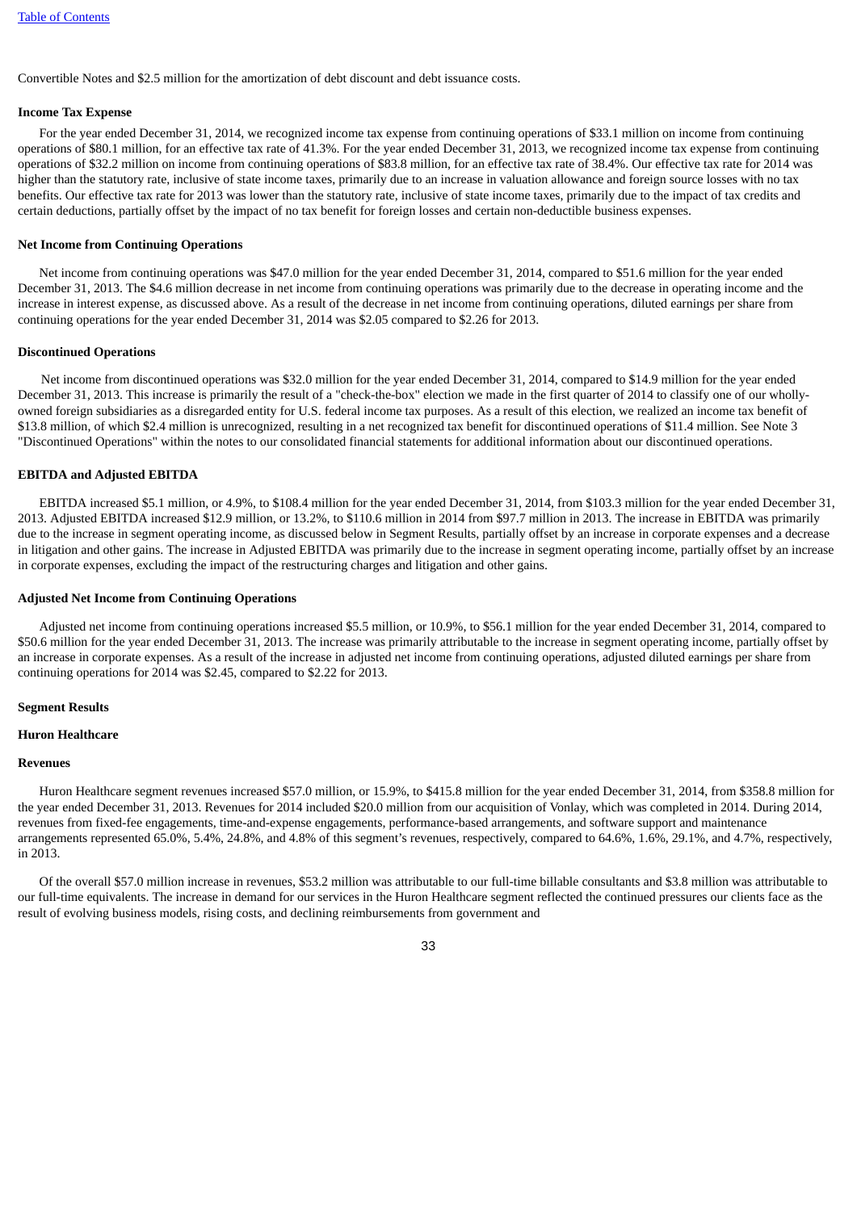Convertible Notes and $2.5 million for the amortization of debt discount and debt issuance costs.

**Income Tax Expense**

For the year ended December 31, 2014, we recognized income tax expense from continuing operations of $33.1 million on income from continuing operations of $80.1 million, for an effective tax rate of 41.3%. For the year ended December 31, 2013, we recognized income tax expense from continuing operations of $32.2 million on income from continuing operations of $83.8 million, for an effective tax rate of 38.4%. Our effective tax rate for 2014 was higher than the statutory rate, inclusive of state income taxes, primarily due to an increase in valuation allowance and foreign source losses with no tax benefits. Our effective tax rate for 2013 was lower than the statutory rate, inclusive of state income taxes, primarily due to the impact of tax credits and certain deductions, partially offset by the impact of no tax benefit for foreign losses and certain non-deductible business expenses.

**Net Income from Continuing Operations**

Net income from continuing operations was $47.0 million for the year ended December 31, 2014, compared to $51.6 million for the year ended December 31, 2013. The $4.6 million decrease in net income from continuing operations was primarily due to the decrease in operating income and the increase in interest expense, as discussed above. As a result of the decrease in net income from continuing operations, diluted earnings per share from continuing operations for the year ended December 31, 2014 was $2.05 compared to $2.26 for 2013.

**Discontinued Operations**

Net income from discontinued operations was $32.0 million for the year ended December 31, 2014, compared to $14.9 million for the year ended December 31, 2013. This increase is primarily the result of a "check-the-box" election we made in the first quarter of 2014 to classify one of our wholly-owned foreign subsidiaries as a disregarded entity for U.S. federal income tax purposes. As a result of this election, we realized an income tax benefit of $13.8 million, of which $2.4 million is unrecognized, resulting in a net recognized tax benefit for discontinued operations of $11.4 million. See Note 3 "Discontinued Operations" within the notes to our consolidated financial statements for additional information about our discontinued operations.

**EBITDA and Adjusted EBITDA**

EBITDA increased $5.1 million, or 4.9%, to $108.4 million for the year ended December 31, 2014, from $103.3 million for the year ended December 31, 2013. Adjusted EBITDA increased $12.9 million, or 13.2%, to $110.6 million in 2014 from $97.7 million in 2013. The increase in EBITDA was primarily due to the increase in segment operating income, as discussed below in Segment Results, partially offset by an increase in corporate expenses and a decrease in litigation and other gains. The increase in Adjusted EBITDA was primarily due to the increase in segment operating income, partially offset by an increase in corporate expenses, excluding the impact of the restructuring charges and litigation and other gains.

**Adjusted Net Income from Continuing Operations**

Adjusted net income from continuing operations increased $5.5 million, or 10.9%, to $56.1 million for the year ended December 31, 2014, compared to $50.6 million for the year ended December 31, 2013. The increase was primarily attributable to the increase in segment operating income, partially offset by an increase in corporate expenses. As a result of the increase in adjusted net income from continuing operations, adjusted diluted earnings per share from continuing operations for 2014 was $2.45, compared to $2.22 for 2013.

**Segment Results**

**Huron Healthcare**

**Revenues**

Huron Healthcare segment revenues increased $57.0 million, or 15.9%, to $415.8 million for the year ended December 31, 2014, from $358.8 million for the year ended December 31, 2013. Revenues for 2014 included $20.0 million from our acquisition of Vonlay, which was completed in 2014. During 2014, revenues from fixed-fee engagements, time-and-expense engagements, performance-based arrangements, and software support and maintenance arrangements represented 65.0%, 5.4%, 24.8%, and 4.8% of this segment's revenues, respectively, compared to 64.6%, 1.6%, 29.1%, and 4.7%, respectively, in 2013.

Of the overall $57.0 million increase in revenues, $53.2 million was attributable to our full-time billable consultants and $3.8 million was attributable to our full-time equivalents. The increase in demand for our services in the Huron Healthcare segment reflected the continued pressures our clients face as the result of evolving business models, rising costs, and declining reimbursements from government and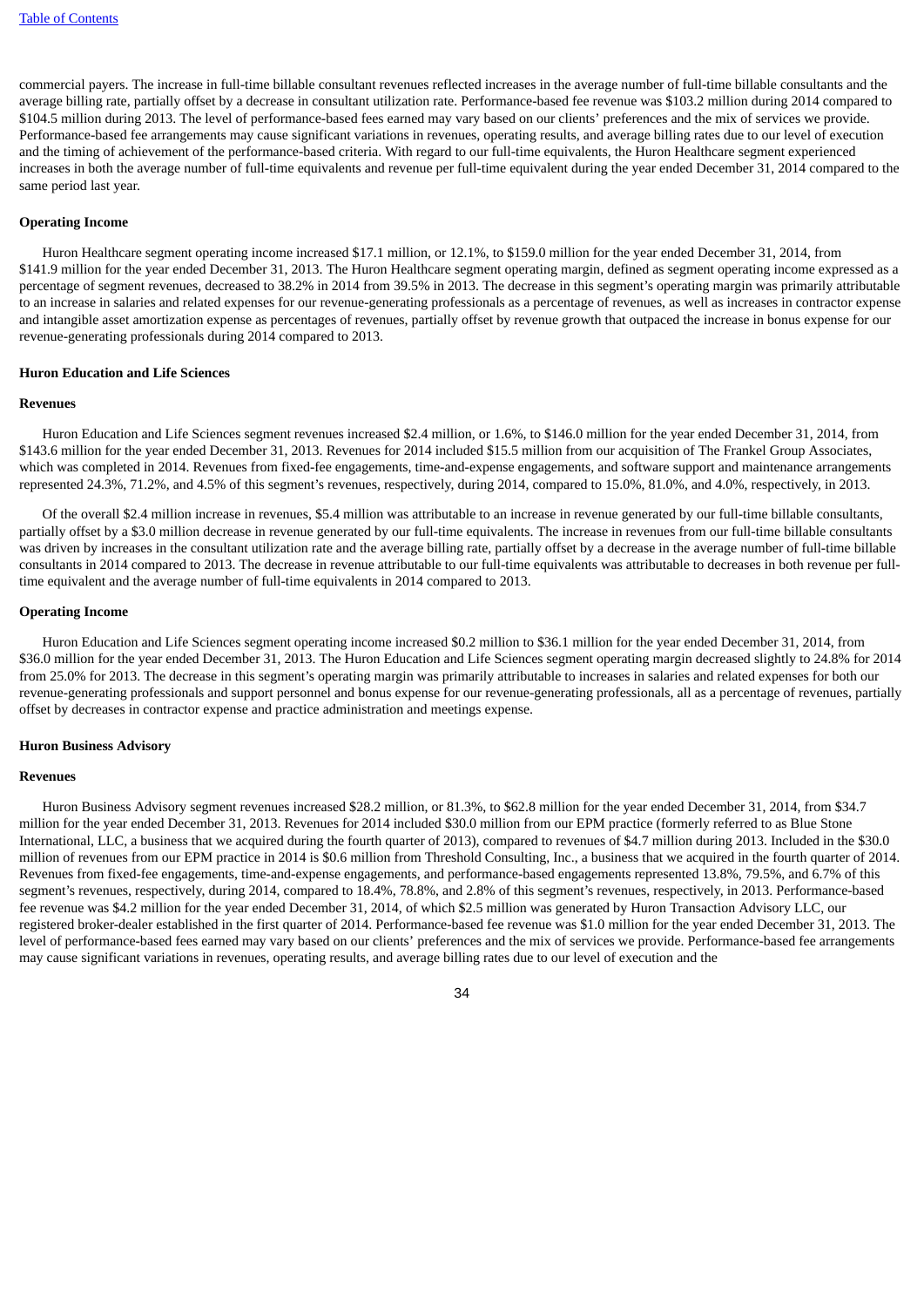commercial payers. The increase in full-time billable consultant revenues reflected increases in the average number of full-time billable consultants and the average billing rate, partially offset by a decrease in consultant utilization rate. Performance-based fee revenue was $103.2 million during 2014 compared to $104.5 million during 2013. The level of performance-based fees earned may vary based on our clients' preferences and the mix of services we provide. Performance-based fee arrangements may cause significant variations in revenues, operating results, and average billing rates due to our level of execution and the timing of achievement of the performance-based criteria. With regard to our full-time equivalents, the Huron Healthcare segment experienced increases in both the average number of full-time equivalents and revenue per full-time equivalent during the year ended December 31, 2014 compared to the same period last year.

**Operating Income**

Huron Healthcare segment operating income increased $17.1 million, or 12.1%, to $159.0 million for the year ended December 31, 2014, from $141.9 million for the year ended December 31, 2013. The Huron Healthcare segment operating margin, defined as segment operating income expressed as a percentage of segment revenues, decreased to 38.2% in 2014 from 39.5% in 2013. The decrease in this segment's operating margin was primarily attributable to an increase in salaries and related expenses for our revenue-generating professionals as a percentage of revenues, as well as increases in contractor expense and intangible asset amortization expense as percentages of revenues, partially offset by revenue growth that outpaced the increase in bonus expense for our revenue-generating professionals during 2014 compared to 2013.

**Huron Education and Life Sciences**

**Revenues**

Huron Education and Life Sciences segment revenues increased $2.4 million, or 1.6%, to $146.0 million for the year ended December 31, 2014, from $143.6 million for the year ended December 31, 2013. Revenues for 2014 included $15.5 million from our acquisition of The Frankel Group Associates, which was completed in 2014. Revenues from fixed-fee engagements, time-and-expense engagements, and software support and maintenance arrangements represented 24.3%, 71.2%, and 4.5% of this segment's revenues, respectively, during 2014, compared to 15.0%, 81.0%, and 4.0%, respectively, in 2013.

Of the overall $2.4 million increase in revenues, $5.4 million was attributable to an increase in revenue generated by our full-time billable consultants, partially offset by a $3.0 million decrease in revenue generated by our full-time equivalents. The increase in revenues from our full-time billable consultants was driven by increases in the consultant utilization rate and the average billing rate, partially offset by a decrease in the average number of full-time billable consultants in 2014 compared to 2013. The decrease in revenue attributable to our full-time equivalents was attributable to decreases in both revenue per full-time equivalent and the average number of full-time equivalents in 2014 compared to 2013.

**Operating Income**

Huron Education and Life Sciences segment operating income increased $0.2 million to $36.1 million for the year ended December 31, 2014, from $36.0 million for the year ended December 31, 2013. The Huron Education and Life Sciences segment operating margin decreased slightly to 24.8% for 2014 from 25.0% for 2013. The decrease in this segment's operating margin was primarily attributable to increases in salaries and related expenses for both our revenue-generating professionals and support personnel and bonus expense for our revenue-generating professionals, all as a percentage of revenues, partially offset by decreases in contractor expense and practice administration and meetings expense.

**Huron Business Advisory**

**Revenues**

Huron Business Advisory segment revenues increased $28.2 million, or 81.3%, to $62.8 million for the year ended December 31, 2014, from $34.7 million for the year ended December 31, 2013. Revenues for 2014 included $30.0 million from our EPM practice (formerly referred to as Blue Stone International, LLC, a business that we acquired during the fourth quarter of 2013), compared to revenues of $4.7 million during 2013. Included in the $30.0 million of revenues from our EPM practice in 2014 is $0.6 million from Threshold Consulting, Inc., a business that we acquired in the fourth quarter of 2014. Revenues from fixed-fee engagements, time-and-expense engagements, and performance-based engagements represented 13.8%, 79.5%, and 6.7% of this segment's revenues, respectively, during 2014, compared to 18.4%, 78.8%, and 2.8% of this segment's revenues, respectively, in 2013. Performance-based fee revenue was $4.2 million for the year ended December 31, 2014, of which $2.5 million was generated by Huron Transaction Advisory LLC, our registered broker-dealer established in the first quarter of 2014. Performance-based fee revenue was $1.0 million for the year ended December 31, 2013. The level of performance-based fees earned may vary based on our clients' preferences and the mix of services we provide. Performance-based fee arrangements may cause significant variations in revenues, operating results, and average billing rates due to our level of execution and the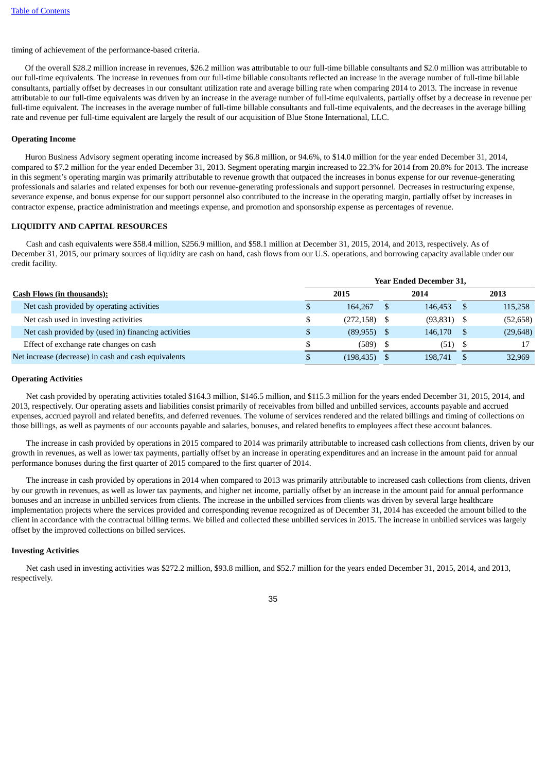timing of achievement of the performance-based criteria.

Of the overall $28.2 million increase in revenues, $26.2 million was attributable to our full-time billable consultants and $2.0 million was attributable to our full-time equivalents. The increase in revenues from our full-time billable consultants reflected an increase in the average number of full-time billable consultants, partially offset by decreases in our consultant utilization rate and average billing rate when comparing 2014 to 2013. The increase in revenue attributable to our full-time equivalents was driven by an increase in the average number of full-time equivalents, partially offset by a decrease in revenue per full-time equivalent. The increases in the average number of full-time billable consultants and full-time equivalents, and the decreases in the average billing rate and revenue per full-time equivalent are largely the result of our acquisition of Blue Stone International, LLC.

#### Operating Income

Huron Business Advisory segment operating income increased by $6.8 million, or 94.6%, to $14.0 million for the year ended December 31, 2014, compared to $7.2 million for the year ended December 31, 2013. Segment operating margin increased to 22.3% for 2014 from 20.8% for 2013. The increase in this segment's operating margin was primarily attributable to revenue growth that outpaced the increases in bonus expense for our revenue-generating professionals and salaries and related expenses for both our revenue-generating professionals and support personnel. Decreases in restructuring expense, severance expense, and bonus expense for our support personnel also contributed to the increase in the operating margin, partially offset by increases in contractor expense, practice administration and meetings expense, and promotion and sponsorship expense as percentages of revenue.

### LIQUIDITY AND CAPITAL RESOURCES

Cash and cash equivalents were $58.4 million, $256.9 million, and $58.1 million at December 31, 2015, 2014, and 2013, respectively. As of December 31, 2015, our primary sources of liquidity are cash on hand, cash flows from our U.S. operations, and borrowing capacity available under our credit facility.

| | Year Ended December 31, | | |
|---|---|---|---|
| **Cash Flows (in thousands):** | **2015** | **2014** | **2013** |
| Net cash provided by operating activities | $ 164,267 | $ 146,453 | $ 115,258 |
| Net cash used in investing activities | $ (272,158) | $ (93,831) | $ (52,658) |
| Net cash provided by (used in) financing activities | $ (89,955) | $ 146,170 | $ (29,648) |
| Effect of exchange rate changes on cash | $ (589) | $ (51) | $ 17 |
| Net increase (decrease) in cash and cash equivalents | $ (198,435) | $ 198,741 | $ 32,969 |

#### Operating Activities

Net cash provided by operating activities totaled $164.3 million, $146.5 million, and $115.3 million for the years ended December 31, 2015, 2014, and 2013, respectively. Our operating assets and liabilities consist primarily of receivables from billed and unbilled services, accounts payable and accrued expenses, accrued payroll and related benefits, and deferred revenues. The volume of services rendered and the related billings and timing of collections on those billings, as well as payments of our accounts payable and salaries, bonuses, and related benefits to employees affect these account balances.

The increase in cash provided by operations in 2015 compared to 2014 was primarily attributable to increased cash collections from clients, driven by our growth in revenues, as well as lower tax payments, partially offset by an increase in operating expenditures and an increase in the amount paid for annual performance bonuses during the first quarter of 2015 compared to the first quarter of 2014.

The increase in cash provided by operations in 2014 when compared to 2013 was primarily attributable to increased cash collections from clients, driven by our growth in revenues, as well as lower tax payments, and higher net income, partially offset by an increase in the amount paid for annual performance bonuses and an increase in unbilled services from clients. The increase in the unbilled services from clients was driven by several large healthcare implementation projects where the services provided and corresponding revenue recognized as of December 31, 2014 has exceeded the amount billed to the client in accordance with the contractual billing terms. We billed and collected these unbilled services in 2015. The increase in unbilled services was largely offset by the improved collections on billed services.

#### Investing Activities

Net cash used in investing activities was $272.2 million, $93.8 million, and $52.7 million for the years ended December 31, 2015, 2014, and 2013, respectively.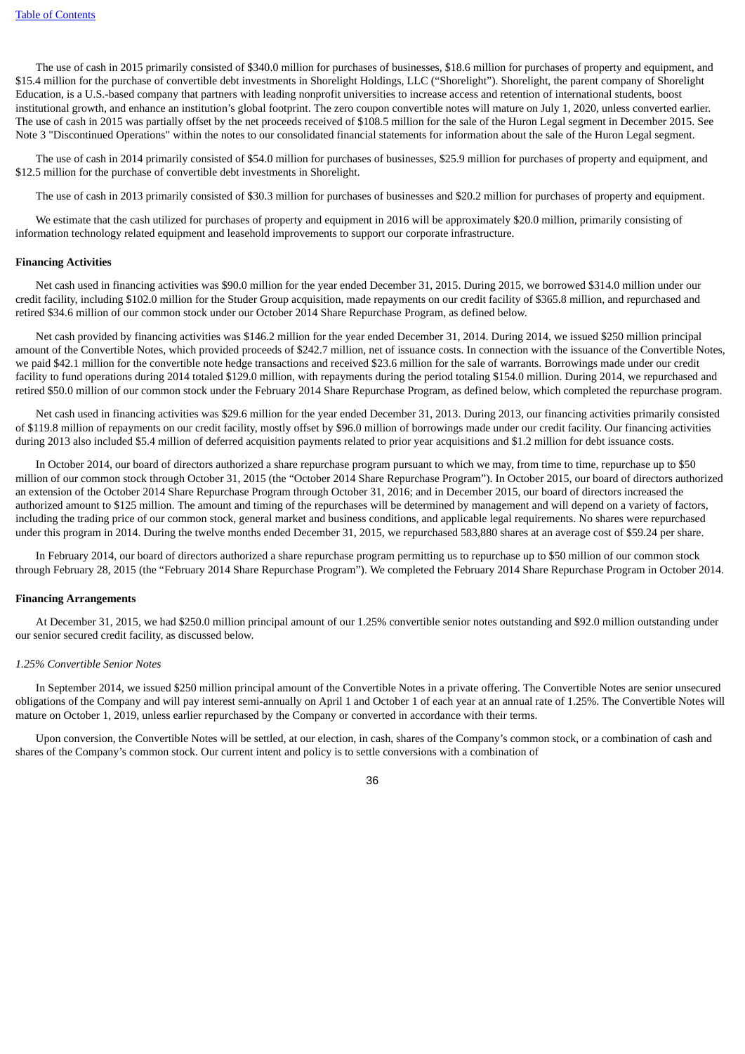The use of cash in 2015 primarily consisted of $340.0 million for purchases of businesses, $18.6 million for purchases of property and equipment, and $15.4 million for the purchase of convertible debt investments in Shorelight Holdings, LLC ("Shorelight"). Shorelight, the parent company of Shorelight Education, is a U.S.-based company that partners with leading nonprofit universities to increase access and retention of international students, boost institutional growth, and enhance an institution's global footprint. The zero coupon convertible notes will mature on July 1, 2020, unless converted earlier. The use of cash in 2015 was partially offset by the net proceeds received of $108.5 million for the sale of the Huron Legal segment in December 2015. See Note 3 "Discontinued Operations" within the notes to our consolidated financial statements for information about the sale of the Huron Legal segment.

The use of cash in 2014 primarily consisted of $54.0 million for purchases of businesses, $25.9 million for purchases of property and equipment, and $12.5 million for the purchase of convertible debt investments in Shorelight.

The use of cash in 2013 primarily consisted of $30.3 million for purchases of businesses and $20.2 million for purchases of property and equipment.

We estimate that the cash utilized for purchases of property and equipment in 2016 will be approximately $20.0 million, primarily consisting of information technology related equipment and leasehold improvements to support our corporate infrastructure.

**Financing Activities**

Net cash used in financing activities was $90.0 million for the year ended December 31, 2015. During 2015, we borrowed $314.0 million under our credit facility, including $102.0 million for the Studer Group acquisition, made repayments on our credit facility of $365.8 million, and repurchased and retired $34.6 million of our common stock under our October 2014 Share Repurchase Program, as defined below.

Net cash provided by financing activities was $146.2 million for the year ended December 31, 2014. During 2014, we issued $250 million principal amount of the Convertible Notes, which provided proceeds of $242.7 million, net of issuance costs. In connection with the issuance of the Convertible Notes, we paid $42.1 million for the convertible note hedge transactions and received $23.6 million for the sale of warrants. Borrowings made under our credit facility to fund operations during 2014 totaled $129.0 million, with repayments during the period totaling $154.0 million. During 2014, we repurchased and retired $50.0 million of our common stock under the February 2014 Share Repurchase Program, as defined below, which completed the repurchase program.

Net cash used in financing activities was $29.6 million for the year ended December 31, 2013. During 2013, our financing activities primarily consisted of $119.8 million of repayments on our credit facility, mostly offset by $96.0 million of borrowings made under our credit facility. Our financing activities during 2013 also included $5.4 million of deferred acquisition payments related to prior year acquisitions and $1.2 million for debt issuance costs.

In October 2014, our board of directors authorized a share repurchase program pursuant to which we may, from time to time, repurchase up to $50 million of our common stock through October 31, 2015 (the "October 2014 Share Repurchase Program"). In October 2015, our board of directors authorized an extension of the October 2014 Share Repurchase Program through October 31, 2016; and in December 2015, our board of directors increased the authorized amount to $125 million. The amount and timing of the repurchases will be determined by management and will depend on a variety of factors, including the trading price of our common stock, general market and business conditions, and applicable legal requirements. No shares were repurchased under this program in 2014. During the twelve months ended December 31, 2015, we repurchased 583,880 shares at an average cost of $59.24 per share.

In February 2014, our board of directors authorized a share repurchase program permitting us to repurchase up to $50 million of our common stock through February 28, 2015 (the "February 2014 Share Repurchase Program"). We completed the February 2014 Share Repurchase Program in October 2014.

**Financing Arrangements**

At December 31, 2015, we had $250.0 million principal amount of our 1.25% convertible senior notes outstanding and $92.0 million outstanding under our senior secured credit facility, as discussed below.

*1.25% Convertible Senior Notes*

In September 2014, we issued $250 million principal amount of the Convertible Notes in a private offering. The Convertible Notes are senior unsecured obligations of the Company and will pay interest semi-annually on April 1 and October 1 of each year at an annual rate of 1.25%. The Convertible Notes will mature on October 1, 2019, unless earlier repurchased by the Company or converted in accordance with their terms.

Upon conversion, the Convertible Notes will be settled, at our election, in cash, shares of the Company's common stock, or a combination of cash and shares of the Company's common stock. Our current intent and policy is to settle conversions with a combination of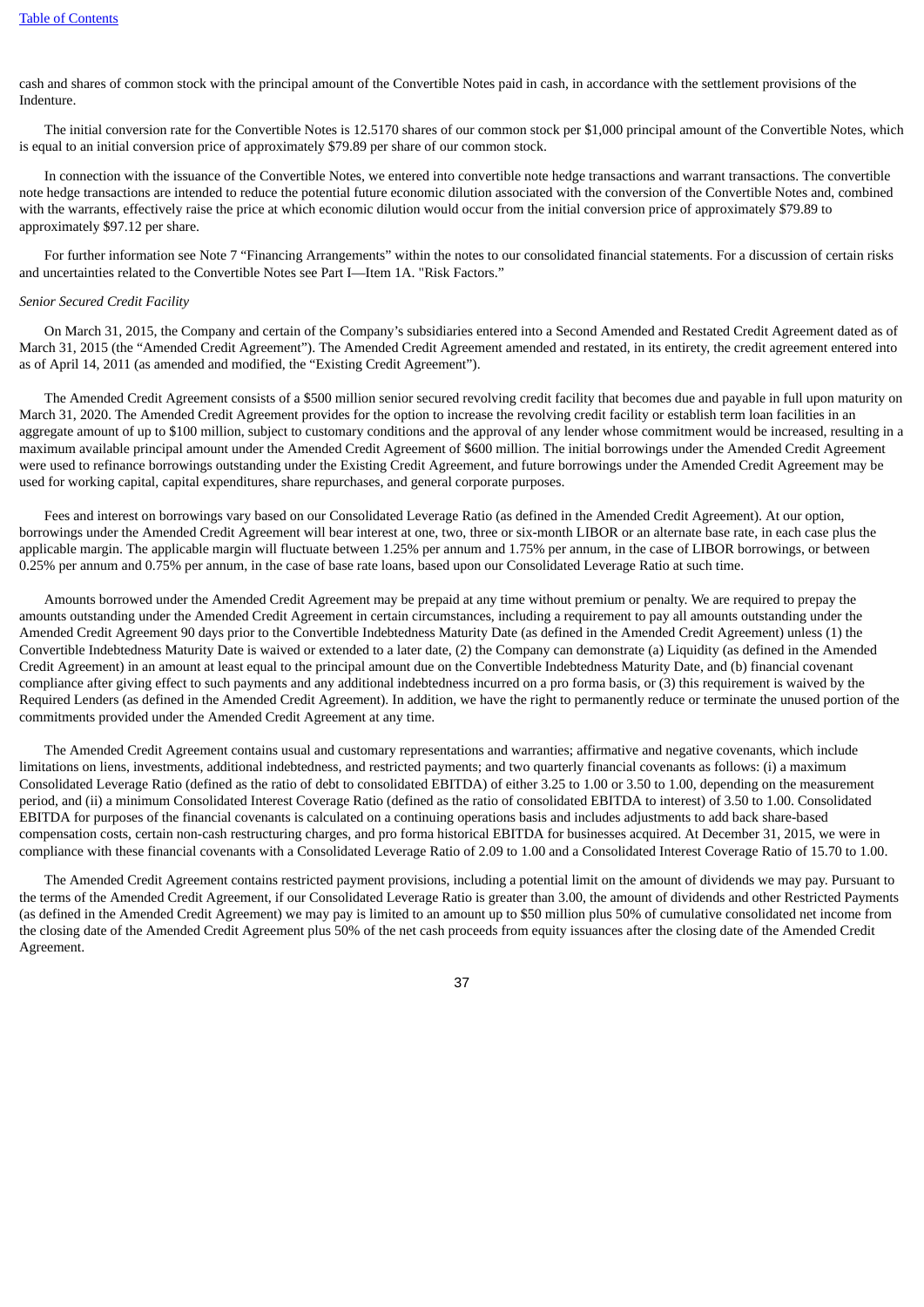cash and shares of common stock with the principal amount of the Convertible Notes paid in cash, in accordance with the settlement provisions of the Indenture.

The initial conversion rate for the Convertible Notes is 12.5170 shares of our common stock per $1,000 principal amount of the Convertible Notes, which is equal to an initial conversion price of approximately $79.89 per share of our common stock.

In connection with the issuance of the Convertible Notes, we entered into convertible note hedge transactions and warrant transactions. The convertible note hedge transactions are intended to reduce the potential future economic dilution associated with the conversion of the Convertible Notes and, combined with the warrants, effectively raise the price at which economic dilution would occur from the initial conversion price of approximately $79.89 to approximately $97.12 per share.

For further information see Note 7 “Financing Arrangements” within the notes to our consolidated financial statements. For a discussion of certain risks and uncertainties related to the Convertible Notes see Part I—Item 1A. "Risk Factors."

*Senior Secured Credit Facility*

On March 31, 2015, the Company and certain of the Company’s subsidiaries entered into a Second Amended and Restated Credit Agreement dated as of March 31, 2015 (the “Amended Credit Agreement”). The Amended Credit Agreement amended and restated, in its entirety, the credit agreement entered into as of April 14, 2011 (as amended and modified, the “Existing Credit Agreement”).

The Amended Credit Agreement consists of a $500 million senior secured revolving credit facility that becomes due and payable in full upon maturity on March 31, 2020. The Amended Credit Agreement provides for the option to increase the revolving credit facility or establish term loan facilities in an aggregate amount of up to $100 million, subject to customary conditions and the approval of any lender whose commitment would be increased, resulting in a maximum available principal amount under the Amended Credit Agreement of $600 million. The initial borrowings under the Amended Credit Agreement were used to refinance borrowings outstanding under the Existing Credit Agreement, and future borrowings under the Amended Credit Agreement may be used for working capital, capital expenditures, share repurchases, and general corporate purposes.

Fees and interest on borrowings vary based on our Consolidated Leverage Ratio (as defined in the Amended Credit Agreement). At our option, borrowings under the Amended Credit Agreement will bear interest at one, two, three or six-month LIBOR or an alternate base rate, in each case plus the applicable margin. The applicable margin will fluctuate between 1.25% per annum and 1.75% per annum, in the case of LIBOR borrowings, or between 0.25% per annum and 0.75% per annum, in the case of base rate loans, based upon our Consolidated Leverage Ratio at such time.

Amounts borrowed under the Amended Credit Agreement may be prepaid at any time without premium or penalty. We are required to prepay the amounts outstanding under the Amended Credit Agreement in certain circumstances, including a requirement to pay all amounts outstanding under the Amended Credit Agreement 90 days prior to the Convertible Indebtedness Maturity Date (as defined in the Amended Credit Agreement) unless (1) the Convertible Indebtedness Maturity Date is waived or extended to a later date, (2) the Company can demonstrate (a) Liquidity (as defined in the Amended Credit Agreement) in an amount at least equal to the principal amount due on the Convertible Indebtedness Maturity Date, and (b) financial covenant compliance after giving effect to such payments and any additional indebtedness incurred on a pro forma basis, or (3) this requirement is waived by the Required Lenders (as defined in the Amended Credit Agreement). In addition, we have the right to permanently reduce or terminate the unused portion of the commitments provided under the Amended Credit Agreement at any time.

The Amended Credit Agreement contains usual and customary representations and warranties; affirmative and negative covenants, which include limitations on liens, investments, additional indebtedness, and restricted payments; and two quarterly financial covenants as follows: (i) a maximum Consolidated Leverage Ratio (defined as the ratio of debt to consolidated EBITDA) of either 3.25 to 1.00 or 3.50 to 1.00, depending on the measurement period, and (ii) a minimum Consolidated Interest Coverage Ratio (defined as the ratio of consolidated EBITDA to interest) of 3.50 to 1.00. Consolidated EBITDA for purposes of the financial covenants is calculated on a continuing operations basis and includes adjustments to add back share-based compensation costs, certain non-cash restructuring charges, and pro forma historical EBITDA for businesses acquired. At December 31, 2015, we were in compliance with these financial covenants with a Consolidated Leverage Ratio of 2.09 to 1.00 and a Consolidated Interest Coverage Ratio of 15.70 to 1.00.

The Amended Credit Agreement contains restricted payment provisions, including a potential limit on the amount of dividends we may pay. Pursuant to the terms of the Amended Credit Agreement, if our Consolidated Leverage Ratio is greater than 3.00, the amount of dividends and other Restricted Payments (as defined in the Amended Credit Agreement) we may pay is limited to an amount up to $50 million plus 50% of cumulative consolidated net income from the closing date of the Amended Credit Agreement plus 50% of the net cash proceeds from equity issuances after the closing date of the Amended Credit Agreement.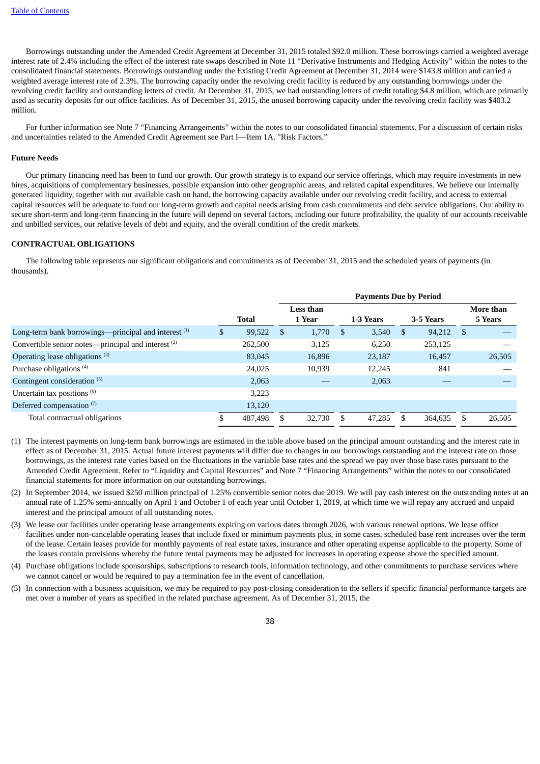Borrowings outstanding under the Amended Credit Agreement at December 31, 2015 totaled $92.0 million. These borrowings carried a weighted average interest rate of 2.4% including the effect of the interest rate swaps described in Note 11 "Derivative Instruments and Hedging Activity" within the notes to the consolidated financial statements. Borrowings outstanding under the Existing Credit Agreement at December 31, 2014 were $143.8 million and carried a weighted average interest rate of 2.3%. The borrowing capacity under the revolving credit facility is reduced by any outstanding borrowings under the revolving credit facility and outstanding letters of credit. At December 31, 2015, we had outstanding letters of credit totaling $4.8 million, which are primarily used as security deposits for our office facilities. As of December 31, 2015, the unused borrowing capacity under the revolving credit facility was $403.2 million.

For further information see Note 7 "Financing Arrangements" within the notes to our consolidated financial statements. For a discussion of certain risks and uncertainties related to the Amended Credit Agreement see Part I—Item 1A. "Risk Factors."

#### Future Needs

Our primary financing need has been to fund our growth. Our growth strategy is to expand our service offerings, which may require investments in new hires, acquisitions of complementary businesses, possible expansion into other geographic areas, and related capital expenditures. We believe our internally generated liquidity, together with our available cash on hand, the borrowing capacity available under our revolving credit facility, and access to external capital resources will be adequate to fund our long-term growth and capital needs arising from cash commitments and debt service obligations. Our ability to secure short-term and long-term financing in the future will depend on several factors, including our future profitability, the quality of our accounts receivable and unbilled services, our relative levels of debt and equity, and the overall condition of the credit markets.

### CONTRACTUAL OBLIGATIONS

The following table represents our significant obligations and commitments as of December 31, 2015 and the scheduled years of payments (in thousands).

| | | Payments Due by Period | | | |
|---|---|---|---|---|---|
| | Total | Less than 1 Year | 1-3 Years | 3-5 Years | More than 5 Years |
| Long-term bank borrowings—principal and interest [(1)] | $ 99,522 | $ 1,770 | $ 3,540 | $ 94,212 | $ — |
| Convertible senior notes—principal and interest [(2)] | 262,500 | 3,125 | 6,250 | 253,125 | — |
| Operating lease obligations [(3)] | 83,045 | 16,896 | 23,187 | 16,457 | 26,505 |
| Purchase obligations [(4)] | 24,025 | 10,939 | 12,245 | 841 | — |
| Contingent consideration [(5)] | 2,063 | — | 2,063 | — | — |
| Uncertain tax positions [(6)] | 3,223 | | | | |
| Deferred compensation [(7)] | 13,120 | | | | |
| Total contractual obligations | $ 487,498 | $ 32,730 | $ 47,285 | $ 364,635 | $ 26,505 |

(1) The interest payments on long-term bank borrowings are estimated in the table above based on the principal amount outstanding and the interest rate in effect as of December 31, 2015. Actual future interest payments will differ due to changes in our borrowings outstanding and the interest rate on those borrowings, as the interest rate varies based on the fluctuations in the variable base rates and the spread we pay over those base rates pursuant to the Amended Credit Agreement. Refer to "Liquidity and Capital Resources" and Note 7 "Financing Arrangements" within the notes to our consolidated financial statements for more information on our outstanding borrowings.

(2) In September 2014, we issued $250 million principal of 1.25% convertible senior notes due 2019. We will pay cash interest on the outstanding notes at an annual rate of 1.25% semi-annually on April 1 and October 1 of each year until October 1, 2019, at which time we will repay any accrued and unpaid interest and the principal amount of all outstanding notes.

(3) We lease our facilities under operating lease arrangements expiring on various dates through 2026, with various renewal options. We lease office facilities under non-cancelable operating leases that include fixed or minimum payments plus, in some cases, scheduled base rent increases over the term of the lease. Certain leases provide for monthly payments of real estate taxes, insurance and other operating expense applicable to the property. Some of the leases contain provisions whereby the future rental payments may be adjusted for increases in operating expense above the specified amount.

(4) Purchase obligations include sponsorships, subscriptions to research tools, information technology, and other commitments to purchase services where we cannot cancel or would be required to pay a termination fee in the event of cancellation.

(5) In connection with a business acquisition, we may be required to pay post-closing consideration to the sellers if specific financial performance targets are met over a number of years as specified in the related purchase agreement. As of December 31, 2015, the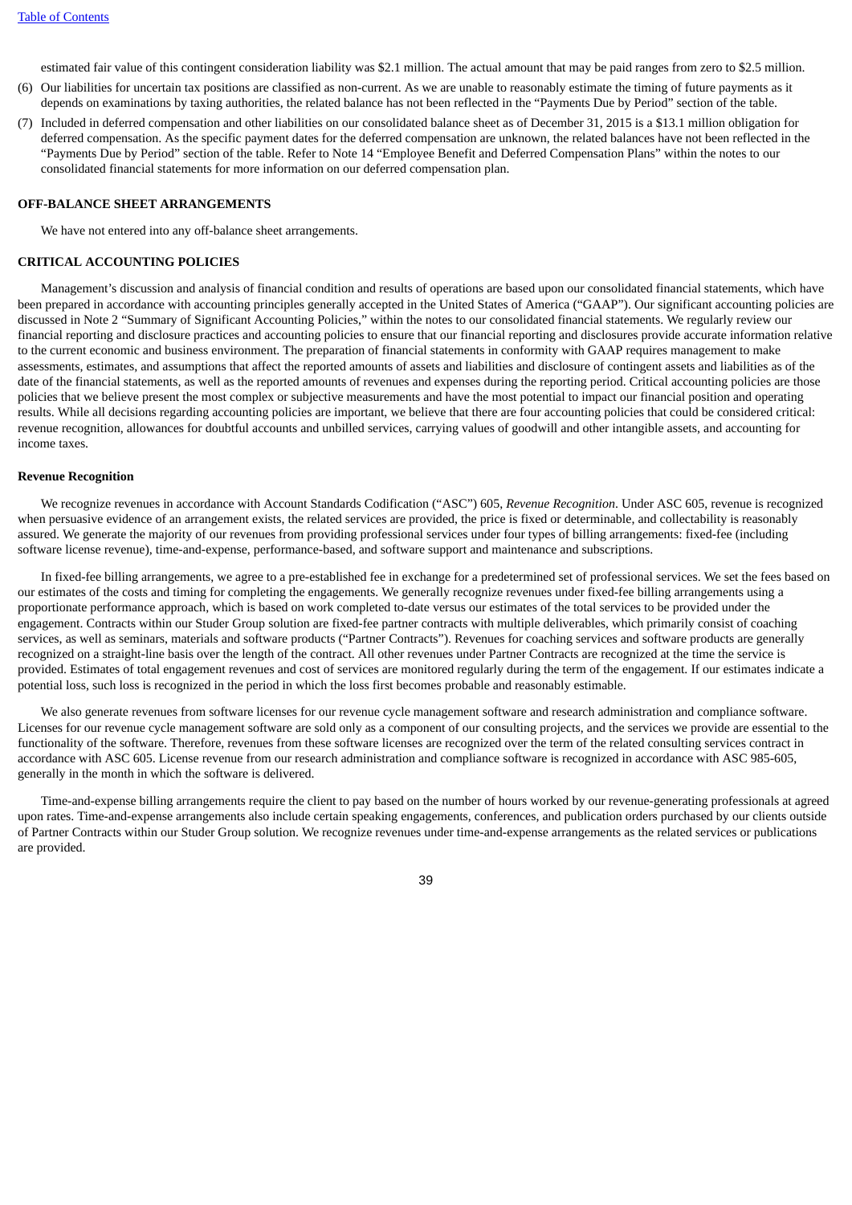estimated fair value of this contingent consideration liability was $2.1 million. The actual amount that may be paid ranges from zero to $2.5 million.

(6) Our liabilities for uncertain tax positions are classified as non-current. As we are unable to reasonably estimate the timing of future payments as it depends on examinations by taxing authorities, the related balance has not been reflected in the "Payments Due by Period" section of the table.

(7) Included in deferred compensation and other liabilities on our consolidated balance sheet as of December 31, 2015 is a $13.1 million obligation for deferred compensation. As the specific payment dates for the deferred compensation are unknown, the related balances have not been reflected in the "Payments Due by Period" section of the table. Refer to Note 14 "Employee Benefit and Deferred Compensation Plans" within the notes to our consolidated financial statements for more information on our deferred compensation plan.

## OFF-BALANCE SHEET ARRANGEMENTS

We have not entered into any off-balance sheet arrangements.

## CRITICAL ACCOUNTING POLICIES

Management's discussion and analysis of financial condition and results of operations are based upon our consolidated financial statements, which have been prepared in accordance with accounting principles generally accepted in the United States of America ("GAAP"). Our significant accounting policies are discussed in Note 2 "Summary of Significant Accounting Policies," within the notes to our consolidated financial statements. We regularly review our financial reporting and disclosure practices and accounting policies to ensure that our financial reporting and disclosures provide accurate information relative to the current economic and business environment. The preparation of financial statements in conformity with GAAP requires management to make assessments, estimates, and assumptions that affect the reported amounts of assets and liabilities and disclosure of contingent assets and liabilities as of the date of the financial statements, as well as the reported amounts of revenues and expenses during the reporting period. Critical accounting policies are those policies that we believe present the most complex or subjective measurements and have the most potential to impact our financial position and operating results. While all decisions regarding accounting policies are important, we believe that there are four accounting policies that could be considered critical: revenue recognition, allowances for doubtful accounts and unbilled services, carrying values of goodwill and other intangible assets, and accounting for income taxes.

### Revenue Recognition

We recognize revenues in accordance with Account Standards Codification ("ASC") 605, *Revenue Recognition*. Under ASC 605, revenue is recognized when persuasive evidence of an arrangement exists, the related services are provided, the price is fixed or determinable, and collectability is reasonably assured. We generate the majority of our revenues from providing professional services under four types of billing arrangements: fixed-fee (including software license revenue), time-and-expense, performance-based, and software support and maintenance and subscriptions.

In fixed-fee billing arrangements, we agree to a pre-established fee in exchange for a predetermined set of professional services. We set the fees based on our estimates of the costs and timing for completing the engagements. We generally recognize revenues under fixed-fee billing arrangements using a proportionate performance approach, which is based on work completed to-date versus our estimates of the total services to be provided under the engagement. Contracts within our Studer Group solution are fixed-fee partner contracts with multiple deliverables, which primarily consist of coaching services, as well as seminars, materials and software products ("Partner Contracts"). Revenues for coaching services and software products are generally recognized on a straight-line basis over the length of the contract. All other revenues under Partner Contracts are recognized at the time the service is provided. Estimates of total engagement revenues and cost of services are monitored regularly during the term of the engagement. If our estimates indicate a potential loss, such loss is recognized in the period in which the loss first becomes probable and reasonably estimable.

We also generate revenues from software licenses for our revenue cycle management software and research administration and compliance software. Licenses for our revenue cycle management software are sold only as a component of our consulting projects, and the services we provide are essential to the functionality of the software. Therefore, revenues from these software licenses are recognized over the term of the related consulting services contract in accordance with ASC 605. License revenue from our research administration and compliance software is recognized in accordance with ASC 985-605, generally in the month in which the software is delivered.

Time-and-expense billing arrangements require the client to pay based on the number of hours worked by our revenue-generating professionals at agreed upon rates. Time-and-expense arrangements also include certain speaking engagements, conferences, and publication orders purchased by our clients outside of Partner Contracts within our Studer Group solution. We recognize revenues under time-and-expense arrangements as the related services or publications are provided.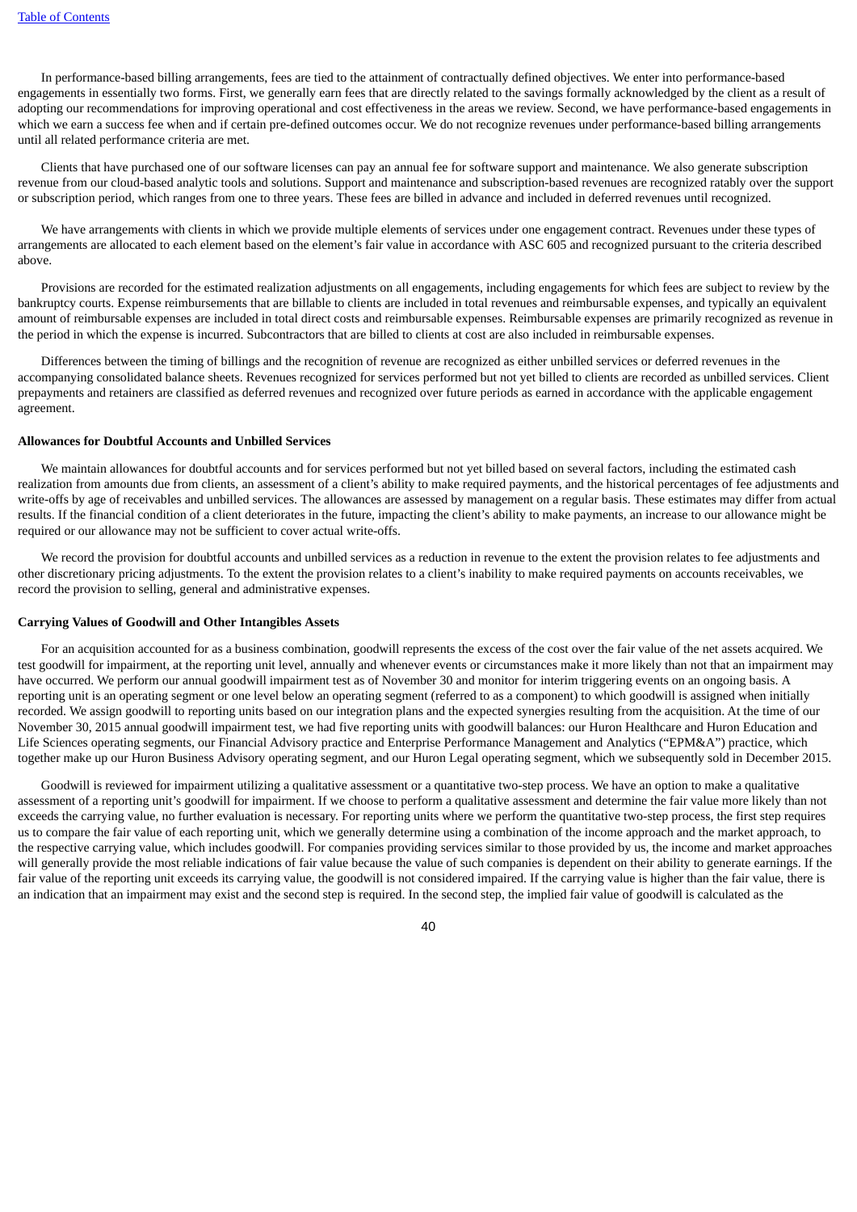In performance-based billing arrangements, fees are tied to the attainment of contractually defined objectives. We enter into performance-based engagements in essentially two forms. First, we generally earn fees that are directly related to the savings formally acknowledged by the client as a result of adopting our recommendations for improving operational and cost effectiveness in the areas we review. Second, we have performance-based engagements in which we earn a success fee when and if certain pre-defined outcomes occur. We do not recognize revenues under performance-based billing arrangements until all related performance criteria are met.

Clients that have purchased one of our software licenses can pay an annual fee for software support and maintenance. We also generate subscription revenue from our cloud-based analytic tools and solutions. Support and maintenance and subscription-based revenues are recognized ratably over the support or subscription period, which ranges from one to three years. These fees are billed in advance and included in deferred revenues until recognized.

We have arrangements with clients in which we provide multiple elements of services under one engagement contract. Revenues under these types of arrangements are allocated to each element based on the element's fair value in accordance with ASC 605 and recognized pursuant to the criteria described above.

Provisions are recorded for the estimated realization adjustments on all engagements, including engagements for which fees are subject to review by the bankruptcy courts. Expense reimbursements that are billable to clients are included in total revenues and reimbursable expenses, and typically an equivalent amount of reimbursable expenses are included in total direct costs and reimbursable expenses. Reimbursable expenses are primarily recognized as revenue in the period in which the expense is incurred. Subcontractors that are billed to clients at cost are also included in reimbursable expenses.

Differences between the timing of billings and the recognition of revenue are recognized as either unbilled services or deferred revenues in the accompanying consolidated balance sheets. Revenues recognized for services performed but not yet billed to clients are recorded as unbilled services. Client prepayments and retainers are classified as deferred revenues and recognized over future periods as earned in accordance with the applicable engagement agreement.

**Allowances for Doubtful Accounts and Unbilled Services**

We maintain allowances for doubtful accounts and for services performed but not yet billed based on several factors, including the estimated cash realization from amounts due from clients, an assessment of a client's ability to make required payments, and the historical percentages of fee adjustments and write-offs by age of receivables and unbilled services. The allowances are assessed by management on a regular basis. These estimates may differ from actual results. If the financial condition of a client deteriorates in the future, impacting the client's ability to make payments, an increase to our allowance might be required or our allowance may not be sufficient to cover actual write-offs.

We record the provision for doubtful accounts and unbilled services as a reduction in revenue to the extent the provision relates to fee adjustments and other discretionary pricing adjustments. To the extent the provision relates to a client's inability to make required payments on accounts receivables, we record the provision to selling, general and administrative expenses.

**Carrying Values of Goodwill and Other Intangibles Assets**

For an acquisition accounted for as a business combination, goodwill represents the excess of the cost over the fair value of the net assets acquired. We test goodwill for impairment, at the reporting unit level, annually and whenever events or circumstances make it more likely than not that an impairment may have occurred. We perform our annual goodwill impairment test as of November 30 and monitor for interim triggering events on an ongoing basis. A reporting unit is an operating segment or one level below an operating segment (referred to as a component) to which goodwill is assigned when initially recorded. We assign goodwill to reporting units based on our integration plans and the expected synergies resulting from the acquisition. At the time of our November 30, 2015 annual goodwill impairment test, we had five reporting units with goodwill balances: our Huron Healthcare and Huron Education and Life Sciences operating segments, our Financial Advisory practice and Enterprise Performance Management and Analytics ("EPM&A") practice, which together make up our Huron Business Advisory operating segment, and our Huron Legal operating segment, which we subsequently sold in December 2015.

Goodwill is reviewed for impairment utilizing a qualitative assessment or a quantitative two-step process. We have an option to make a qualitative assessment of a reporting unit's goodwill for impairment. If we choose to perform a qualitative assessment and determine the fair value more likely than not exceeds the carrying value, no further evaluation is necessary. For reporting units where we perform the quantitative two-step process, the first step requires us to compare the fair value of each reporting unit, which we generally determine using a combination of the income approach and the market approach, to the respective carrying value, which includes goodwill. For companies providing services similar to those provided by us, the income and market approaches will generally provide the most reliable indications of fair value because the value of such companies is dependent on their ability to generate earnings. If the fair value of the reporting unit exceeds its carrying value, the goodwill is not considered impaired. If the carrying value is higher than the fair value, there is an indication that an impairment may exist and the second step is required. In the second step, the implied fair value of goodwill is calculated as the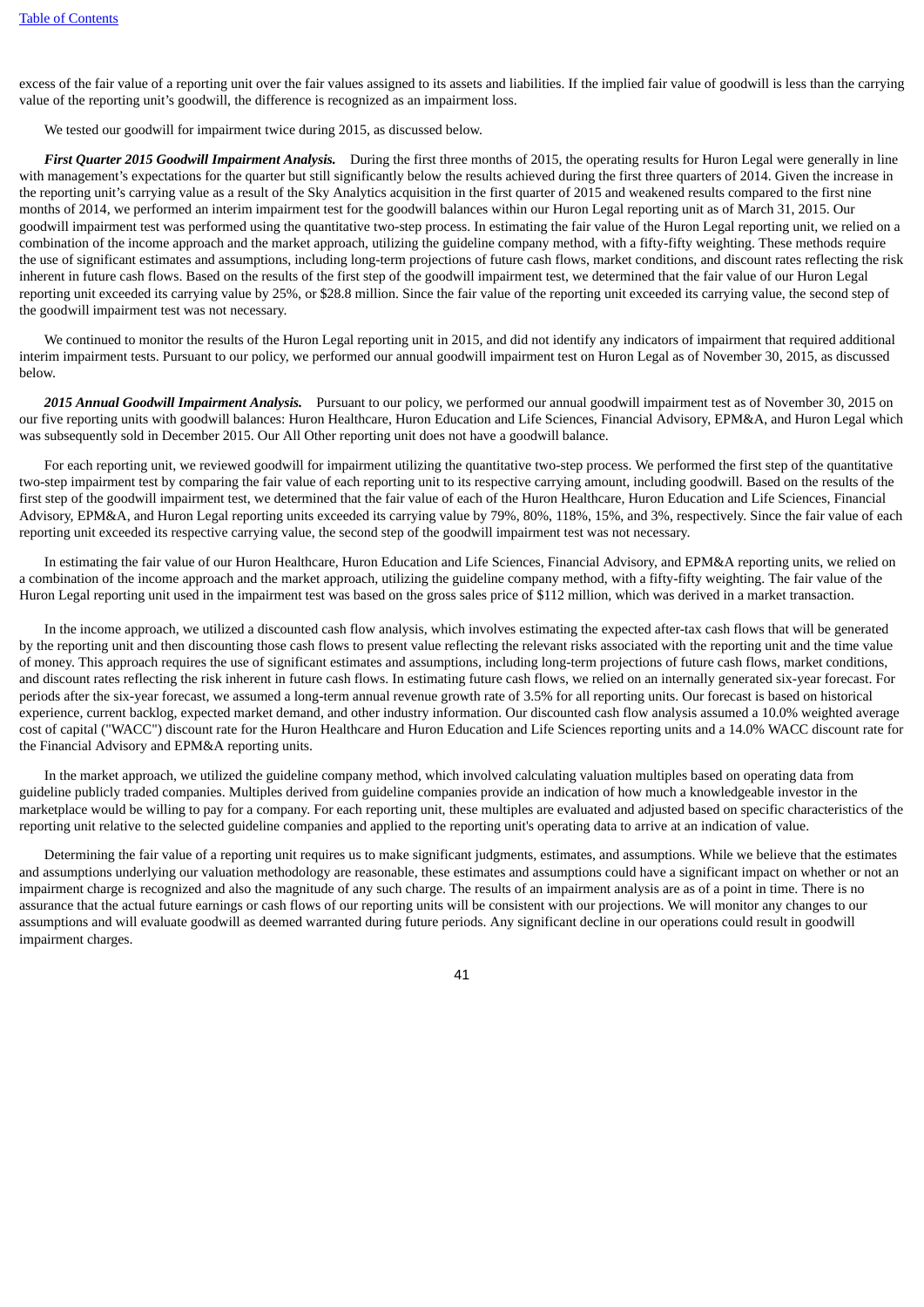excess of the fair value of a reporting unit over the fair values assigned to its assets and liabilities. If the implied fair value of goodwill is less than the carrying value of the reporting unit's goodwill, the difference is recognized as an impairment loss.

We tested our goodwill for impairment twice during 2015, as discussed below.

***First Quarter 2015 Goodwill Impairment Analysis.*** During the first three months of 2015, the operating results for Huron Legal were generally in line with management's expectations for the quarter but still significantly below the results achieved during the first three quarters of 2014. Given the increase in the reporting unit's carrying value as a result of the Sky Analytics acquisition in the first quarter of 2015 and weakened results compared to the first nine months of 2014, we performed an interim impairment test for the goodwill balances within our Huron Legal reporting unit as of March 31, 2015. Our goodwill impairment test was performed using the quantitative two-step process. In estimating the fair value of the Huron Legal reporting unit, we relied on a combination of the income approach and the market approach, utilizing the guideline company method, with a fifty-fifty weighting. These methods require the use of significant estimates and assumptions, including long-term projections of future cash flows, market conditions, and discount rates reflecting the risk inherent in future cash flows. Based on the results of the first step of the goodwill impairment test, we determined that the fair value of our Huron Legal reporting unit exceeded its carrying value by 25%, or $28.8 million. Since the fair value of the reporting unit exceeded its carrying value, the second step of the goodwill impairment test was not necessary.

We continued to monitor the results of the Huron Legal reporting unit in 2015, and did not identify any indicators of impairment that required additional interim impairment tests. Pursuant to our policy, we performed our annual goodwill impairment test on Huron Legal as of November 30, 2015, as discussed below.

***2015 Annual Goodwill Impairment Analysis.*** Pursuant to our policy, we performed our annual goodwill impairment test as of November 30, 2015 on our five reporting units with goodwill balances: Huron Healthcare, Huron Education and Life Sciences, Financial Advisory, EPM&A, and Huron Legal which was subsequently sold in December 2015. Our All Other reporting unit does not have a goodwill balance.

For each reporting unit, we reviewed goodwill for impairment utilizing the quantitative two-step process. We performed the first step of the quantitative two-step impairment test by comparing the fair value of each reporting unit to its respective carrying amount, including goodwill. Based on the results of the first step of the goodwill impairment test, we determined that the fair value of each of the Huron Healthcare, Huron Education and Life Sciences, Financial Advisory, EPM&A, and Huron Legal reporting units exceeded its carrying value by 79%, 80%, 118%, 15%, and 3%, respectively. Since the fair value of each reporting unit exceeded its respective carrying value, the second step of the goodwill impairment test was not necessary.

In estimating the fair value of our Huron Healthcare, Huron Education and Life Sciences, Financial Advisory, and EPM&A reporting units, we relied on a combination of the income approach and the market approach, utilizing the guideline company method, with a fifty-fifty weighting. The fair value of the Huron Legal reporting unit used in the impairment test was based on the gross sales price of $112 million, which was derived in a market transaction.

In the income approach, we utilized a discounted cash flow analysis, which involves estimating the expected after-tax cash flows that will be generated by the reporting unit and then discounting those cash flows to present value reflecting the relevant risks associated with the reporting unit and the time value of money. This approach requires the use of significant estimates and assumptions, including long-term projections of future cash flows, market conditions, and discount rates reflecting the risk inherent in future cash flows. In estimating future cash flows, we relied on an internally generated six-year forecast. For periods after the six-year forecast, we assumed a long-term annual revenue growth rate of 3.5% for all reporting units. Our forecast is based on historical experience, current backlog, expected market demand, and other industry information. Our discounted cash flow analysis assumed a 10.0% weighted average cost of capital ("WACC") discount rate for the Huron Healthcare and Huron Education and Life Sciences reporting units and a 14.0% WACC discount rate for the Financial Advisory and EPM&A reporting units.

In the market approach, we utilized the guideline company method, which involved calculating valuation multiples based on operating data from guideline publicly traded companies. Multiples derived from guideline companies provide an indication of how much a knowledgeable investor in the marketplace would be willing to pay for a company. For each reporting unit, these multiples are evaluated and adjusted based on specific characteristics of the reporting unit relative to the selected guideline companies and applied to the reporting unit's operating data to arrive at an indication of value.

Determining the fair value of a reporting unit requires us to make significant judgments, estimates, and assumptions. While we believe that the estimates and assumptions underlying our valuation methodology are reasonable, these estimates and assumptions could have a significant impact on whether or not an impairment charge is recognized and also the magnitude of any such charge. The results of an impairment analysis are as of a point in time. There is no assurance that the actual future earnings or cash flows of our reporting units will be consistent with our projections. We will monitor any changes to our assumptions and will evaluate goodwill as deemed warranted during future periods. Any significant decline in our operations could result in goodwill impairment charges.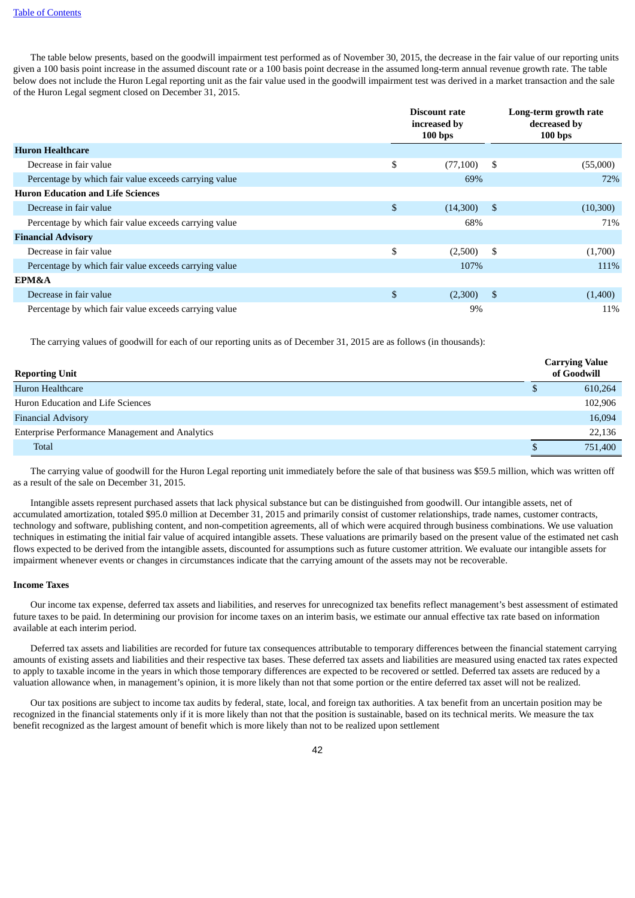The table below presents, based on the goodwill impairment test performed as of November 30, 2015, the decrease in the fair value of our reporting units given a 100 basis point increase in the assumed discount rate or a 100 basis point decrease in the assumed long-term annual revenue growth rate. The table below does not include the Huron Legal reporting unit as the fair value used in the goodwill impairment test was derived in a market transaction and the sale of the Huron Legal segment closed on December 31, 2015.

| | Discount rate increased by 100 bps | Long-term growth rate decreased by 100 bps |
|---|---|---|
| **Huron Healthcare** | | |
| Decrease in fair value | $ (77,100) | $ (55,000) |
| Percentage by which fair value exceeds carrying value | 69% | 72% |
| **Huron Education and Life Sciences** | | |
| Decrease in fair value | $ (14,300) | $ (10,300) |
| Percentage by which fair value exceeds carrying value | 68% | 71% |
| **Financial Advisory** | | |
| Decrease in fair value | $ (2,500) | $ (1,700) |
| Percentage by which fair value exceeds carrying value | 107% | 111% |
| **EPM&A** | | |
| Decrease in fair value | $ (2,300) | $ (1,400) |
| Percentage by which fair value exceeds carrying value | 9% | 11% |

The carrying values of goodwill for each of our reporting units as of December 31, 2015 are as follows (in thousands):

| Reporting Unit | Carrying Value of Goodwill |
|---|---|
| Huron Healthcare | $ 610,264 |
| Huron Education and Life Sciences | 102,906 |
| Financial Advisory | 16,094 |
| Enterprise Performance Management and Analytics | 22,136 |
| Total | $ 751,400 |

The carrying value of goodwill for the Huron Legal reporting unit immediately before the sale of that business was $59.5 million, which was written off as a result of the sale on December 31, 2015.

Intangible assets represent purchased assets that lack physical substance but can be distinguished from goodwill. Our intangible assets, net of accumulated amortization, totaled $95.0 million at December 31, 2015 and primarily consist of customer relationships, trade names, customer contracts, technology and software, publishing content, and non-competition agreements, all of which were acquired through business combinations. We use valuation techniques in estimating the initial fair value of acquired intangible assets. These valuations are primarily based on the present value of the estimated net cash flows expected to be derived from the intangible assets, discounted for assumptions such as future customer attrition. We evaluate our intangible assets for impairment whenever events or changes in circumstances indicate that the carrying amount of the assets may not be recoverable.

**Income Taxes**

Our income tax expense, deferred tax assets and liabilities, and reserves for unrecognized tax benefits reflect management's best assessment of estimated future taxes to be paid. In determining our provision for income taxes on an interim basis, we estimate our annual effective tax rate based on information available at each interim period.

Deferred tax assets and liabilities are recorded for future tax consequences attributable to temporary differences between the financial statement carrying amounts of existing assets and liabilities and their respective tax bases. These deferred tax assets and liabilities are measured using enacted tax rates expected to apply to taxable income in the years in which those temporary differences are expected to be recovered or settled. Deferred tax assets are reduced by a valuation allowance when, in management's opinion, it is more likely than not that some portion or the entire deferred tax asset will not be realized.

Our tax positions are subject to income tax audits by federal, state, local, and foreign tax authorities. A tax benefit from an uncertain position may be recognized in the financial statements only if it is more likely than not that the position is sustainable, based on its technical merits. We measure the tax benefit recognized as the largest amount of benefit which is more likely than not to be realized upon settlement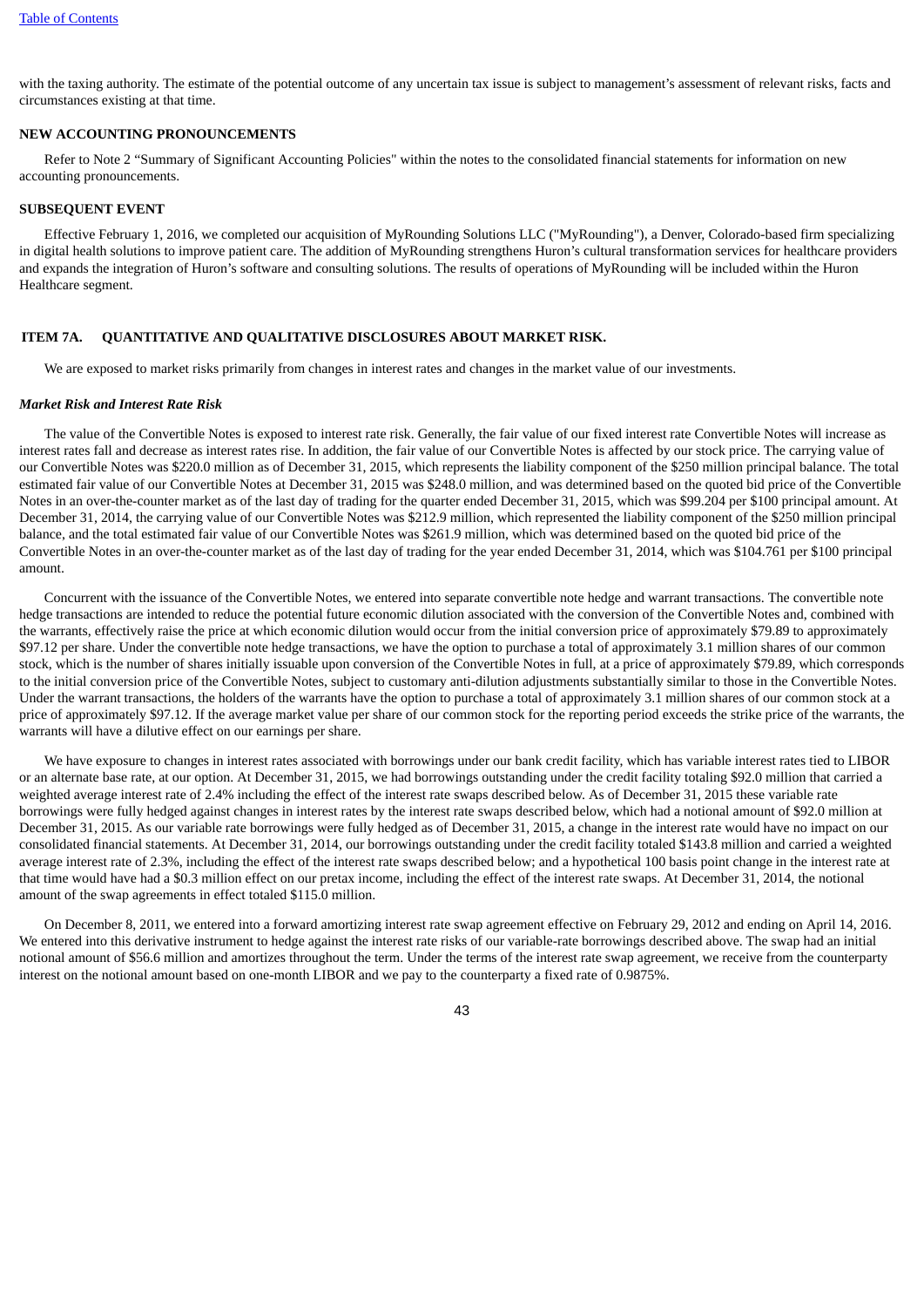with the taxing authority. The estimate of the potential outcome of any uncertain tax issue is subject to management's assessment of relevant risks, facts and circumstances existing at that time.

## NEW ACCOUNTING PRONOUNCEMENTS

Refer to Note 2 "Summary of Significant Accounting Policies" within the notes to the consolidated financial statements for information on new accounting pronouncements.

## SUBSEQUENT EVENT

Effective February 1, 2016, we completed our acquisition of MyRounding Solutions LLC ("MyRounding"), a Denver, Colorado-based firm specializing in digital health solutions to improve patient care. The addition of MyRounding strengthens Huron's cultural transformation services for healthcare providers and expands the integration of Huron's software and consulting solutions. The results of operations of MyRounding will be included within the Huron Healthcare segment.

## ITEM 7A. QUANTITATIVE AND QUALITATIVE DISCLOSURES ABOUT MARKET RISK.

We are exposed to market risks primarily from changes in interest rates and changes in the market value of our investments.

### *Market Risk and Interest Rate Risk*

The value of the Convertible Notes is exposed to interest rate risk. Generally, the fair value of our fixed interest rate Convertible Notes will increase as interest rates fall and decrease as interest rates rise. In addition, the fair value of our Convertible Notes is affected by our stock price. The carrying value of our Convertible Notes was $220.0 million as of December 31, 2015, which represents the liability component of the $250 million principal balance. The total estimated fair value of our Convertible Notes at December 31, 2015 was $248.0 million, and was determined based on the quoted bid price of the Convertible Notes in an over-the-counter market as of the last day of trading for the quarter ended December 31, 2015, which was $99.204 per $100 principal amount. At December 31, 2014, the carrying value of our Convertible Notes was $212.9 million, which represented the liability component of the $250 million principal balance, and the total estimated fair value of our Convertible Notes was $261.9 million, which was determined based on the quoted bid price of the Convertible Notes in an over-the-counter market as of the last day of trading for the year ended December 31, 2014, which was $104.761 per $100 principal amount.

Concurrent with the issuance of the Convertible Notes, we entered into separate convertible note hedge and warrant transactions. The convertible note hedge transactions are intended to reduce the potential future economic dilution associated with the conversion of the Convertible Notes and, combined with the warrants, effectively raise the price at which economic dilution would occur from the initial conversion price of approximately $79.89 to approximately $97.12 per share. Under the convertible note hedge transactions, we have the option to purchase a total of approximately 3.1 million shares of our common stock, which is the number of shares initially issuable upon conversion of the Convertible Notes in full, at a price of approximately $79.89, which corresponds to the initial conversion price of the Convertible Notes, subject to customary anti-dilution adjustments substantially similar to those in the Convertible Notes. Under the warrant transactions, the holders of the warrants have the option to purchase a total of approximately 3.1 million shares of our common stock at a price of approximately $97.12. If the average market value per share of our common stock for the reporting period exceeds the strike price of the warrants, the warrants will have a dilutive effect on our earnings per share.

We have exposure to changes in interest rates associated with borrowings under our bank credit facility, which has variable interest rates tied to LIBOR or an alternate base rate, at our option. At December 31, 2015, we had borrowings outstanding under the credit facility totaling $92.0 million that carried a weighted average interest rate of 2.4% including the effect of the interest rate swaps described below. As of December 31, 2015 these variable rate borrowings were fully hedged against changes in interest rates by the interest rate swaps described below, which had a notional amount of $92.0 million at December 31, 2015. As our variable rate borrowings were fully hedged as of December 31, 2015, a change in the interest rate would have no impact on our consolidated financial statements. At December 31, 2014, our borrowings outstanding under the credit facility totaled $143.8 million and carried a weighted average interest rate of 2.3%, including the effect of the interest rate swaps described below; and a hypothetical 100 basis point change in the interest rate at that time would have had a $0.3 million effect on our pretax income, including the effect of the interest rate swaps. At December 31, 2014, the notional amount of the swap agreements in effect totaled $115.0 million.

On December 8, 2011, we entered into a forward amortizing interest rate swap agreement effective on February 29, 2012 and ending on April 14, 2016. We entered into this derivative instrument to hedge against the interest rate risks of our variable-rate borrowings described above. The swap had an initial notional amount of $56.6 million and amortizes throughout the term. Under the terms of the interest rate swap agreement, we receive from the counterparty interest on the notional amount based on one-month LIBOR and we pay to the counterparty a fixed rate of 0.9875%.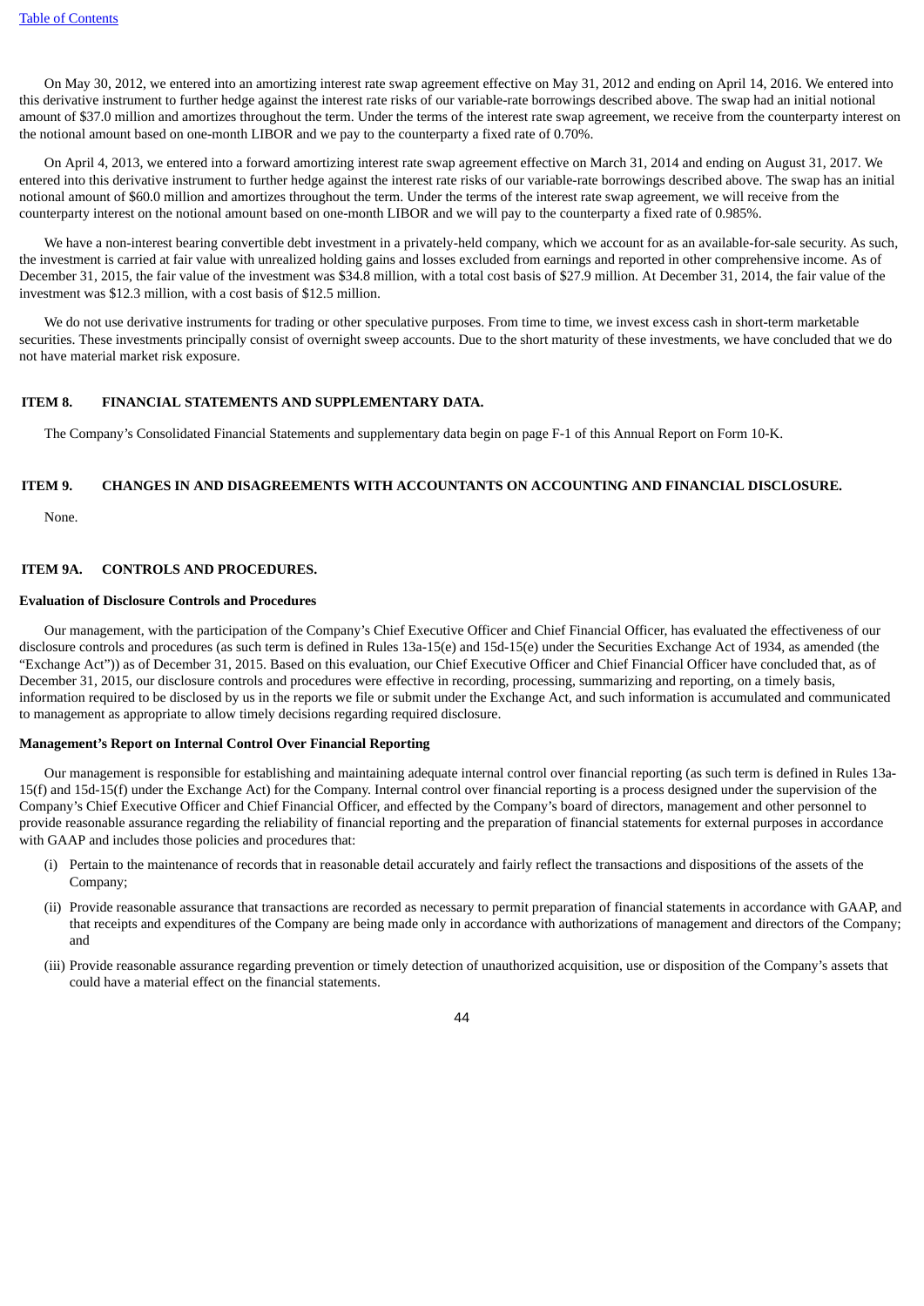On May 30, 2012, we entered into an amortizing interest rate swap agreement effective on May 31, 2012 and ending on April 14, 2016. We entered into this derivative instrument to further hedge against the interest rate risks of our variable-rate borrowings described above. The swap had an initial notional amount of $37.0 million and amortizes throughout the term. Under the terms of the interest rate swap agreement, we receive from the counterparty interest on the notional amount based on one-month LIBOR and we pay to the counterparty a fixed rate of 0.70%.

On April 4, 2013, we entered into a forward amortizing interest rate swap agreement effective on March 31, 2014 and ending on August 31, 2017. We entered into this derivative instrument to further hedge against the interest rate risks of our variable-rate borrowings described above. The swap has an initial notional amount of $60.0 million and amortizes throughout the term. Under the terms of the interest rate swap agreement, we will receive from the counterparty interest on the notional amount based on one-month LIBOR and we will pay to the counterparty a fixed rate of 0.985%.

We have a non-interest bearing convertible debt investment in a privately-held company, which we account for as an available-for-sale security. As such, the investment is carried at fair value with unrealized holding gains and losses excluded from earnings and reported in other comprehensive income. As of December 31, 2015, the fair value of the investment was $34.8 million, with a total cost basis of $27.9 million. At December 31, 2014, the fair value of the investment was $12.3 million, with a cost basis of $12.5 million.

We do not use derivative instruments for trading or other speculative purposes. From time to time, we invest excess cash in short-term marketable securities. These investments principally consist of overnight sweep accounts. Due to the short maturity of these investments, we have concluded that we do not have material market risk exposure.

## ITEM 8. FINANCIAL STATEMENTS AND SUPPLEMENTARY DATA.

The Company's Consolidated Financial Statements and supplementary data begin on page F-1 of this Annual Report on Form 10-K.

## ITEM 9. CHANGES IN AND DISAGREEMENTS WITH ACCOUNTANTS ON ACCOUNTING AND FINANCIAL DISCLOSURE.

None.

## ITEM 9A. CONTROLS AND PROCEDURES.

**Evaluation of Disclosure Controls and Procedures**

Our management, with the participation of the Company's Chief Executive Officer and Chief Financial Officer, has evaluated the effectiveness of our disclosure controls and procedures (as such term is defined in Rules 13a-15(e) and 15d-15(e) under the Securities Exchange Act of 1934, as amended (the "Exchange Act")) as of December 31, 2015. Based on this evaluation, our Chief Executive Officer and Chief Financial Officer have concluded that, as of December 31, 2015, our disclosure controls and procedures were effective in recording, processing, summarizing and reporting, on a timely basis, information required to be disclosed by us in the reports we file or submit under the Exchange Act, and such information is accumulated and communicated to management as appropriate to allow timely decisions regarding required disclosure.

**Management's Report on Internal Control Over Financial Reporting**

Our management is responsible for establishing and maintaining adequate internal control over financial reporting (as such term is defined in Rules 13a-15(f) and 15d-15(f) under the Exchange Act) for the Company. Internal control over financial reporting is a process designed under the supervision of the Company's Chief Executive Officer and Chief Financial Officer, and effected by the Company's board of directors, management and other personnel to provide reasonable assurance regarding the reliability of financial reporting and the preparation of financial statements for external purposes in accordance with GAAP and includes those policies and procedures that:

(i) Pertain to the maintenance of records that in reasonable detail accurately and fairly reflect the transactions and dispositions of the assets of the Company;

(ii) Provide reasonable assurance that transactions are recorded as necessary to permit preparation of financial statements in accordance with GAAP, and that receipts and expenditures of the Company are being made only in accordance with authorizations of management and directors of the Company; and

(iii) Provide reasonable assurance regarding prevention or timely detection of unauthorized acquisition, use or disposition of the Company's assets that could have a material effect on the financial statements.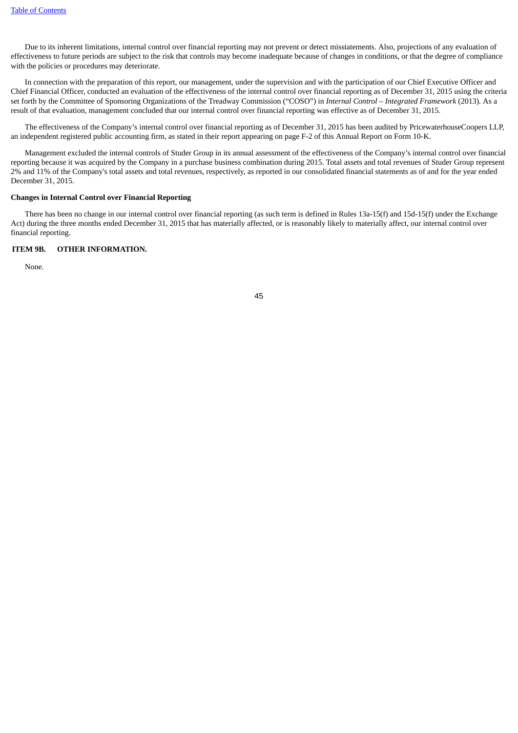Due to its inherent limitations, internal control over financial reporting may not prevent or detect misstatements. Also, projections of any evaluation of effectiveness to future periods are subject to the risk that controls may become inadequate because of changes in conditions, or that the degree of compliance with the policies or procedures may deteriorate.

In connection with the preparation of this report, our management, under the supervision and with the participation of our Chief Executive Officer and Chief Financial Officer, conducted an evaluation of the effectiveness of the internal control over financial reporting as of December 31, 2015 using the criteria set forth by the Committee of Sponsoring Organizations of the Treadway Commission ("COSO") in *Internal Control – Integrated Framework* (2013)*.* As a result of that evaluation, management concluded that our internal control over financial reporting was effective as of December 31, 2015.

The effectiveness of the Company's internal control over financial reporting as of December 31, 2015 has been audited by PricewaterhouseCoopers LLP, an independent registered public accounting firm, as stated in their report appearing on page F-2 of this Annual Report on Form 10-K.

Management excluded the internal controls of Studer Group in its annual assessment of the effectiveness of the Company's internal control over financial reporting because it was acquired by the Company in a purchase business combination during 2015. Total assets and total revenues of Studer Group represent 2% and 11% of the Company's total assets and total revenues, respectively, as reported in our consolidated financial statements as of and for the year ended December 31, 2015.

**Changes in Internal Control over Financial Reporting**

There has been no change in our internal control over financial reporting (as such term is defined in Rules 13a-15(f) and 15d-15(f) under the Exchange Act) during the three months ended December 31, 2015 that has materially affected, or is reasonably likely to materially affect, our internal control over financial reporting.

## ITEM 9B. OTHER INFORMATION.

None.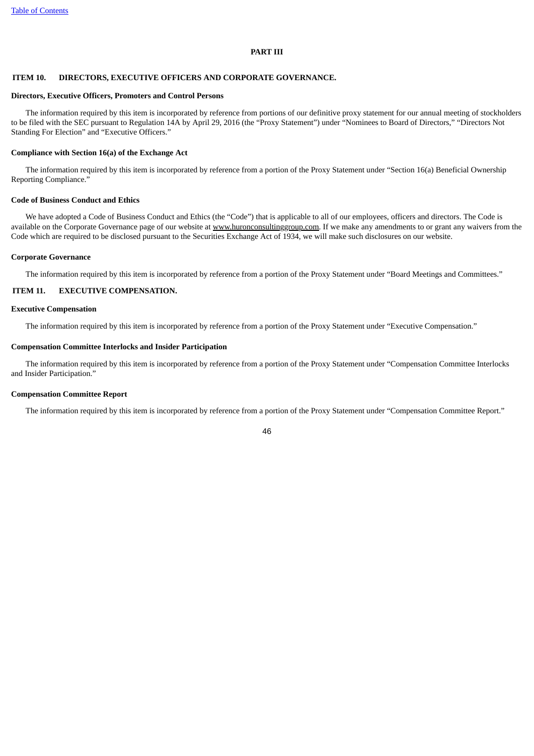## PART III

### ITEM 10. DIRECTORS, EXECUTIVE OFFICERS AND CORPORATE GOVERNANCE.

**Directors, Executive Officers, Promoters and Control Persons**

The information required by this item is incorporated by reference from portions of our definitive proxy statement for our annual meeting of stockholders to be filed with the SEC pursuant to Regulation 14A by April 29, 2016 (the "Proxy Statement") under "Nominees to Board of Directors," "Directors Not Standing For Election" and "Executive Officers."

**Compliance with Section 16(a) of the Exchange Act**

The information required by this item is incorporated by reference from a portion of the Proxy Statement under "Section 16(a) Beneficial Ownership Reporting Compliance."

**Code of Business Conduct and Ethics**

We have adopted a Code of Business Conduct and Ethics (the "Code") that is applicable to all of our employees, officers and directors. The Code is available on the Corporate Governance page of our website at www.huronconsultinggroup.com. If we make any amendments to or grant any waivers from the Code which are required to be disclosed pursuant to the Securities Exchange Act of 1934, we will make such disclosures on our website.

**Corporate Governance**

The information required by this item is incorporated by reference from a portion of the Proxy Statement under "Board Meetings and Committees."

### ITEM 11. EXECUTIVE COMPENSATION.

**Executive Compensation**

The information required by this item is incorporated by reference from a portion of the Proxy Statement under "Executive Compensation."

**Compensation Committee Interlocks and Insider Participation**

The information required by this item is incorporated by reference from a portion of the Proxy Statement under "Compensation Committee Interlocks and Insider Participation."

**Compensation Committee Report**

The information required by this item is incorporated by reference from a portion of the Proxy Statement under "Compensation Committee Report."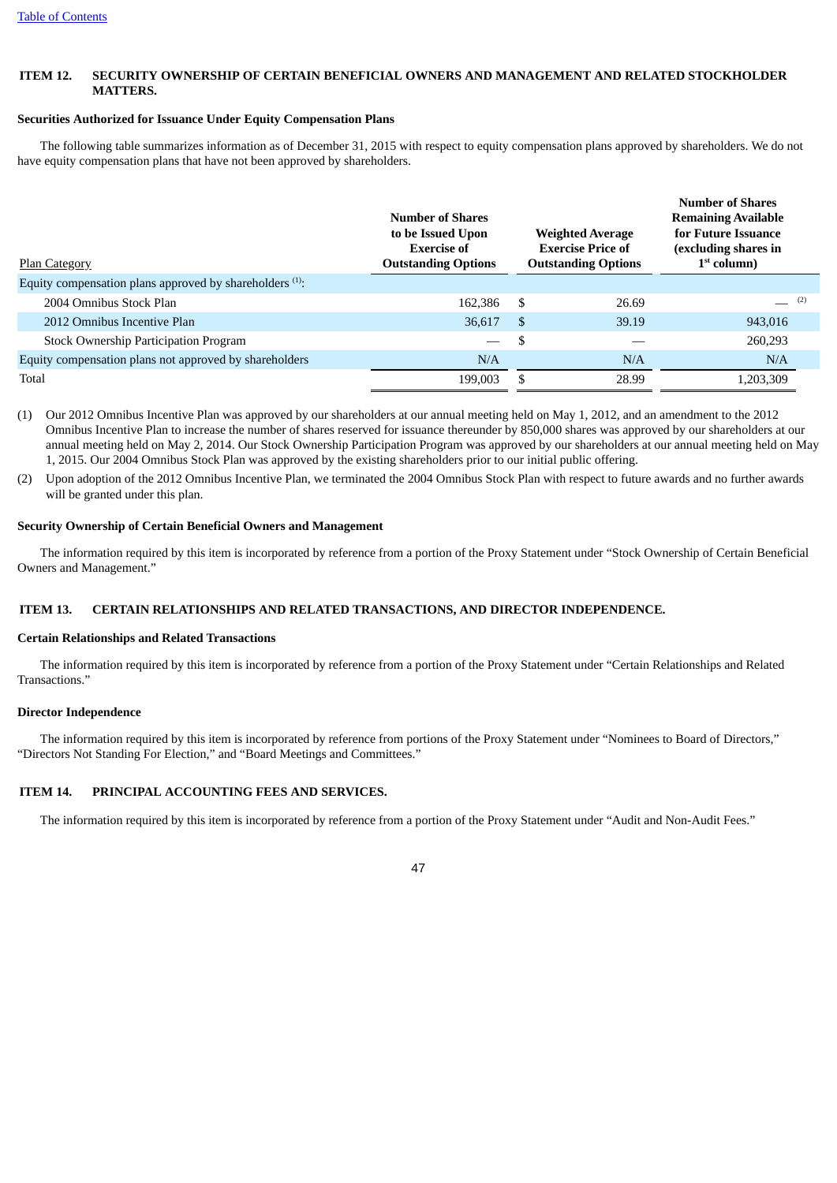## ITEM 12. SECURITY OWNERSHIP OF CERTAIN BENEFICIAL OWNERS AND MANAGEMENT AND RELATED STOCKHOLDER MATTERS.

**Securities Authorized for Issuance Under Equity Compensation Plans**

The following table summarizes information as of December 31, 2015 with respect to equity compensation plans approved by shareholders. We do not have equity compensation plans that have not been approved by shareholders.

| Plan Category | Number of Shares to be Issued Upon Exercise of Outstanding Options | Weighted Average Exercise Price of Outstanding Options | Number of Shares Remaining Available for Future Issuance (excluding shares in 1st column) |
|---|---|---|---|
| Equity compensation plans approved by shareholders [(1)]: | | | |
| 2004 Omnibus Stock Plan | 162,386 | $ 26.69 | — [(2)] |
| 2012 Omnibus Incentive Plan | 36,617 | $ 39.19 | 943,016 |
| Stock Ownership Participation Program | — | $ — | 260,293 |
| Equity compensation plans not approved by shareholders | N/A | N/A | N/A |
| Total | 199,003 | $ 28.99 | 1,203,309 |

(1) Our 2012 Omnibus Incentive Plan was approved by our shareholders at our annual meeting held on May 1, 2012, and an amendment to the 2012 Omnibus Incentive Plan to increase the number of shares reserved for issuance thereunder by 850,000 shares was approved by our shareholders at our annual meeting held on May 2, 2014. Our Stock Ownership Participation Program was approved by our shareholders at our annual meeting held on May 1, 2015. Our 2004 Omnibus Stock Plan was approved by the existing shareholders prior to our initial public offering.

(2) Upon adoption of the 2012 Omnibus Incentive Plan, we terminated the 2004 Omnibus Stock Plan with respect to future awards and no further awards will be granted under this plan.

**Security Ownership of Certain Beneficial Owners and Management**

The information required by this item is incorporated by reference from a portion of the Proxy Statement under "Stock Ownership of Certain Beneficial Owners and Management."

## ITEM 13. CERTAIN RELATIONSHIPS AND RELATED TRANSACTIONS, AND DIRECTOR INDEPENDENCE.

**Certain Relationships and Related Transactions**

The information required by this item is incorporated by reference from a portion of the Proxy Statement under "Certain Relationships and Related Transactions."

**Director Independence**

The information required by this item is incorporated by reference from portions of the Proxy Statement under "Nominees to Board of Directors," "Directors Not Standing For Election," and "Board Meetings and Committees."

## ITEM 14. PRINCIPAL ACCOUNTING FEES AND SERVICES.

The information required by this item is incorporated by reference from a portion of the Proxy Statement under "Audit and Non-Audit Fees."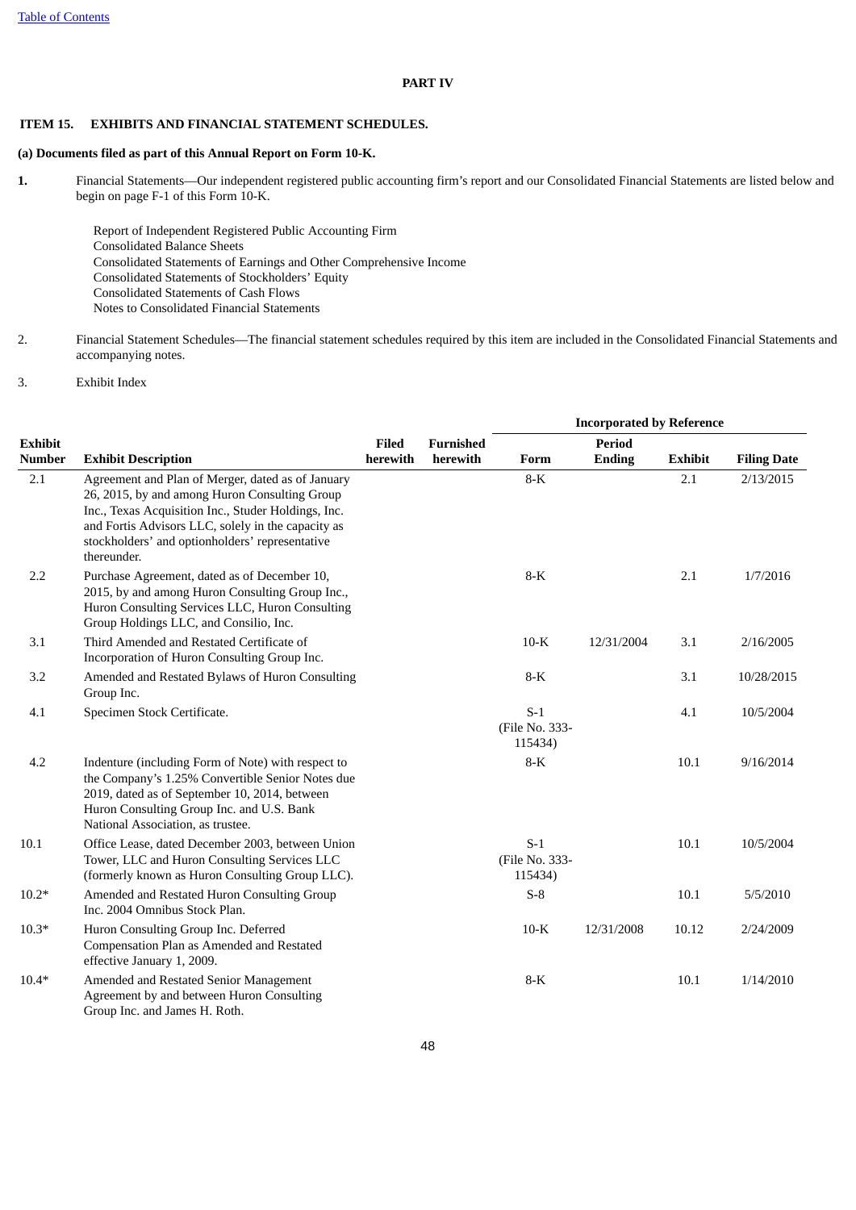## PART IV

### ITEM 15. EXHIBITS AND FINANCIAL STATEMENT SCHEDULES.

**(a) Documents filed as part of this Annual Report on Form 10-K.**

**1.** Financial Statements—Our independent registered public accounting firm's report and our Consolidated Financial Statements are listed below and begin on page F-1 of this Form 10-K.

Report of Independent Registered Public Accounting Firm
Consolidated Balance Sheets
Consolidated Statements of Earnings and Other Comprehensive Income
Consolidated Statements of Stockholders' Equity
Consolidated Statements of Cash Flows
Notes to Consolidated Financial Statements

2. Financial Statement Schedules—The financial statement schedules required by this item are included in the Consolidated Financial Statements and accompanying notes.

3. Exhibit Index

| | | | | Incorporated by Reference | | | |
|---|---|---|---|---|---|---|---|
| **Exhibit Number** | **Exhibit Description** | **Filed herewith** | **Furnished herewith** | **Form** | **Period Ending** | **Exhibit** | **Filing Date** |
| 2.1 | Agreement and Plan of Merger, dated as of January 26, 2015, by and among Huron Consulting Group Inc., Texas Acquisition Inc., Studer Holdings, Inc. and Fortis Advisors LLC, solely in the capacity as stockholders' and optionholders' representative thereunder. | | | 8-K | | 2.1 | 2/13/2015 |
| 2.2 | Purchase Agreement, dated as of December 10, 2015, by and among Huron Consulting Group Inc., Huron Consulting Services LLC, Huron Consulting Group Holdings LLC, and Consilio, Inc. | | | 8-K | | 2.1 | 1/7/2016 |
| 3.1 | Third Amended and Restated Certificate of Incorporation of Huron Consulting Group Inc. | | | 10-K | 12/31/2004 | 3.1 | 2/16/2005 |
| 3.2 | Amended and Restated Bylaws of Huron Consulting Group Inc. | | | 8-K | | 3.1 | 10/28/2015 |
| 4.1 | Specimen Stock Certificate. | | | S-1 (File No. 333-115434) | | 4.1 | 10/5/2004 |
| 4.2 | Indenture (including Form of Note) with respect to the Company's 1.25% Convertible Senior Notes due 2019, dated as of September 10, 2014, between Huron Consulting Group Inc. and U.S. Bank National Association, as trustee. | | | 8-K | | 10.1 | 9/16/2014 |
| 10.1 | Office Lease, dated December 2003, between Union Tower, LLC and Huron Consulting Services LLC (formerly known as Huron Consulting Group LLC). | | | S-1 (File No. 333-115434) | | 10.1 | 10/5/2004 |
| 10.2* | Amended and Restated Huron Consulting Group Inc. 2004 Omnibus Stock Plan. | | | S-8 | | 10.1 | 5/5/2010 |
| 10.3* | Huron Consulting Group Inc. Deferred Compensation Plan as Amended and Restated effective January 1, 2009. | | | 10-K | 12/31/2008 | 10.12 | 2/24/2009 |
| 10.4* | Amended and Restated Senior Management Agreement by and between Huron Consulting Group Inc. and James H. Roth. | | | 8-K | | 10.1 | 1/14/2010 |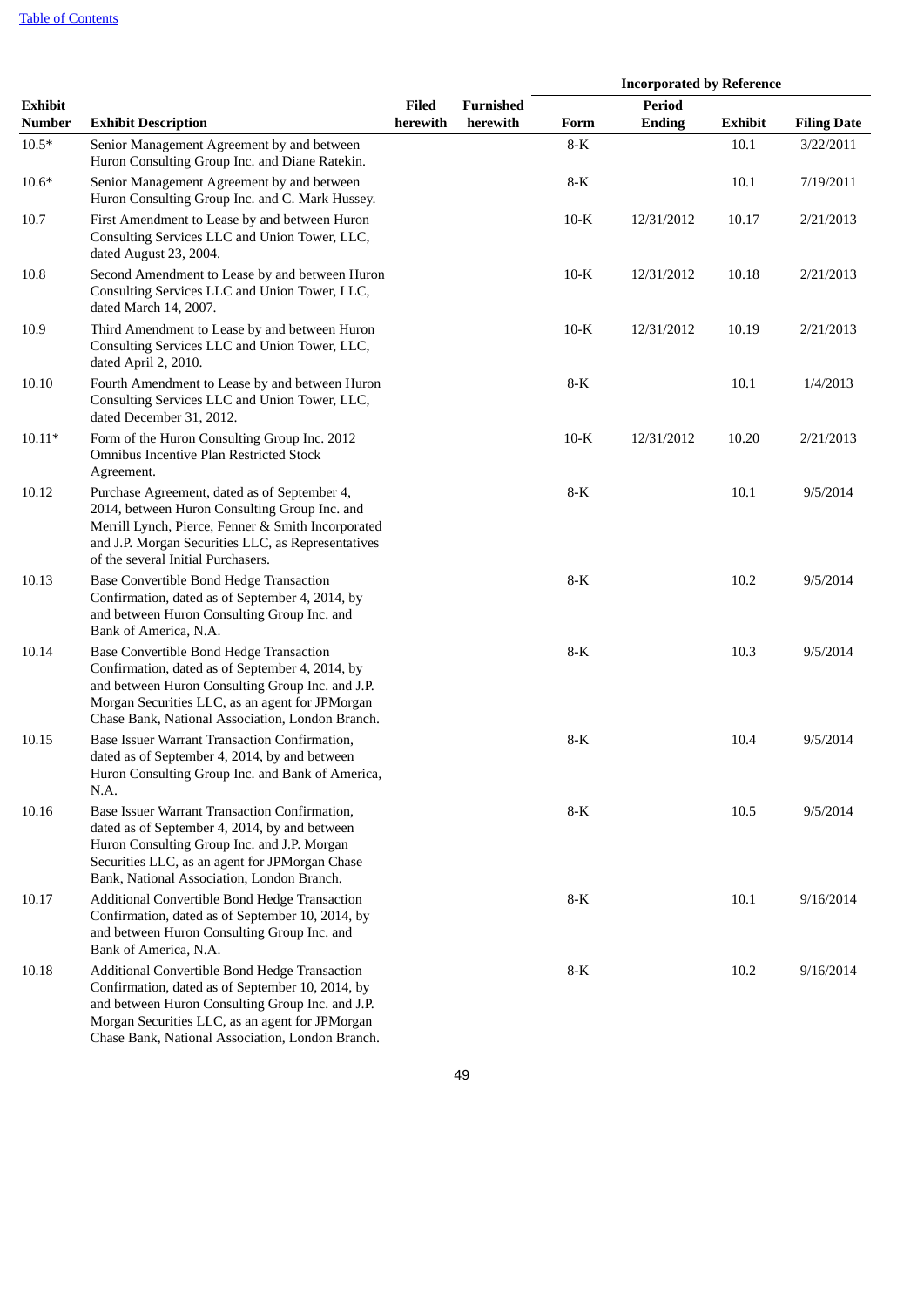| Exhibit Number | Exhibit Description | Filed herewith | Furnished herewith | Incorporated by Reference | | | |
|---|---|---|---|---|---|---|---|
| | | | | Form | Period Ending | Exhibit | Filing Date |
| 10.5* | Senior Management Agreement by and between Huron Consulting Group Inc. and Diane Ratekin. | | | 8-K | | 10.1 | 3/22/2011 |
| 10.6* | Senior Management Agreement by and between Huron Consulting Group Inc. and C. Mark Hussey. | | | 8-K | | 10.1 | 7/19/2011 |
| 10.7 | First Amendment to Lease by and between Huron Consulting Services LLC and Union Tower, LLC, dated August 23, 2004. | | | 10-K | 12/31/2012 | 10.17 | 2/21/2013 |
| 10.8 | Second Amendment to Lease by and between Huron Consulting Services LLC and Union Tower, LLC, dated March 14, 2007. | | | 10-K | 12/31/2012 | 10.18 | 2/21/2013 |
| 10.9 | Third Amendment to Lease by and between Huron Consulting Services LLC and Union Tower, LLC, dated April 2, 2010. | | | 10-K | 12/31/2012 | 10.19 | 2/21/2013 |
| 10.10 | Fourth Amendment to Lease by and between Huron Consulting Services LLC and Union Tower, LLC, dated December 31, 2012. | | | 8-K | | 10.1 | 1/4/2013 |
| 10.11* | Form of the Huron Consulting Group Inc. 2012 Omnibus Incentive Plan Restricted Stock Agreement. | | | 10-K | 12/31/2012 | 10.20 | 2/21/2013 |
| 10.12 | Purchase Agreement, dated as of September 4, 2014, between Huron Consulting Group Inc. and Merrill Lynch, Pierce, Fenner & Smith Incorporated and J.P. Morgan Securities LLC, as Representatives of the several Initial Purchasers. | | | 8-K | | 10.1 | 9/5/2014 |
| 10.13 | Base Convertible Bond Hedge Transaction Confirmation, dated as of September 4, 2014, by and between Huron Consulting Group Inc. and Bank of America, N.A. | | | 8-K | | 10.2 | 9/5/2014 |
| 10.14 | Base Convertible Bond Hedge Transaction Confirmation, dated as of September 4, 2014, by and between Huron Consulting Group Inc. and J.P. Morgan Securities LLC, as an agent for JPMorgan Chase Bank, National Association, London Branch. | | | 8-K | | 10.3 | 9/5/2014 |
| 10.15 | Base Issuer Warrant Transaction Confirmation, dated as of September 4, 2014, by and between Huron Consulting Group Inc. and Bank of America, N.A. | | | 8-K | | 10.4 | 9/5/2014 |
| 10.16 | Base Issuer Warrant Transaction Confirmation, dated as of September 4, 2014, by and between Huron Consulting Group Inc. and J.P. Morgan Securities LLC, as an agent for JPMorgan Chase Bank, National Association, London Branch. | | | 8-K | | 10.5 | 9/5/2014 |
| 10.17 | Additional Convertible Bond Hedge Transaction Confirmation, dated as of September 10, 2014, by and between Huron Consulting Group Inc. and Bank of America, N.A. | | | 8-K | | 10.1 | 9/16/2014 |
| 10.18 | Additional Convertible Bond Hedge Transaction Confirmation, dated as of September 10, 2014, by and between Huron Consulting Group Inc. and J.P. Morgan Securities LLC, as an agent for JPMorgan Chase Bank, National Association, London Branch. | | | 8-K | | 10.2 | 9/16/2014 |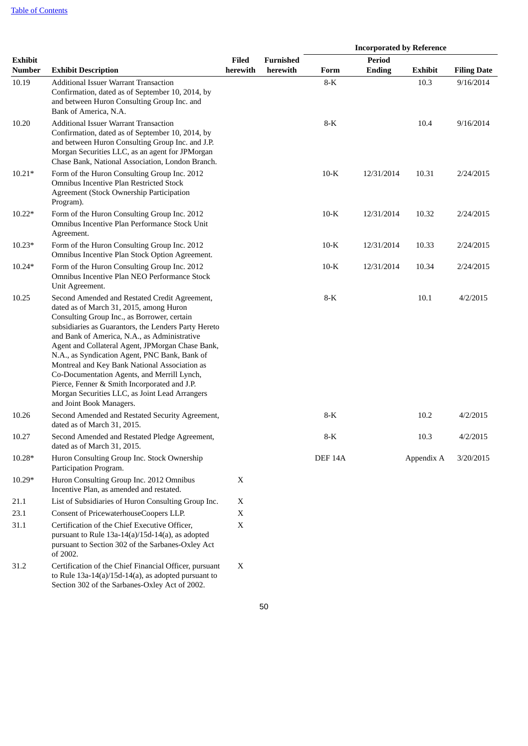[Table of Contents](#)

| Exhibit Number | Exhibit Description | Filed herewith | Furnished herewith | Incorporated by Reference | | | |
|---|---|---|---|---|---|---|---|
| | | | | Form | Period Ending | Exhibit | Filing Date |
| 10.19 | Additional Issuer Warrant Transaction Confirmation, dated as of September 10, 2014, by and between Huron Consulting Group Inc. and Bank of America, N.A. | | | 8-K | | 10.3 | 9/16/2014 |
| 10.20 | Additional Issuer Warrant Transaction Confirmation, dated as of September 10, 2014, by and between Huron Consulting Group Inc. and J.P. Morgan Securities LLC, as an agent for JPMorgan Chase Bank, National Association, London Branch. | | | 8-K | | 10.4 | 9/16/2014 |
| 10.21* | Form of the Huron Consulting Group Inc. 2012 Omnibus Incentive Plan Restricted Stock Agreement (Stock Ownership Participation Program). | | | 10-K | 12/31/2014 | 10.31 | 2/24/2015 |
| 10.22* | Form of the Huron Consulting Group Inc. 2012 Omnibus Incentive Plan Performance Stock Unit Agreement. | | | 10-K | 12/31/2014 | 10.32 | 2/24/2015 |
| 10.23* | Form of the Huron Consulting Group Inc. 2012 Omnibus Incentive Plan Stock Option Agreement. | | | 10-K | 12/31/2014 | 10.33 | 2/24/2015 |
| 10.24* | Form of the Huron Consulting Group Inc. 2012 Omnibus Incentive Plan NEO Performance Stock Unit Agreement. | | | 10-K | 12/31/2014 | 10.34 | 2/24/2015 |
| 10.25 | Second Amended and Restated Credit Agreement, dated as of March 31, 2015, among Huron Consulting Group Inc., as Borrower, certain subsidiaries as Guarantors, the Lenders Party Hereto and Bank of America, N.A., as Administrative Agent and Collateral Agent, JPMorgan Chase Bank, N.A., as Syndication Agent, PNC Bank, Bank of Montreal and Key Bank National Association as Co-Documentation Agents, and Merrill Lynch, Pierce, Fenner & Smith Incorporated and J.P. Morgan Securities LLC, as Joint Lead Arrangers and Joint Book Managers. | | | 8-K | | 10.1 | 4/2/2015 |
| 10.26 | Second Amended and Restated Security Agreement, dated as of March 31, 2015. | | | 8-K | | 10.2 | 4/2/2015 |
| 10.27 | Second Amended and Restated Pledge Agreement, dated as of March 31, 2015. | | | 8-K | | 10.3 | 4/2/2015 |
| 10.28* | Huron Consulting Group Inc. Stock Ownership Participation Program. | | | DEF 14A | | Appendix A | 3/20/2015 |
| 10.29* | Huron Consulting Group Inc. 2012 Omnibus Incentive Plan, as amended and restated. | X | | | | | |
| 21.1 | List of Subsidiaries of Huron Consulting Group Inc. | X | | | | | |
| 23.1 | Consent of PricewaterhouseCoopers LLP. | X | | | | | |
| 31.1 | Certification of the Chief Executive Officer, pursuant to Rule 13a-14(a)/15d-14(a), as adopted pursuant to Section 302 of the Sarbanes-Oxley Act of 2002. | X | | | | | |
| 31.2 | Certification of the Chief Financial Officer, pursuant to Rule 13a-14(a)/15d-14(a), as adopted pursuant to Section 302 of the Sarbanes-Oxley Act of 2002. | X | | | | | |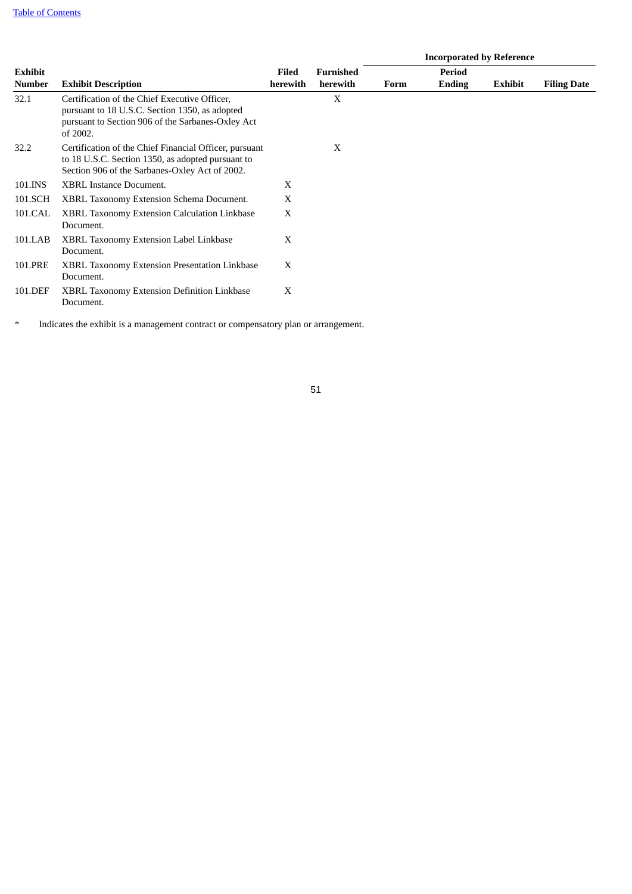| Exhibit Number | Exhibit Description | Filed herewith | Furnished herewith | Incorporated by Reference | | | |
|---|---|---|---|---|---|---|---|
| | | | | Form | Period Ending | Exhibit | Filing Date |
| 32.1 | Certification of the Chief Executive Officer, pursuant to 18 U.S.C. Section 1350, as adopted pursuant to Section 906 of the Sarbanes-Oxley Act of 2002. | | X | | | | |
| 32.2 | Certification of the Chief Financial Officer, pursuant to 18 U.S.C. Section 1350, as adopted pursuant to Section 906 of the Sarbanes-Oxley Act of 2002. | | X | | | | |
| 101.INS | XBRL Instance Document. | X | | | | | |
| 101.SCH | XBRL Taxonomy Extension Schema Document. | X | | | | | |
| 101.CAL | XBRL Taxonomy Extension Calculation Linkbase Document. | X | | | | | |
| 101.LAB | XBRL Taxonomy Extension Label Linkbase Document. | X | | | | | |
| 101.PRE | XBRL Taxonomy Extension Presentation Linkbase Document. | X | | | | | |
| 101.DEF | XBRL Taxonomy Extension Definition Linkbase Document. | X | | | | | |

* Indicates the exhibit is a management contract or compensatory plan or arrangement.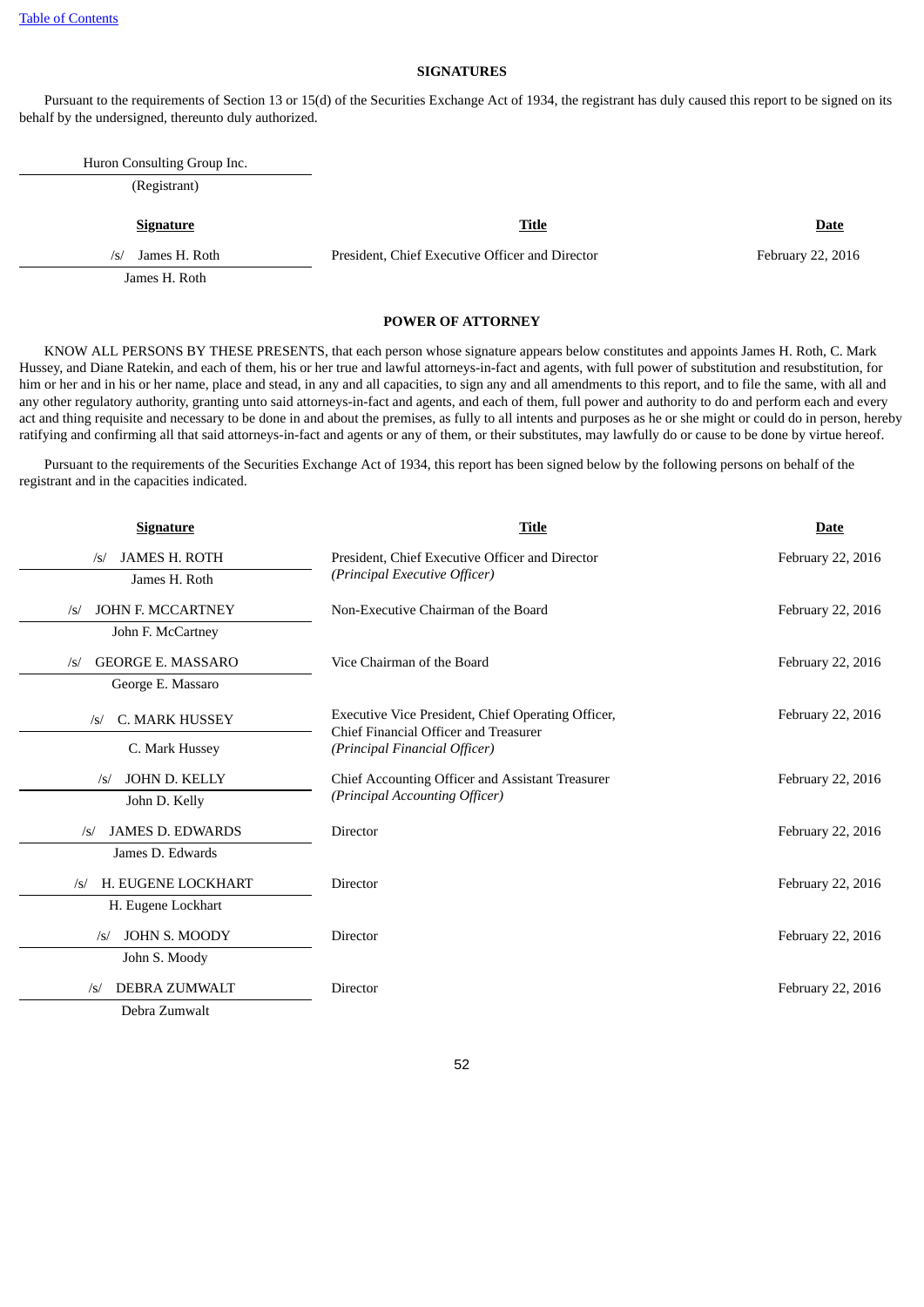[Table of Contents](#)

## SIGNATURES

Pursuant to the requirements of Section 13 or 15(d) of the Securities Exchange Act of 1934, the registrant has duly caused this report to be signed on its behalf by the undersigned, thereunto duly authorized.

Huron Consulting Group Inc.

(Registrant)

| Signature | Title | Date |
|---|---|---|
| /s/ James H. Roth<br>James H. Roth | President, Chief Executive Officer and Director | February 22, 2016 |

## POWER OF ATTORNEY

KNOW ALL PERSONS BY THESE PRESENTS, that each person whose signature appears below constitutes and appoints James H. Roth, C. Mark Hussey, and Diane Ratekin, and each of them, his or her true and lawful attorneys-in-fact and agents, with full power of substitution and resubstitution, for him or her and in his or her name, place and stead, in any and all capacities, to sign any and all amendments to this report, and to file the same, with all and any other regulatory authority, granting unto said attorneys-in-fact and agents, and each of them, full power and authority to do and perform each and every act and thing requisite and necessary to be done in and about the premises, as fully to all intents and purposes as he or she might or could do in person, hereby ratifying and confirming all that said attorneys-in-fact and agents or any of them, or their substitutes, may lawfully do or cause to be done by virtue hereof.

Pursuant to the requirements of the Securities Exchange Act of 1934, this report has been signed below by the following persons on behalf of the registrant and in the capacities indicated.

| Signature | Title | Date |
|---|---|---|
| /s/ JAMES H. ROTH<br>James H. Roth | President, Chief Executive Officer and Director<br>*(Principal Executive Officer)* | February 22, 2016 |
| /s/ JOHN F. MCCARTNEY<br>John F. McCartney | Non-Executive Chairman of the Board | February 22, 2016 |
| /s/ GEORGE E. MASSARO<br>George E. Massaro | Vice Chairman of the Board | February 22, 2016 |
| /s/ C. MARK HUSSEY<br>C. Mark Hussey | Executive Vice President, Chief Operating Officer, Chief Financial Officer and Treasurer<br>*(Principal Financial Officer)* | February 22, 2016 |
| /s/ JOHN D. KELLY<br>John D. Kelly | Chief Accounting Officer and Assistant Treasurer<br>*(Principal Accounting Officer)* | February 22, 2016 |
| /s/ JAMES D. EDWARDS<br>James D. Edwards | Director | February 22, 2016 |
| /s/ H. EUGENE LOCKHART<br>H. Eugene Lockhart | Director | February 22, 2016 |
| /s/ JOHN S. MOODY<br>John S. Moody | Director | February 22, 2016 |
| /s/ DEBRA ZUMWALT<br>Debra Zumwalt | Director | February 22, 2016 |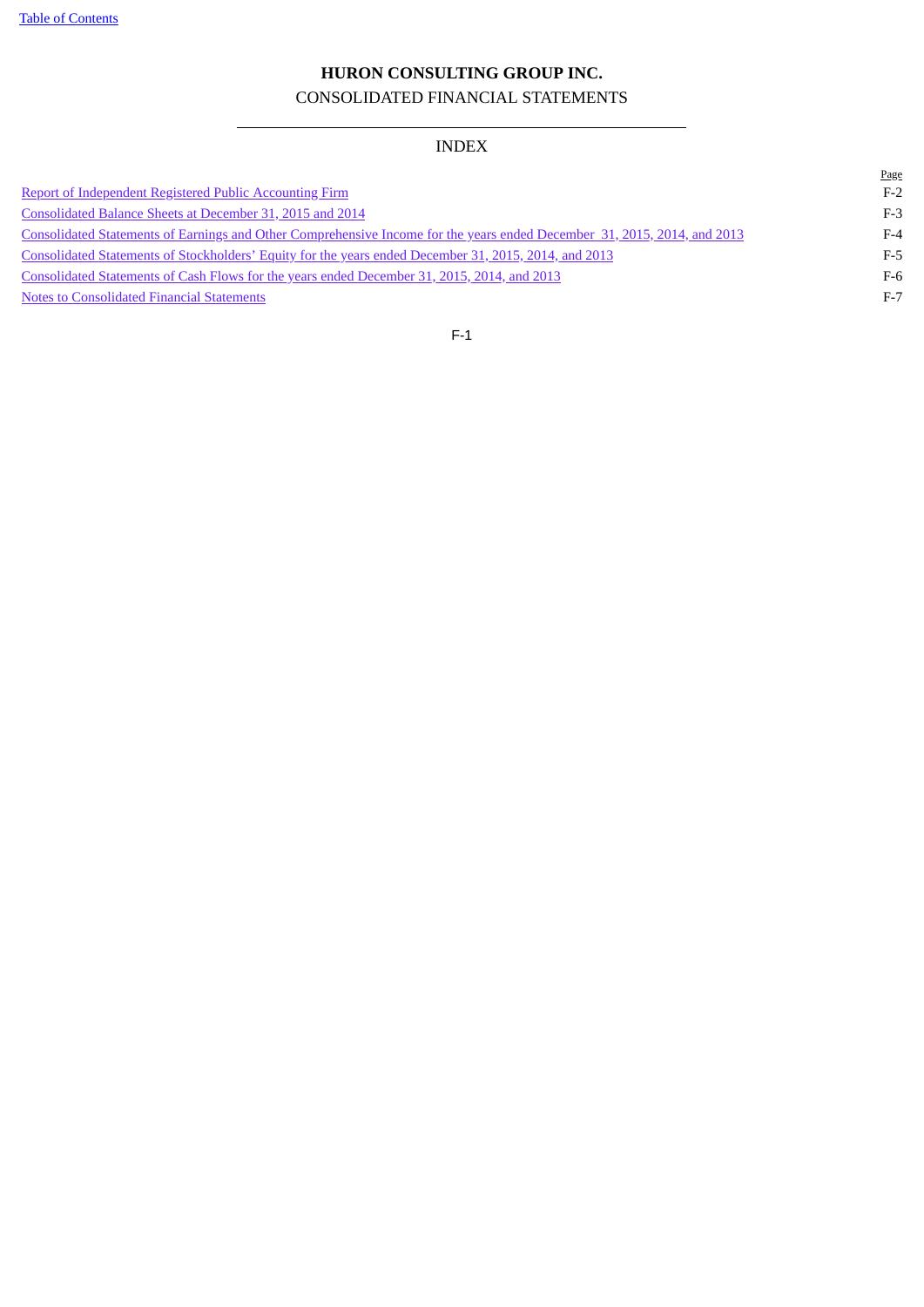**HURON CONSULTING GROUP INC.**

CONSOLIDATED FINANCIAL STATEMENTS

INDEX

| | Page |
|---|---|
| Report of Independent Registered Public Accounting Firm | F-2 |
| Consolidated Balance Sheets at December 31, 2015 and 2014 | F-3 |
| Consolidated Statements of Earnings and Other Comprehensive Income for the years ended December 31, 2015, 2014, and 2013 | F-4 |
| Consolidated Statements of Stockholders' Equity for the years ended December 31, 2015, 2014, and 2013 | F-5 |
| Consolidated Statements of Cash Flows for the years ended December 31, 2015, 2014, and 2013 | F-6 |
| Notes to Consolidated Financial Statements | F-7 |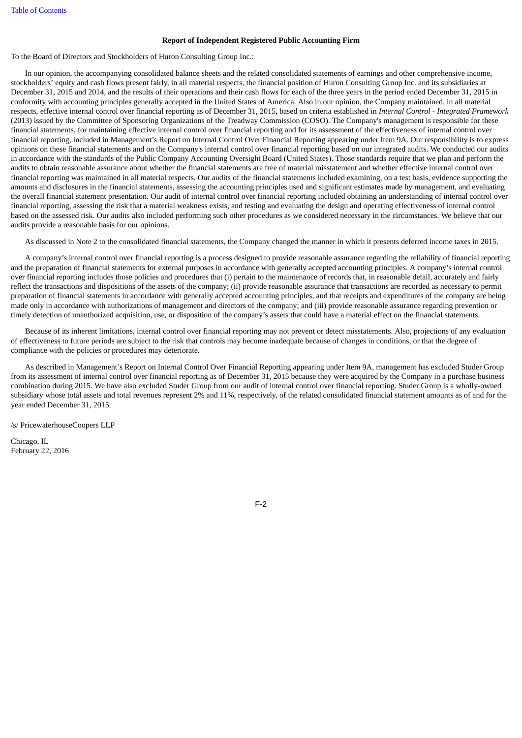**Report of Independent Registered Public Accounting Firm**

To the Board of Directors and Stockholders of Huron Consulting Group Inc.:

In our opinion, the accompanying consolidated balance sheets and the related consolidated statements of earnings and other comprehensive income, stockholders' equity and cash flows present fairly, in all material respects, the financial position of Huron Consulting Group Inc. and its subsidiaries at December 31, 2015 and 2014, and the results of their operations and their cash flows for each of the three years in the period ended December 31, 2015 in conformity with accounting principles generally accepted in the United States of America. Also in our opinion, the Company maintained, in all material respects, effective internal control over financial reporting as of December 31, 2015, based on criteria established in *Internal Control - Integrated Framework* (2013) issued by the Committee of Sponsoring Organizations of the Treadway Commission (COSO). The Company's management is responsible for these financial statements, for maintaining effective internal control over financial reporting and for its assessment of the effectiveness of internal control over financial reporting, included in Management's Report on Internal Control Over Financial Reporting appearing under Item 9A. Our responsibility is to express opinions on these financial statements and on the Company's internal control over financial reporting based on our integrated audits. We conducted our audits in accordance with the standards of the Public Company Accounting Oversight Board (United States). Those standards require that we plan and perform the audits to obtain reasonable assurance about whether the financial statements are free of material misstatement and whether effective internal control over financial reporting was maintained in all material respects. Our audits of the financial statements included examining, on a test basis, evidence supporting the amounts and disclosures in the financial statements, assessing the accounting principles used and significant estimates made by management, and evaluating the overall financial statement presentation. Our audit of internal control over financial reporting included obtaining an understanding of internal control over financial reporting, assessing the risk that a material weakness exists, and testing and evaluating the design and operating effectiveness of internal control based on the assessed risk. Our audits also included performing such other procedures as we considered necessary in the circumstances. We believe that our audits provide a reasonable basis for our opinions.

As discussed in Note 2 to the consolidated financial statements, the Company changed the manner in which it presents deferred income taxes in 2015.

A company's internal control over financial reporting is a process designed to provide reasonable assurance regarding the reliability of financial reporting and the preparation of financial statements for external purposes in accordance with generally accepted accounting principles. A company's internal control over financial reporting includes those policies and procedures that (i) pertain to the maintenance of records that, in reasonable detail, accurately and fairly reflect the transactions and dispositions of the assets of the company; (ii) provide reasonable assurance that transactions are recorded as necessary to permit preparation of financial statements in accordance with generally accepted accounting principles, and that receipts and expenditures of the company are being made only in accordance with authorizations of management and directors of the company; and (iii) provide reasonable assurance regarding prevention or timely detection of unauthorized acquisition, use, or disposition of the company's assets that could have a material effect on the financial statements.

Because of its inherent limitations, internal control over financial reporting may not prevent or detect misstatements. Also, projections of any evaluation of effectiveness to future periods are subject to the risk that controls may become inadequate because of changes in conditions, or that the degree of compliance with the policies or procedures may deteriorate.

As described in Management's Report on Internal Control Over Financial Reporting appearing under Item 9A, management has excluded Studer Group from its assessment of internal control over financial reporting as of December 31, 2015 because they were acquired by the Company in a purchase business combination during 2015. We have also excluded Studer Group from our audit of internal control over financial reporting. Studer Group is a wholly-owned subsidiary whose total assets and total revenues represent 2% and 11%, respectively, of the related consolidated financial statement amounts as of and for the year ended December 31, 2015.

/s/ PricewaterhouseCoopers LLP

Chicago, IL
February 22, 2016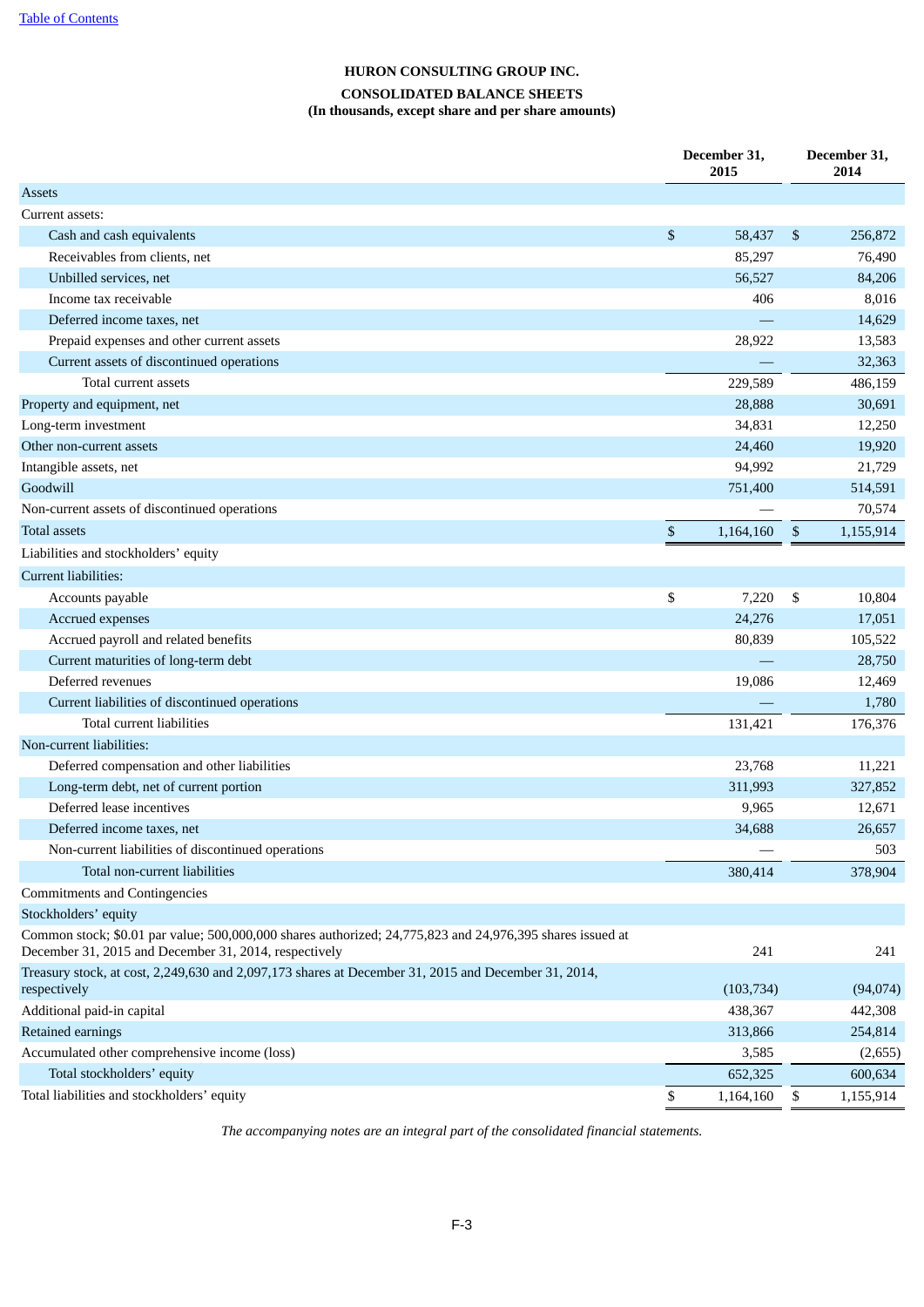[Table of Contents](#)

**HURON CONSULTING GROUP INC.**

**CONSOLIDATED BALANCE SHEETS**

**(In thousands, except share and per share amounts)**

| | December 31, 2015 | December 31, 2014 |
|---|---|---|
| Assets | | |
| Current assets: | | |
| Cash and cash equivalents | $ 58,437 | $ 256,872 |
| Receivables from clients, net | 85,297 | 76,490 |
| Unbilled services, net | 56,527 | 84,206 |
| Income tax receivable | 406 | 8,016 |
| Deferred income taxes, net | — | 14,629 |
| Prepaid expenses and other current assets | 28,922 | 13,583 |
| Current assets of discontinued operations | — | 32,363 |
| Total current assets | 229,589 | 486,159 |
| Property and equipment, net | 28,888 | 30,691 |
| Long-term investment | 34,831 | 12,250 |
| Other non-current assets | 24,460 | 19,920 |
| Intangible assets, net | 94,992 | 21,729 |
| Goodwill | 751,400 | 514,591 |
| Non-current assets of discontinued operations | — | 70,574 |
| Total assets | $ 1,164,160 | $ 1,155,914 |
| Liabilities and stockholders' equity | | |
| Current liabilities: | | |
| Accounts payable | $ 7,220 | $ 10,804 |
| Accrued expenses | 24,276 | 17,051 |
| Accrued payroll and related benefits | 80,839 | 105,522 |
| Current maturities of long-term debt | — | 28,750 |
| Deferred revenues | 19,086 | 12,469 |
| Current liabilities of discontinued operations | — | 1,780 |
| Total current liabilities | 131,421 | 176,376 |
| Non-current liabilities: | | |
| Deferred compensation and other liabilities | 23,768 | 11,221 |
| Long-term debt, net of current portion | 311,993 | 327,852 |
| Deferred lease incentives | 9,965 | 12,671 |
| Deferred income taxes, net | 34,688 | 26,657 |
| Non-current liabilities of discontinued operations | — | 503 |
| Total non-current liabilities | 380,414 | 378,904 |
| Commitments and Contingencies | | |
| Stockholders' equity | | |
| Common stock; $0.01 par value; 500,000,000 shares authorized; 24,775,823 and 24,976,395 shares issued at December 31, 2015 and December 31, 2014, respectively | 241 | 241 |
| Treasury stock, at cost, 2,249,630 and 2,097,173 shares at December 31, 2015 and December 31, 2014, respectively | (103,734) | (94,074) |
| Additional paid-in capital | 438,367 | 442,308 |
| Retained earnings | 313,866 | 254,814 |
| Accumulated other comprehensive income (loss) | 3,585 | (2,655) |
| Total stockholders' equity | 652,325 | 600,634 |
| Total liabilities and stockholders' equity | $ 1,164,160 | $ 1,155,914 |

*The accompanying notes are an integral part of the consolidated financial statements.*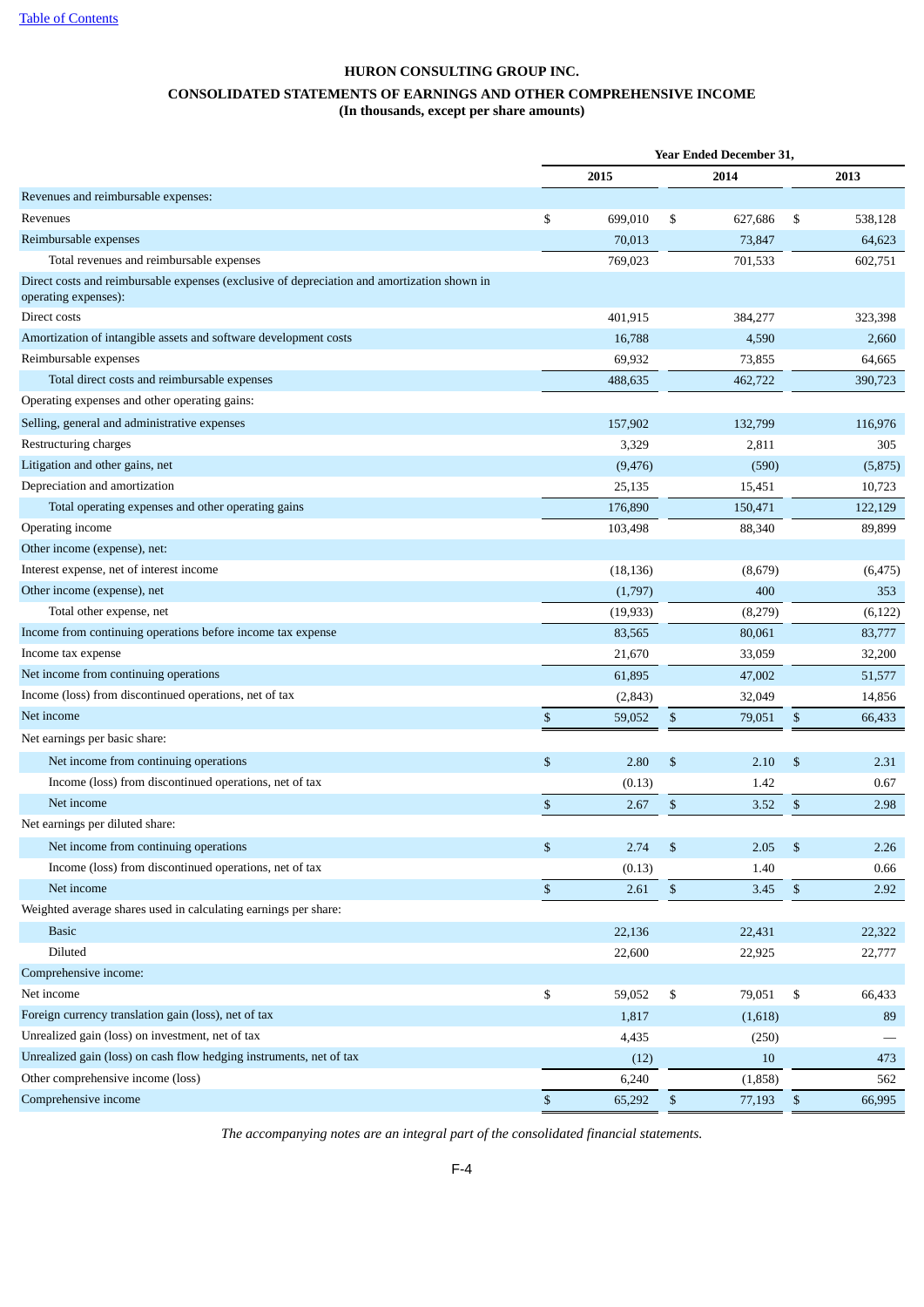Table of Contents

# HURON CONSULTING GROUP INC.

## CONSOLIDATED STATEMENTS OF EARNINGS AND OTHER COMPREHENSIVE INCOME

**(In thousands, except per share amounts)**

| | Year Ended December 31, | | |
|---|---|---|---|
| | 2015 | 2014 | 2013 |
| Revenues and reimbursable expenses: | | | |
| Revenues | $ 699,010 | $ 627,686 | $ 538,128 |
| Reimbursable expenses | 70,013 | 73,847 | 64,623 |
| Total revenues and reimbursable expenses | 769,023 | 701,533 | 602,751 |
| Direct costs and reimbursable expenses (exclusive of depreciation and amortization shown in operating expenses): | | | |
| Direct costs | 401,915 | 384,277 | 323,398 |
| Amortization of intangible assets and software development costs | 16,788 | 4,590 | 2,660 |
| Reimbursable expenses | 69,932 | 73,855 | 64,665 |
| Total direct costs and reimbursable expenses | 488,635 | 462,722 | 390,723 |
| Operating expenses and other operating gains: | | | |
| Selling, general and administrative expenses | 157,902 | 132,799 | 116,976 |
| Restructuring charges | 3,329 | 2,811 | 305 |
| Litigation and other gains, net | (9,476) | (590) | (5,875) |
| Depreciation and amortization | 25,135 | 15,451 | 10,723 |
| Total operating expenses and other operating gains | 176,890 | 150,471 | 122,129 |
| Operating income | 103,498 | 88,340 | 89,899 |
| Other income (expense), net: | | | |
| Interest expense, net of interest income | (18,136) | (8,679) | (6,475) |
| Other income (expense), net | (1,797) | 400 | 353 |
| Total other expense, net | (19,933) | (8,279) | (6,122) |
| Income from continuing operations before income tax expense | 83,565 | 80,061 | 83,777 |
| Income tax expense | 21,670 | 33,059 | 32,200 |
| Net income from continuing operations | 61,895 | 47,002 | 51,577 |
| Income (loss) from discontinued operations, net of tax | (2,843) | 32,049 | 14,856 |
| Net income | $ 59,052 | $ 79,051 | $ 66,433 |
| Net earnings per basic share: | | | |
| Net income from continuing operations | $ 2.80 | $ 2.10 | $ 2.31 |
| Income (loss) from discontinued operations, net of tax | (0.13) | 1.42 | 0.67 |
| Net income | $ 2.67 | $ 3.52 | $ 2.98 |
| Net earnings per diluted share: | | | |
| Net income from continuing operations | $ 2.74 | $ 2.05 | $ 2.26 |
| Income (loss) from discontinued operations, net of tax | (0.13) | 1.40 | 0.66 |
| Net income | $ 2.61 | $ 3.45 | $ 2.92 |
| Weighted average shares used in calculating earnings per share: | | | |
| Basic | 22,136 | 22,431 | 22,322 |
| Diluted | 22,600 | 22,925 | 22,777 |
| Comprehensive income: | | | |
| Net income | $ 59,052 | $ 79,051 | $ 66,433 |
| Foreign currency translation gain (loss), net of tax | 1,817 | (1,618) | 89 |
| Unrealized gain (loss) on investment, net of tax | 4,435 | (250) | — |
| Unrealized gain (loss) on cash flow hedging instruments, net of tax | (12) | 10 | 473 |
| Other comprehensive income (loss) | 6,240 | (1,858) | 562 |
| Comprehensive income | $ 65,292 | $ 77,193 | $ 66,995 |

*The accompanying notes are an integral part of the consolidated financial statements.*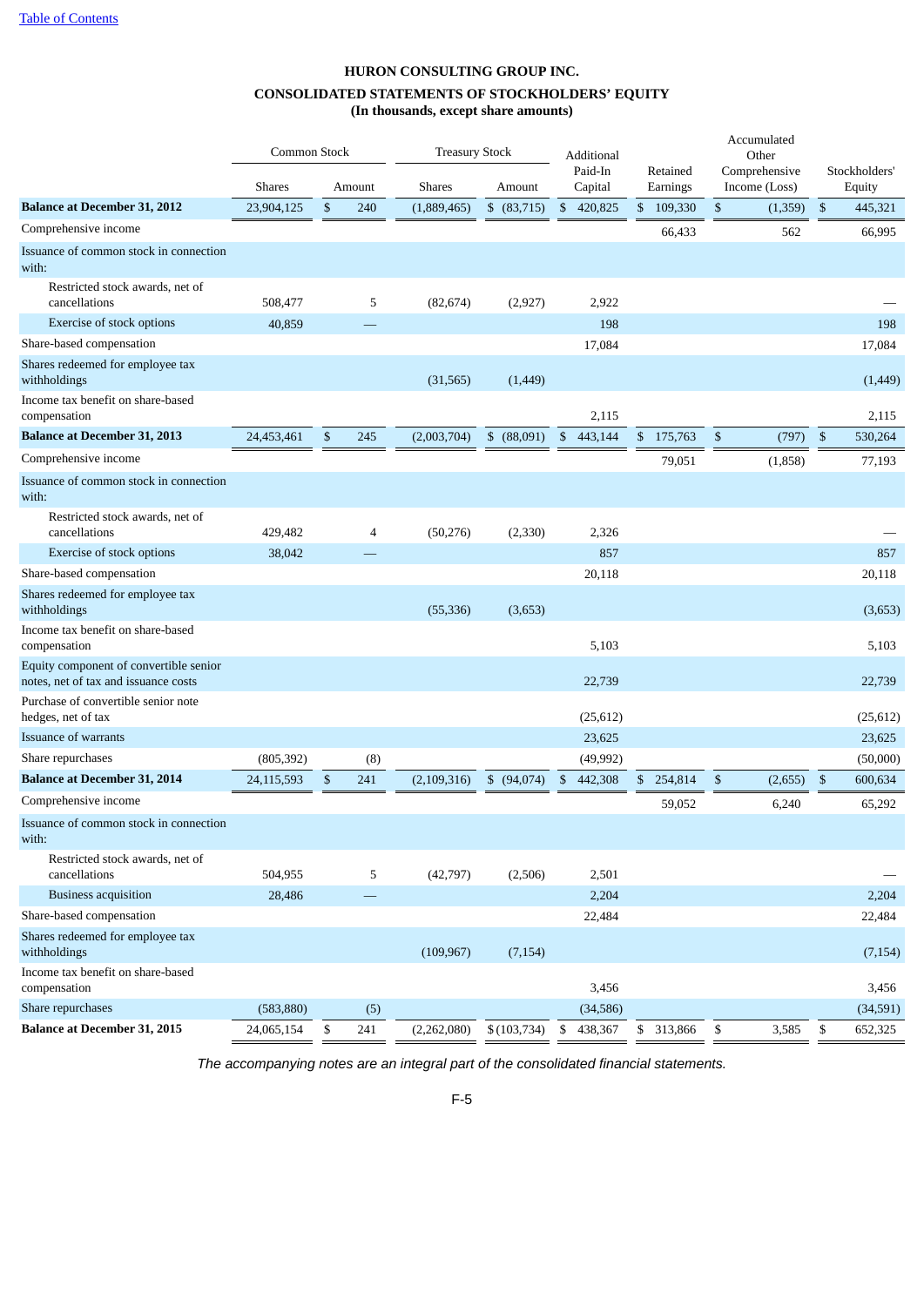[Table of Contents](#)

# HURON CONSULTING GROUP INC.

## CONSOLIDATED STATEMENTS OF STOCKHOLDERS' EQUITY

**(In thousands, except share amounts)**

| | Common Stock | | Treasury Stock | | Additional Paid-In Capital | Retained Earnings | Accumulated Other Comprehensive Income (Loss) | Stockholders' Equity |
|---|---|---|---|---|---|---|---|---|
| | Shares | Amount | Shares | Amount | | | | |
| **Balance at December 31, 2012** | 23,904,125 | $ 240 | (1,889,465) | $ (83,715) | $ 420,825 | $ 109,330 | $ (1,359) | $ 445,321 |
| Comprehensive income | | | | | | 66,433 | 562 | 66,995 |
| Issuance of common stock in connection with: | | | | | | | | |
| Restricted stock awards, net of cancellations | 508,477 | 5 | (82,674) | (2,927) | 2,922 | | | — |
| Exercise of stock options | 40,859 | — | | | 198 | | | 198 |
| Share-based compensation | | | | | 17,084 | | | 17,084 |
| Shares redeemed for employee tax withholdings | | | (31,565) | (1,449) | | | | (1,449) |
| Income tax benefit on share-based compensation | | | | | 2,115 | | | 2,115 |
| **Balance at December 31, 2013** | 24,453,461 | $ 245 | (2,003,704) | $ (88,091) | $ 443,144 | $ 175,763 | $ (797) | $ 530,264 |
| Comprehensive income | | | | | | 79,051 | (1,858) | 77,193 |
| Issuance of common stock in connection with: | | | | | | | | |
| Restricted stock awards, net of cancellations | 429,482 | 4 | (50,276) | (2,330) | 2,326 | | | — |
| Exercise of stock options | 38,042 | — | | | 857 | | | 857 |
| Share-based compensation | | | | | 20,118 | | | 20,118 |
| Shares redeemed for employee tax withholdings | | | (55,336) | (3,653) | | | | (3,653) |
| Income tax benefit on share-based compensation | | | | | 5,103 | | | 5,103 |
| Equity component of convertible senior notes, net of tax and issuance costs | | | | | 22,739 | | | 22,739 |
| Purchase of convertible senior note hedges, net of tax | | | | | (25,612) | | | (25,612) |
| Issuance of warrants | | | | | 23,625 | | | 23,625 |
| Share repurchases | (805,392) | (8) | | | (49,992) | | | (50,000) |
| **Balance at December 31, 2014** | 24,115,593 | $ 241 | (2,109,316) | $ (94,074) | $ 442,308 | $ 254,814 | $ (2,655) | $ 600,634 |
| Comprehensive income | | | | | | 59,052 | 6,240 | 65,292 |
| Issuance of common stock in connection with: | | | | | | | | |
| Restricted stock awards, net of cancellations | 504,955 | 5 | (42,797) | (2,506) | 2,501 | | | — |
| Business acquisition | 28,486 | — | | | 2,204 | | | 2,204 |
| Share-based compensation | | | | | 22,484 | | | 22,484 |
| Shares redeemed for employee tax withholdings | | | (109,967) | (7,154) | | | | (7,154) |
| Income tax benefit on share-based compensation | | | | | 3,456 | | | 3,456 |
| Share repurchases | (583,880) | (5) | | | (34,586) | | | (34,591) |
| **Balance at December 31, 2015** | 24,065,154 | $ 241 | (2,262,080) | $ (103,734) | $ 438,367 | $ 313,866 | $ 3,585 | $ 652,325 |

*The accompanying notes are an integral part of the consolidated financial statements.*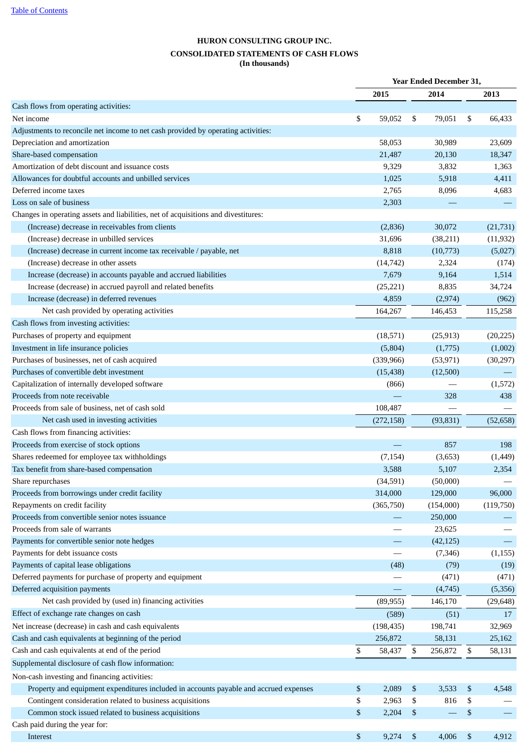[Table of Contents](#)

**HURON CONSULTING GROUP INC.**

**CONSOLIDATED STATEMENTS OF CASH FLOWS**

**(In thousands)**

| | Year Ended December 31, | | |
|---|---|---|---|
| | 2015 | 2014 | 2013 |
| Cash flows from operating activities: | | | |
| Net income | $ 59,052 | $ 79,051 | $ 66,433 |
| Adjustments to reconcile net income to net cash provided by operating activities: | | | |
| Depreciation and amortization | 58,053 | 30,989 | 23,609 |
| Share-based compensation | 21,487 | 20,130 | 18,347 |
| Amortization of debt discount and issuance costs | 9,329 | 3,832 | 1,363 |
| Allowances for doubtful accounts and unbilled services | 1,025 | 5,918 | 4,411 |
| Deferred income taxes | 2,765 | 8,096 | 4,683 |
| Loss on sale of business | 2,303 | — | — |
| Changes in operating assets and liabilities, net of acquisitions and divestitures: | | | |
| (Increase) decrease in receivables from clients | (2,836) | 30,072 | (21,731) |
| (Increase) decrease in unbilled services | 31,696 | (38,211) | (11,932) |
| (Increase) decrease in current income tax receivable / payable, net | 8,818 | (10,773) | (5,027) |
| (Increase) decrease in other assets | (14,742) | 2,324 | (174) |
| Increase (decrease) in accounts payable and accrued liabilities | 7,679 | 9,164 | 1,514 |
| Increase (decrease) in accrued payroll and related benefits | (25,221) | 8,835 | 34,724 |
| Increase (decrease) in deferred revenues | 4,859 | (2,974) | (962) |
| Net cash provided by operating activities | 164,267 | 146,453 | 115,258 |
| Cash flows from investing activities: | | | |
| Purchases of property and equipment | (18,571) | (25,913) | (20,225) |
| Investment in life insurance policies | (5,804) | (1,775) | (1,002) |
| Purchases of businesses, net of cash acquired | (339,966) | (53,971) | (30,297) |
| Purchases of convertible debt investment | (15,438) | (12,500) | — |
| Capitalization of internally developed software | (866) | — | (1,572) |
| Proceeds from note receivable | — | 328 | 438 |
| Proceeds from sale of business, net of cash sold | 108,487 | — | — |
| Net cash used in investing activities | (272,158) | (93,831) | (52,658) |
| Cash flows from financing activities: | | | |
| Proceeds from exercise of stock options | — | 857 | 198 |
| Shares redeemed for employee tax withholdings | (7,154) | (3,653) | (1,449) |
| Tax benefit from share-based compensation | 3,588 | 5,107 | 2,354 |
| Share repurchases | (34,591) | (50,000) | — |
| Proceeds from borrowings under credit facility | 314,000 | 129,000 | 96,000 |
| Repayments on credit facility | (365,750) | (154,000) | (119,750) |
| Proceeds from convertible senior notes issuance | — | 250,000 | — |
| Proceeds from sale of warrants | — | 23,625 | — |
| Payments for convertible senior note hedges | — | (42,125) | — |
| Payments for debt issuance costs | — | (7,346) | (1,155) |
| Payments of capital lease obligations | (48) | (79) | (19) |
| Deferred payments for purchase of property and equipment | — | (471) | (471) |
| Deferred acquisition payments | — | (4,745) | (5,356) |
| Net cash provided by (used in) financing activities | (89,955) | 146,170 | (29,648) |
| Effect of exchange rate changes on cash | (589) | (51) | 17 |
| Net increase (decrease) in cash and cash equivalents | (198,435) | 198,741 | 32,969 |
| Cash and cash equivalents at beginning of the period | 256,872 | 58,131 | 25,162 |
| Cash and cash equivalents at end of the period | $ 58,437 | $ 256,872 | $ 58,131 |
| Supplemental disclosure of cash flow information: | | | |
| Non-cash investing and financing activities: | | | |
| Property and equipment expenditures included in accounts payable and accrued expenses | $ 2,089 | $ 3,533 | $ 4,548 |
| Contingent consideration related to business acquisitions | $ 2,963 | $ 816 | $ — |
| Common stock issued related to business acquisitions | $ 2,204 | $ — | $ — |
| Cash paid during the year for: | | | |
| Interest | $ 9,274 | $ 4,006 | $ 4,912 |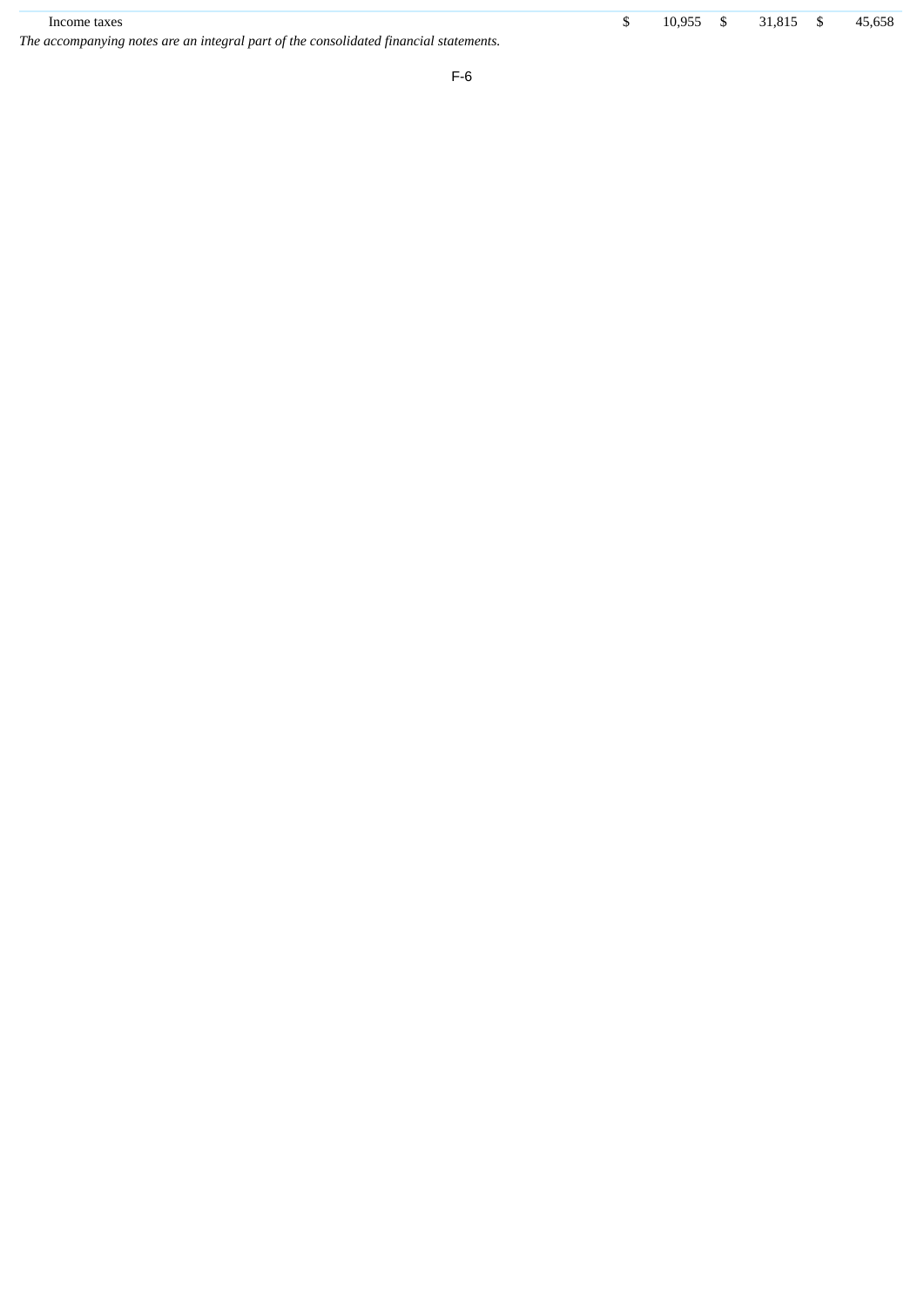| | | | |
|---|---|---|---|
| Income taxes | $ 10,955 | $ 31,815 | $ 45,658 |

*The accompanying notes are an integral part of the consolidated financial statements.*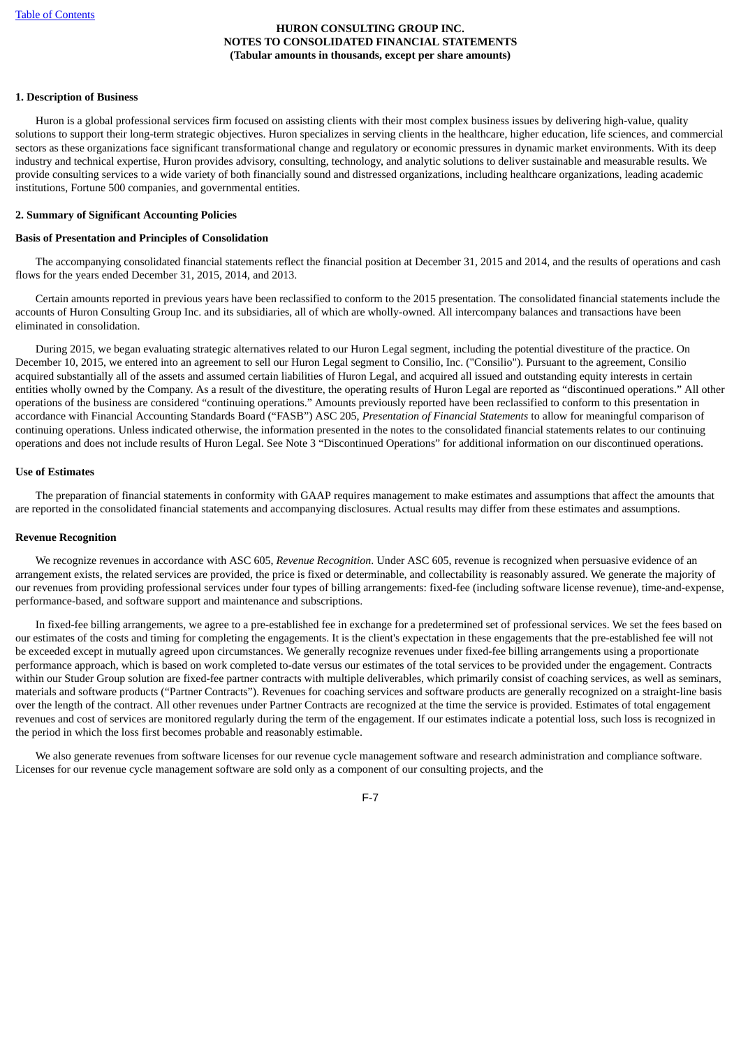**HURON CONSULTING GROUP INC.**
**NOTES TO CONSOLIDATED FINANCIAL STATEMENTS**
**(Tabular amounts in thousands, except per share amounts)**

**1. Description of Business**

Huron is a global professional services firm focused on assisting clients with their most complex business issues by delivering high-value, quality solutions to support their long-term strategic objectives. Huron specializes in serving clients in the healthcare, higher education, life sciences, and commercial sectors as these organizations face significant transformational change and regulatory or economic pressures in dynamic market environments. With its deep industry and technical expertise, Huron provides advisory, consulting, technology, and analytic solutions to deliver sustainable and measurable results. We provide consulting services to a wide variety of both financially sound and distressed organizations, including healthcare organizations, leading academic institutions, Fortune 500 companies, and governmental entities.

**2. Summary of Significant Accounting Policies**

**Basis of Presentation and Principles of Consolidation**

The accompanying consolidated financial statements reflect the financial position at December 31, 2015 and 2014, and the results of operations and cash flows for the years ended December 31, 2015, 2014, and 2013.

Certain amounts reported in previous years have been reclassified to conform to the 2015 presentation. The consolidated financial statements include the accounts of Huron Consulting Group Inc. and its subsidiaries, all of which are wholly-owned. All intercompany balances and transactions have been eliminated in consolidation.

During 2015, we began evaluating strategic alternatives related to our Huron Legal segment, including the potential divestiture of the practice. On December 10, 2015, we entered into an agreement to sell our Huron Legal segment to Consilio, Inc. ("Consilio"). Pursuant to the agreement, Consilio acquired substantially all of the assets and assumed certain liabilities of Huron Legal, and acquired all issued and outstanding equity interests in certain entities wholly owned by the Company. As a result of the divestiture, the operating results of Huron Legal are reported as "discontinued operations." All other operations of the business are considered "continuing operations." Amounts previously reported have been reclassified to conform to this presentation in accordance with Financial Accounting Standards Board ("FASB") ASC 205, *Presentation of Financial Statements* to allow for meaningful comparison of continuing operations. Unless indicated otherwise, the information presented in the notes to the consolidated financial statements relates to our continuing operations and does not include results of Huron Legal. See Note 3 "Discontinued Operations" for additional information on our discontinued operations.

**Use of Estimates**

The preparation of financial statements in conformity with GAAP requires management to make estimates and assumptions that affect the amounts that are reported in the consolidated financial statements and accompanying disclosures. Actual results may differ from these estimates and assumptions.

**Revenue Recognition**

We recognize revenues in accordance with ASC 605, *Revenue Recognition*. Under ASC 605, revenue is recognized when persuasive evidence of an arrangement exists, the related services are provided, the price is fixed or determinable, and collectability is reasonably assured. We generate the majority of our revenues from providing professional services under four types of billing arrangements: fixed-fee (including software license revenue), time-and-expense, performance-based, and software support and maintenance and subscriptions.

In fixed-fee billing arrangements, we agree to a pre-established fee in exchange for a predetermined set of professional services. We set the fees based on our estimates of the costs and timing for completing the engagements. It is the client's expectation in these engagements that the pre-established fee will not be exceeded except in mutually agreed upon circumstances. We generally recognize revenues under fixed-fee billing arrangements using a proportionate performance approach, which is based on work completed to-date versus our estimates of the total services to be provided under the engagement. Contracts within our Studer Group solution are fixed-fee partner contracts with multiple deliverables, which primarily consist of coaching services, as well as seminars, materials and software products ("Partner Contracts"). Revenues for coaching services and software products are generally recognized on a straight-line basis over the length of the contract. All other revenues under Partner Contracts are recognized at the time the service is provided. Estimates of total engagement revenues and cost of services are monitored regularly during the term of the engagement. If our estimates indicate a potential loss, such loss is recognized in the period in which the loss first becomes probable and reasonably estimable.

We also generate revenues from software licenses for our revenue cycle management software and research administration and compliance software. Licenses for our revenue cycle management software are sold only as a component of our consulting projects, and the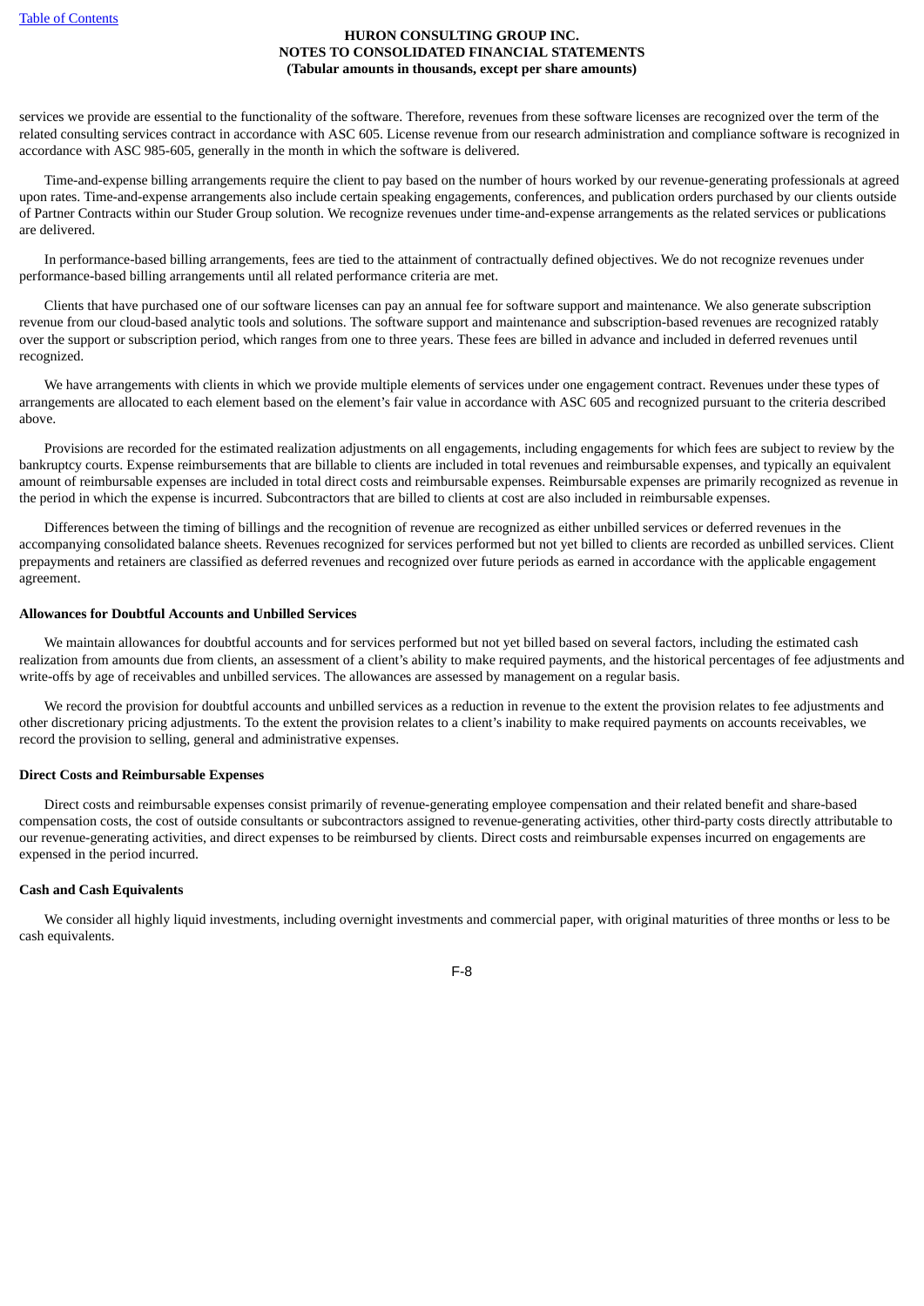services we provide are essential to the functionality of the software. Therefore, revenues from these software licenses are recognized over the term of the related consulting services contract in accordance with ASC 605. License revenue from our research administration and compliance software is recognized in accordance with ASC 985-605, generally in the month in which the software is delivered.

Time-and-expense billing arrangements require the client to pay based on the number of hours worked by our revenue-generating professionals at agreed upon rates. Time-and-expense arrangements also include certain speaking engagements, conferences, and publication orders purchased by our clients outside of Partner Contracts within our Studer Group solution. We recognize revenues under time-and-expense arrangements as the related services or publications are delivered.

In performance-based billing arrangements, fees are tied to the attainment of contractually defined objectives. We do not recognize revenues under performance-based billing arrangements until all related performance criteria are met.

Clients that have purchased one of our software licenses can pay an annual fee for software support and maintenance. We also generate subscription revenue from our cloud-based analytic tools and solutions. The software support and maintenance and subscription-based revenues are recognized ratably over the support or subscription period, which ranges from one to three years. These fees are billed in advance and included in deferred revenues until recognized.

We have arrangements with clients in which we provide multiple elements of services under one engagement contract. Revenues under these types of arrangements are allocated to each element based on the element's fair value in accordance with ASC 605 and recognized pursuant to the criteria described above.

Provisions are recorded for the estimated realization adjustments on all engagements, including engagements for which fees are subject to review by the bankruptcy courts. Expense reimbursements that are billable to clients are included in total revenues and reimbursable expenses, and typically an equivalent amount of reimbursable expenses are included in total direct costs and reimbursable expenses. Reimbursable expenses are primarily recognized as revenue in the period in which the expense is incurred. Subcontractors that are billed to clients at cost are also included in reimbursable expenses.

Differences between the timing of billings and the recognition of revenue are recognized as either unbilled services or deferred revenues in the accompanying consolidated balance sheets. Revenues recognized for services performed but not yet billed to clients are recorded as unbilled services. Client prepayments and retainers are classified as deferred revenues and recognized over future periods as earned in accordance with the applicable engagement agreement.

**Allowances for Doubtful Accounts and Unbilled Services**

We maintain allowances for doubtful accounts and for services performed but not yet billed based on several factors, including the estimated cash realization from amounts due from clients, an assessment of a client's ability to make required payments, and the historical percentages of fee adjustments and write-offs by age of receivables and unbilled services. The allowances are assessed by management on a regular basis.

We record the provision for doubtful accounts and unbilled services as a reduction in revenue to the extent the provision relates to fee adjustments and other discretionary pricing adjustments. To the extent the provision relates to a client's inability to make required payments on accounts receivables, we record the provision to selling, general and administrative expenses.

**Direct Costs and Reimbursable Expenses**

Direct costs and reimbursable expenses consist primarily of revenue-generating employee compensation and their related benefit and share-based compensation costs, the cost of outside consultants or subcontractors assigned to revenue-generating activities, other third-party costs directly attributable to our revenue-generating activities, and direct expenses to be reimbursed by clients. Direct costs and reimbursable expenses incurred on engagements are expensed in the period incurred.

**Cash and Cash Equivalents**

We consider all highly liquid investments, including overnight investments and commercial paper, with original maturities of three months or less to be cash equivalents.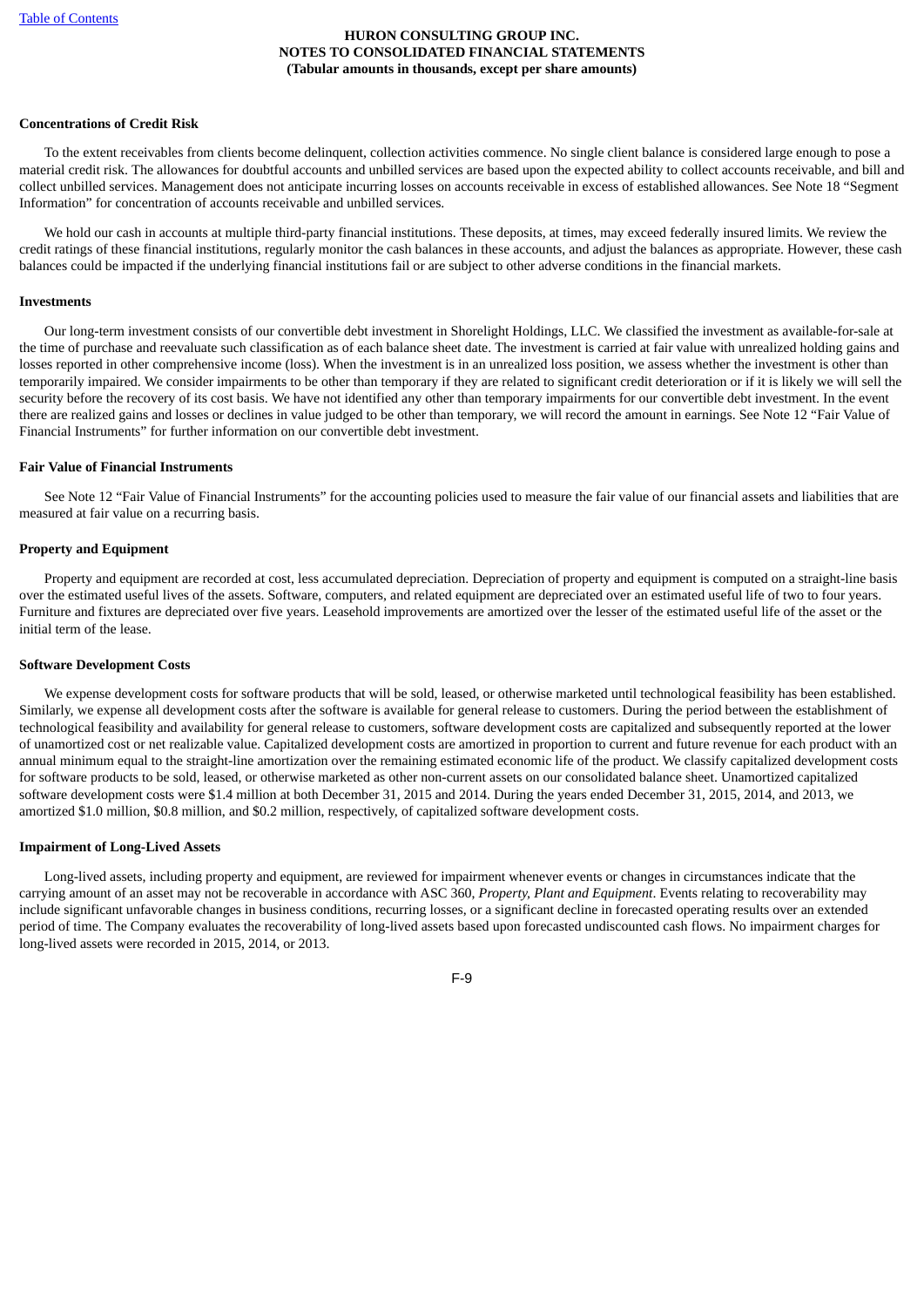**Concentrations of Credit Risk**

To the extent receivables from clients become delinquent, collection activities commence. No single client balance is considered large enough to pose a material credit risk. The allowances for doubtful accounts and unbilled services are based upon the expected ability to collect accounts receivable, and bill and collect unbilled services. Management does not anticipate incurring losses on accounts receivable in excess of established allowances. See Note 18 "Segment Information" for concentration of accounts receivable and unbilled services.

We hold our cash in accounts at multiple third-party financial institutions. These deposits, at times, may exceed federally insured limits. We review the credit ratings of these financial institutions, regularly monitor the cash balances in these accounts, and adjust the balances as appropriate. However, these cash balances could be impacted if the underlying financial institutions fail or are subject to other adverse conditions in the financial markets.

**Investments**

Our long-term investment consists of our convertible debt investment in Shorelight Holdings, LLC. We classified the investment as available-for-sale at the time of purchase and reevaluate such classification as of each balance sheet date. The investment is carried at fair value with unrealized holding gains and losses reported in other comprehensive income (loss). When the investment is in an unrealized loss position, we assess whether the investment is other than temporarily impaired. We consider impairments to be other than temporary if they are related to significant credit deterioration or if it is likely we will sell the security before the recovery of its cost basis. We have not identified any other than temporary impairments for our convertible debt investment. In the event there are realized gains and losses or declines in value judged to be other than temporary, we will record the amount in earnings. See Note 12 "Fair Value of Financial Instruments" for further information on our convertible debt investment.

**Fair Value of Financial Instruments**

See Note 12 "Fair Value of Financial Instruments" for the accounting policies used to measure the fair value of our financial assets and liabilities that are measured at fair value on a recurring basis.

**Property and Equipment**

Property and equipment are recorded at cost, less accumulated depreciation. Depreciation of property and equipment is computed on a straight-line basis over the estimated useful lives of the assets. Software, computers, and related equipment are depreciated over an estimated useful life of two to four years. Furniture and fixtures are depreciated over five years. Leasehold improvements are amortized over the lesser of the estimated useful life of the asset or the initial term of the lease.

**Software Development Costs**

We expense development costs for software products that will be sold, leased, or otherwise marketed until technological feasibility has been established. Similarly, we expense all development costs after the software is available for general release to customers. During the period between the establishment of technological feasibility and availability for general release to customers, software development costs are capitalized and subsequently reported at the lower of unamortized cost or net realizable value. Capitalized development costs are amortized in proportion to current and future revenue for each product with an annual minimum equal to the straight-line amortization over the remaining estimated economic life of the product. We classify capitalized development costs for software products to be sold, leased, or otherwise marketed as other non-current assets on our consolidated balance sheet. Unamortized capitalized software development costs were $1.4 million at both December 31, 2015 and 2014. During the years ended December 31, 2015, 2014, and 2013, we amortized $1.0 million, $0.8 million, and $0.2 million, respectively, of capitalized software development costs.

**Impairment of Long-Lived Assets**

Long-lived assets, including property and equipment, are reviewed for impairment whenever events or changes in circumstances indicate that the carrying amount of an asset may not be recoverable in accordance with ASC 360, *Property, Plant and Equipment*. Events relating to recoverability may include significant unfavorable changes in business conditions, recurring losses, or a significant decline in forecasted operating results over an extended period of time. The Company evaluates the recoverability of long-lived assets based upon forecasted undiscounted cash flows. No impairment charges for long-lived assets were recorded in 2015, 2014, or 2013.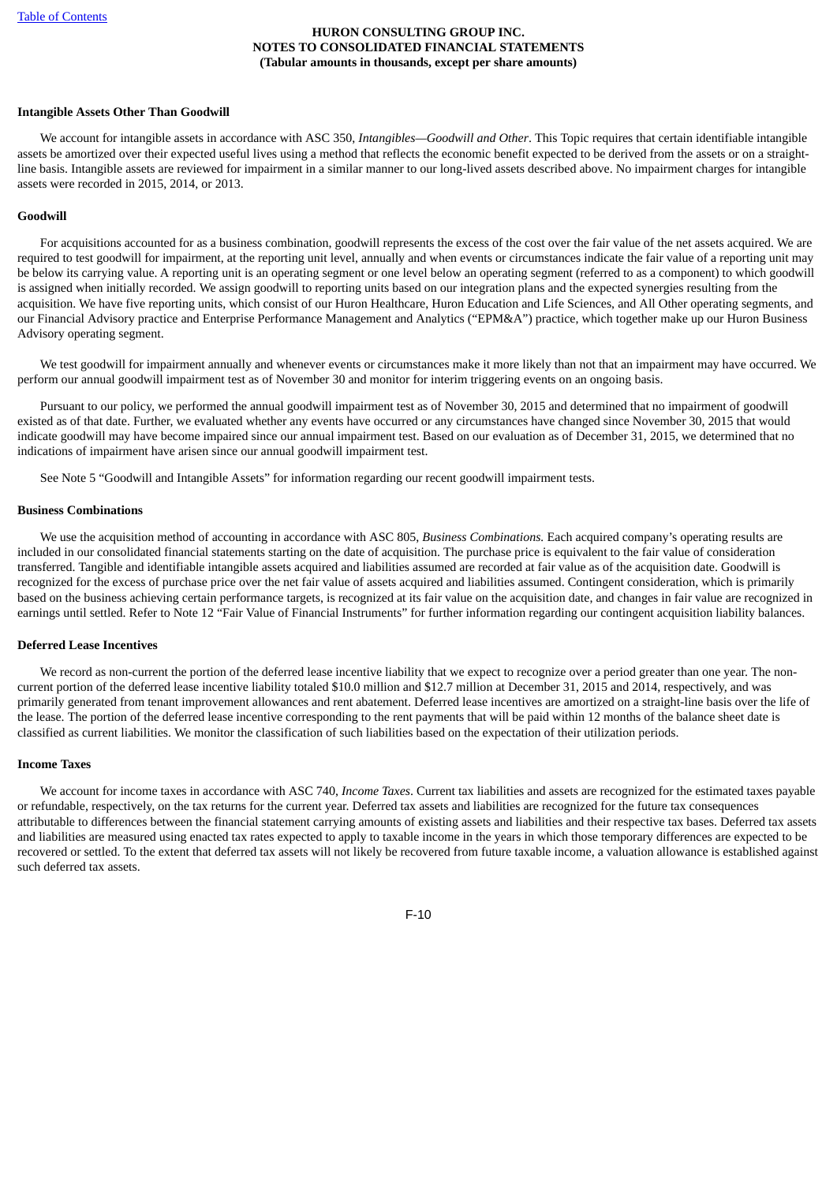**Intangible Assets Other Than Goodwill**

We account for intangible assets in accordance with ASC 350, *Intangibles—Goodwill and Other*. This Topic requires that certain identifiable intangible assets be amortized over their expected useful lives using a method that reflects the economic benefit expected to be derived from the assets or on a straight-line basis. Intangible assets are reviewed for impairment in a similar manner to our long-lived assets described above. No impairment charges for intangible assets were recorded in 2015, 2014, or 2013.

**Goodwill**

For acquisitions accounted for as a business combination, goodwill represents the excess of the cost over the fair value of the net assets acquired. We are required to test goodwill for impairment, at the reporting unit level, annually and when events or circumstances indicate the fair value of a reporting unit may be below its carrying value. A reporting unit is an operating segment or one level below an operating segment (referred to as a component) to which goodwill is assigned when initially recorded. We assign goodwill to reporting units based on our integration plans and the expected synergies resulting from the acquisition. We have five reporting units, which consist of our Huron Healthcare, Huron Education and Life Sciences, and All Other operating segments, and our Financial Advisory practice and Enterprise Performance Management and Analytics ("EPM&A") practice, which together make up our Huron Business Advisory operating segment.

We test goodwill for impairment annually and whenever events or circumstances make it more likely than not that an impairment may have occurred. We perform our annual goodwill impairment test as of November 30 and monitor for interim triggering events on an ongoing basis.

Pursuant to our policy, we performed the annual goodwill impairment test as of November 30, 2015 and determined that no impairment of goodwill existed as of that date. Further, we evaluated whether any events have occurred or any circumstances have changed since November 30, 2015 that would indicate goodwill may have become impaired since our annual impairment test. Based on our evaluation as of December 31, 2015, we determined that no indications of impairment have arisen since our annual goodwill impairment test.

See Note 5 "Goodwill and Intangible Assets" for information regarding our recent goodwill impairment tests.

**Business Combinations**

We use the acquisition method of accounting in accordance with ASC 805, *Business Combinations.* Each acquired company's operating results are included in our consolidated financial statements starting on the date of acquisition. The purchase price is equivalent to the fair value of consideration transferred. Tangible and identifiable intangible assets acquired and liabilities assumed are recorded at fair value as of the acquisition date. Goodwill is recognized for the excess of purchase price over the net fair value of assets acquired and liabilities assumed. Contingent consideration, which is primarily based on the business achieving certain performance targets, is recognized at its fair value on the acquisition date, and changes in fair value are recognized in earnings until settled. Refer to Note 12 "Fair Value of Financial Instruments" for further information regarding our contingent acquisition liability balances.

**Deferred Lease Incentives**

We record as non-current the portion of the deferred lease incentive liability that we expect to recognize over a period greater than one year. The non-current portion of the deferred lease incentive liability totaled $10.0 million and $12.7 million at December 31, 2015 and 2014, respectively, and was primarily generated from tenant improvement allowances and rent abatement. Deferred lease incentives are amortized on a straight-line basis over the life of the lease. The portion of the deferred lease incentive corresponding to the rent payments that will be paid within 12 months of the balance sheet date is classified as current liabilities. We monitor the classification of such liabilities based on the expectation of their utilization periods.

**Income Taxes**

We account for income taxes in accordance with ASC 740, *Income Taxes*. Current tax liabilities and assets are recognized for the estimated taxes payable or refundable, respectively, on the tax returns for the current year. Deferred tax assets and liabilities are recognized for the future tax consequences attributable to differences between the financial statement carrying amounts of existing assets and liabilities and their respective tax bases. Deferred tax assets and liabilities are measured using enacted tax rates expected to apply to taxable income in the years in which those temporary differences are expected to be recovered or settled. To the extent that deferred tax assets will not likely be recovered from future taxable income, a valuation allowance is established against such deferred tax assets.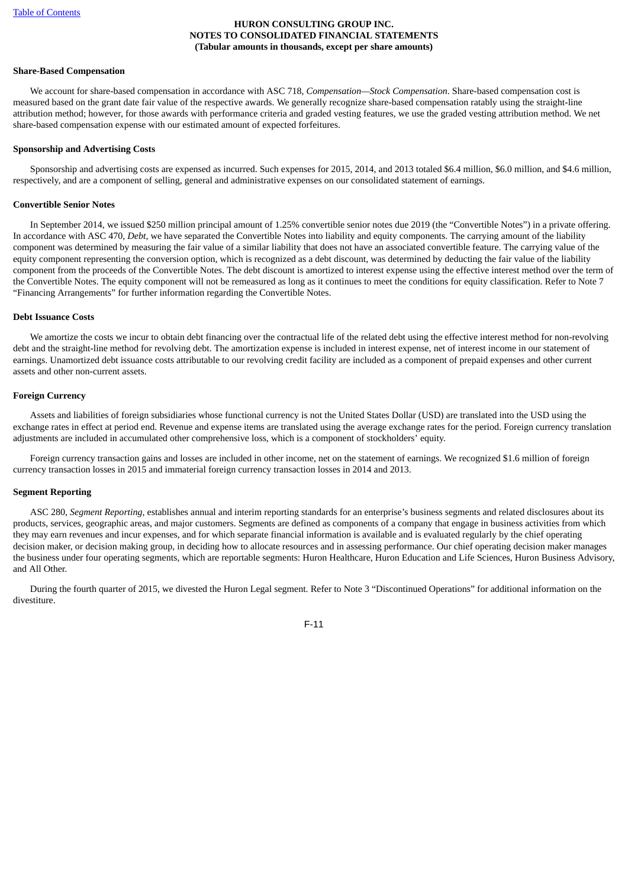# HURON CONSULTING GROUP INC.
# NOTES TO CONSOLIDATED FINANCIAL STATEMENTS
**(Tabular amounts in thousands, except per share amounts)**

**Share-Based Compensation**

We account for share-based compensation in accordance with ASC 718, *Compensation—Stock Compensation*. Share-based compensation cost is measured based on the grant date fair value of the respective awards. We generally recognize share-based compensation ratably using the straight-line attribution method; however, for those awards with performance criteria and graded vesting features, we use the graded vesting attribution method. We net share-based compensation expense with our estimated amount of expected forfeitures.

**Sponsorship and Advertising Costs**

Sponsorship and advertising costs are expensed as incurred. Such expenses for 2015, 2014, and 2013 totaled $6.4 million, $6.0 million, and $4.6 million, respectively, and are a component of selling, general and administrative expenses on our consolidated statement of earnings.

**Convertible Senior Notes**

In September 2014, we issued $250 million principal amount of 1.25% convertible senior notes due 2019 (the "Convertible Notes") in a private offering. In accordance with ASC 470, *Debt*, we have separated the Convertible Notes into liability and equity components. The carrying amount of the liability component was determined by measuring the fair value of a similar liability that does not have an associated convertible feature. The carrying value of the equity component representing the conversion option, which is recognized as a debt discount, was determined by deducting the fair value of the liability component from the proceeds of the Convertible Notes. The debt discount is amortized to interest expense using the effective interest method over the term of the Convertible Notes. The equity component will not be remeasured as long as it continues to meet the conditions for equity classification. Refer to Note 7 "Financing Arrangements" for further information regarding the Convertible Notes.

**Debt Issuance Costs**

We amortize the costs we incur to obtain debt financing over the contractual life of the related debt using the effective interest method for non-revolving debt and the straight-line method for revolving debt. The amortization expense is included in interest expense, net of interest income in our statement of earnings. Unamortized debt issuance costs attributable to our revolving credit facility are included as a component of prepaid expenses and other current assets and other non-current assets.

**Foreign Currency**

Assets and liabilities of foreign subsidiaries whose functional currency is not the United States Dollar (USD) are translated into the USD using the exchange rates in effect at period end. Revenue and expense items are translated using the average exchange rates for the period. Foreign currency translation adjustments are included in accumulated other comprehensive loss, which is a component of stockholders' equity.

Foreign currency transaction gains and losses are included in other income, net on the statement of earnings. We recognized $1.6 million of foreign currency transaction losses in 2015 and immaterial foreign currency transaction losses in 2014 and 2013.

**Segment Reporting**

ASC 280, *Segment Reporting*, establishes annual and interim reporting standards for an enterprise's business segments and related disclosures about its products, services, geographic areas, and major customers. Segments are defined as components of a company that engage in business activities from which they may earn revenues and incur expenses, and for which separate financial information is available and is evaluated regularly by the chief operating decision maker, or decision making group, in deciding how to allocate resources and in assessing performance. Our chief operating decision maker manages the business under four operating segments, which are reportable segments: Huron Healthcare, Huron Education and Life Sciences, Huron Business Advisory, and All Other.

During the fourth quarter of 2015, we divested the Huron Legal segment. Refer to Note 3 "Discontinued Operations" for additional information on the divestiture.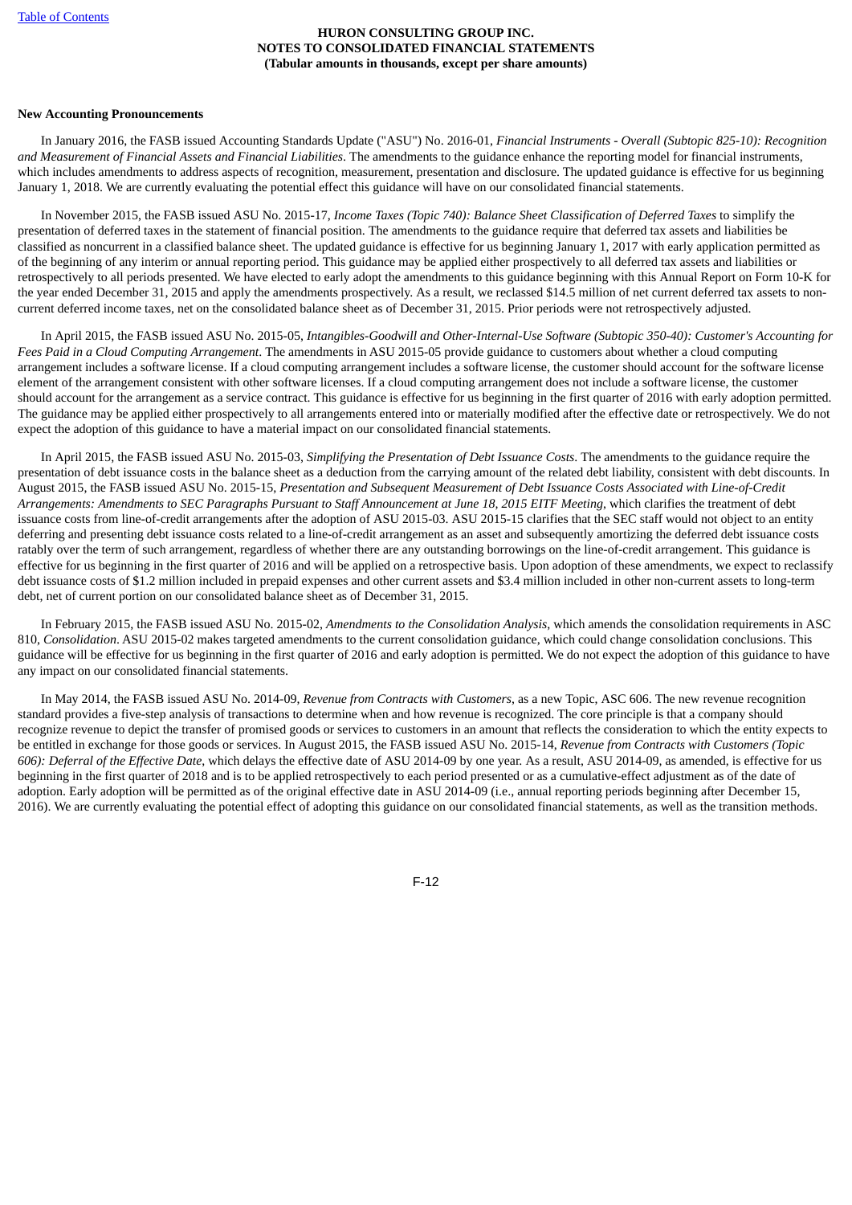**New Accounting Pronouncements**

In January 2016, the FASB issued Accounting Standards Update ("ASU") No. 2016-01, *Financial Instruments - Overall (Subtopic 825-10): Recognition and Measurement of Financial Assets and Financial Liabilities*. The amendments to the guidance enhance the reporting model for financial instruments, which includes amendments to address aspects of recognition, measurement, presentation and disclosure. The updated guidance is effective for us beginning January 1, 2018. We are currently evaluating the potential effect this guidance will have on our consolidated financial statements.

In November 2015, the FASB issued ASU No. 2015-17, *Income Taxes (Topic 740): Balance Sheet Classification of Deferred Taxes* to simplify the presentation of deferred taxes in the statement of financial position. The amendments to the guidance require that deferred tax assets and liabilities be classified as noncurrent in a classified balance sheet. The updated guidance is effective for us beginning January 1, 2017 with early application permitted as of the beginning of any interim or annual reporting period. This guidance may be applied either prospectively to all deferred tax assets and liabilities or retrospectively to all periods presented. We have elected to early adopt the amendments to this guidance beginning with this Annual Report on Form 10-K for the year ended December 31, 2015 and apply the amendments prospectively. As a result, we reclassed $14.5 million of net current deferred tax assets to non-current deferred income taxes, net on the consolidated balance sheet as of December 31, 2015. Prior periods were not retrospectively adjusted.

In April 2015, the FASB issued ASU No. 2015-05, *Intangibles-Goodwill and Other-Internal-Use Software (Subtopic 350-40): Customer's Accounting for Fees Paid in a Cloud Computing Arrangement*. The amendments in ASU 2015-05 provide guidance to customers about whether a cloud computing arrangement includes a software license. If a cloud computing arrangement includes a software license, the customer should account for the software license element of the arrangement consistent with other software licenses. If a cloud computing arrangement does not include a software license, the customer should account for the arrangement as a service contract. This guidance is effective for us beginning in the first quarter of 2016 with early adoption permitted. The guidance may be applied either prospectively to all arrangements entered into or materially modified after the effective date or retrospectively. We do not expect the adoption of this guidance to have a material impact on our consolidated financial statements.

In April 2015, the FASB issued ASU No. 2015-03, *Simplifying the Presentation of Debt Issuance Costs*. The amendments to the guidance require the presentation of debt issuance costs in the balance sheet as a deduction from the carrying amount of the related debt liability, consistent with debt discounts. In August 2015, the FASB issued ASU No. 2015-15, *Presentation and Subsequent Measurement of Debt Issuance Costs Associated with Line-of-Credit Arrangements: Amendments to SEC Paragraphs Pursuant to Staff Announcement at June 18, 2015 EITF Meeting*, which clarifies the treatment of debt issuance costs from line-of-credit arrangements after the adoption of ASU 2015-03. ASU 2015-15 clarifies that the SEC staff would not object to an entity deferring and presenting debt issuance costs related to a line-of-credit arrangement as an asset and subsequently amortizing the deferred debt issuance costs ratably over the term of such arrangement, regardless of whether there are any outstanding borrowings on the line-of-credit arrangement. This guidance is effective for us beginning in the first quarter of 2016 and will be applied on a retrospective basis. Upon adoption of these amendments, we expect to reclassify debt issuance costs of $1.2 million included in prepaid expenses and other current assets and $3.4 million included in other non-current assets to long-term debt, net of current portion on our consolidated balance sheet as of December 31, 2015.

In February 2015, the FASB issued ASU No. 2015-02, *Amendments to the Consolidation Analysis*, which amends the consolidation requirements in ASC 810, *Consolidation*. ASU 2015-02 makes targeted amendments to the current consolidation guidance, which could change consolidation conclusions. This guidance will be effective for us beginning in the first quarter of 2016 and early adoption is permitted. We do not expect the adoption of this guidance to have any impact on our consolidated financial statements.

In May 2014, the FASB issued ASU No. 2014-09, *Revenue from Contracts with Customers*, as a new Topic, ASC 606. The new revenue recognition standard provides a five-step analysis of transactions to determine when and how revenue is recognized. The core principle is that a company should recognize revenue to depict the transfer of promised goods or services to customers in an amount that reflects the consideration to which the entity expects to be entitled in exchange for those goods or services. In August 2015, the FASB issued ASU No. 2015-14, *Revenue from Contracts with Customers (Topic 606): Deferral of the Effective Date*, which delays the effective date of ASU 2014-09 by one year. As a result, ASU 2014-09, as amended, is effective for us beginning in the first quarter of 2018 and is to be applied retrospectively to each period presented or as a cumulative-effect adjustment as of the date of adoption. Early adoption will be permitted as of the original effective date in ASU 2014-09 (i.e., annual reporting periods beginning after December 15, 2016). We are currently evaluating the potential effect of adopting this guidance on our consolidated financial statements, as well as the transition methods.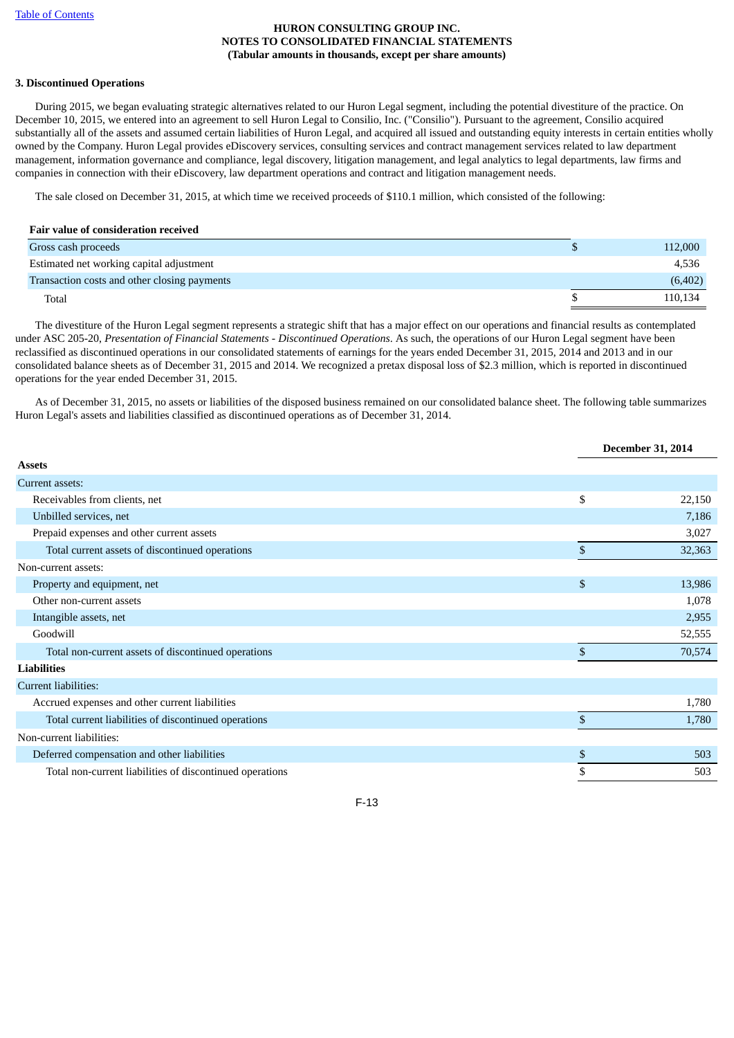**HURON CONSULTING GROUP INC.**
**NOTES TO CONSOLIDATED FINANCIAL STATEMENTS**
**(Tabular amounts in thousands, except per share amounts)**

### 3. Discontinued Operations

During 2015, we began evaluating strategic alternatives related to our Huron Legal segment, including the potential divestiture of the practice. On December 10, 2015, we entered into an agreement to sell Huron Legal to Consilio, Inc. ("Consilio"). Pursuant to the agreement, Consilio acquired substantially all of the assets and assumed certain liabilities of Huron Legal, and acquired all issued and outstanding equity interests in certain entities wholly owned by the Company. Huron Legal provides eDiscovery services, consulting services and contract management services related to law department management, information governance and compliance, legal discovery, litigation management, and legal analytics to legal departments, law firms and companies in connection with their eDiscovery, law department operations and contract and litigation management needs.

The sale closed on December 31, 2015, at which time we received proceeds of $110.1 million, which consisted of the following:

| **Fair value of consideration received** | | |
|---|---|---|
| Gross cash proceeds | $ | 112,000 |
| Estimated net working capital adjustment | | 4,536 |
| Transaction costs and other closing payments | | (6,402) |
| Total | $ | 110,134 |

The divestiture of the Huron Legal segment represents a strategic shift that has a major effect on our operations and financial results as contemplated under ASC 205-20, *Presentation of Financial Statements - Discontinued Operations*. As such, the operations of our Huron Legal segment have been reclassified as discontinued operations in our consolidated statements of earnings for the years ended December 31, 2015, 2014 and 2013 and in our consolidated balance sheets as of December 31, 2015 and 2014. We recognized a pretax disposal loss of $2.3 million, which is reported in discontinued operations for the year ended December 31, 2015.

As of December 31, 2015, no assets or liabilities of the disposed business remained on our consolidated balance sheet. The following table summarizes Huron Legal's assets and liabilities classified as discontinued operations as of December 31, 2014.

| | | December 31, 2014 |
|---|---|---|
| **Assets** | | |
| Current assets: | | |
| Receivables from clients, net | $ | 22,150 |
| Unbilled services, net | | 7,186 |
| Prepaid expenses and other current assets | | 3,027 |
| Total current assets of discontinued operations | $ | 32,363 |
| Non-current assets: | | |
| Property and equipment, net | $ | 13,986 |
| Other non-current assets | | 1,078 |
| Intangible assets, net | | 2,955 |
| Goodwill | | 52,555 |
| Total non-current assets of discontinued operations | $ | 70,574 |
| **Liabilities** | | |
| Current liabilities: | | |
| Accrued expenses and other current liabilities | | 1,780 |
| Total current liabilities of discontinued operations | $ | 1,780 |
| Non-current liabilities: | | |
| Deferred compensation and other liabilities | $ | 503 |
| Total non-current liabilities of discontinued operations | $ | 503 |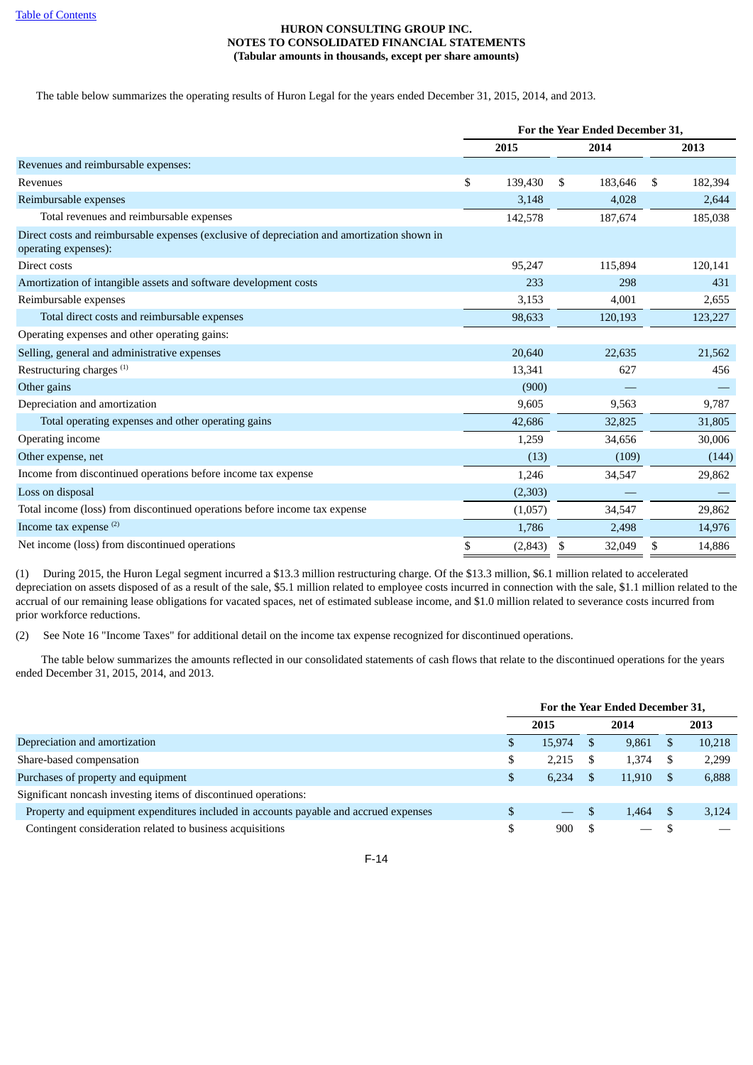**HURON CONSULTING GROUP INC.**
**NOTES TO CONSOLIDATED FINANCIAL STATEMENTS**
**(Tabular amounts in thousands, except per share amounts)**

The table below summarizes the operating results of Huron Legal for the years ended December 31, 2015, 2014, and 2013.

| | For the Year Ended December 31, | | |
|---|---|---|---|
| | 2015 | 2014 | 2013 |
| Revenues and reimbursable expenses: | | | |
| Revenues | $ 139,430 | $ 183,646 | $ 182,394 |
| Reimbursable expenses | 3,148 | 4,028 | 2,644 |
| Total revenues and reimbursable expenses | 142,578 | 187,674 | 185,038 |
| Direct costs and reimbursable expenses (exclusive of depreciation and amortization shown in operating expenses): | | | |
| Direct costs | 95,247 | 115,894 | 120,141 |
| Amortization of intangible assets and software development costs | 233 | 298 | 431 |
| Reimbursable expenses | 3,153 | 4,001 | 2,655 |
| Total direct costs and reimbursable expenses | 98,633 | 120,193 | 123,227 |
| Operating expenses and other operating gains: | | | |
| Selling, general and administrative expenses | 20,640 | 22,635 | 21,562 |
| Restructuring charges [(1)] | 13,341 | 627 | 456 |
| Other gains | (900) | — | — |
| Depreciation and amortization | 9,605 | 9,563 | 9,787 |
| Total operating expenses and other operating gains | 42,686 | 32,825 | 31,805 |
| Operating income | 1,259 | 34,656 | 30,006 |
| Other expense, net | (13) | (109) | (144) |
| Income from discontinued operations before income tax expense | 1,246 | 34,547 | 29,862 |
| Loss on disposal | (2,303) | — | — |
| Total income (loss) from discontinued operations before income tax expense | (1,057) | 34,547 | 29,862 |
| Income tax expense [(2)] | 1,786 | 2,498 | 14,976 |
| Net income (loss) from discontinued operations | $ (2,843) | $ 32,049 | $ 14,886 |

(1) During 2015, the Huron Legal segment incurred a $13.3 million restructuring charge. Of the $13.3 million, $6.1 million related to accelerated depreciation on assets disposed of as a result of the sale, $5.1 million related to employee costs incurred in connection with the sale, $1.1 million related to the accrual of our remaining lease obligations for vacated spaces, net of estimated sublease income, and $1.0 million related to severance costs incurred from prior workforce reductions.

(2) See Note 16 "Income Taxes" for additional detail on the income tax expense recognized for discontinued operations.

The table below summarizes the amounts reflected in our consolidated statements of cash flows that relate to the discontinued operations for the years ended December 31, 2015, 2014, and 2013.

| | For the Year Ended December 31, | | |
|---|---|---|---|
| | 2015 | 2014 | 2013 |
| Depreciation and amortization | $ 15,974 | $ 9,861 | $ 10,218 |
| Share-based compensation | $ 2,215 | $ 1,374 | $ 2,299 |
| Purchases of property and equipment | $ 6,234 | $ 11,910 | $ 6,888 |
| Significant noncash investing items of discontinued operations: | | | |
| Property and equipment expenditures included in accounts payable and accrued expenses | $ — | $ 1,464 | $ 3,124 |
| Contingent consideration related to business acquisitions | $ 900 | $ — | $ — |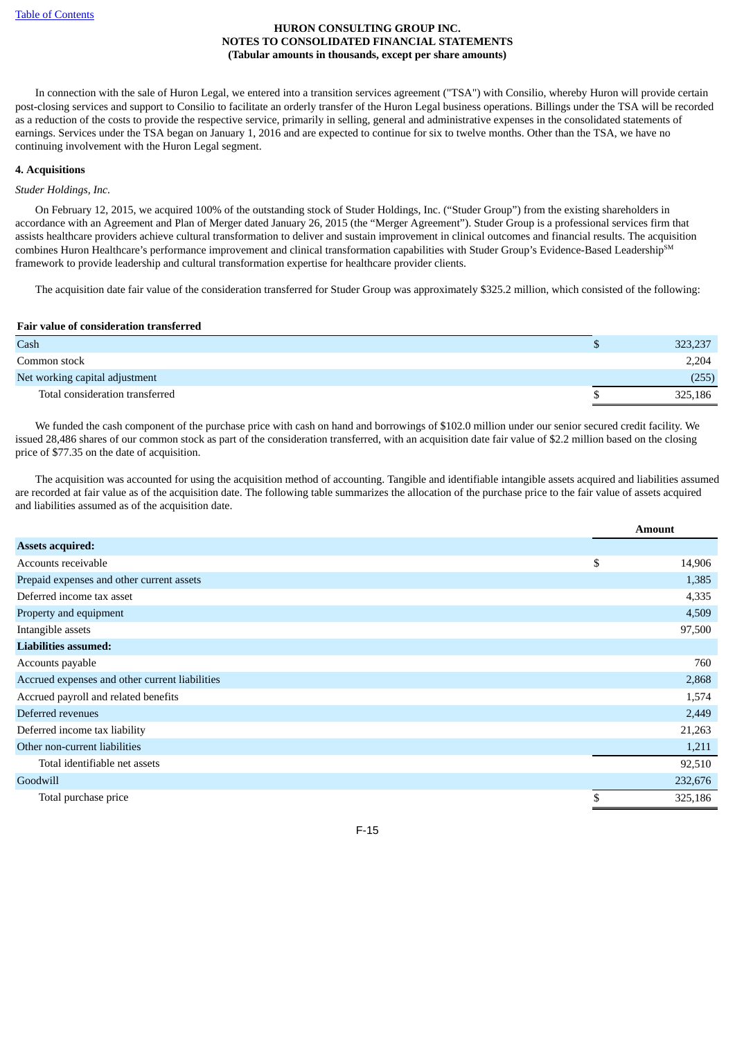In connection with the sale of Huron Legal, we entered into a transition services agreement ("TSA") with Consilio, whereby Huron will provide certain post-closing services and support to Consilio to facilitate an orderly transfer of the Huron Legal business operations. Billings under the TSA will be recorded as a reduction of the costs to provide the respective service, primarily in selling, general and administrative expenses in the consolidated statements of earnings. Services under the TSA began on January 1, 2016 and are expected to continue for six to twelve months. Other than the TSA, we have no continuing involvement with the Huron Legal segment.

**4. Acquisitions**

*Studer Holdings, Inc.*

On February 12, 2015, we acquired 100% of the outstanding stock of Studer Holdings, Inc. (“Studer Group”) from the existing shareholders in accordance with an Agreement and Plan of Merger dated January 26, 2015 (the “Merger Agreement”). Studer Group is a professional services firm that assists healthcare providers achieve cultural transformation to deliver and sustain improvement in clinical outcomes and financial results. The acquisition combines Huron Healthcare’s performance improvement and clinical transformation capabilities with Studer Group’s Evidence-Based Leadership℠ framework to provide leadership and cultural transformation expertise for healthcare provider clients.

The acquisition date fair value of the consideration transferred for Studer Group was approximately $325.2 million, which consisted of the following:

| Fair value of consideration transferred | |
|---|---|
| Cash | $ 323,237 |
| Common stock | 2,204 |
| Net working capital adjustment | (255) |
| Total consideration transferred | $ 325,186 |

We funded the cash component of the purchase price with cash on hand and borrowings of $102.0 million under our senior secured credit facility. We issued 28,486 shares of our common stock as part of the consideration transferred, with an acquisition date fair value of $2.2 million based on the closing price of $77.35 on the date of acquisition.

The acquisition was accounted for using the acquisition method of accounting. Tangible and identifiable intangible assets acquired and liabilities assumed are recorded at fair value as of the acquisition date. The following table summarizes the allocation of the purchase price to the fair value of assets acquired and liabilities assumed as of the acquisition date.

| | Amount |
|---|---|
| **Assets acquired:** | |
| Accounts receivable | $ 14,906 |
| Prepaid expenses and other current assets | 1,385 |
| Deferred income tax asset | 4,335 |
| Property and equipment | 4,509 |
| Intangible assets | 97,500 |
| **Liabilities assumed:** | |
| Accounts payable | 760 |
| Accrued expenses and other current liabilities | 2,868 |
| Accrued payroll and related benefits | 1,574 |
| Deferred revenues | 2,449 |
| Deferred income tax liability | 21,263 |
| Other non-current liabilities | 1,211 |
| Total identifiable net assets | 92,510 |
| Goodwill | 232,676 |
| Total purchase price | $ 325,186 |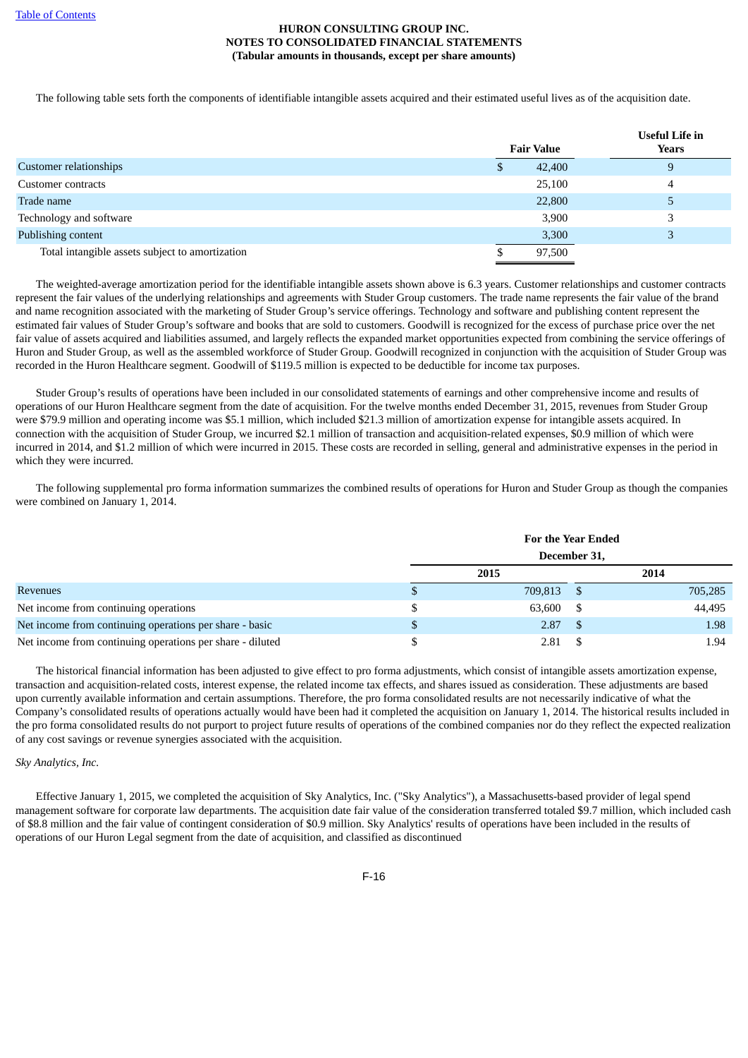The following table sets forth the components of identifiable intangible assets acquired and their estimated useful lives as of the acquisition date.

| | Fair Value | Useful Life in Years |
|---|---|---|
| Customer relationships | $ 42,400 | 9 |
| Customer contracts | 25,100 | 4 |
| Trade name | 22,800 | 5 |
| Technology and software | 3,900 | 3 |
| Publishing content | 3,300 | 3 |
| Total intangible assets subject to amortization | $ 97,500 | |

The weighted-average amortization period for the identifiable intangible assets shown above is 6.3 years. Customer relationships and customer contracts represent the fair values of the underlying relationships and agreements with Studer Group customers. The trade name represents the fair value of the brand and name recognition associated with the marketing of Studer Group's service offerings. Technology and software and publishing content represent the estimated fair values of Studer Group's software and books that are sold to customers. Goodwill is recognized for the excess of purchase price over the net fair value of assets acquired and liabilities assumed, and largely reflects the expanded market opportunities expected from combining the service offerings of Huron and Studer Group, as well as the assembled workforce of Studer Group. Goodwill recognized in conjunction with the acquisition of Studer Group was recorded in the Huron Healthcare segment. Goodwill of $119.5 million is expected to be deductible for income tax purposes.

Studer Group's results of operations have been included in our consolidated statements of earnings and other comprehensive income and results of operations of our Huron Healthcare segment from the date of acquisition. For the twelve months ended December 31, 2015, revenues from Studer Group were $79.9 million and operating income was $5.1 million, which included $21.3 million of amortization expense for intangible assets acquired. In connection with the acquisition of Studer Group, we incurred $2.1 million of transaction and acquisition-related expenses, $0.9 million of which were incurred in 2014, and $1.2 million of which were incurred in 2015. These costs are recorded in selling, general and administrative expenses in the period in which they were incurred.

The following supplemental pro forma information summarizes the combined results of operations for Huron and Studer Group as though the companies were combined on January 1, 2014.

| | For the Year Ended December 31, | |
|---|---|---|
| | 2015 | 2014 |
| Revenues | $ 709,813 | $ 705,285 |
| Net income from continuing operations | $ 63,600 | $ 44,495 |
| Net income from continuing operations per share - basic | $ 2.87 | $ 1.98 |
| Net income from continuing operations per share - diluted | $ 2.81 | $ 1.94 |

The historical financial information has been adjusted to give effect to pro forma adjustments, which consist of intangible assets amortization expense, transaction and acquisition-related costs, interest expense, the related income tax effects, and shares issued as consideration. These adjustments are based upon currently available information and certain assumptions. Therefore, the pro forma consolidated results are not necessarily indicative of what the Company's consolidated results of operations actually would have been had it completed the acquisition on January 1, 2014. The historical results included in the pro forma consolidated results do not purport to project future results of operations of the combined companies nor do they reflect the expected realization of any cost savings or revenue synergies associated with the acquisition.

*Sky Analytics, Inc.*

Effective January 1, 2015, we completed the acquisition of Sky Analytics, Inc. ("Sky Analytics"), a Massachusetts-based provider of legal spend management software for corporate law departments. The acquisition date fair value of the consideration transferred totaled $9.7 million, which included cash of $8.8 million and the fair value of contingent consideration of $0.9 million. Sky Analytics' results of operations have been included in the results of operations of our Huron Legal segment from the date of acquisition, and classified as discontinued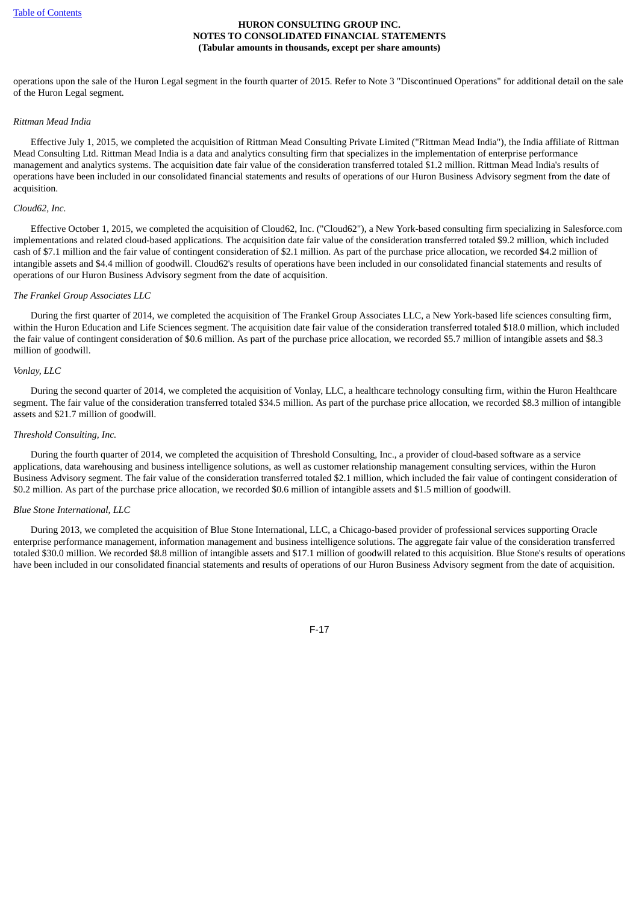operations upon the sale of the Huron Legal segment in the fourth quarter of 2015. Refer to Note 3 "Discontinued Operations" for additional detail on the sale of the Huron Legal segment.

*Rittman Mead India*

Effective July 1, 2015, we completed the acquisition of Rittman Mead Consulting Private Limited ("Rittman Mead India"), the India affiliate of Rittman Mead Consulting Ltd. Rittman Mead India is a data and analytics consulting firm that specializes in the implementation of enterprise performance management and analytics systems. The acquisition date fair value of the consideration transferred totaled $1.2 million. Rittman Mead India's results of operations have been included in our consolidated financial statements and results of operations of our Huron Business Advisory segment from the date of acquisition.

*Cloud62, Inc.*

Effective October 1, 2015, we completed the acquisition of Cloud62, Inc. ("Cloud62"), a New York-based consulting firm specializing in Salesforce.com implementations and related cloud-based applications. The acquisition date fair value of the consideration transferred totaled $9.2 million, which included cash of $7.1 million and the fair value of contingent consideration of $2.1 million. As part of the purchase price allocation, we recorded $4.2 million of intangible assets and $4.4 million of goodwill. Cloud62's results of operations have been included in our consolidated financial statements and results of operations of our Huron Business Advisory segment from the date of acquisition.

*The Frankel Group Associates LLC*

During the first quarter of 2014, we completed the acquisition of The Frankel Group Associates LLC, a New York-based life sciences consulting firm, within the Huron Education and Life Sciences segment. The acquisition date fair value of the consideration transferred totaled $18.0 million, which included the fair value of contingent consideration of $0.6 million. As part of the purchase price allocation, we recorded $5.7 million of intangible assets and $8.3 million of goodwill.

*Vonlay, LLC*

During the second quarter of 2014, we completed the acquisition of Vonlay, LLC, a healthcare technology consulting firm, within the Huron Healthcare segment. The fair value of the consideration transferred totaled $34.5 million. As part of the purchase price allocation, we recorded $8.3 million of intangible assets and $21.7 million of goodwill.

*Threshold Consulting, Inc.*

During the fourth quarter of 2014, we completed the acquisition of Threshold Consulting, Inc., a provider of cloud-based software as a service applications, data warehousing and business intelligence solutions, as well as customer relationship management consulting services, within the Huron Business Advisory segment. The fair value of the consideration transferred totaled $2.1 million, which included the fair value of contingent consideration of $0.2 million. As part of the purchase price allocation, we recorded $0.6 million of intangible assets and $1.5 million of goodwill.

*Blue Stone International, LLC*

During 2013, we completed the acquisition of Blue Stone International, LLC, a Chicago-based provider of professional services supporting Oracle enterprise performance management, information management and business intelligence solutions. The aggregate fair value of the consideration transferred totaled $30.0 million. We recorded $8.8 million of intangible assets and $17.1 million of goodwill related to this acquisition. Blue Stone's results of operations have been included in our consolidated financial statements and results of operations of our Huron Business Advisory segment from the date of acquisition.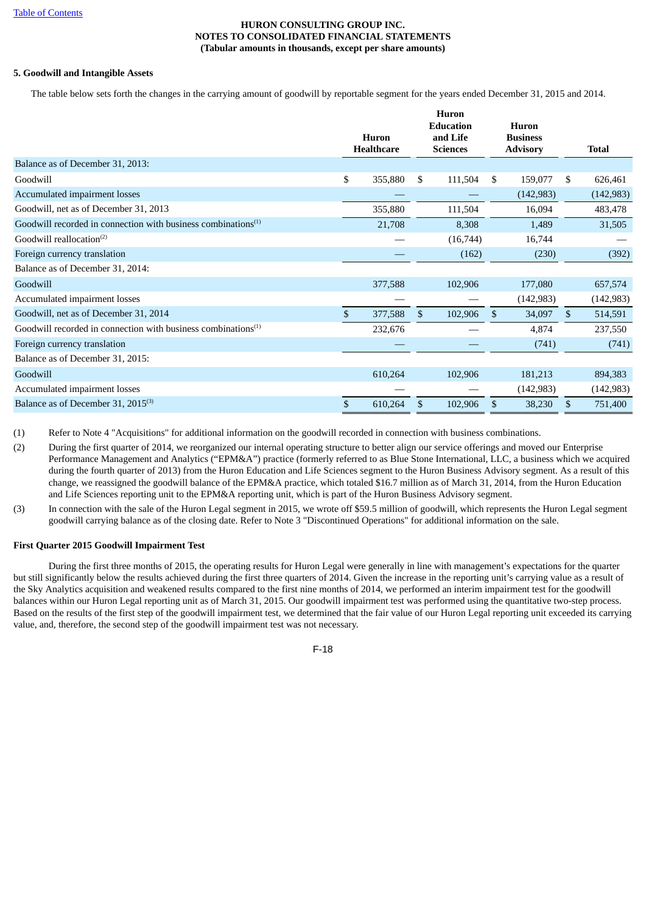HURON CONSULTING GROUP INC.
NOTES TO CONSOLIDATED FINANCIAL STATEMENTS
(Tabular amounts in thousands, except per share amounts)

**5. Goodwill and Intangible Assets**

The table below sets forth the changes in the carrying amount of goodwill by reportable segment for the years ended December 31, 2015 and 2014.

| | Huron Healthcare | Huron Education and Life Sciences | Huron Business Advisory | Total |
|---|---|---|---|---|
| Balance as of December 31, 2013: | | | | |
| Goodwill | $ 355,880 | $ 111,504 | $ 159,077 | $ 626,461 |
| Accumulated impairment losses | — | — | (142,983) | (142,983) |
| Goodwill, net as of December 31, 2013 | 355,880 | 111,504 | 16,094 | 483,478 |
| Goodwill recorded in connection with business combinations[1] | 21,708 | 8,308 | 1,489 | 31,505 |
| Goodwill reallocation[2] | — | (16,744) | 16,744 | — |
| Foreign currency translation | — | (162) | (230) | (392) |
| Balance as of December 31, 2014: | | | | |
| Goodwill | 377,588 | 102,906 | 177,080 | 657,574 |
| Accumulated impairment losses | — | — | (142,983) | (142,983) |
| Goodwill, net as of December 31, 2014 | $ 377,588 | $ 102,906 | $ 34,097 | $ 514,591 |
| Goodwill recorded in connection with business combinations[1] | 232,676 | — | 4,874 | 237,550 |
| Foreign currency translation | — | — | (741) | (741) |
| Balance as of December 31, 2015: | | | | |
| Goodwill | 610,264 | 102,906 | 181,213 | 894,383 |
| Accumulated impairment losses | — | — | (142,983) | (142,983) |
| Balance as of December 31, 2015[3] | $ 610,264 | $ 102,906 | $ 38,230 | $ 751,400 |

(1) Refer to Note 4 "Acquisitions" for additional information on the goodwill recorded in connection with business combinations.

(2) During the first quarter of 2014, we reorganized our internal operating structure to better align our service offerings and moved our Enterprise Performance Management and Analytics ("EPM&A") practice (formerly referred to as Blue Stone International, LLC, a business which we acquired during the fourth quarter of 2013) from the Huron Education and Life Sciences segment to the Huron Business Advisory segment. As a result of this change, we reassigned the goodwill balance of the EPM&A practice, which totaled $16.7 million as of March 31, 2014, from the Huron Education and Life Sciences reporting unit to the EPM&A reporting unit, which is part of the Huron Business Advisory segment.

(3) In connection with the sale of the Huron Legal segment in 2015, we wrote off $59.5 million of goodwill, which represents the Huron Legal segment goodwill carrying balance as of the closing date. Refer to Note 3 "Discontinued Operations" for additional information on the sale.

**First Quarter 2015 Goodwill Impairment Test**

During the first three months of 2015, the operating results for Huron Legal were generally in line with management's expectations for the quarter but still significantly below the results achieved during the first three quarters of 2014. Given the increase in the reporting unit's carrying value as a result of the Sky Analytics acquisition and weakened results compared to the first nine months of 2014, we performed an interim impairment test for the goodwill balances within our Huron Legal reporting unit as of March 31, 2015. Our goodwill impairment test was performed using the quantitative two-step process. Based on the results of the first step of the goodwill impairment test, we determined that the fair value of our Huron Legal reporting unit exceeded its carrying value, and, therefore, the second step of the goodwill impairment test was not necessary.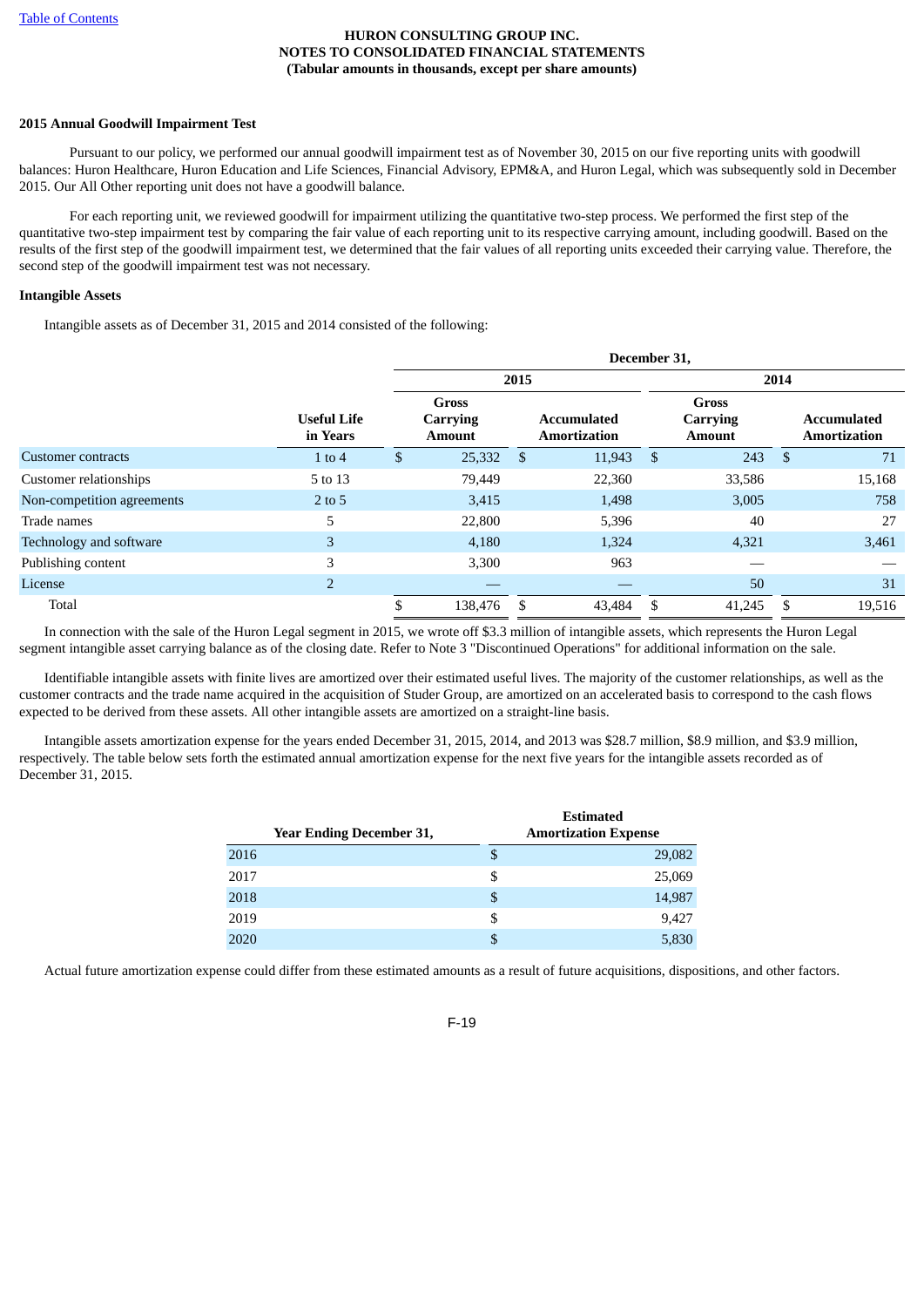**HURON CONSULTING GROUP INC.**
**NOTES TO CONSOLIDATED FINANCIAL STATEMENTS**
**(Tabular amounts in thousands, except per share amounts)**

**2015 Annual Goodwill Impairment Test**

Pursuant to our policy, we performed our annual goodwill impairment test as of November 30, 2015 on our five reporting units with goodwill balances: Huron Healthcare, Huron Education and Life Sciences, Financial Advisory, EPM&A, and Huron Legal, which was subsequently sold in December 2015. Our All Other reporting unit does not have a goodwill balance.

For each reporting unit, we reviewed goodwill for impairment utilizing the quantitative two-step process. We performed the first step of the quantitative two-step impairment test by comparing the fair value of each reporting unit to its respective carrying amount, including goodwill. Based on the results of the first step of the goodwill impairment test, we determined that the fair values of all reporting units exceeded their carrying value. Therefore, the second step of the goodwill impairment test was not necessary.

**Intangible Assets**

Intangible assets as of December 31, 2015 and 2014 consisted of the following:

| | | December 31, | | | |
|---|---|---|---|---|---|
| | | 2015 | | 2014 | |
| | Useful Life in Years | Gross Carrying Amount | Accumulated Amortization | Gross Carrying Amount | Accumulated Amortization |
| Customer contracts | 1 to 4 | $ 25,332 | $ 11,943 | $ 243 | $ 71 |
| Customer relationships | 5 to 13 | 79,449 | 22,360 | 33,586 | 15,168 |
| Non-competition agreements | 2 to 5 | 3,415 | 1,498 | 3,005 | 758 |
| Trade names | 5 | 22,800 | 5,396 | 40 | 27 |
| Technology and software | 3 | 4,180 | 1,324 | 4,321 | 3,461 |
| Publishing content | 3 | 3,300 | 963 | — | — |
| License | 2 | — | — | 50 | 31 |
| Total | | $ 138,476 | $ 43,484 | $ 41,245 | $ 19,516 |

In connection with the sale of the Huron Legal segment in 2015, we wrote off $3.3 million of intangible assets, which represents the Huron Legal segment intangible asset carrying balance as of the closing date. Refer to Note 3 "Discontinued Operations" for additional information on the sale.

Identifiable intangible assets with finite lives are amortized over their estimated useful lives. The majority of the customer relationships, as well as the customer contracts and the trade name acquired in the acquisition of Studer Group, are amortized on an accelerated basis to correspond to the cash flows expected to be derived from these assets. All other intangible assets are amortized on a straight-line basis.

Intangible assets amortization expense for the years ended December 31, 2015, 2014, and 2013 was $28.7 million, $8.9 million, and $3.9 million, respectively. The table below sets forth the estimated annual amortization expense for the next five years for the intangible assets recorded as of December 31, 2015.

| Year Ending December 31, | Estimated Amortization Expense |
|---|---|
| 2016 | $ 29,082 |
| 2017 | $ 25,069 |
| 2018 | $ 14,987 |
| 2019 | $ 9,427 |
| 2020 | $ 5,830 |

Actual future amortization expense could differ from these estimated amounts as a result of future acquisitions, dispositions, and other factors.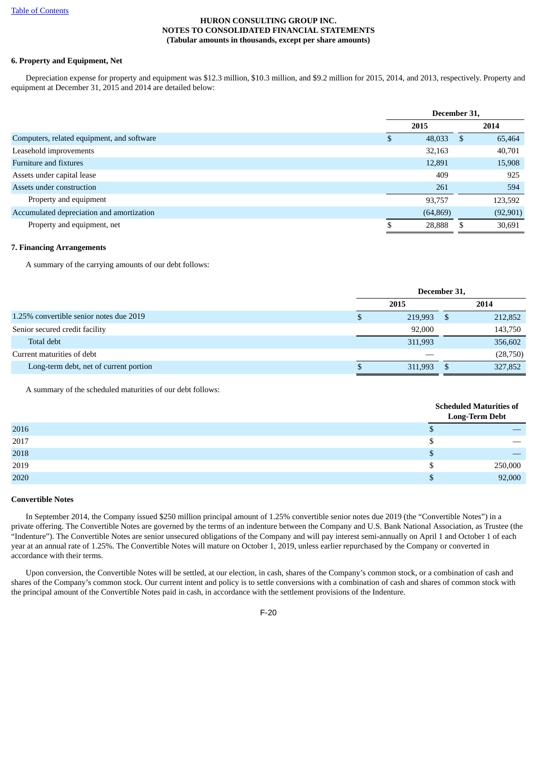**HURON CONSULTING GROUP INC.**
**NOTES TO CONSOLIDATED FINANCIAL STATEMENTS**
**(Tabular amounts in thousands, except per share amounts)**

### 6. Property and Equipment, Net

Depreciation expense for property and equipment was $12.3 million, $10.3 million, and $9.2 million for 2015, 2014, and 2013, respectively. Property and equipment at December 31, 2015 and 2014 are detailed below:

| | December 31, | |
|---|---|---|
| | 2015 | 2014 |
| Computers, related equipment, and software | $ 48,033 | $ 65,464 |
| Leasehold improvements | 32,163 | 40,701 |
| Furniture and fixtures | 12,891 | 15,908 |
| Assets under capital lease | 409 | 925 |
| Assets under construction | 261 | 594 |
| Property and equipment | 93,757 | 123,592 |
| Accumulated depreciation and amortization | (64,869) | (92,901) |
| Property and equipment, net | $ 28,888 | $ 30,691 |

### 7. Financing Arrangements

A summary of the carrying amounts of our debt follows:

| | December 31, | |
|---|---|---|
| | 2015 | 2014 |
| 1.25% convertible senior notes due 2019 | $ 219,993 | $ 212,852 |
| Senior secured credit facility | 92,000 | 143,750 |
| Total debt | 311,993 | 356,602 |
| Current maturities of debt | — | (28,750) |
| Long-term debt, net of current portion | $ 311,993 | $ 327,852 |

A summary of the scheduled maturities of our debt follows:

| | Scheduled Maturities of Long-Term Debt |
|---|---|
| 2016 | $ — |
| 2017 | $ — |
| 2018 | $ — |
| 2019 | $ 250,000 |
| 2020 | $ 92,000 |

**Convertible Notes**

In September 2014, the Company issued $250 million principal amount of 1.25% convertible senior notes due 2019 (the "Convertible Notes") in a private offering. The Convertible Notes are governed by the terms of an indenture between the Company and U.S. Bank National Association, as Trustee (the "Indenture"). The Convertible Notes are senior unsecured obligations of the Company and will pay interest semi-annually on April 1 and October 1 of each year at an annual rate of 1.25%. The Convertible Notes will mature on October 1, 2019, unless earlier repurchased by the Company or converted in accordance with their terms.

Upon conversion, the Convertible Notes will be settled, at our election, in cash, shares of the Company's common stock, or a combination of cash and shares of the Company's common stock. Our current intent and policy is to settle conversions with a combination of cash and shares of common stock with the principal amount of the Convertible Notes paid in cash, in accordance with the settlement provisions of the Indenture.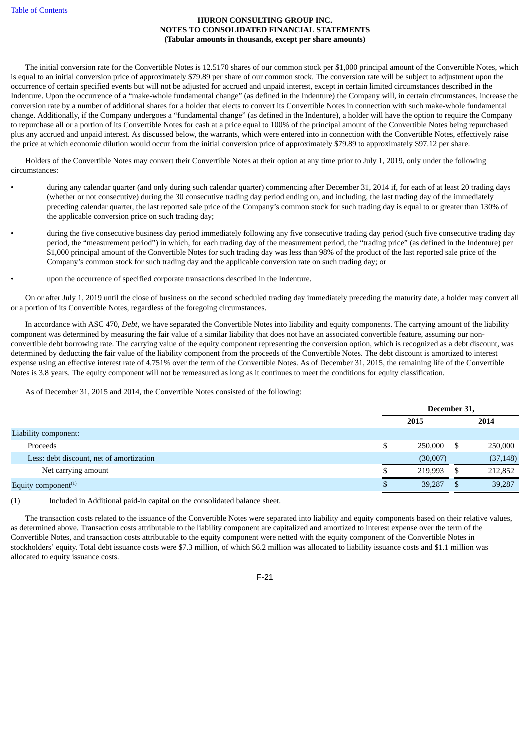The initial conversion rate for the Convertible Notes is 12.5170 shares of our common stock per $1,000 principal amount of the Convertible Notes, which is equal to an initial conversion price of approximately $79.89 per share of our common stock. The conversion rate will be subject to adjustment upon the occurrence of certain specified events but will not be adjusted for accrued and unpaid interest, except in certain limited circumstances described in the Indenture. Upon the occurrence of a "make-whole fundamental change" (as defined in the Indenture) the Company will, in certain circumstances, increase the conversion rate by a number of additional shares for a holder that elects to convert its Convertible Notes in connection with such make-whole fundamental change. Additionally, if the Company undergoes a "fundamental change" (as defined in the Indenture), a holder will have the option to require the Company to repurchase all or a portion of its Convertible Notes for cash at a price equal to 100% of the principal amount of the Convertible Notes being repurchased plus any accrued and unpaid interest. As discussed below, the warrants, which were entered into in connection with the Convertible Notes, effectively raise the price at which economic dilution would occur from the initial conversion price of approximately $79.89 to approximately $97.12 per share.

Holders of the Convertible Notes may convert their Convertible Notes at their option at any time prior to July 1, 2019, only under the following circumstances:

- during any calendar quarter (and only during such calendar quarter) commencing after December 31, 2014 if, for each of at least 20 trading days (whether or not consecutive) during the 30 consecutive trading day period ending on, and including, the last trading day of the immediately preceding calendar quarter, the last reported sale price of the Company's common stock for such trading day is equal to or greater than 130% of the applicable conversion price on such trading day;
- during the five consecutive business day period immediately following any five consecutive trading day period (such five consecutive trading day period, the "measurement period") in which, for each trading day of the measurement period, the "trading price" (as defined in the Indenture) per $1,000 principal amount of the Convertible Notes for such trading day was less than 98% of the product of the last reported sale price of the Company's common stock for such trading day and the applicable conversion rate on such trading day; or
- upon the occurrence of specified corporate transactions described in the Indenture.

On or after July 1, 2019 until the close of business on the second scheduled trading day immediately preceding the maturity date, a holder may convert all or a portion of its Convertible Notes, regardless of the foregoing circumstances.

In accordance with ASC 470, *Debt*, we have separated the Convertible Notes into liability and equity components. The carrying amount of the liability component was determined by measuring the fair value of a similar liability that does not have an associated convertible feature, assuming our non-convertible debt borrowing rate. The carrying value of the equity component representing the conversion option, which is recognized as a debt discount, was determined by deducting the fair value of the liability component from the proceeds of the Convertible Notes. The debt discount is amortized to interest expense using an effective interest rate of 4.751% over the term of the Convertible Notes. As of December 31, 2015, the remaining life of the Convertible Notes is 3.8 years. The equity component will not be remeasured as long as it continues to meet the conditions for equity classification.

As of December 31, 2015 and 2014, the Convertible Notes consisted of the following:

| | December 31, | |
|---|---|---|
| | 2015 | 2014 |
| Liability component: | | |
| Proceeds | $ 250,000 | $ 250,000 |
| Less: debt discount, net of amortization | (30,007) | (37,148) |
| Net carrying amount | $ 219,993 | $ 212,852 |
| Equity component[(1)] | $ 39,287 | $ 39,287 |

(1) Included in Additional paid-in capital on the consolidated balance sheet.

The transaction costs related to the issuance of the Convertible Notes were separated into liability and equity components based on their relative values, as determined above. Transaction costs attributable to the liability component are capitalized and amortized to interest expense over the term of the Convertible Notes, and transaction costs attributable to the equity component were netted with the equity component of the Convertible Notes in stockholders' equity. Total debt issuance costs were $7.3 million, of which $6.2 million was allocated to liability issuance costs and $1.1 million was allocated to equity issuance costs.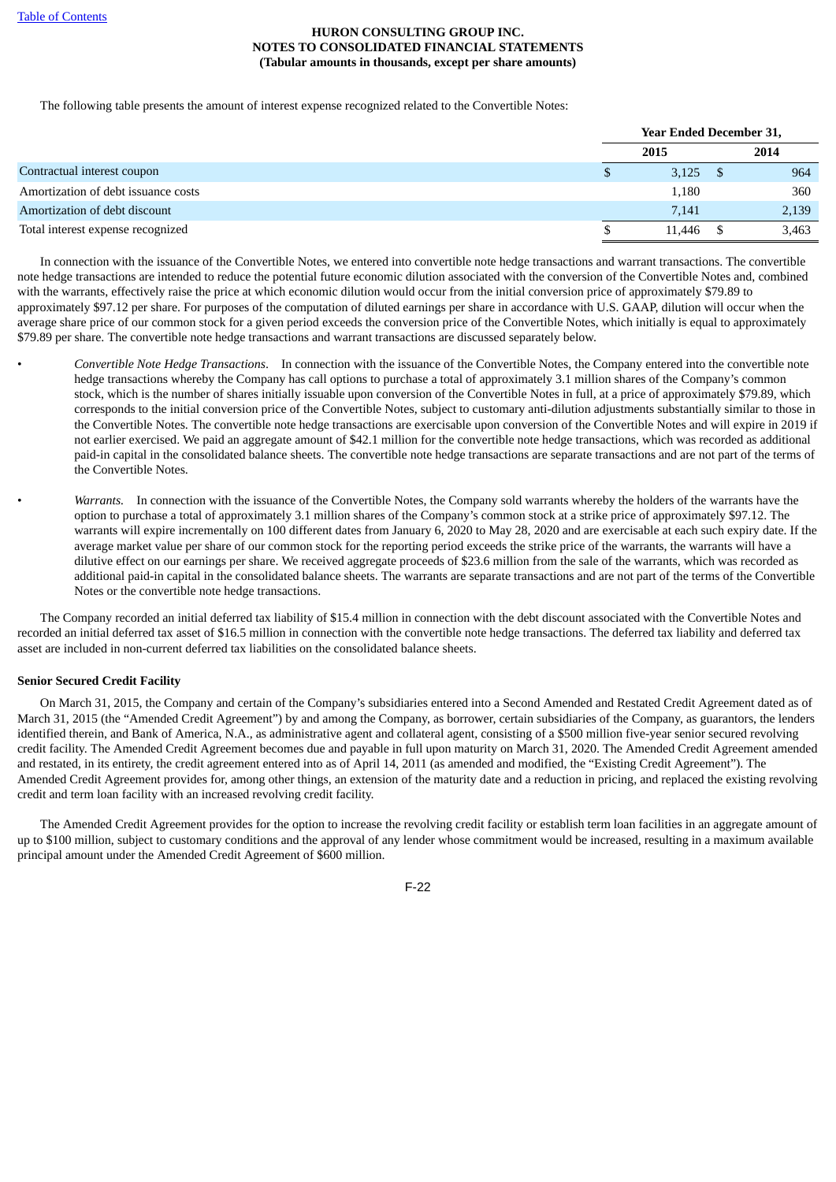**HURON CONSULTING GROUP INC.**
**NOTES TO CONSOLIDATED FINANCIAL STATEMENTS**
**(Tabular amounts in thousands, except per share amounts)**

The following table presents the amount of interest expense recognized related to the Convertible Notes:

| | Year Ended December 31, | |
|---|---|---|
| | 2015 | 2014 |
| Contractual interest coupon | $ 3,125 | $ 964 |
| Amortization of debt issuance costs | 1,180 | 360 |
| Amortization of debt discount | 7,141 | 2,139 |
| Total interest expense recognized | $ 11,446 | $ 3,463 |

In connection with the issuance of the Convertible Notes, we entered into convertible note hedge transactions and warrant transactions. The convertible note hedge transactions are intended to reduce the potential future economic dilution associated with the conversion of the Convertible Notes and, combined with the warrants, effectively raise the price at which economic dilution would occur from the initial conversion price of approximately $79.89 to approximately $97.12 per share. For purposes of the computation of diluted earnings per share in accordance with U.S. GAAP, dilution will occur when the average share price of our common stock for a given period exceeds the conversion price of the Convertible Notes, which initially is equal to approximately $79.89 per share. The convertible note hedge transactions and warrant transactions are discussed separately below.

- *Convertible Note Hedge Transactions*. In connection with the issuance of the Convertible Notes, the Company entered into the convertible note hedge transactions whereby the Company has call options to purchase a total of approximately 3.1 million shares of the Company's common stock, which is the number of shares initially issuable upon conversion of the Convertible Notes in full, at a price of approximately $79.89, which corresponds to the initial conversion price of the Convertible Notes, subject to customary anti-dilution adjustments substantially similar to those in the Convertible Notes. The convertible note hedge transactions are exercisable upon conversion of the Convertible Notes and will expire in 2019 if not earlier exercised. We paid an aggregate amount of $42.1 million for the convertible note hedge transactions, which was recorded as additional paid-in capital in the consolidated balance sheets. The convertible note hedge transactions are separate transactions and are not part of the terms of the Convertible Notes.

- *Warrants*. In connection with the issuance of the Convertible Notes, the Company sold warrants whereby the holders of the warrants have the option to purchase a total of approximately 3.1 million shares of the Company's common stock at a strike price of approximately $97.12. The warrants will expire incrementally on 100 different dates from January 6, 2020 to May 28, 2020 and are exercisable at each such expiry date. If the average market value per share of our common stock for the reporting period exceeds the strike price of the warrants, the warrants will have a dilutive effect on our earnings per share. We received aggregate proceeds of $23.6 million from the sale of the warrants, which was recorded as additional paid-in capital in the consolidated balance sheets. The warrants are separate transactions and are not part of the terms of the Convertible Notes or the convertible note hedge transactions.

The Company recorded an initial deferred tax liability of $15.4 million in connection with the debt discount associated with the Convertible Notes and recorded an initial deferred tax asset of $16.5 million in connection with the convertible note hedge transactions. The deferred tax liability and deferred tax asset are included in non-current deferred tax liabilities on the consolidated balance sheets.

**Senior Secured Credit Facility**

On March 31, 2015, the Company and certain of the Company's subsidiaries entered into a Second Amended and Restated Credit Agreement dated as of March 31, 2015 (the "Amended Credit Agreement") by and among the Company, as borrower, certain subsidiaries of the Company, as guarantors, the lenders identified therein, and Bank of America, N.A., as administrative agent and collateral agent, consisting of a $500 million five-year senior secured revolving credit facility. The Amended Credit Agreement becomes due and payable in full upon maturity on March 31, 2020. The Amended Credit Agreement amended and restated, in its entirety, the credit agreement entered into as of April 14, 2011 (as amended and modified, the "Existing Credit Agreement"). The Amended Credit Agreement provides for, among other things, an extension of the maturity date and a reduction in pricing, and replaced the existing revolving credit and term loan facility with an increased revolving credit facility.

The Amended Credit Agreement provides for the option to increase the revolving credit facility or establish term loan facilities in an aggregate amount of up to $100 million, subject to customary conditions and the approval of any lender whose commitment would be increased, resulting in a maximum available principal amount under the Amended Credit Agreement of $600 million.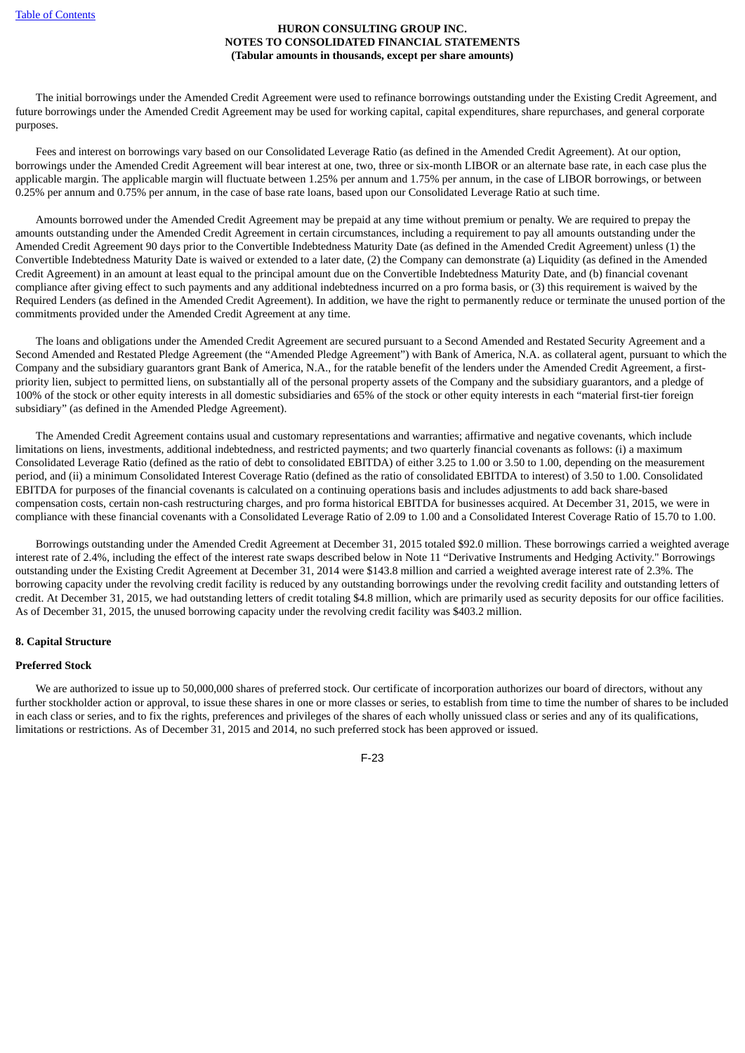The initial borrowings under the Amended Credit Agreement were used to refinance borrowings outstanding under the Existing Credit Agreement, and future borrowings under the Amended Credit Agreement may be used for working capital, capital expenditures, share repurchases, and general corporate purposes.

Fees and interest on borrowings vary based on our Consolidated Leverage Ratio (as defined in the Amended Credit Agreement). At our option, borrowings under the Amended Credit Agreement will bear interest at one, two, three or six-month LIBOR or an alternate base rate, in each case plus the applicable margin. The applicable margin will fluctuate between 1.25% per annum and 1.75% per annum, in the case of LIBOR borrowings, or between 0.25% per annum and 0.75% per annum, in the case of base rate loans, based upon our Consolidated Leverage Ratio at such time.

Amounts borrowed under the Amended Credit Agreement may be prepaid at any time without premium or penalty. We are required to prepay the amounts outstanding under the Amended Credit Agreement in certain circumstances, including a requirement to pay all amounts outstanding under the Amended Credit Agreement 90 days prior to the Convertible Indebtedness Maturity Date (as defined in the Amended Credit Agreement) unless (1) the Convertible Indebtedness Maturity Date is waived or extended to a later date, (2) the Company can demonstrate (a) Liquidity (as defined in the Amended Credit Agreement) in an amount at least equal to the principal amount due on the Convertible Indebtedness Maturity Date, and (b) financial covenant compliance after giving effect to such payments and any additional indebtedness incurred on a pro forma basis, or (3) this requirement is waived by the Required Lenders (as defined in the Amended Credit Agreement). In addition, we have the right to permanently reduce or terminate the unused portion of the commitments provided under the Amended Credit Agreement at any time.

The loans and obligations under the Amended Credit Agreement are secured pursuant to a Second Amended and Restated Security Agreement and a Second Amended and Restated Pledge Agreement (the "Amended Pledge Agreement") with Bank of America, N.A. as collateral agent, pursuant to which the Company and the subsidiary guarantors grant Bank of America, N.A., for the ratable benefit of the lenders under the Amended Credit Agreement, a first-priority lien, subject to permitted liens, on substantially all of the personal property assets of the Company and the subsidiary guarantors, and a pledge of 100% of the stock or other equity interests in all domestic subsidiaries and 65% of the stock or other equity interests in each "material first-tier foreign subsidiary" (as defined in the Amended Pledge Agreement).

The Amended Credit Agreement contains usual and customary representations and warranties; affirmative and negative covenants, which include limitations on liens, investments, additional indebtedness, and restricted payments; and two quarterly financial covenants as follows: (i) a maximum Consolidated Leverage Ratio (defined as the ratio of debt to consolidated EBITDA) of either 3.25 to 1.00 or 3.50 to 1.00, depending on the measurement period, and (ii) a minimum Consolidated Interest Coverage Ratio (defined as the ratio of consolidated EBITDA to interest) of 3.50 to 1.00. Consolidated EBITDA for purposes of the financial covenants is calculated on a continuing operations basis and includes adjustments to add back share-based compensation costs, certain non-cash restructuring charges, and pro forma historical EBITDA for businesses acquired. At December 31, 2015, we were in compliance with these financial covenants with a Consolidated Leverage Ratio of 2.09 to 1.00 and a Consolidated Interest Coverage Ratio of 15.70 to 1.00.

Borrowings outstanding under the Amended Credit Agreement at December 31, 2015 totaled $92.0 million. These borrowings carried a weighted average interest rate of 2.4%, including the effect of the interest rate swaps described below in Note 11 "Derivative Instruments and Hedging Activity." Borrowings outstanding under the Existing Credit Agreement at December 31, 2014 were $143.8 million and carried a weighted average interest rate of 2.3%. The borrowing capacity under the revolving credit facility is reduced by any outstanding borrowings under the revolving credit facility and outstanding letters of credit. At December 31, 2015, we had outstanding letters of credit totaling $4.8 million, which are primarily used as security deposits for our office facilities. As of December 31, 2015, the unused borrowing capacity under the revolving credit facility was $403.2 million.

## 8. Capital Structure

### Preferred Stock

We are authorized to issue up to 50,000,000 shares of preferred stock. Our certificate of incorporation authorizes our board of directors, without any further stockholder action or approval, to issue these shares in one or more classes or series, to establish from time to time the number of shares to be included in each class or series, and to fix the rights, preferences and privileges of the shares of each wholly unissued class or series and any of its qualifications, limitations or restrictions. As of December 31, 2015 and 2014, no such preferred stock has been approved or issued.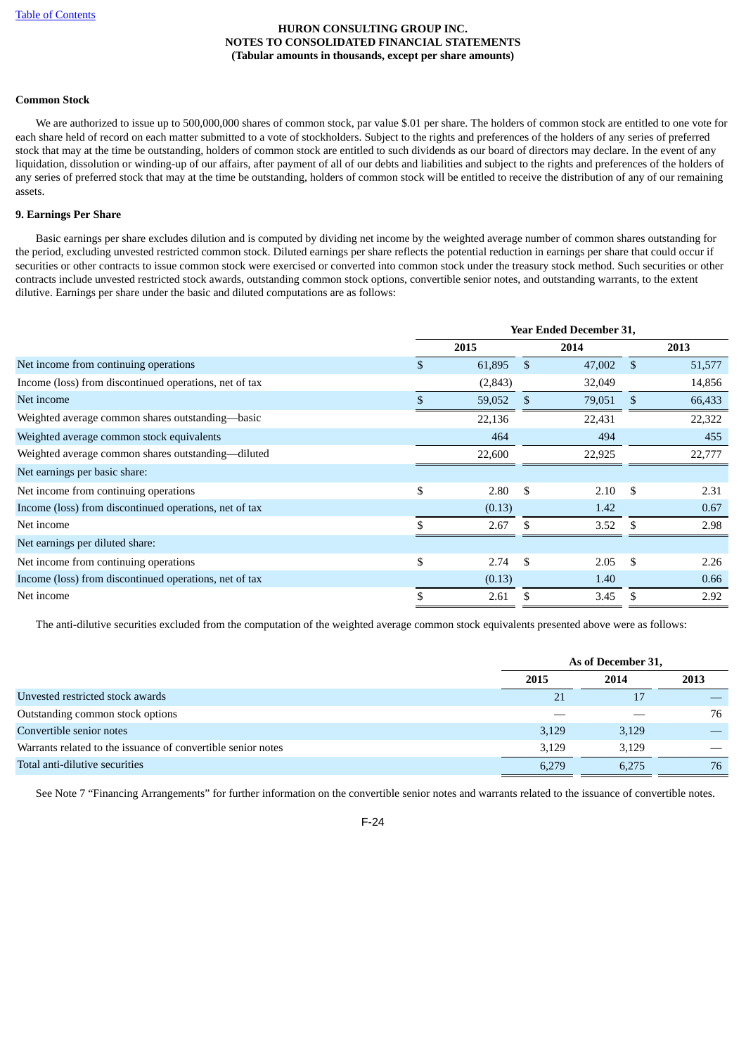**HURON CONSULTING GROUP INC.**
**NOTES TO CONSOLIDATED FINANCIAL STATEMENTS**
**(Tabular amounts in thousands, except per share amounts)**

**Common Stock**

We are authorized to issue up to 500,000,000 shares of common stock, par value $.01 per share. The holders of common stock are entitled to one vote for each share held of record on each matter submitted to a vote of stockholders. Subject to the rights and preferences of the holders of any series of preferred stock that may at the time be outstanding, holders of common stock are entitled to such dividends as our board of directors may declare. In the event of any liquidation, dissolution or winding-up of our affairs, after payment of all of our debts and liabilities and subject to the rights and preferences of the holders of any series of preferred stock that may at the time be outstanding, holders of common stock will be entitled to receive the distribution of any of our remaining assets.

**9. Earnings Per Share**

Basic earnings per share excludes dilution and is computed by dividing net income by the weighted average number of common shares outstanding for the period, excluding unvested restricted common stock. Diluted earnings per share reflects the potential reduction in earnings per share that could occur if securities or other contracts to issue common stock were exercised or converted into common stock under the treasury stock method. Such securities or other contracts include unvested restricted stock awards, outstanding common stock options, convertible senior notes, and outstanding warrants, to the extent dilutive. Earnings per share under the basic and diluted computations are as follows:

| | Year Ended December 31, | | |
|---|---|---|---|
| | 2015 | 2014 | 2013 |
| Net income from continuing operations | $ 61,895 | $ 47,002 | $ 51,577 |
| Income (loss) from discontinued operations, net of tax | (2,843) | 32,049 | 14,856 |
| Net income | $ 59,052 | $ 79,051 | $ 66,433 |
| Weighted average common shares outstanding—basic | 22,136 | 22,431 | 22,322 |
| Weighted average common stock equivalents | 464 | 494 | 455 |
| Weighted average common shares outstanding—diluted | 22,600 | 22,925 | 22,777 |
| Net earnings per basic share: | | | |
| Net income from continuing operations | $ 2.80 | $ 2.10 | $ 2.31 |
| Income (loss) from discontinued operations, net of tax | (0.13) | 1.42 | 0.67 |
| Net income | $ 2.67 | $ 3.52 | $ 2.98 |
| Net earnings per diluted share: | | | |
| Net income from continuing operations | $ 2.74 | $ 2.05 | $ 2.26 |
| Income (loss) from discontinued operations, net of tax | (0.13) | 1.40 | 0.66 |
| Net income | $ 2.61 | $ 3.45 | $ 2.92 |

The anti-dilutive securities excluded from the computation of the weighted average common stock equivalents presented above were as follows:

| | As of December 31, | | |
|---|---|---|---|
| | 2015 | 2014 | 2013 |
| Unvested restricted stock awards | 21 | 17 | — |
| Outstanding common stock options | — | — | 76 |
| Convertible senior notes | 3,129 | 3,129 | — |
| Warrants related to the issuance of convertible senior notes | 3,129 | 3,129 | — |
| Total anti-dilutive securities | 6,279 | 6,275 | 76 |

See Note 7 "Financing Arrangements" for further information on the convertible senior notes and warrants related to the issuance of convertible notes.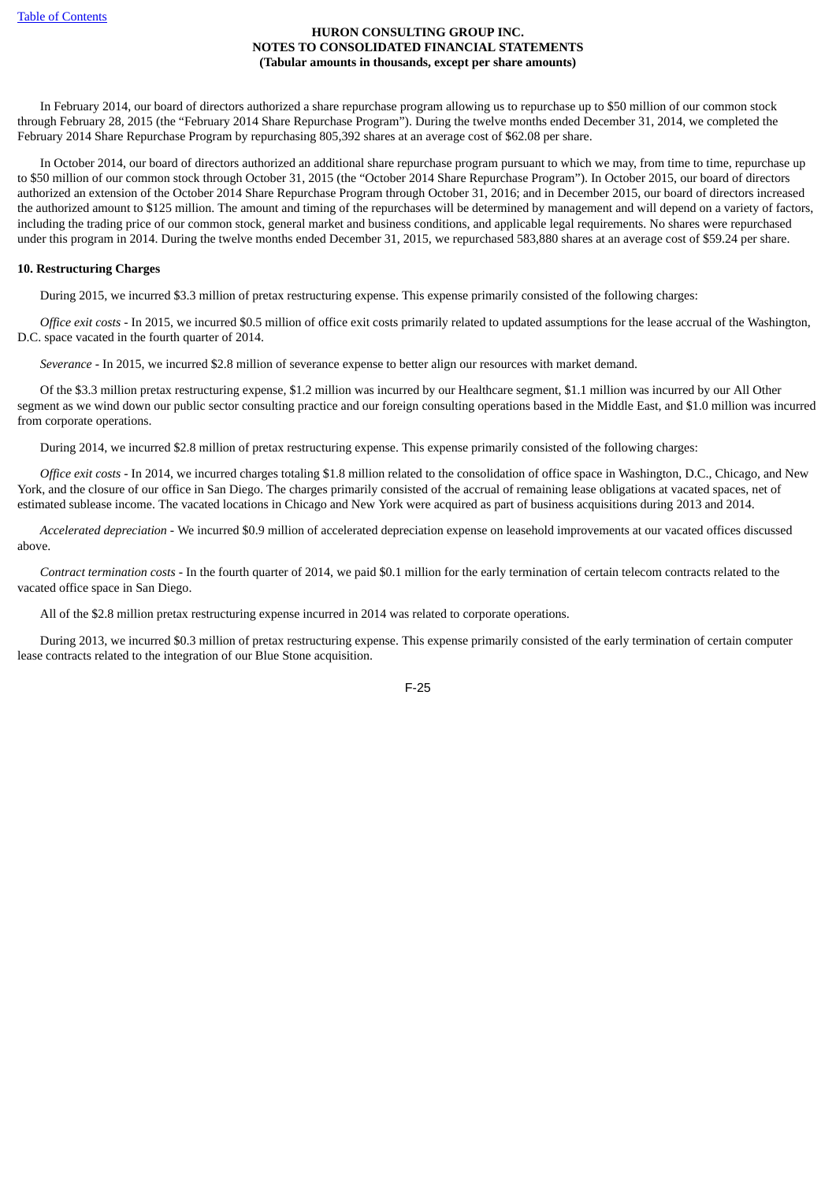In February 2014, our board of directors authorized a share repurchase program allowing us to repurchase up to $50 million of our common stock through February 28, 2015 (the "February 2014 Share Repurchase Program"). During the twelve months ended December 31, 2014, we completed the February 2014 Share Repurchase Program by repurchasing 805,392 shares at an average cost of $62.08 per share.

In October 2014, our board of directors authorized an additional share repurchase program pursuant to which we may, from time to time, repurchase up to $50 million of our common stock through October 31, 2015 (the "October 2014 Share Repurchase Program"). In October 2015, our board of directors authorized an extension of the October 2014 Share Repurchase Program through October 31, 2016; and in December 2015, our board of directors increased the authorized amount to $125 million. The amount and timing of the repurchases will be determined by management and will depend on a variety of factors, including the trading price of our common stock, general market and business conditions, and applicable legal requirements. No shares were repurchased under this program in 2014. During the twelve months ended December 31, 2015, we repurchased 583,880 shares at an average cost of $59.24 per share.

**10. Restructuring Charges**

During 2015, we incurred $3.3 million of pretax restructuring expense. This expense primarily consisted of the following charges:

*Office exit costs* - In 2015, we incurred $0.5 million of office exit costs primarily related to updated assumptions for the lease accrual of the Washington, D.C. space vacated in the fourth quarter of 2014.

*Severance* - In 2015, we incurred $2.8 million of severance expense to better align our resources with market demand.

Of the $3.3 million pretax restructuring expense, $1.2 million was incurred by our Healthcare segment, $1.1 million was incurred by our All Other segment as we wind down our public sector consulting practice and our foreign consulting operations based in the Middle East, and $1.0 million was incurred from corporate operations.

During 2014, we incurred $2.8 million of pretax restructuring expense. This expense primarily consisted of the following charges:

*Office exit costs* - In 2014, we incurred charges totaling $1.8 million related to the consolidation of office space in Washington, D.C., Chicago, and New York, and the closure of our office in San Diego. The charges primarily consisted of the accrual of remaining lease obligations at vacated spaces, net of estimated sublease income. The vacated locations in Chicago and New York were acquired as part of business acquisitions during 2013 and 2014.

*Accelerated depreciation* - We incurred $0.9 million of accelerated depreciation expense on leasehold improvements at our vacated offices discussed above.

*Contract termination costs* - In the fourth quarter of 2014, we paid $0.1 million for the early termination of certain telecom contracts related to the vacated office space in San Diego.

All of the $2.8 million pretax restructuring expense incurred in 2014 was related to corporate operations.

During 2013, we incurred $0.3 million of pretax restructuring expense. This expense primarily consisted of the early termination of certain computer lease contracts related to the integration of our Blue Stone acquisition.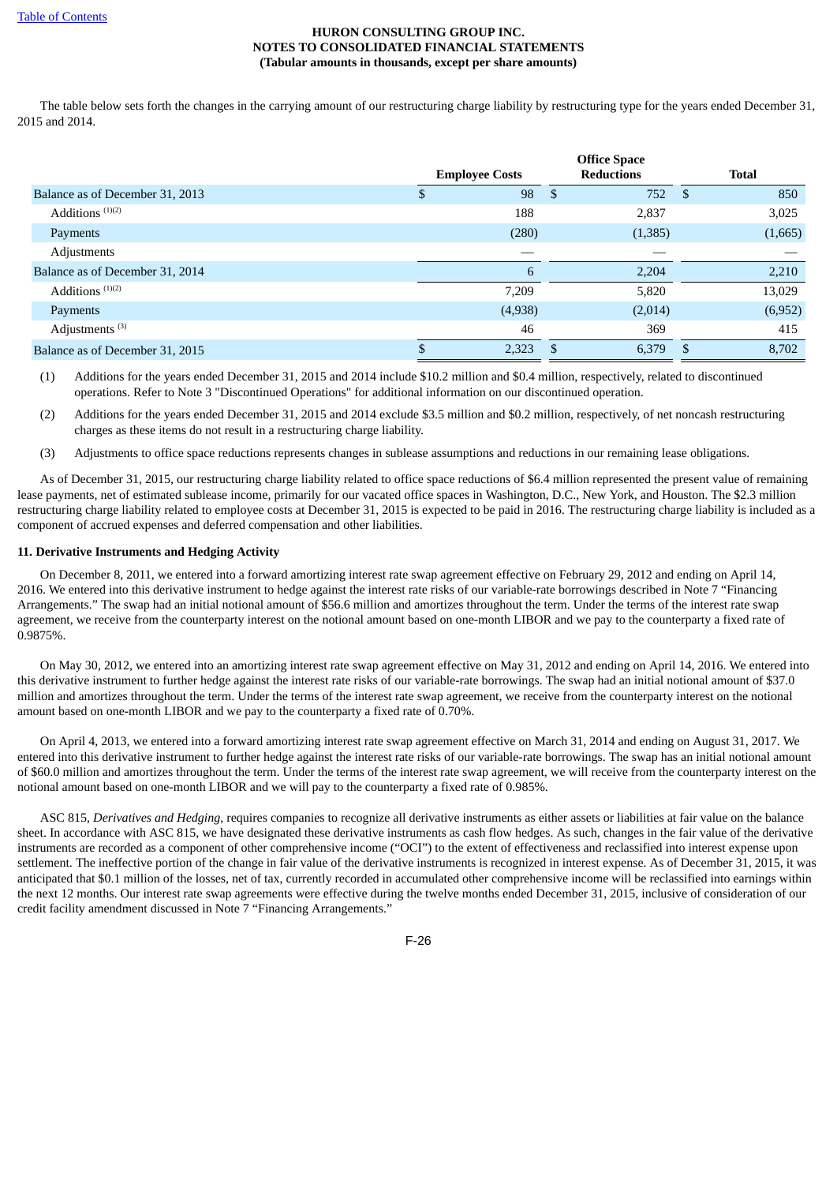The table below sets forth the changes in the carrying amount of our restructuring charge liability by restructuring type for the years ended December 31, 2015 and 2014.

| | Employee Costs | Office Space Reductions | Total |
|---|---|---|---|
| Balance as of December 31, 2013 | $ 98 | $ 752 | $ 850 |
| Additions [(1)(2)] | 188 | 2,837 | 3,025 |
| Payments | (280) | (1,385) | (1,665) |
| Adjustments | — | — | — |
| Balance as of December 31, 2014 | 6 | 2,204 | 2,210 |
| Additions [(1)(2)] | 7,209 | 5,820 | 13,029 |
| Payments | (4,938) | (2,014) | (6,952) |
| Adjustments [(3)] | 46 | 369 | 415 |
| Balance as of December 31, 2015 | $ 2,323 | $ 6,379 | $ 8,702 |

(1) Additions for the years ended December 31, 2015 and 2014 include $10.2 million and $0.4 million, respectively, related to discontinued operations. Refer to Note 3 "Discontinued Operations" for additional information on our discontinued operation.

(2) Additions for the years ended December 31, 2015 and 2014 exclude $3.5 million and $0.2 million, respectively, of net noncash restructuring charges as these items do not result in a restructuring charge liability.

(3) Adjustments to office space reductions represents changes in sublease assumptions and reductions in our remaining lease obligations.

As of December 31, 2015, our restructuring charge liability related to office space reductions of $6.4 million represented the present value of remaining lease payments, net of estimated sublease income, primarily for our vacated office spaces in Washington, D.C., New York, and Houston. The $2.3 million restructuring charge liability related to employee costs at December 31, 2015 is expected to be paid in 2016. The restructuring charge liability is included as a component of accrued expenses and deferred compensation and other liabilities.

## 11. Derivative Instruments and Hedging Activity

On December 8, 2011, we entered into a forward amortizing interest rate swap agreement effective on February 29, 2012 and ending on April 14, 2016. We entered into this derivative instrument to hedge against the interest rate risks of our variable-rate borrowings described in Note 7 "Financing Arrangements." The swap had an initial notional amount of $56.6 million and amortizes throughout the term. Under the terms of the interest rate swap agreement, we receive from the counterparty interest on the notional amount based on one-month LIBOR and we pay to the counterparty a fixed rate of 0.9875%.

On May 30, 2012, we entered into an amortizing interest rate swap agreement effective on May 31, 2012 and ending on April 14, 2016. We entered into this derivative instrument to further hedge against the interest rate risks of our variable-rate borrowings. The swap had an initial notional amount of $37.0 million and amortizes throughout the term. Under the terms of the interest rate swap agreement, we receive from the counterparty interest on the notional amount based on one-month LIBOR and we pay to the counterparty a fixed rate of 0.70%.

On April 4, 2013, we entered into a forward amortizing interest rate swap agreement effective on March 31, 2014 and ending on August 31, 2017. We entered into this derivative instrument to further hedge against the interest rate risks of our variable-rate borrowings. The swap has an initial notional amount of $60.0 million and amortizes throughout the term. Under the terms of the interest rate swap agreement, we will receive from the counterparty interest on the notional amount based on one-month LIBOR and we will pay to the counterparty a fixed rate of 0.985%.

ASC 815, *Derivatives and Hedging*, requires companies to recognize all derivative instruments as either assets or liabilities at fair value on the balance sheet. In accordance with ASC 815, we have designated these derivative instruments as cash flow hedges. As such, changes in the fair value of the derivative instruments are recorded as a component of other comprehensive income ("OCI") to the extent of effectiveness and reclassified into interest expense upon settlement. The ineffective portion of the change in fair value of the derivative instruments is recognized in interest expense. As of December 31, 2015, it was anticipated that $0.1 million of the losses, net of tax, currently recorded in accumulated other comprehensive income will be reclassified into earnings within the next 12 months. Our interest rate swap agreements were effective during the twelve months ended December 31, 2015, inclusive of consideration of our credit facility amendment discussed in Note 7 "Financing Arrangements."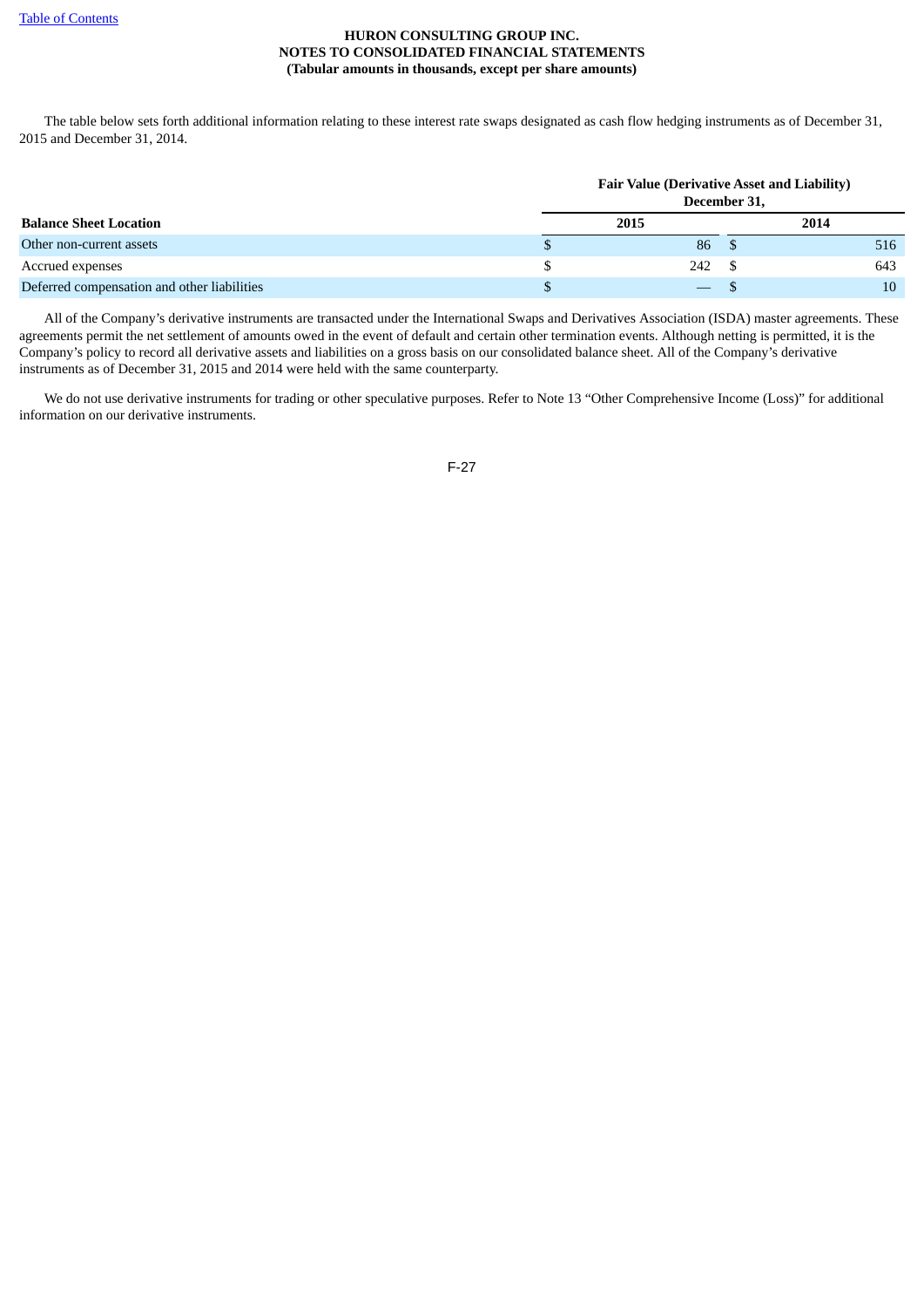The table below sets forth additional information relating to these interest rate swaps designated as cash flow hedging instruments as of December 31, 2015 and December 31, 2014.

| Balance Sheet Location | Fair Value (Derivative Asset and Liability) December 31, | |
|---|---|---|
| | 2015 | 2014 |
| Other non-current assets | $ 86 | $ 516 |
| Accrued expenses | $ 242 | $ 643 |
| Deferred compensation and other liabilities | $ — | $ 10 |

All of the Company's derivative instruments are transacted under the International Swaps and Derivatives Association (ISDA) master agreements. These agreements permit the net settlement of amounts owed in the event of default and certain other termination events. Although netting is permitted, it is the Company's policy to record all derivative assets and liabilities on a gross basis on our consolidated balance sheet. All of the Company's derivative instruments as of December 31, 2015 and 2014 were held with the same counterparty.

We do not use derivative instruments for trading or other speculative purposes. Refer to Note 13 "Other Comprehensive Income (Loss)" for additional information on our derivative instruments.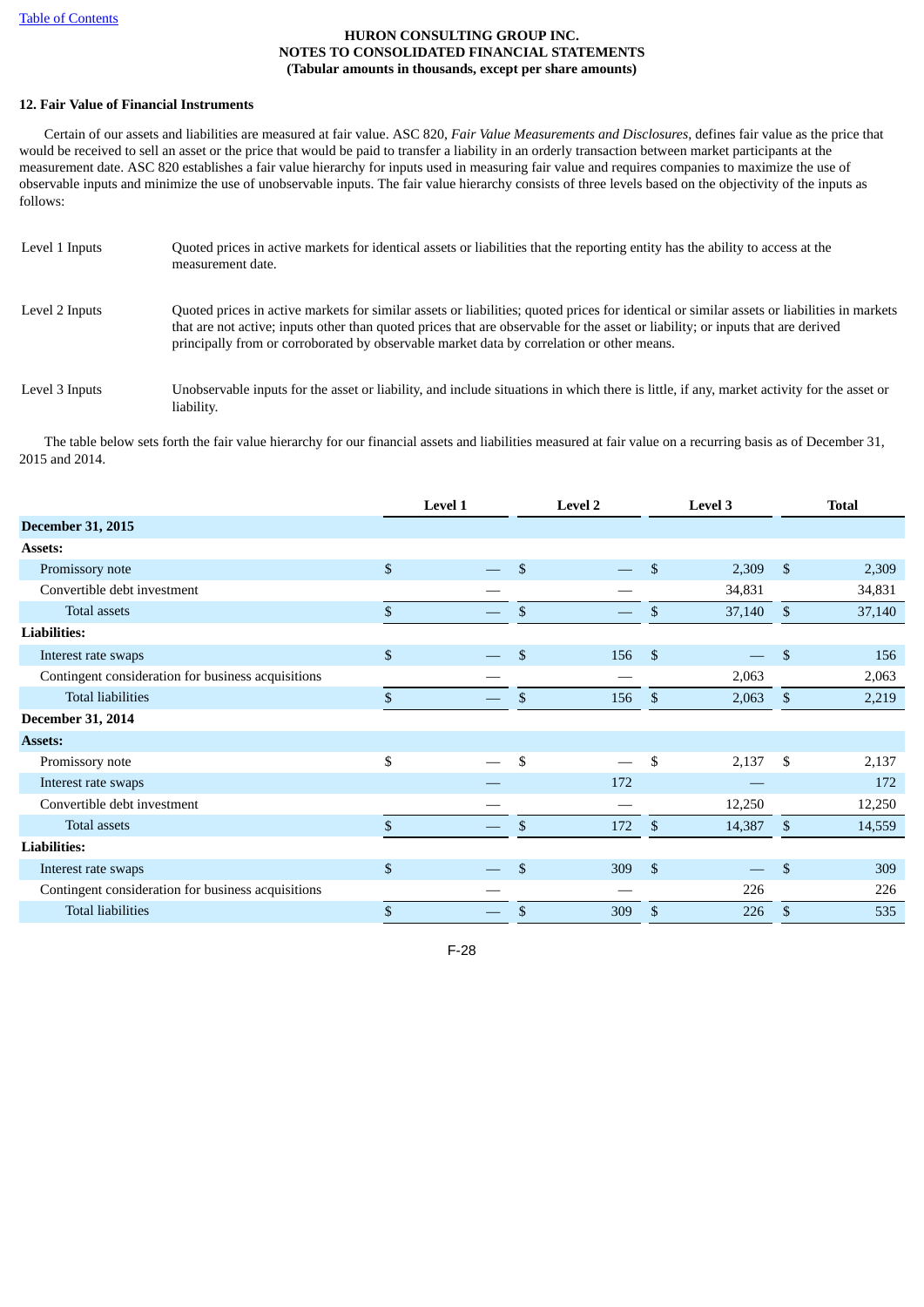**HURON CONSULTING GROUP INC.**
**NOTES TO CONSOLIDATED FINANCIAL STATEMENTS**
**(Tabular amounts in thousands, except per share amounts)**

### 12. Fair Value of Financial Instruments

Certain of our assets and liabilities are measured at fair value. ASC 820, *Fair Value Measurements and Disclosures*, defines fair value as the price that would be received to sell an asset or the price that would be paid to transfer a liability in an orderly transaction between market participants at the measurement date. ASC 820 establishes a fair value hierarchy for inputs used in measuring fair value and requires companies to maximize the use of observable inputs and minimize the use of unobservable inputs. The fair value hierarchy consists of three levels based on the objectivity of the inputs as follows:

| | |
|---|---|
| Level 1 Inputs | Quoted prices in active markets for identical assets or liabilities that the reporting entity has the ability to access at the measurement date. |
| Level 2 Inputs | Quoted prices in active markets for similar assets or liabilities; quoted prices for identical or similar assets or liabilities in markets that are not active; inputs other than quoted prices that are observable for the asset or liability; or inputs that are derived principally from or corroborated by observable market data by correlation or other means. |
| Level 3 Inputs | Unobservable inputs for the asset or liability, and include situations in which there is little, if any, market activity for the asset or liability. |

The table below sets forth the fair value hierarchy for our financial assets and liabilities measured at fair value on a recurring basis as of December 31, 2015 and 2014.

| | Level 1 | Level 2 | Level 3 | Total |
|---|---|---|---|---|
| **December 31, 2015** | | | | |
| **Assets:** | | | | |
| Promissory note | $ — | $ — | $ 2,309 | $ 2,309 |
| Convertible debt investment | — | — | 34,831 | 34,831 |
| Total assets | $ — | $ — | $ 37,140 | $ 37,140 |
| **Liabilities:** | | | | |
| Interest rate swaps | $ — | $ 156 | $ — | $ 156 |
| Contingent consideration for business acquisitions | — | — | 2,063 | 2,063 |
| Total liabilities | $ — | $ 156 | $ 2,063 | $ 2,219 |
| **December 31, 2014** | | | | |
| **Assets:** | | | | |
| Promissory note | $ — | $ — | $ 2,137 | $ 2,137 |
| Interest rate swaps | — | 172 | — | 172 |
| Convertible debt investment | — | — | 12,250 | 12,250 |
| Total assets | $ — | $ 172 | $ 14,387 | $ 14,559 |
| **Liabilities:** | | | | |
| Interest rate swaps | $ — | $ 309 | $ — | $ 309 |
| Contingent consideration for business acquisitions | — | — | 226 | 226 |
| Total liabilities | $ — | $ 309 | $ 226 | $ 535 |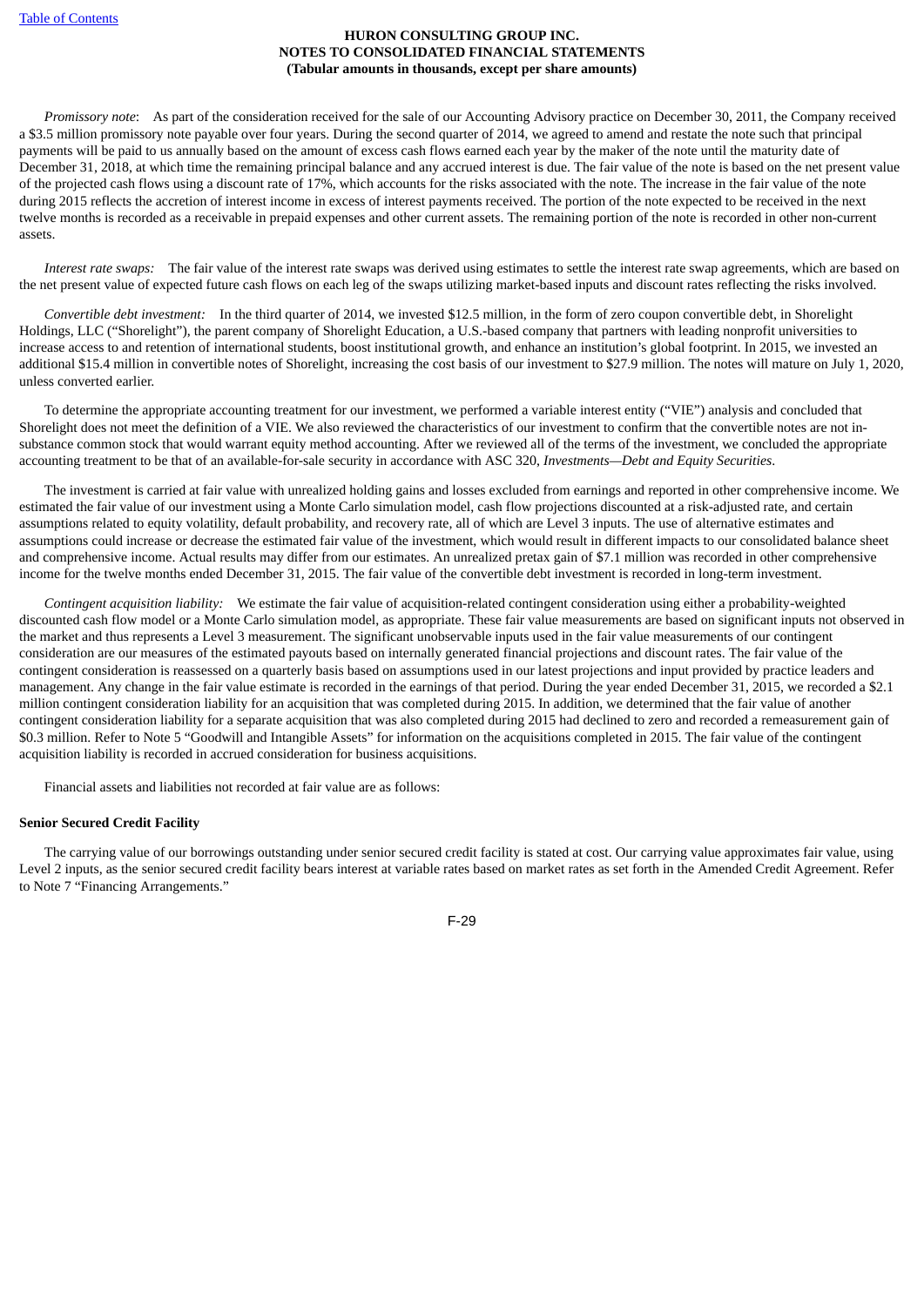*Promissory note*: As part of the consideration received for the sale of our Accounting Advisory practice on December 30, 2011, the Company received a $3.5 million promissory note payable over four years. During the second quarter of 2014, we agreed to amend and restate the note such that principal payments will be paid to us annually based on the amount of excess cash flows earned each year by the maker of the note until the maturity date of December 31, 2018, at which time the remaining principal balance and any accrued interest is due. The fair value of the note is based on the net present value of the projected cash flows using a discount rate of 17%, which accounts for the risks associated with the note. The increase in the fair value of the note during 2015 reflects the accretion of interest income in excess of interest payments received. The portion of the note expected to be received in the next twelve months is recorded as a receivable in prepaid expenses and other current assets. The remaining portion of the note is recorded in other non-current assets.

*Interest rate swaps:* The fair value of the interest rate swaps was derived using estimates to settle the interest rate swap agreements, which are based on the net present value of expected future cash flows on each leg of the swaps utilizing market-based inputs and discount rates reflecting the risks involved.

*Convertible debt investment:* In the third quarter of 2014, we invested $12.5 million, in the form of zero coupon convertible debt, in Shorelight Holdings, LLC ("Shorelight"), the parent company of Shorelight Education, a U.S.-based company that partners with leading nonprofit universities to increase access to and retention of international students, boost institutional growth, and enhance an institution's global footprint. In 2015, we invested an additional $15.4 million in convertible notes of Shorelight, increasing the cost basis of our investment to $27.9 million. The notes will mature on July 1, 2020, unless converted earlier.

To determine the appropriate accounting treatment for our investment, we performed a variable interest entity ("VIE") analysis and concluded that Shorelight does not meet the definition of a VIE. We also reviewed the characteristics of our investment to confirm that the convertible notes are not in-substance common stock that would warrant equity method accounting. After we reviewed all of the terms of the investment, we concluded the appropriate accounting treatment to be that of an available-for-sale security in accordance with ASC 320, *Investments—Debt and Equity Securities*.

The investment is carried at fair value with unrealized holding gains and losses excluded from earnings and reported in other comprehensive income. We estimated the fair value of our investment using a Monte Carlo simulation model, cash flow projections discounted at a risk-adjusted rate, and certain assumptions related to equity volatility, default probability, and recovery rate, all of which are Level 3 inputs. The use of alternative estimates and assumptions could increase or decrease the estimated fair value of the investment, which would result in different impacts to our consolidated balance sheet and comprehensive income. Actual results may differ from our estimates. An unrealized pretax gain of $7.1 million was recorded in other comprehensive income for the twelve months ended December 31, 2015. The fair value of the convertible debt investment is recorded in long-term investment.

*Contingent acquisition liability:* We estimate the fair value of acquisition-related contingent consideration using either a probability-weighted discounted cash flow model or a Monte Carlo simulation model, as appropriate. These fair value measurements are based on significant inputs not observed in the market and thus represents a Level 3 measurement. The significant unobservable inputs used in the fair value measurements of our contingent consideration are our measures of the estimated payouts based on internally generated financial projections and discount rates. The fair value of the contingent consideration is reassessed on a quarterly basis based on assumptions used in our latest projections and input provided by practice leaders and management. Any change in the fair value estimate is recorded in the earnings of that period. During the year ended December 31, 2015, we recorded a $2.1 million contingent consideration liability for an acquisition that was completed during 2015. In addition, we determined that the fair value of another contingent consideration liability for a separate acquisition that was also completed during 2015 had declined to zero and recorded a remeasurement gain of $0.3 million. Refer to Note 5 "Goodwill and Intangible Assets" for information on the acquisitions completed in 2015. The fair value of the contingent acquisition liability is recorded in accrued consideration for business acquisitions.

Financial assets and liabilities not recorded at fair value are as follows:

**Senior Secured Credit Facility**

The carrying value of our borrowings outstanding under senior secured credit facility is stated at cost. Our carrying value approximates fair value, using Level 2 inputs, as the senior secured credit facility bears interest at variable rates based on market rates as set forth in the Amended Credit Agreement. Refer to Note 7 "Financing Arrangements."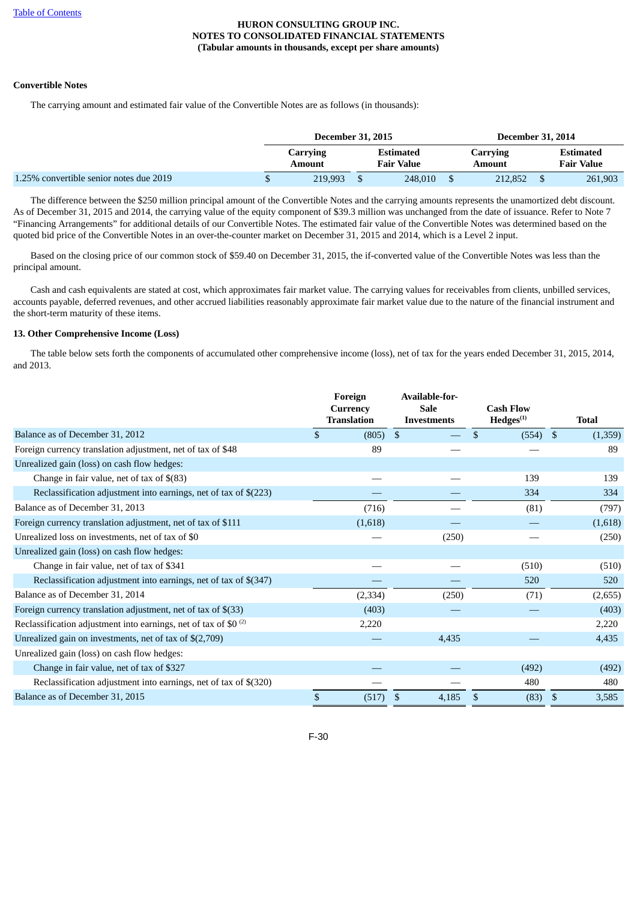**Convertible Notes**

The carrying amount and estimated fair value of the Convertible Notes are as follows (in thousands):

| | December 31, 2015 | | December 31, 2014 | |
|---|---|---|---|---|
| | Carrying Amount | Estimated Fair Value | Carrying Amount | Estimated Fair Value |
| 1.25% convertible senior notes due 2019 | $ 219,993 | $ 248,010 | $ 212,852 | $ 261,903 |

The difference between the $250 million principal amount of the Convertible Notes and the carrying amounts represents the unamortized debt discount. As of December 31, 2015 and 2014, the carrying value of the equity component of $39.3 million was unchanged from the date of issuance. Refer to Note 7 "Financing Arrangements" for additional details of our Convertible Notes. The estimated fair value of the Convertible Notes was determined based on the quoted bid price of the Convertible Notes in an over-the-counter market on December 31, 2015 and 2014, which is a Level 2 input.

Based on the closing price of our common stock of $59.40 on December 31, 2015, the if-converted value of the Convertible Notes was less than the principal amount.

Cash and cash equivalents are stated at cost, which approximates fair market value. The carrying values for receivables from clients, unbilled services, accounts payable, deferred revenues, and other accrued liabilities reasonably approximate fair market value due to the nature of the financial instrument and the short-term maturity of these items.

## 13. Other Comprehensive Income (Loss)

The table below sets forth the components of accumulated other comprehensive income (loss), net of tax for the years ended December 31, 2015, 2014, and 2013.

| | Foreign Currency Translation | Available-for-Sale Investments | Cash Flow Hedges[1] | Total |
|---|---|---|---|---|
| Balance as of December 31, 2012 | $ (805) | $ — | $ (554) | $ (1,359) |
| Foreign currency translation adjustment, net of tax of $48 | 89 | — | — | 89 |
| Unrealized gain (loss) on cash flow hedges: | | | | |
| Change in fair value, net of tax of $(83) | — | — | 139 | 139 |
| Reclassification adjustment into earnings, net of tax of $(223) | — | — | 334 | 334 |
| Balance as of December 31, 2013 | (716) | — | (81) | (797) |
| Foreign currency translation adjustment, net of tax of $111 | (1,618) | — | — | (1,618) |
| Unrealized loss on investments, net of tax of $0 | — | (250) | — | (250) |
| Unrealized gain (loss) on cash flow hedges: | | | | |
| Change in fair value, net of tax of $341 | — | — | (510) | (510) |
| Reclassification adjustment into earnings, net of tax of $(347) | — | — | 520 | 520 |
| Balance as of December 31, 2014 | (2,334) | (250) | (71) | (2,655) |
| Foreign currency translation adjustment, net of tax of $(33) | (403) | — | — | (403) |
| Reclassification adjustment into earnings, net of tax of $0 [2] | 2,220 | | | 2,220 |
| Unrealized gain on investments, net of tax of $(2,709) | — | 4,435 | — | 4,435 |
| Unrealized gain (loss) on cash flow hedges: | | | | |
| Change in fair value, net of tax of $327 | — | — | (492) | (492) |
| Reclassification adjustment into earnings, net of tax of $(320) | — | — | 480 | 480 |
| Balance as of December 31, 2015 | $ (517) | $ 4,185 | $ (83) | $ 3,585 |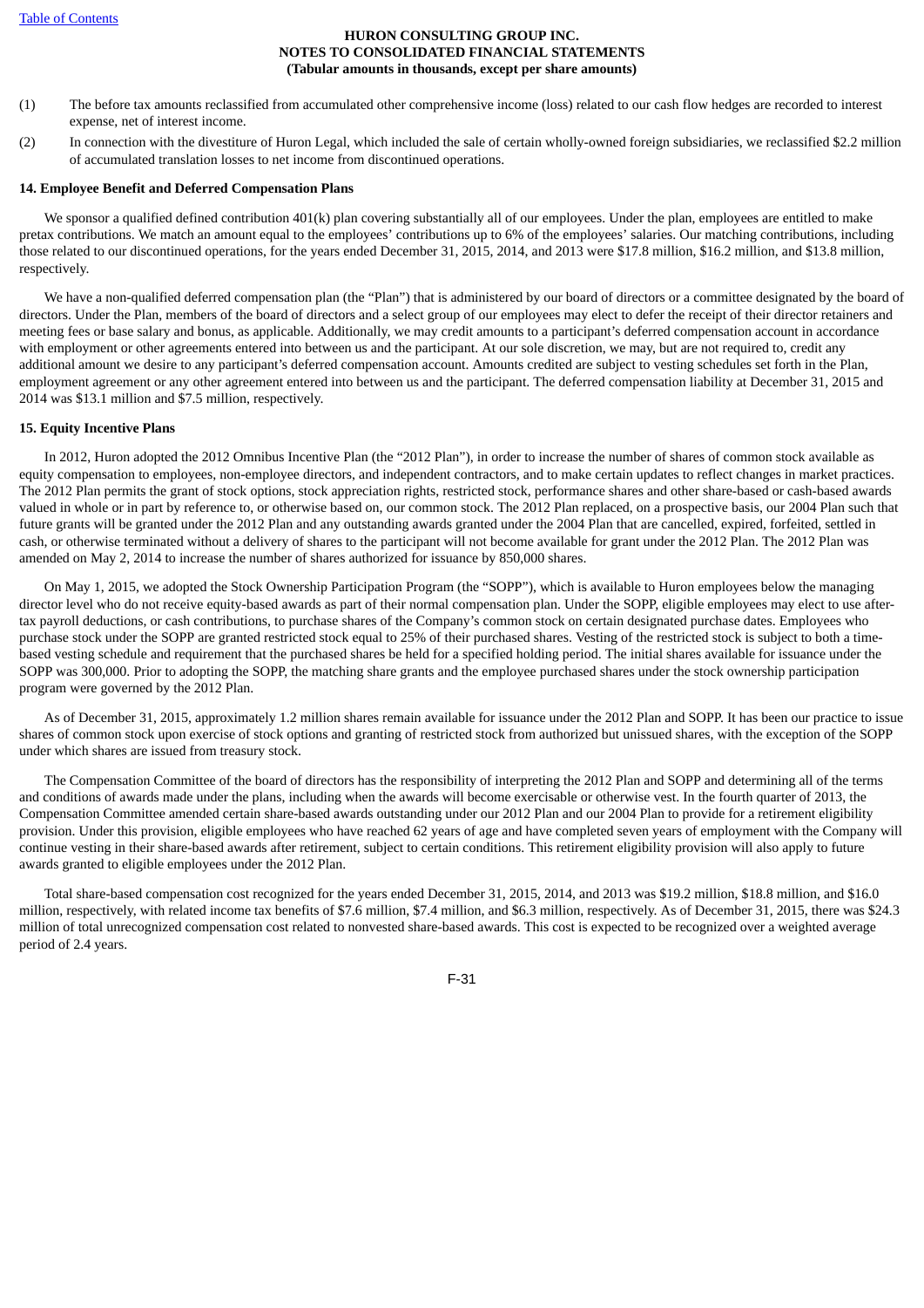(1) The before tax amounts reclassified from accumulated other comprehensive income (loss) related to our cash flow hedges are recorded to interest expense, net of interest income.

(2) In connection with the divestiture of Huron Legal, which included the sale of certain wholly-owned foreign subsidiaries, we reclassified $2.2 million of accumulated translation losses to net income from discontinued operations.

**14. Employee Benefit and Deferred Compensation Plans**

We sponsor a qualified defined contribution 401(k) plan covering substantially all of our employees. Under the plan, employees are entitled to make pretax contributions. We match an amount equal to the employees' contributions up to 6% of the employees' salaries. Our matching contributions, including those related to our discontinued operations, for the years ended December 31, 2015, 2014, and 2013 were $17.8 million, $16.2 million, and $13.8 million, respectively.

We have a non-qualified deferred compensation plan (the "Plan") that is administered by our board of directors or a committee designated by the board of directors. Under the Plan, members of the board of directors and a select group of our employees may elect to defer the receipt of their director retainers and meeting fees or base salary and bonus, as applicable. Additionally, we may credit amounts to a participant's deferred compensation account in accordance with employment or other agreements entered into between us and the participant. At our sole discretion, we may, but are not required to, credit any additional amount we desire to any participant's deferred compensation account. Amounts credited are subject to vesting schedules set forth in the Plan, employment agreement or any other agreement entered into between us and the participant. The deferred compensation liability at December 31, 2015 and 2014 was $13.1 million and $7.5 million, respectively.

**15. Equity Incentive Plans**

In 2012, Huron adopted the 2012 Omnibus Incentive Plan (the "2012 Plan"), in order to increase the number of shares of common stock available as equity compensation to employees, non-employee directors, and independent contractors, and to make certain updates to reflect changes in market practices. The 2012 Plan permits the grant of stock options, stock appreciation rights, restricted stock, performance shares and other share-based or cash-based awards valued in whole or in part by reference to, or otherwise based on, our common stock. The 2012 Plan replaced, on a prospective basis, our 2004 Plan such that future grants will be granted under the 2012 Plan and any outstanding awards granted under the 2004 Plan that are cancelled, expired, forfeited, settled in cash, or otherwise terminated without a delivery of shares to the participant will not become available for grant under the 2012 Plan. The 2012 Plan was amended on May 2, 2014 to increase the number of shares authorized for issuance by 850,000 shares.

On May 1, 2015, we adopted the Stock Ownership Participation Program (the "SOPP"), which is available to Huron employees below the managing director level who do not receive equity-based awards as part of their normal compensation plan. Under the SOPP, eligible employees may elect to use after-tax payroll deductions, or cash contributions, to purchase shares of the Company's common stock on certain designated purchase dates. Employees who purchase stock under the SOPP are granted restricted stock equal to 25% of their purchased shares. Vesting of the restricted stock is subject to both a time-based vesting schedule and requirement that the purchased shares be held for a specified holding period. The initial shares available for issuance under the SOPP was 300,000. Prior to adopting the SOPP, the matching share grants and the employee purchased shares under the stock ownership participation program were governed by the 2012 Plan.

As of December 31, 2015, approximately 1.2 million shares remain available for issuance under the 2012 Plan and SOPP. It has been our practice to issue shares of common stock upon exercise of stock options and granting of restricted stock from authorized but unissued shares, with the exception of the SOPP under which shares are issued from treasury stock.

The Compensation Committee of the board of directors has the responsibility of interpreting the 2012 Plan and SOPP and determining all of the terms and conditions of awards made under the plans, including when the awards will become exercisable or otherwise vest. In the fourth quarter of 2013, the Compensation Committee amended certain share-based awards outstanding under our 2012 Plan and our 2004 Plan to provide for a retirement eligibility provision. Under this provision, eligible employees who have reached 62 years of age and have completed seven years of employment with the Company will continue vesting in their share-based awards after retirement, subject to certain conditions. This retirement eligibility provision will also apply to future awards granted to eligible employees under the 2012 Plan.

Total share-based compensation cost recognized for the years ended December 31, 2015, 2014, and 2013 was $19.2 million, $18.8 million, and $16.0 million, respectively, with related income tax benefits of $7.6 million, $7.4 million, and $6.3 million, respectively. As of December 31, 2015, there was $24.3 million of total unrecognized compensation cost related to nonvested share-based awards. This cost is expected to be recognized over a weighted average period of 2.4 years.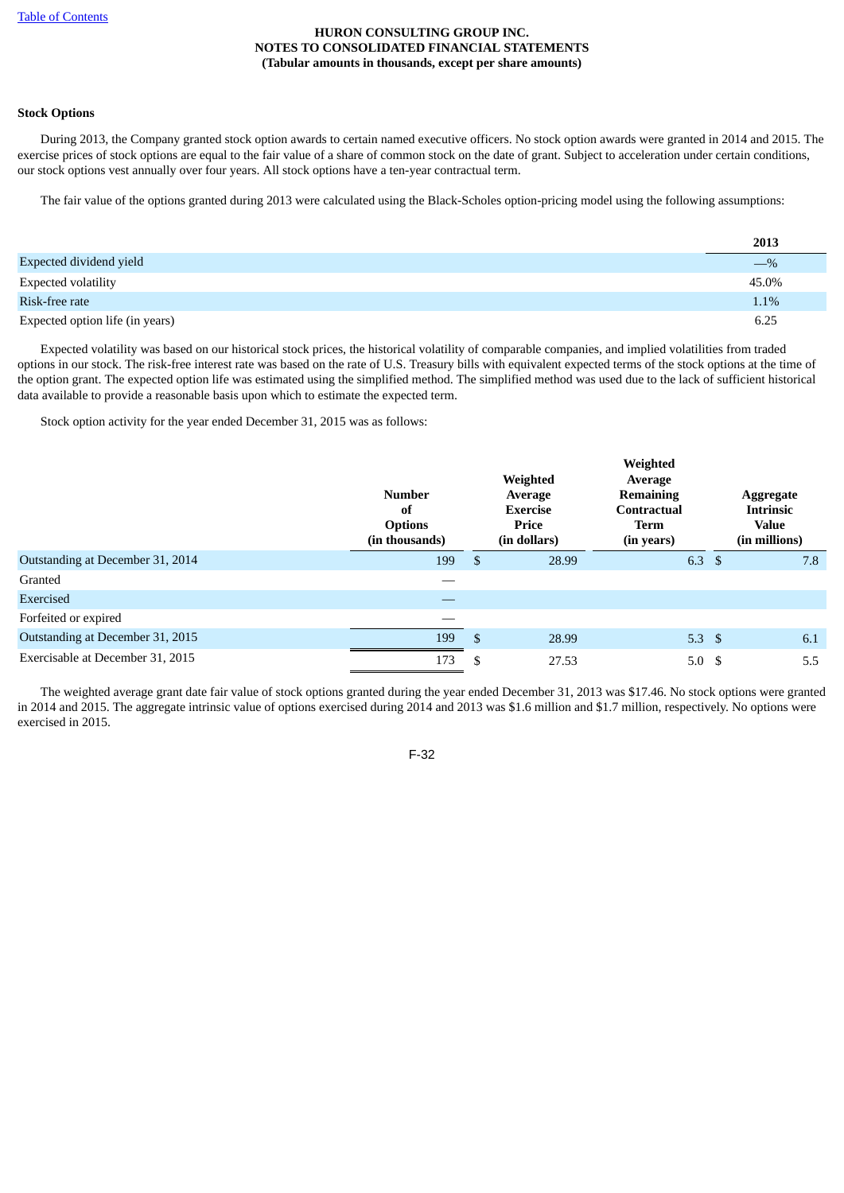**HURON CONSULTING GROUP INC.**
**NOTES TO CONSOLIDATED FINANCIAL STATEMENTS**
**(Tabular amounts in thousands, except per share amounts)**

**Stock Options**

During 2013, the Company granted stock option awards to certain named executive officers. No stock option awards were granted in 2014 and 2015. The exercise prices of stock options are equal to the fair value of a share of common stock on the date of grant. Subject to acceleration under certain conditions, our stock options vest annually over four years. All stock options have a ten-year contractual term.

The fair value of the options granted during 2013 were calculated using the Black-Scholes option-pricing model using the following assumptions:

| | 2013 |
|---|---|
| Expected dividend yield | —% |
| Expected volatility | 45.0% |
| Risk-free rate | 1.1% |
| Expected option life (in years) | 6.25 |

Expected volatility was based on our historical stock prices, the historical volatility of comparable companies, and implied volatilities from traded options in our stock. The risk-free interest rate was based on the rate of U.S. Treasury bills with equivalent expected terms of the stock options at the time of the option grant. The expected option life was estimated using the simplified method. The simplified method was used due to the lack of sufficient historical data available to provide a reasonable basis upon which to estimate the expected term.

Stock option activity for the year ended December 31, 2015 was as follows:

| | Number of Options (in thousands) | Weighted Average Exercise Price (in dollars) | Weighted Average Remaining Contractual Term (in years) | Aggregate Intrinsic Value (in millions) |
|---|---|---|---|---|
| Outstanding at December 31, 2014 | 199 | $ 28.99 | 6.3 | $ 7.8 |
| Granted | — | | | |
| Exercised | — | | | |
| Forfeited or expired | — | | | |
| Outstanding at December 31, 2015 | 199 | $ 28.99 | 5.3 | $ 6.1 |
| Exercisable at December 31, 2015 | 173 | $ 27.53 | 5.0 | $ 5.5 |

The weighted average grant date fair value of stock options granted during the year ended December 31, 2013 was $17.46. No stock options were granted in 2014 and 2015. The aggregate intrinsic value of options exercised during 2014 and 2013 was $1.6 million and $1.7 million, respectively. No options were exercised in 2015.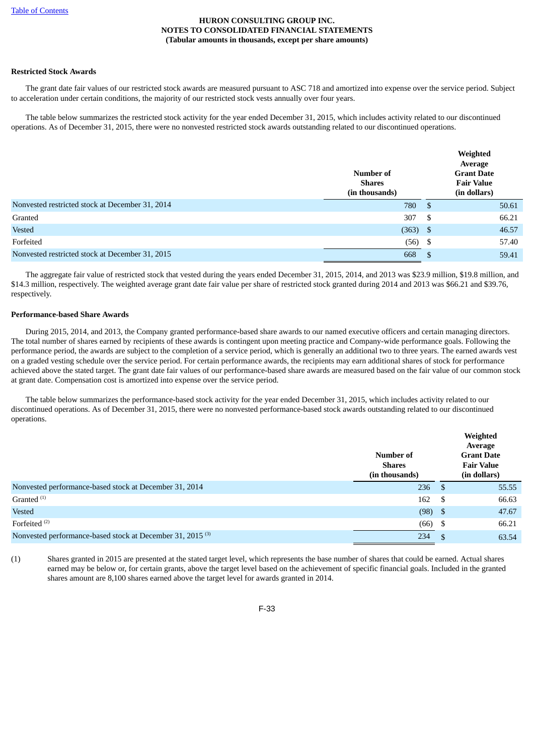**HURON CONSULTING GROUP INC.**
**NOTES TO CONSOLIDATED FINANCIAL STATEMENTS**
**(Tabular amounts in thousands, except per share amounts)**

**Restricted Stock Awards**

The grant date fair values of our restricted stock awards are measured pursuant to ASC 718 and amortized into expense over the service period. Subject to acceleration under certain conditions, the majority of our restricted stock vests annually over four years.

The table below summarizes the restricted stock activity for the year ended December 31, 2015, which includes activity related to our discontinued operations. As of December 31, 2015, there were no nonvested restricted stock awards outstanding related to our discontinued operations.

| | Number of Shares (in thousands) | Weighted Average Grant Date Fair Value (in dollars) |
|---|---|---|
| Nonvested restricted stock at December 31, 2014 | 780 | $ 50.61 |
| Granted | 307 | $ 66.21 |
| Vested | (363) | $ 46.57 |
| Forfeited | (56) | $ 57.40 |
| Nonvested restricted stock at December 31, 2015 | 668 | $ 59.41 |

The aggregate fair value of restricted stock that vested during the years ended December 31, 2015, 2014, and 2013 was $23.9 million, $19.8 million, and $14.3 million, respectively. The weighted average grant date fair value per share of restricted stock granted during 2014 and 2013 was $66.21 and $39.76, respectively.

**Performance-based Share Awards**

During 2015, 2014, and 2013, the Company granted performance-based share awards to our named executive officers and certain managing directors. The total number of shares earned by recipients of these awards is contingent upon meeting practice and Company-wide performance goals. Following the performance period, the awards are subject to the completion of a service period, which is generally an additional two to three years. The earned awards vest on a graded vesting schedule over the service period. For certain performance awards, the recipients may earn additional shares of stock for performance achieved above the stated target. The grant date fair values of our performance-based share awards are measured based on the fair value of our common stock at grant date. Compensation cost is amortized into expense over the service period.

The table below summarizes the performance-based stock activity for the year ended December 31, 2015, which includes activity related to our discontinued operations. As of December 31, 2015, there were no nonvested performance-based stock awards outstanding related to our discontinued operations.

| | Number of Shares (in thousands) | Weighted Average Grant Date Fair Value (in dollars) |
|---|---|---|
| Nonvested performance-based stock at December 31, 2014 | 236 | $ 55.55 |
| Granted [(1)] | 162 | $ 66.63 |
| Vested | (98) | $ 47.67 |
| Forfeited [(2)] | (66) | $ 66.21 |
| Nonvested performance-based stock at December 31, 2015 [(3)] | 234 | $ 63.54 |

(1) Shares granted in 2015 are presented at the stated target level, which represents the base number of shares that could be earned. Actual shares earned may be below or, for certain grants, above the target level based on the achievement of specific financial goals. Included in the granted shares amount are 8,100 shares earned above the target level for awards granted in 2014.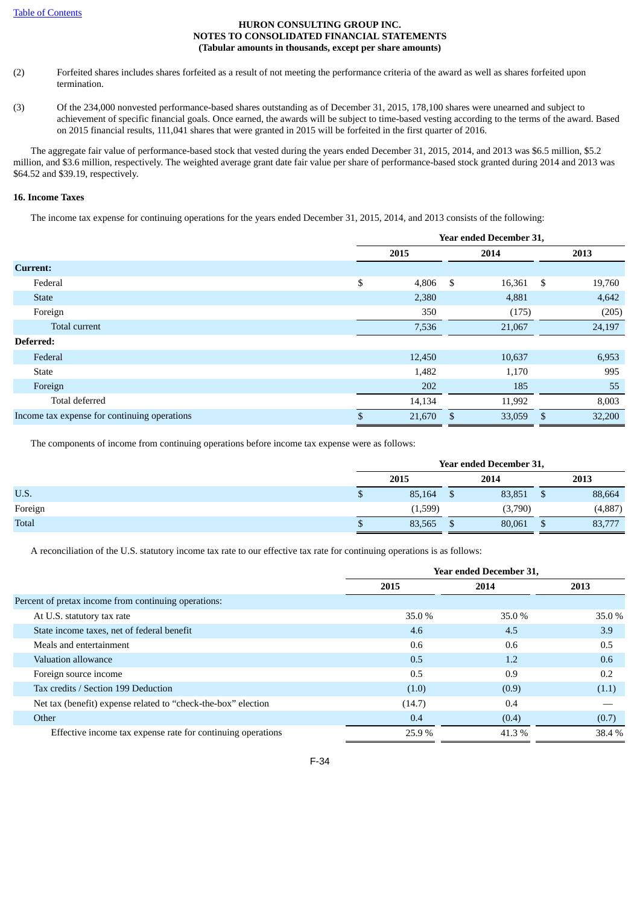(2) Forfeited shares includes shares forfeited as a result of not meeting the performance criteria of the award as well as shares forfeited upon termination.

(3) Of the 234,000 nonvested performance-based shares outstanding as of December 31, 2015, 178,100 shares were unearned and subject to achievement of specific financial goals. Once earned, the awards will be subject to time-based vesting according to the terms of the award. Based on 2015 financial results, 111,041 shares that were granted in 2015 will be forfeited in the first quarter of 2016.

The aggregate fair value of performance-based stock that vested during the years ended December 31, 2015, 2014, and 2013 was $6.5 million, $5.2 million, and $3.6 million, respectively. The weighted average grant date fair value per share of performance-based stock granted during 2014 and 2013 was $64.52 and $39.19, respectively.

**16. Income Taxes**

The income tax expense for continuing operations for the years ended December 31, 2015, 2014, and 2013 consists of the following:

| | Year ended December 31, | | |
|---|---|---|---|
| | 2015 | 2014 | 2013 |
| **Current:** | | | |
| Federal | $ 4,806 | $ 16,361 | $ 19,760 |
| State | 2,380 | 4,881 | 4,642 |
| Foreign | 350 | (175) | (205) |
| Total current | 7,536 | 21,067 | 24,197 |
| **Deferred:** | | | |
| Federal | 12,450 | 10,637 | 6,953 |
| State | 1,482 | 1,170 | 995 |
| Foreign | 202 | 185 | 55 |
| Total deferred | 14,134 | 11,992 | 8,003 |
| Income tax expense for continuing operations | $ 21,670 | $ 33,059 | $ 32,200 |

The components of income from continuing operations before income tax expense were as follows:

| | Year ended December 31, | | |
|---|---|---|---|
| | 2015 | 2014 | 2013 |
| U.S. | $ 85,164 | $ 83,851 | $ 88,664 |
| Foreign | (1,599) | (3,790) | (4,887) |
| Total | $ 83,565 | $ 80,061 | $ 83,777 |

A reconciliation of the U.S. statutory income tax rate to our effective tax rate for continuing operations is as follows:

| | Year ended December 31, | | |
|---|---|---|---|
| | 2015 | 2014 | 2013 |
| Percent of pretax income from continuing operations: | | | |
| At U.S. statutory tax rate | 35.0 % | 35.0 % | 35.0 % |
| State income taxes, net of federal benefit | 4.6 | 4.5 | 3.9 |
| Meals and entertainment | 0.6 | 0.6 | 0.5 |
| Valuation allowance | 0.5 | 1.2 | 0.6 |
| Foreign source income | 0.5 | 0.9 | 0.2 |
| Tax credits / Section 199 Deduction | (1.0) | (0.9) | (1.1) |
| Net tax (benefit) expense related to "check-the-box" election | (14.7) | 0.4 | — |
| Other | 0.4 | (0.4) | (0.7) |
| Effective income tax expense rate for continuing operations | 25.9 % | 41.3 % | 38.4 % |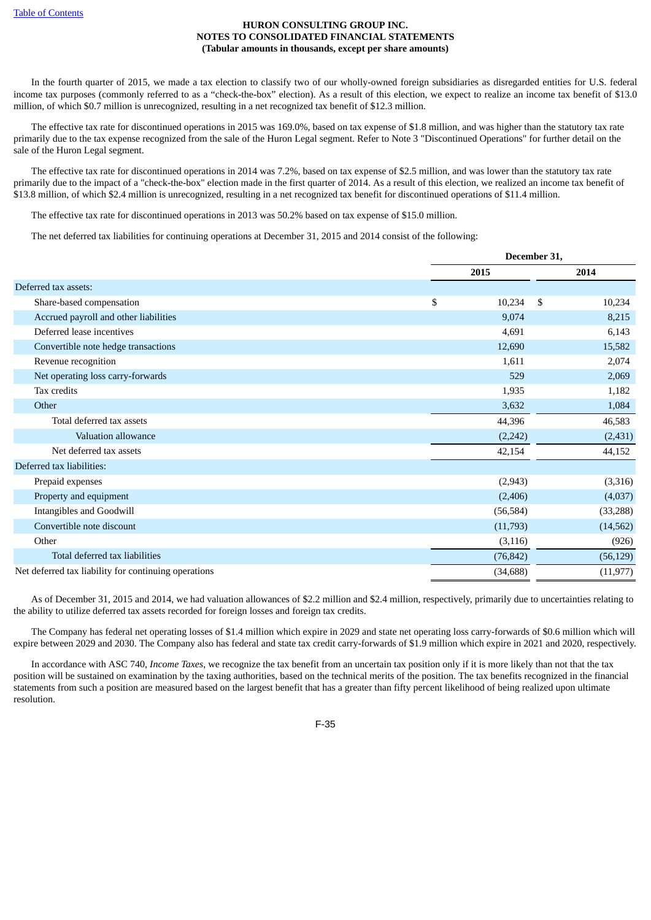HURON CONSULTING GROUP INC.
NOTES TO CONSOLIDATED FINANCIAL STATEMENTS
(Tabular amounts in thousands, except per share amounts)

In the fourth quarter of 2015, we made a tax election to classify two of our wholly-owned foreign subsidiaries as disregarded entities for U.S. federal income tax purposes (commonly referred to as a "check-the-box" election). As a result of this election, we expect to realize an income tax benefit of $13.0 million, of which $0.7 million is unrecognized, resulting in a net recognized tax benefit of $12.3 million.

The effective tax rate for discontinued operations in 2015 was 169.0%, based on tax expense of $1.8 million, and was higher than the statutory tax rate primarily due to the tax expense recognized from the sale of the Huron Legal segment. Refer to Note 3 "Discontinued Operations" for further detail on the sale of the Huron Legal segment.

The effective tax rate for discontinued operations in 2014 was 7.2%, based on tax expense of $2.5 million, and was lower than the statutory tax rate primarily due to the impact of a "check-the-box" election made in the first quarter of 2014. As a result of this election, we realized an income tax benefit of $13.8 million, of which $2.4 million is unrecognized, resulting in a net recognized tax benefit for discontinued operations of $11.4 million.

The effective tax rate for discontinued operations in 2013 was 50.2% based on tax expense of $15.0 million.

The net deferred tax liabilities for continuing operations at December 31, 2015 and 2014 consist of the following:

| | December 31, | |
|---|---|---|
| | 2015 | 2014 |
| Deferred tax assets: | | |
| Share-based compensation | $ 10,234 | $ 10,234 |
| Accrued payroll and other liabilities | 9,074 | 8,215 |
| Deferred lease incentives | 4,691 | 6,143 |
| Convertible note hedge transactions | 12,690 | 15,582 |
| Revenue recognition | 1,611 | 2,074 |
| Net operating loss carry-forwards | 529 | 2,069 |
| Tax credits | 1,935 | 1,182 |
| Other | 3,632 | 1,084 |
| Total deferred tax assets | 44,396 | 46,583 |
| Valuation allowance | (2,242) | (2,431) |
| Net deferred tax assets | 42,154 | 44,152 |
| Deferred tax liabilities: | | |
| Prepaid expenses | (2,943) | (3,316) |
| Property and equipment | (2,406) | (4,037) |
| Intangibles and Goodwill | (56,584) | (33,288) |
| Convertible note discount | (11,793) | (14,562) |
| Other | (3,116) | (926) |
| Total deferred tax liabilities | (76,842) | (56,129) |
| Net deferred tax liability for continuing operations | (34,688) | (11,977) |

As of December 31, 2015 and 2014, we had valuation allowances of $2.2 million and $2.4 million, respectively, primarily due to uncertainties relating to the ability to utilize deferred tax assets recorded for foreign losses and foreign tax credits.

The Company has federal net operating losses of $1.4 million which expire in 2029 and state net operating loss carry-forwards of $0.6 million which will expire between 2029 and 2030. The Company also has federal and state tax credit carry-forwards of $1.9 million which expire in 2021 and 2020, respectively.

In accordance with ASC 740, *Income Taxes*, we recognize the tax benefit from an uncertain tax position only if it is more likely than not that the tax position will be sustained on examination by the taxing authorities, based on the technical merits of the position. The tax benefits recognized in the financial statements from such a position are measured based on the largest benefit that has a greater than fifty percent likelihood of being realized upon ultimate resolution.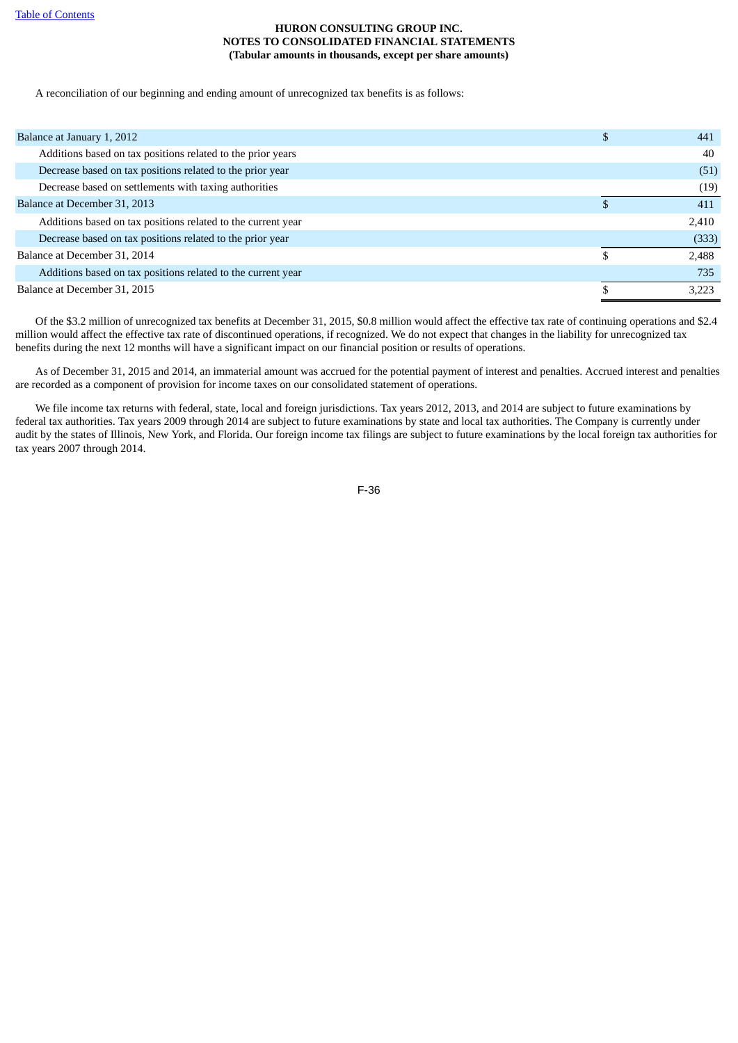**HURON CONSULTING GROUP INC.**
**NOTES TO CONSOLIDATED FINANCIAL STATEMENTS**
**(Tabular amounts in thousands, except per share amounts)**

A reconciliation of our beginning and ending amount of unrecognized tax benefits is as follows:

| | | |
|---|---|---|
| Balance at January 1, 2012 | $ | 441 |
| Additions based on tax positions related to the prior years | | 40 |
| Decrease based on tax positions related to the prior year | | (51) |
| Decrease based on settlements with taxing authorities | | (19) |
| Balance at December 31, 2013 | $ | 411 |
| Additions based on tax positions related to the current year | | 2,410 |
| Decrease based on tax positions related to the prior year | | (333) |
| Balance at December 31, 2014 | $ | 2,488 |
| Additions based on tax positions related to the current year | | 735 |
| Balance at December 31, 2015 | $ | 3,223 |

Of the $3.2 million of unrecognized tax benefits at December 31, 2015, $0.8 million would affect the effective tax rate of continuing operations and $2.4 million would affect the effective tax rate of discontinued operations, if recognized. We do not expect that changes in the liability for unrecognized tax benefits during the next 12 months will have a significant impact on our financial position or results of operations.

As of December 31, 2015 and 2014, an immaterial amount was accrued for the potential payment of interest and penalties. Accrued interest and penalties are recorded as a component of provision for income taxes on our consolidated statement of operations.

We file income tax returns with federal, state, local and foreign jurisdictions. Tax years 2012, 2013, and 2014 are subject to future examinations by federal tax authorities. Tax years 2009 through 2014 are subject to future examinations by state and local tax authorities. The Company is currently under audit by the states of Illinois, New York, and Florida. Our foreign income tax filings are subject to future examinations by the local foreign tax authorities for tax years 2007 through 2014.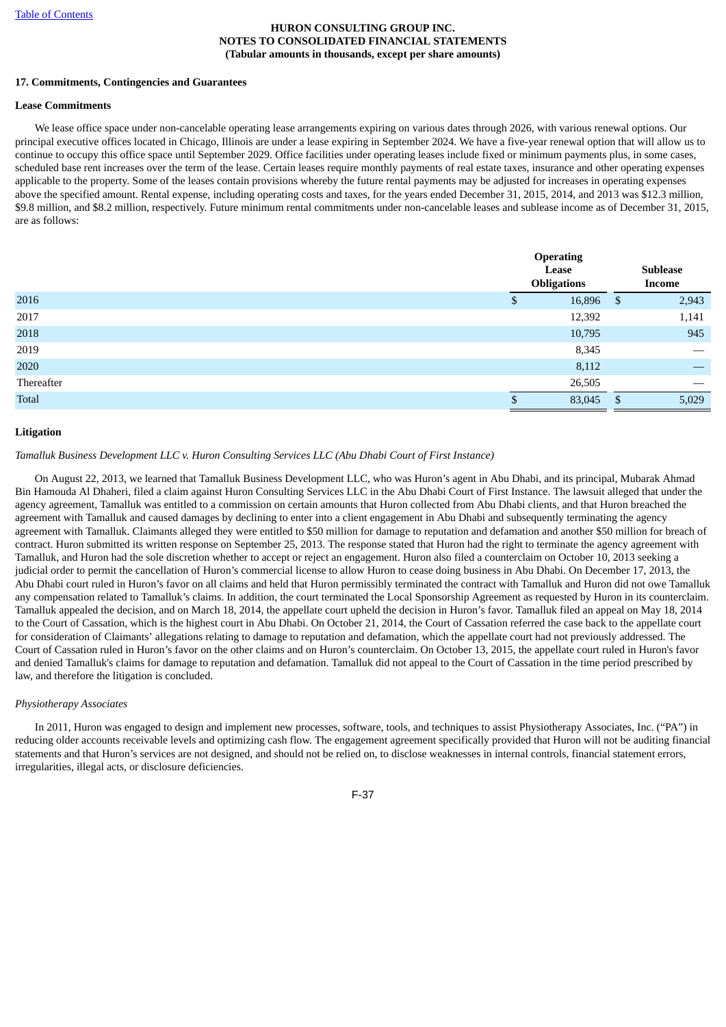**HURON CONSULTING GROUP INC.**
**NOTES TO CONSOLIDATED FINANCIAL STATEMENTS**
**(Tabular amounts in thousands, except per share amounts)**

## 17. Commitments, Contingencies and Guarantees

### Lease Commitments

We lease office space under non-cancelable operating lease arrangements expiring on various dates through 2026, with various renewal options. Our principal executive offices located in Chicago, Illinois are under a lease expiring in September 2024. We have a five-year renewal option that will allow us to continue to occupy this office space until September 2029. Office facilities under operating leases include fixed or minimum payments plus, in some cases, scheduled base rent increases over the term of the lease. Certain leases require monthly payments of real estate taxes, insurance and other operating expenses applicable to the property. Some of the leases contain provisions whereby the future rental payments may be adjusted for increases in operating expenses above the specified amount. Rental expense, including operating costs and taxes, for the years ended December 31, 2015, 2014, and 2013 was $12.3 million, $9.8 million, and $8.2 million, respectively. Future minimum rental commitments under non-cancelable leases and sublease income as of December 31, 2015, are as follows:

| | Operating Lease Obligations | Sublease Income |
|---|---|---|
| 2016 | $ 16,896 | $ 2,943 |
| 2017 | 12,392 | 1,141 |
| 2018 | 10,795 | 945 |
| 2019 | 8,345 | — |
| 2020 | 8,112 | — |
| Thereafter | 26,505 | — |
| Total | $ 83,045 | $ 5,029 |

### Litigation

*Tamalluk Business Development LLC v. Huron Consulting Services LLC (Abu Dhabi Court of First Instance)*

On August 22, 2013, we learned that Tamalluk Business Development LLC, who was Huron's agent in Abu Dhabi, and its principal, Mubarak Ahmad Bin Hamouda Al Dhaheri, filed a claim against Huron Consulting Services LLC in the Abu Dhabi Court of First Instance. The lawsuit alleged that under the agency agreement, Tamalluk was entitled to a commission on certain amounts that Huron collected from Abu Dhabi clients, and that Huron breached the agreement with Tamalluk and caused damages by declining to enter into a client engagement in Abu Dhabi and subsequently terminating the agency agreement with Tamalluk. Claimants alleged they were entitled to $50 million for damage to reputation and defamation and another $50 million for breach of contract. Huron submitted its written response on September 25, 2013. The response stated that Huron had the right to terminate the agency agreement with Tamalluk, and Huron had the sole discretion whether to accept or reject an engagement. Huron also filed a counterclaim on October 10, 2013 seeking a judicial order to permit the cancellation of Huron's commercial license to allow Huron to cease doing business in Abu Dhabi. On December 17, 2013, the Abu Dhabi court ruled in Huron's favor on all claims and held that Huron permissibly terminated the contract with Tamalluk and Huron did not owe Tamalluk any compensation related to Tamalluk's claims. In addition, the court terminated the Local Sponsorship Agreement as requested by Huron in its counterclaim. Tamalluk appealed the decision, and on March 18, 2014, the appellate court upheld the decision in Huron's favor. Tamalluk filed an appeal on May 18, 2014 to the Court of Cassation, which is the highest court in Abu Dhabi. On October 21, 2014, the Court of Cassation referred the case back to the appellate court for consideration of Claimants' allegations relating to damage to reputation and defamation, which the appellate court had not previously addressed. The Court of Cassation ruled in Huron's favor on the other claims and on Huron's counterclaim. On October 13, 2015, the appellate court ruled in Huron's favor and denied Tamalluk's claims for damage to reputation and defamation. Tamalluk did not appeal to the Court of Cassation in the time period prescribed by law, and therefore the litigation is concluded.

*Physiotherapy Associates*

In 2011, Huron was engaged to design and implement new processes, software, tools, and techniques to assist Physiotherapy Associates, Inc. ("PA") in reducing older accounts receivable levels and optimizing cash flow. The engagement agreement specifically provided that Huron will not be auditing financial statements and that Huron's services are not designed, and should not be relied on, to disclose weaknesses in internal controls, financial statement errors, irregularities, illegal acts, or disclosure deficiencies.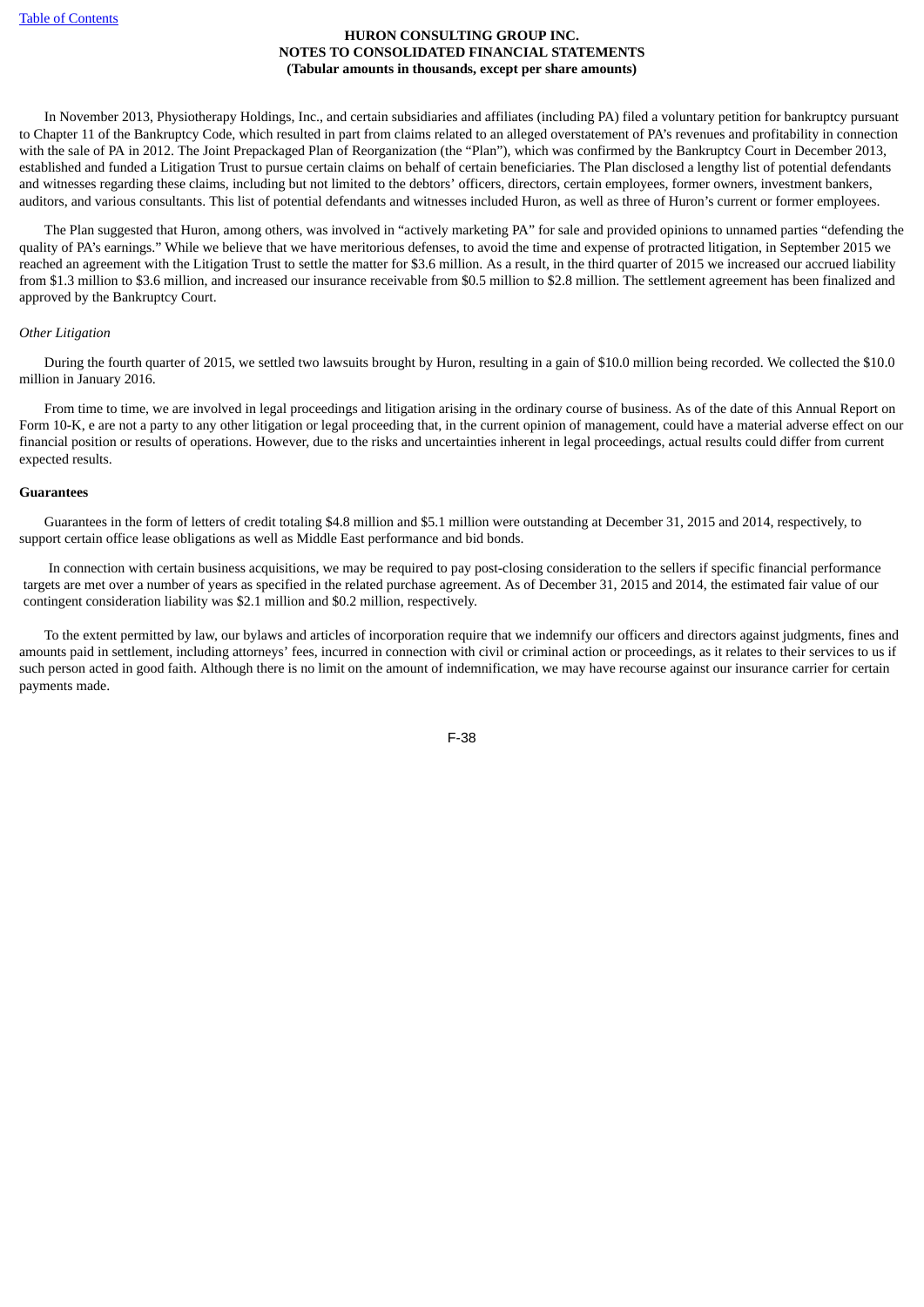In November 2013, Physiotherapy Holdings, Inc., and certain subsidiaries and affiliates (including PA) filed a voluntary petition for bankruptcy pursuant to Chapter 11 of the Bankruptcy Code, which resulted in part from claims related to an alleged overstatement of PA's revenues and profitability in connection with the sale of PA in 2012. The Joint Prepackaged Plan of Reorganization (the "Plan"), which was confirmed by the Bankruptcy Court in December 2013, established and funded a Litigation Trust to pursue certain claims on behalf of certain beneficiaries. The Plan disclosed a lengthy list of potential defendants and witnesses regarding these claims, including but not limited to the debtors' officers, directors, certain employees, former owners, investment bankers, auditors, and various consultants. This list of potential defendants and witnesses included Huron, as well as three of Huron's current or former employees.

The Plan suggested that Huron, among others, was involved in "actively marketing PA" for sale and provided opinions to unnamed parties "defending the quality of PA's earnings." While we believe that we have meritorious defenses, to avoid the time and expense of protracted litigation, in September 2015 we reached an agreement with the Litigation Trust to settle the matter for $3.6 million. As a result, in the third quarter of 2015 we increased our accrued liability from $1.3 million to $3.6 million, and increased our insurance receivable from $0.5 million to $2.8 million. The settlement agreement has been finalized and approved by the Bankruptcy Court.

*Other Litigation*

During the fourth quarter of 2015, we settled two lawsuits brought by Huron, resulting in a gain of $10.0 million being recorded. We collected the $10.0 million in January 2016.

From time to time, we are involved in legal proceedings and litigation arising in the ordinary course of business. As of the date of this Annual Report on Form 10-K, e are not a party to any other litigation or legal proceeding that, in the current opinion of management, could have a material adverse effect on our financial position or results of operations. However, due to the risks and uncertainties inherent in legal proceedings, actual results could differ from current expected results.

**Guarantees**

Guarantees in the form of letters of credit totaling $4.8 million and $5.1 million were outstanding at December 31, 2015 and 2014, respectively, to support certain office lease obligations as well as Middle East performance and bid bonds.

In connection with certain business acquisitions, we may be required to pay post-closing consideration to the sellers if specific financial performance targets are met over a number of years as specified in the related purchase agreement. As of December 31, 2015 and 2014, the estimated fair value of our contingent consideration liability was $2.1 million and $0.2 million, respectively.

To the extent permitted by law, our bylaws and articles of incorporation require that we indemnify our officers and directors against judgments, fines and amounts paid in settlement, including attorneys' fees, incurred in connection with civil or criminal action or proceedings, as it relates to their services to us if such person acted in good faith. Although there is no limit on the amount of indemnification, we may have recourse against our insurance carrier for certain payments made.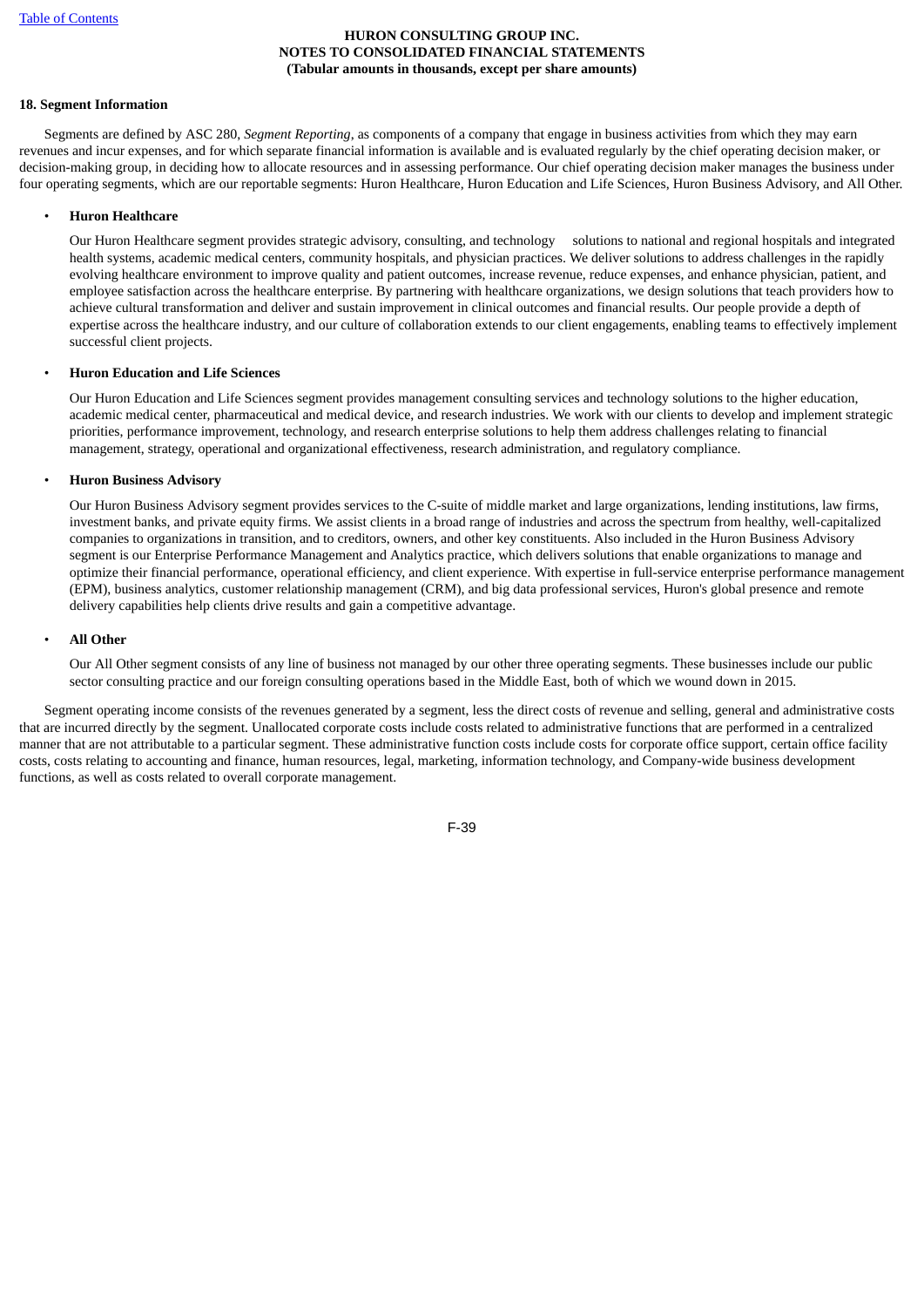**HURON CONSULTING GROUP INC.**
**NOTES TO CONSOLIDATED FINANCIAL STATEMENTS**
**(Tabular amounts in thousands, except per share amounts)**

**18. Segment Information**

Segments are defined by ASC 280, *Segment Reporting*, as components of a company that engage in business activities from which they may earn revenues and incur expenses, and for which separate financial information is available and is evaluated regularly by the chief operating decision maker, or decision-making group, in deciding how to allocate resources and in assessing performance. Our chief operating decision maker manages the business under four operating segments, which are our reportable segments: Huron Healthcare, Huron Education and Life Sciences, Huron Business Advisory, and All Other.

- **Huron Healthcare**

  Our Huron Healthcare segment provides strategic advisory, consulting, and technology solutions to national and regional hospitals and integrated health systems, academic medical centers, community hospitals, and physician practices. We deliver solutions to address challenges in the rapidly evolving healthcare environment to improve quality and patient outcomes, increase revenue, reduce expenses, and enhance physician, patient, and employee satisfaction across the healthcare enterprise. By partnering with healthcare organizations, we design solutions that teach providers how to achieve cultural transformation and deliver and sustain improvement in clinical outcomes and financial results. Our people provide a depth of expertise across the healthcare industry, and our culture of collaboration extends to our client engagements, enabling teams to effectively implement successful client projects.

- **Huron Education and Life Sciences**

  Our Huron Education and Life Sciences segment provides management consulting services and technology solutions to the higher education, academic medical center, pharmaceutical and medical device, and research industries. We work with our clients to develop and implement strategic priorities, performance improvement, technology, and research enterprise solutions to help them address challenges relating to financial management, strategy, operational and organizational effectiveness, research administration, and regulatory compliance.

- **Huron Business Advisory**

  Our Huron Business Advisory segment provides services to the C-suite of middle market and large organizations, lending institutions, law firms, investment banks, and private equity firms. We assist clients in a broad range of industries and across the spectrum from healthy, well-capitalized companies to organizations in transition, and to creditors, owners, and other key constituents. Also included in the Huron Business Advisory segment is our Enterprise Performance Management and Analytics practice, which delivers solutions that enable organizations to manage and optimize their financial performance, operational efficiency, and client experience. With expertise in full-service enterprise performance management (EPM), business analytics, customer relationship management (CRM), and big data professional services, Huron's global presence and remote delivery capabilities help clients drive results and gain a competitive advantage.

- **All Other**

  Our All Other segment consists of any line of business not managed by our other three operating segments. These businesses include our public sector consulting practice and our foreign consulting operations based in the Middle East, both of which we wound down in 2015.

Segment operating income consists of the revenues generated by a segment, less the direct costs of revenue and selling, general and administrative costs that are incurred directly by the segment. Unallocated corporate costs include costs related to administrative functions that are performed in a centralized manner that are not attributable to a particular segment. These administrative function costs include costs for corporate office support, certain office facility costs, costs relating to accounting and finance, human resources, legal, marketing, information technology, and Company-wide business development functions, as well as costs related to overall corporate management.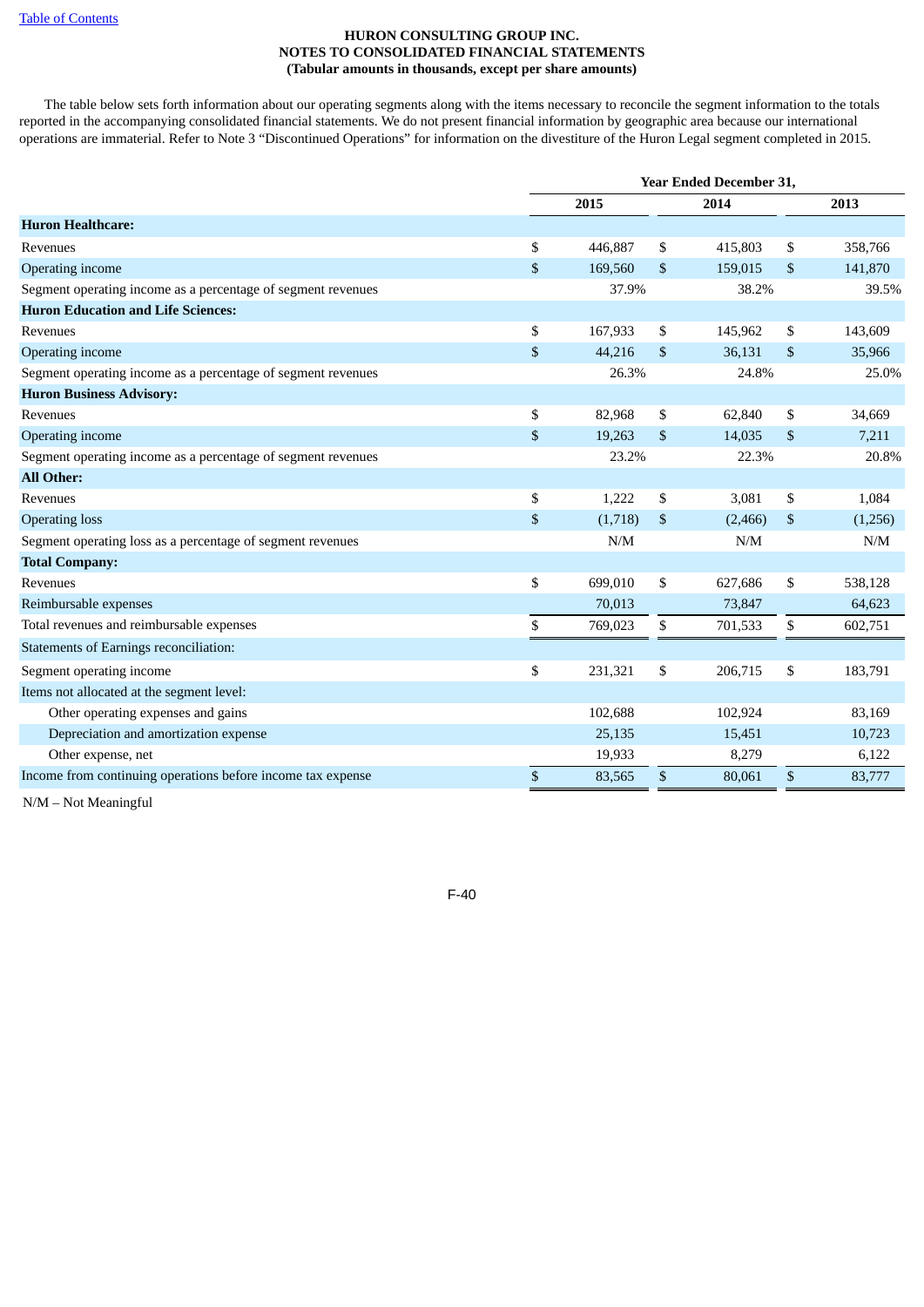**HURON CONSULTING GROUP INC.**
**NOTES TO CONSOLIDATED FINANCIAL STATEMENTS**
**(Tabular amounts in thousands, except per share amounts)**

The table below sets forth information about our operating segments along with the items necessary to reconcile the segment information to the totals reported in the accompanying consolidated financial statements. We do not present financial information by geographic area because our international operations are immaterial. Refer to Note 3 "Discontinued Operations" for information on the divestiture of the Huron Legal segment completed in 2015.

| | Year Ended December 31, | | |
|---|---|---|---|
| | 2015 | 2014 | 2013 |
| **Huron Healthcare:** | | | |
| Revenues | $ 446,887 | $ 415,803 | $ 358,766 |
| Operating income | $ 169,560 | $ 159,015 | $ 141,870 |
| Segment operating income as a percentage of segment revenues | 37.9% | 38.2% | 39.5% |
| **Huron Education and Life Sciences:** | | | |
| Revenues | $ 167,933 | $ 145,962 | $ 143,609 |
| Operating income | $ 44,216 | $ 36,131 | $ 35,966 |
| Segment operating income as a percentage of segment revenues | 26.3% | 24.8% | 25.0% |
| **Huron Business Advisory:** | | | |
| Revenues | $ 82,968 | $ 62,840 | $ 34,669 |
| Operating income | $ 19,263 | $ 14,035 | $ 7,211 |
| Segment operating income as a percentage of segment revenues | 23.2% | 22.3% | 20.8% |
| **All Other:** | | | |
| Revenues | $ 1,222 | $ 3,081 | $ 1,084 |
| Operating loss | $ (1,718) | $ (2,466) | $ (1,256) |
| Segment operating loss as a percentage of segment revenues | N/M | N/M | N/M |
| **Total Company:** | | | |
| Revenues | $ 699,010 | $ 627,686 | $ 538,128 |
| Reimbursable expenses | 70,013 | 73,847 | 64,623 |
| Total revenues and reimbursable expenses | $ 769,023 | $ 701,533 | $ 602,751 |
| Statements of Earnings reconciliation: | | | |
| Segment operating income | $ 231,321 | $ 206,715 | $ 183,791 |
| Items not allocated at the segment level: | | | |
| Other operating expenses and gains | 102,688 | 102,924 | 83,169 |
| Depreciation and amortization expense | 25,135 | 15,451 | 10,723 |
| Other expense, net | 19,933 | 8,279 | 6,122 |
| Income from continuing operations before income tax expense | $ 83,565 | $ 80,061 | $ 83,777 |

N/M – Not Meaningful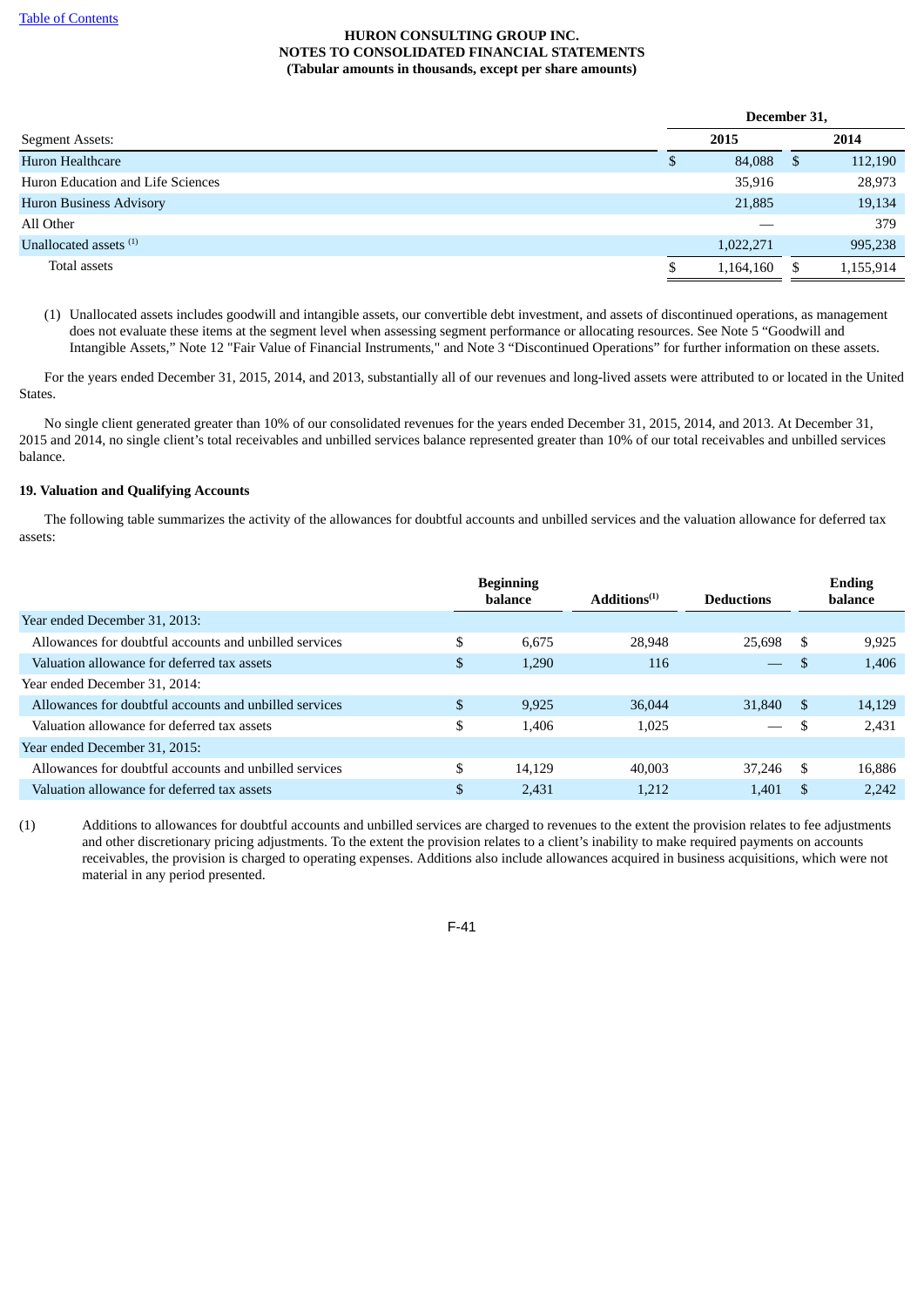| Segment Assets: | December 31, 2015 | December 31, 2014 |
|---|---|---|
| Huron Healthcare | $ 84,088 | $ 112,190 |
| Huron Education and Life Sciences | 35,916 | 28,973 |
| Huron Business Advisory | 21,885 | 19,134 |
| All Other | — | 379 |
| Unallocated assets [(1)] | 1,022,271 | 995,238 |
| Total assets | $ 1,164,160 | $ 1,155,914 |

(1) Unallocated assets includes goodwill and intangible assets, our convertible debt investment, and assets of discontinued operations, as management does not evaluate these items at the segment level when assessing segment performance or allocating resources. See Note 5 "Goodwill and Intangible Assets," Note 12 "Fair Value of Financial Instruments," and Note 3 "Discontinued Operations" for further information on these assets.

For the years ended December 31, 2015, 2014, and 2013, substantially all of our revenues and long-lived assets were attributed to or located in the United States.

No single client generated greater than 10% of our consolidated revenues for the years ended December 31, 2015, 2014, and 2013. At December 31, 2015 and 2014, no single client's total receivables and unbilled services balance represented greater than 10% of our total receivables and unbilled services balance.

## 19. Valuation and Qualifying Accounts

The following table summarizes the activity of the allowances for doubtful accounts and unbilled services and the valuation allowance for deferred tax assets:

| | Beginning balance | Additions[(1)] | Deductions | Ending balance |
|---|---|---|---|---|
| Year ended December 31, 2013: | | | | |
| Allowances for doubtful accounts and unbilled services | $ 6,675 | 28,948 | 25,698 | $ 9,925 |
| Valuation allowance for deferred tax assets | $ 1,290 | 116 | — | $ 1,406 |
| Year ended December 31, 2014: | | | | |
| Allowances for doubtful accounts and unbilled services | $ 9,925 | 36,044 | 31,840 | $ 14,129 |
| Valuation allowance for deferred tax assets | $ 1,406 | 1,025 | — | $ 2,431 |
| Year ended December 31, 2015: | | | | |
| Allowances for doubtful accounts and unbilled services | $ 14,129 | 40,003 | 37,246 | $ 16,886 |
| Valuation allowance for deferred tax assets | $ 2,431 | 1,212 | 1,401 | $ 2,242 |

(1) Additions to allowances for doubtful accounts and unbilled services are charged to revenues to the extent the provision relates to fee adjustments and other discretionary pricing adjustments. To the extent the provision relates to a client's inability to make required payments on accounts receivables, the provision is charged to operating expenses. Additions also include allowances acquired in business acquisitions, which were not material in any period presented.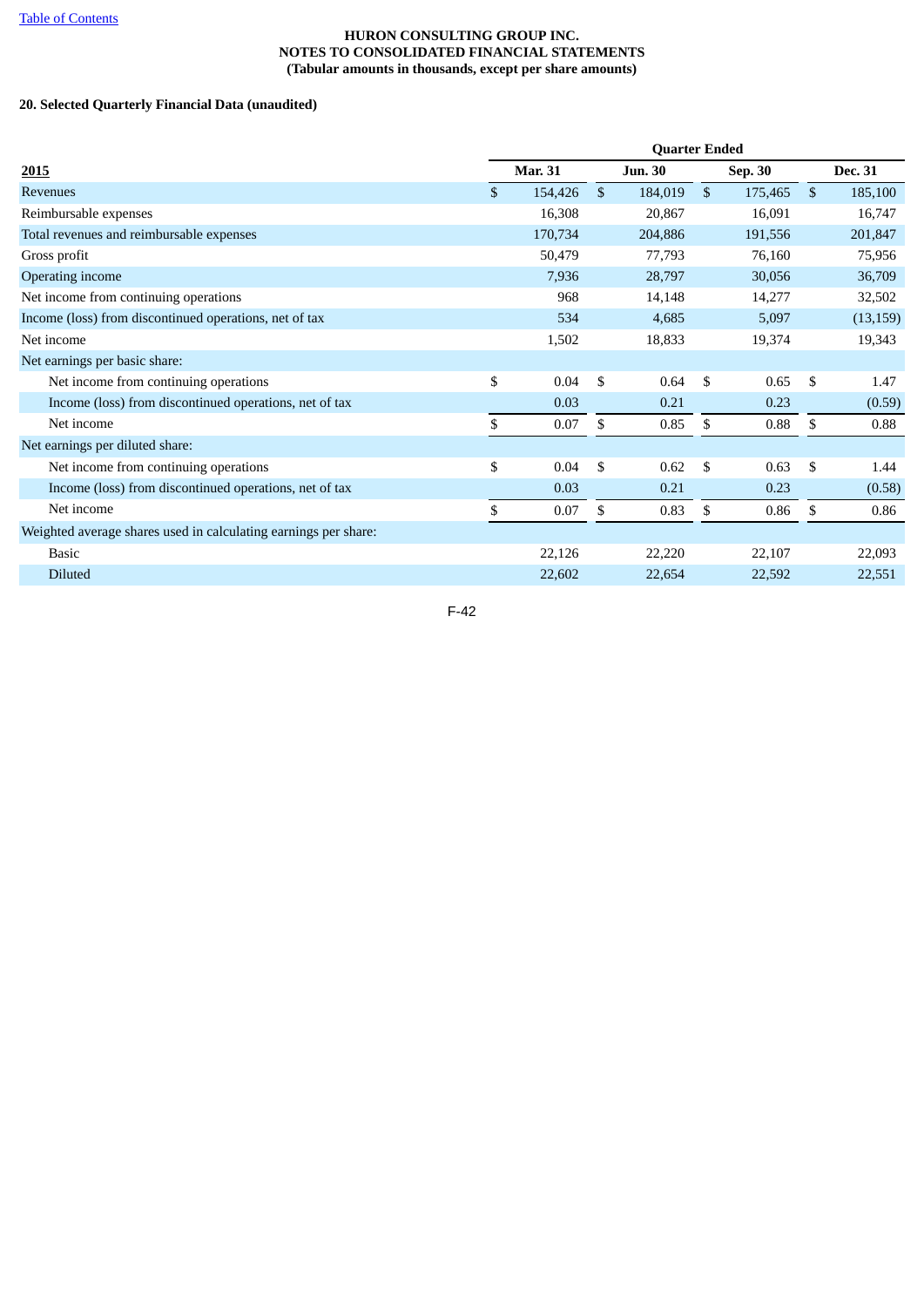[Table of Contents]

**HURON CONSULTING GROUP INC.**
**NOTES TO CONSOLIDATED FINANCIAL STATEMENTS**
**(Tabular amounts in thousands, except per share amounts)**

**20. Selected Quarterly Financial Data (unaudited)**

| | Quarter Ended | | | |
|---|---|---|---|---|
| **2015** | **Mar. 31** | **Jun. 30** | **Sep. 30** | **Dec. 31** |
| Revenues | $ 154,426 | $ 184,019 | $ 175,465 | $ 185,100 |
| Reimbursable expenses | 16,308 | 20,867 | 16,091 | 16,747 |
| Total revenues and reimbursable expenses | 170,734 | 204,886 | 191,556 | 201,847 |
| Gross profit | 50,479 | 77,793 | 76,160 | 75,956 |
| Operating income | 7,936 | 28,797 | 30,056 | 36,709 |
| Net income from continuing operations | 968 | 14,148 | 14,277 | 32,502 |
| Income (loss) from discontinued operations, net of tax | 534 | 4,685 | 5,097 | (13,159) |
| Net income | 1,502 | 18,833 | 19,374 | 19,343 |
| Net earnings per basic share: | | | | |
| Net income from continuing operations | $ 0.04 | $ 0.64 | $ 0.65 | $ 1.47 |
| Income (loss) from discontinued operations, net of tax | 0.03 | 0.21 | 0.23 | (0.59) |
| Net income | $ 0.07 | $ 0.85 | $ 0.88 | $ 0.88 |
| Net earnings per diluted share: | | | | |
| Net income from continuing operations | $ 0.04 | $ 0.62 | $ 0.63 | $ 1.44 |
| Income (loss) from discontinued operations, net of tax | 0.03 | 0.21 | 0.23 | (0.58) |
| Net income | $ 0.07 | $ 0.83 | $ 0.86 | $ 0.86 |
| Weighted average shares used in calculating earnings per share: | | | | |
| Basic | 22,126 | 22,220 | 22,107 | 22,093 |
| Diluted | 22,602 | 22,654 | 22,592 | 22,551 |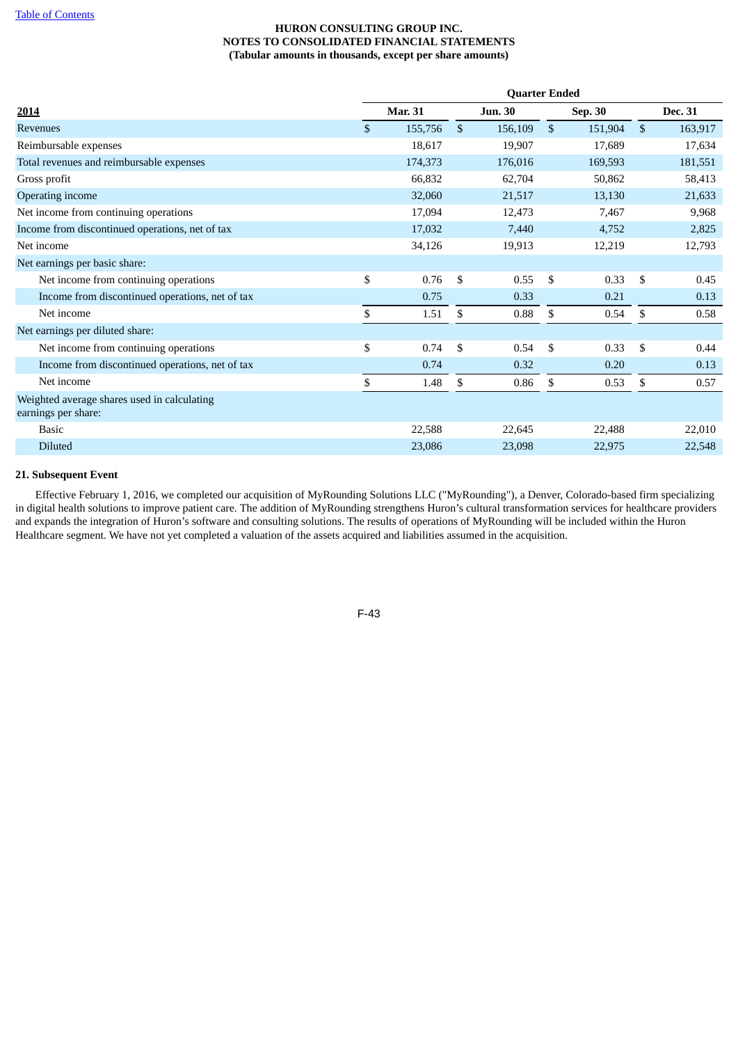**HURON CONSULTING GROUP INC.**
**NOTES TO CONSOLIDATED FINANCIAL STATEMENTS**
**(Tabular amounts in thousands, except per share amounts)**

| | Quarter Ended | | | |
|---|---|---|---|---|
| **2014** | **Mar. 31** | **Jun. 30** | **Sep. 30** | **Dec. 31** |
| Revenues | $ 155,756 | $ 156,109 | $ 151,904 | $ 163,917 |
| Reimbursable expenses | 18,617 | 19,907 | 17,689 | 17,634 |
| Total revenues and reimbursable expenses | 174,373 | 176,016 | 169,593 | 181,551 |
| Gross profit | 66,832 | 62,704 | 50,862 | 58,413 |
| Operating income | 32,060 | 21,517 | 13,130 | 21,633 |
| Net income from continuing operations | 17,094 | 12,473 | 7,467 | 9,968 |
| Income from discontinued operations, net of tax | 17,032 | 7,440 | 4,752 | 2,825 |
| Net income | 34,126 | 19,913 | 12,219 | 12,793 |
| Net earnings per basic share: | | | | |
| Net income from continuing operations | $ 0.76 | $ 0.55 | $ 0.33 | $ 0.45 |
| Income from discontinued operations, net of tax | 0.75 | 0.33 | 0.21 | 0.13 |
| Net income | $ 1.51 | $ 0.88 | $ 0.54 | $ 0.58 |
| Net earnings per diluted share: | | | | |
| Net income from continuing operations | $ 0.74 | $ 0.54 | $ 0.33 | $ 0.44 |
| Income from discontinued operations, net of tax | 0.74 | 0.32 | 0.20 | 0.13 |
| Net income | $ 1.48 | $ 0.86 | $ 0.53 | $ 0.57 |
| Weighted average shares used in calculating earnings per share: | | | | |
| Basic | 22,588 | 22,645 | 22,488 | 22,010 |
| Diluted | 23,086 | 23,098 | 22,975 | 22,548 |

**21. Subsequent Event**

Effective February 1, 2016, we completed our acquisition of MyRounding Solutions LLC ("MyRounding"), a Denver, Colorado-based firm specializing in digital health solutions to improve patient care. The addition of MyRounding strengthens Huron's cultural transformation services for healthcare providers and expands the integration of Huron's software and consulting solutions. The results of operations of MyRounding will be included within the Huron Healthcare segment. We have not yet completed a valuation of the assets acquired and liabilities assumed in the acquisition.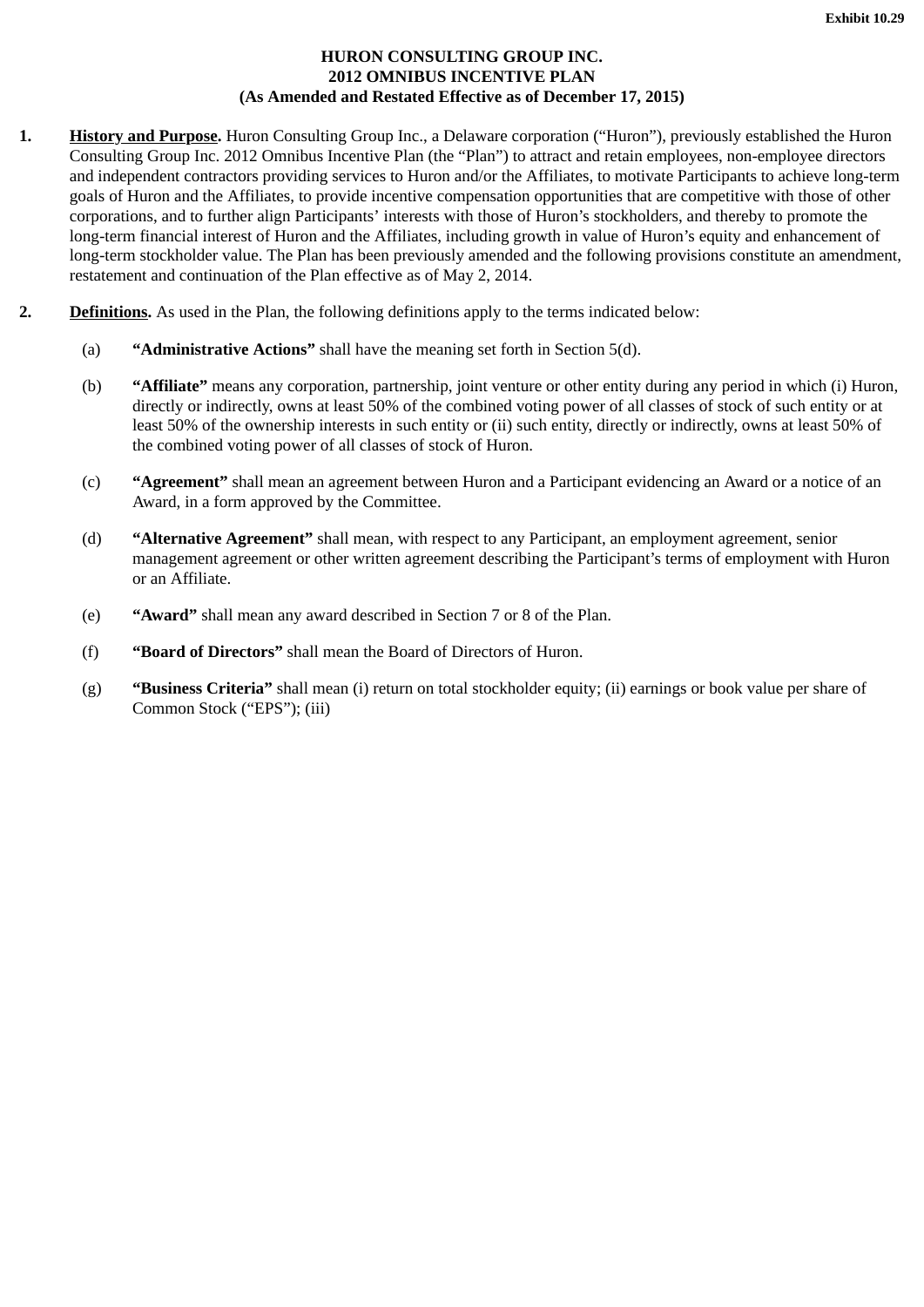**Exhibit 10.29**

# HURON CONSULTING GROUP INC.
# 2012 OMNIBUS INCENTIVE PLAN
# (As Amended and Restated Effective as of December 17, 2015)

1. **History and Purpose.** Huron Consulting Group Inc., a Delaware corporation ("Huron"), previously established the Huron Consulting Group Inc. 2012 Omnibus Incentive Plan (the "Plan") to attract and retain employees, non-employee directors and independent contractors providing services to Huron and/or the Affiliates, to motivate Participants to achieve long-term goals of Huron and the Affiliates, to provide incentive compensation opportunities that are competitive with those of other corporations, and to further align Participants' interests with those of Huron's stockholders, and thereby to promote the long-term financial interest of Huron and the Affiliates, including growth in value of Huron's equity and enhancement of long-term stockholder value. The Plan has been previously amended and the following provisions constitute an amendment, restatement and continuation of the Plan effective as of May 2, 2014.

2. **Definitions.** As used in the Plan, the following definitions apply to the terms indicated below:

   (a) **"Administrative Actions"** shall have the meaning set forth in Section 5(d).

   (b) **"Affiliate"** means any corporation, partnership, joint venture or other entity during any period in which (i) Huron, directly or indirectly, owns at least 50% of the combined voting power of all classes of stock of such entity or at least 50% of the ownership interests in such entity or (ii) such entity, directly or indirectly, owns at least 50% of the combined voting power of all classes of stock of Huron.

   (c) **"Agreement"** shall mean an agreement between Huron and a Participant evidencing an Award or a notice of an Award, in a form approved by the Committee.

   (d) **"Alternative Agreement"** shall mean, with respect to any Participant, an employment agreement, senior management agreement or other written agreement describing the Participant's terms of employment with Huron or an Affiliate.

   (e) **"Award"** shall mean any award described in Section 7 or 8 of the Plan.

   (f) **"Board of Directors"** shall mean the Board of Directors of Huron.

   (g) **"Business Criteria"** shall mean (i) return on total stockholder equity; (ii) earnings or book value per share of Common Stock ("EPS"); (iii)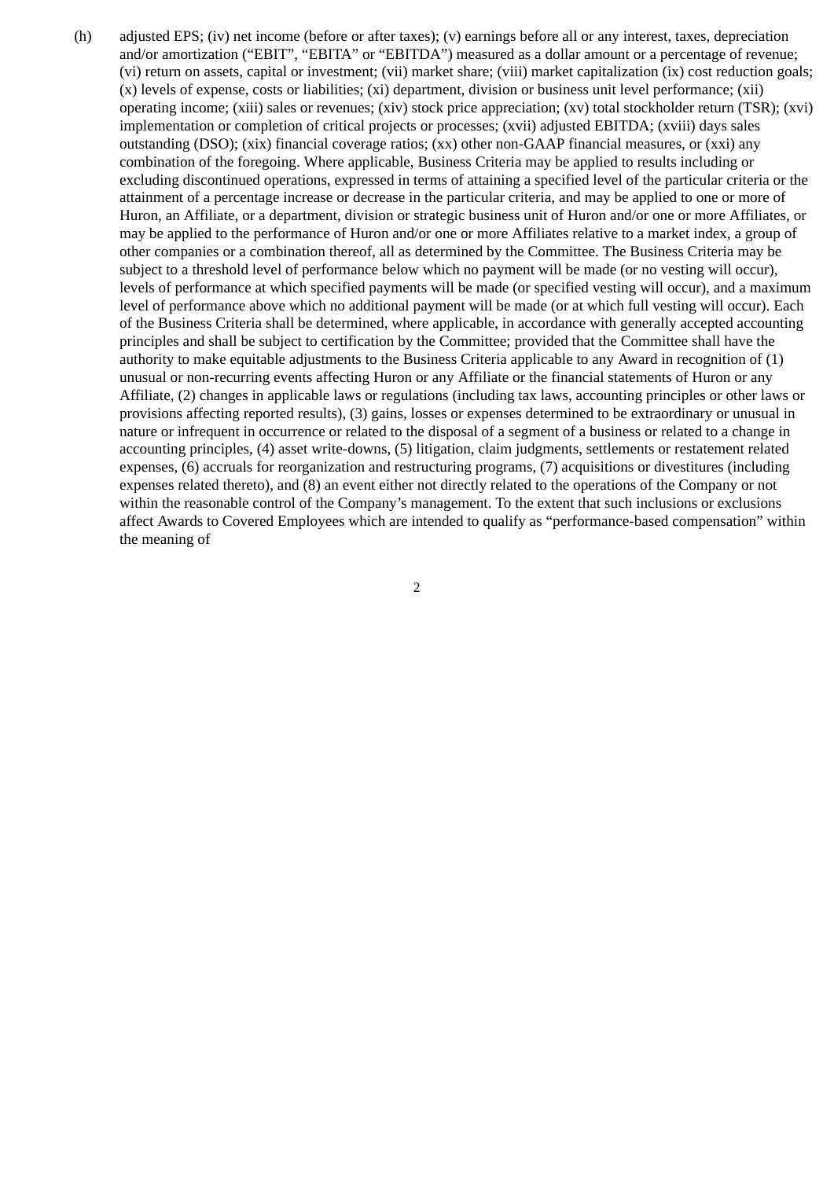(h) adjusted EPS; (iv) net income (before or after taxes); (v) earnings before all or any interest, taxes, depreciation and/or amortization ("EBIT", "EBITA" or "EBITDA") measured as a dollar amount or a percentage of revenue; (vi) return on assets, capital or investment; (vii) market share; (viii) market capitalization (ix) cost reduction goals; (x) levels of expense, costs or liabilities; (xi) department, division or business unit level performance; (xii) operating income; (xiii) sales or revenues; (xiv) stock price appreciation; (xv) total stockholder return (TSR); (xvi) implementation or completion of critical projects or processes; (xvii) adjusted EBITDA; (xviii) days sales outstanding (DSO); (xix) financial coverage ratios; (xx) other non-GAAP financial measures, or (xxi) any combination of the foregoing. Where applicable, Business Criteria may be applied to results including or excluding discontinued operations, expressed in terms of attaining a specified level of the particular criteria or the attainment of a percentage increase or decrease in the particular criteria, and may be applied to one or more of Huron, an Affiliate, or a department, division or strategic business unit of Huron and/or one or more Affiliates, or may be applied to the performance of Huron and/or one or more Affiliates relative to a market index, a group of other companies or a combination thereof, all as determined by the Committee. The Business Criteria may be subject to a threshold level of performance below which no payment will be made (or no vesting will occur), levels of performance at which specified payments will be made (or specified vesting will occur), and a maximum level of performance above which no additional payment will be made (or at which full vesting will occur). Each of the Business Criteria shall be determined, where applicable, in accordance with generally accepted accounting principles and shall be subject to certification by the Committee; provided that the Committee shall have the authority to make equitable adjustments to the Business Criteria applicable to any Award in recognition of (1) unusual or non-recurring events affecting Huron or any Affiliate or the financial statements of Huron or any Affiliate, (2) changes in applicable laws or regulations (including tax laws, accounting principles or other laws or provisions affecting reported results), (3) gains, losses or expenses determined to be extraordinary or unusual in nature or infrequent in occurrence or related to the disposal of a segment of a business or related to a change in accounting principles, (4) asset write-downs, (5) litigation, claim judgments, settlements or restatement related expenses, (6) accruals for reorganization and restructuring programs, (7) acquisitions or divestitures (including expenses related thereto), and (8) an event either not directly related to the operations of the Company or not within the reasonable control of the Company's management. To the extent that such inclusions or exclusions affect Awards to Covered Employees which are intended to qualify as "performance-based compensation" within the meaning of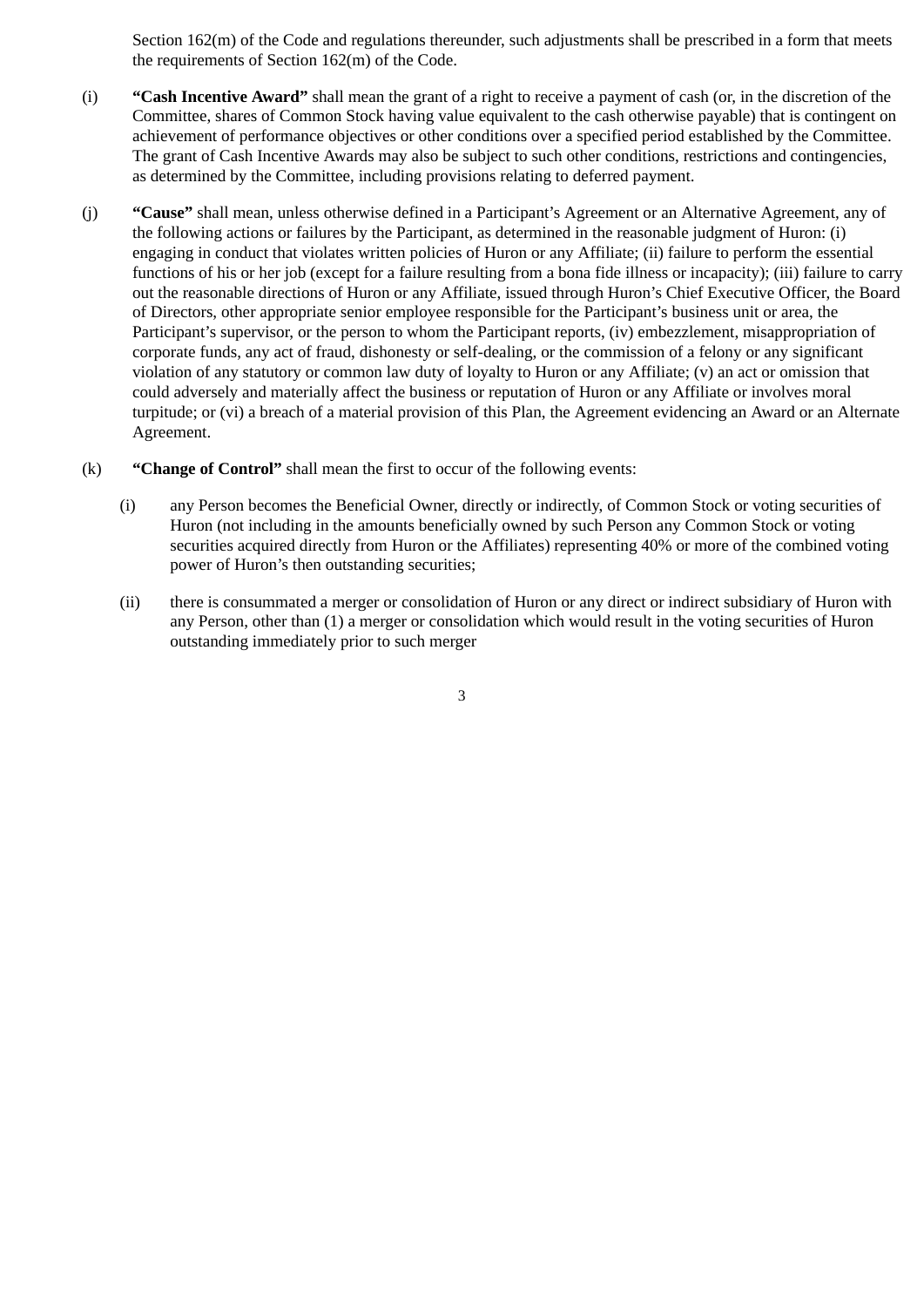Section 162(m) of the Code and regulations thereunder, such adjustments shall be prescribed in a form that meets the requirements of Section 162(m) of the Code.

(i) **"Cash Incentive Award"** shall mean the grant of a right to receive a payment of cash (or, in the discretion of the Committee, shares of Common Stock having value equivalent to the cash otherwise payable) that is contingent on achievement of performance objectives or other conditions over a specified period established by the Committee. The grant of Cash Incentive Awards may also be subject to such other conditions, restrictions and contingencies, as determined by the Committee, including provisions relating to deferred payment.

(j) **"Cause"** shall mean, unless otherwise defined in a Participant's Agreement or an Alternative Agreement, any of the following actions or failures by the Participant, as determined in the reasonable judgment of Huron: (i) engaging in conduct that violates written policies of Huron or any Affiliate; (ii) failure to perform the essential functions of his or her job (except for a failure resulting from a bona fide illness or incapacity); (iii) failure to carry out the reasonable directions of Huron or any Affiliate, issued through Huron's Chief Executive Officer, the Board of Directors, other appropriate senior employee responsible for the Participant's business unit or area, the Participant's supervisor, or the person to whom the Participant reports, (iv) embezzlement, misappropriation of corporate funds, any act of fraud, dishonesty or self-dealing, or the commission of a felony or any significant violation of any statutory or common law duty of loyalty to Huron or any Affiliate; (v) an act or omission that could adversely and materially affect the business or reputation of Huron or any Affiliate or involves moral turpitude; or (vi) a breach of a material provision of this Plan, the Agreement evidencing an Award or an Alternate Agreement.

(k) **"Change of Control"** shall mean the first to occur of the following events:

(i) any Person becomes the Beneficial Owner, directly or indirectly, of Common Stock or voting securities of Huron (not including in the amounts beneficially owned by such Person any Common Stock or voting securities acquired directly from Huron or the Affiliates) representing 40% or more of the combined voting power of Huron's then outstanding securities;

(ii) there is consummated a merger or consolidation of Huron or any direct or indirect subsidiary of Huron with any Person, other than (1) a merger or consolidation which would result in the voting securities of Huron outstanding immediately prior to such merger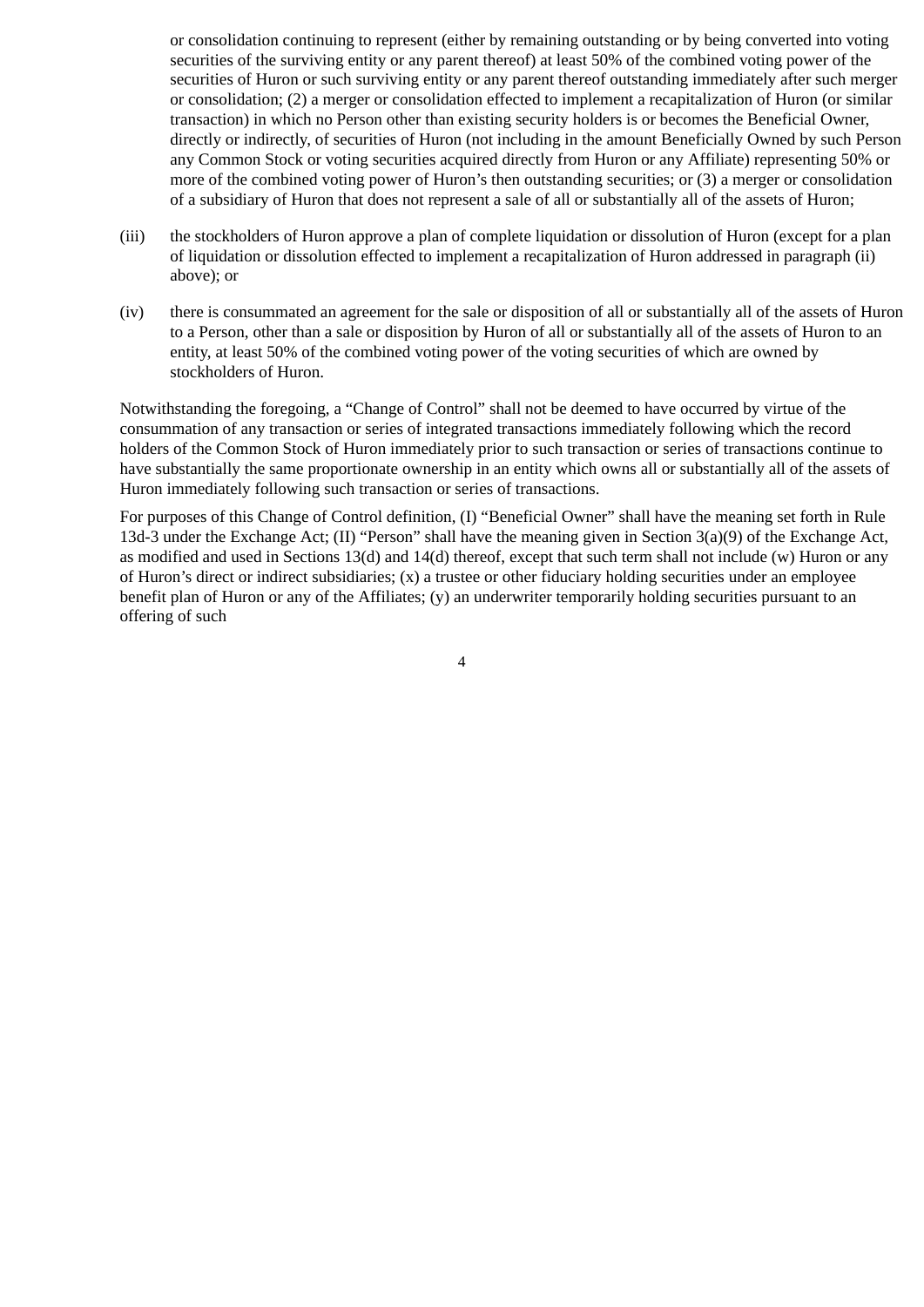or consolidation continuing to represent (either by remaining outstanding or by being converted into voting securities of the surviving entity or any parent thereof) at least 50% of the combined voting power of the securities of Huron or such surviving entity or any parent thereof outstanding immediately after such merger or consolidation; (2) a merger or consolidation effected to implement a recapitalization of Huron (or similar transaction) in which no Person other than existing security holders is or becomes the Beneficial Owner, directly or indirectly, of securities of Huron (not including in the amount Beneficially Owned by such Person any Common Stock or voting securities acquired directly from Huron or any Affiliate) representing 50% or more of the combined voting power of Huron's then outstanding securities; or (3) a merger or consolidation of a subsidiary of Huron that does not represent a sale of all or substantially all of the assets of Huron;

(iii) the stockholders of Huron approve a plan of complete liquidation or dissolution of Huron (except for a plan of liquidation or dissolution effected to implement a recapitalization of Huron addressed in paragraph (ii) above); or

(iv) there is consummated an agreement for the sale or disposition of all or substantially all of the assets of Huron to a Person, other than a sale or disposition by Huron of all or substantially all of the assets of Huron to an entity, at least 50% of the combined voting power of the voting securities of which are owned by stockholders of Huron.

Notwithstanding the foregoing, a "Change of Control" shall not be deemed to have occurred by virtue of the consummation of any transaction or series of integrated transactions immediately following which the record holders of the Common Stock of Huron immediately prior to such transaction or series of transactions continue to have substantially the same proportionate ownership in an entity which owns all or substantially all of the assets of Huron immediately following such transaction or series of transactions.

For purposes of this Change of Control definition, (I) "Beneficial Owner" shall have the meaning set forth in Rule 13d-3 under the Exchange Act; (II) "Person" shall have the meaning given in Section 3(a)(9) of the Exchange Act, as modified and used in Sections 13(d) and 14(d) thereof, except that such term shall not include (w) Huron or any of Huron's direct or indirect subsidiaries; (x) a trustee or other fiduciary holding securities under an employee benefit plan of Huron or any of the Affiliates; (y) an underwriter temporarily holding securities pursuant to an offering of such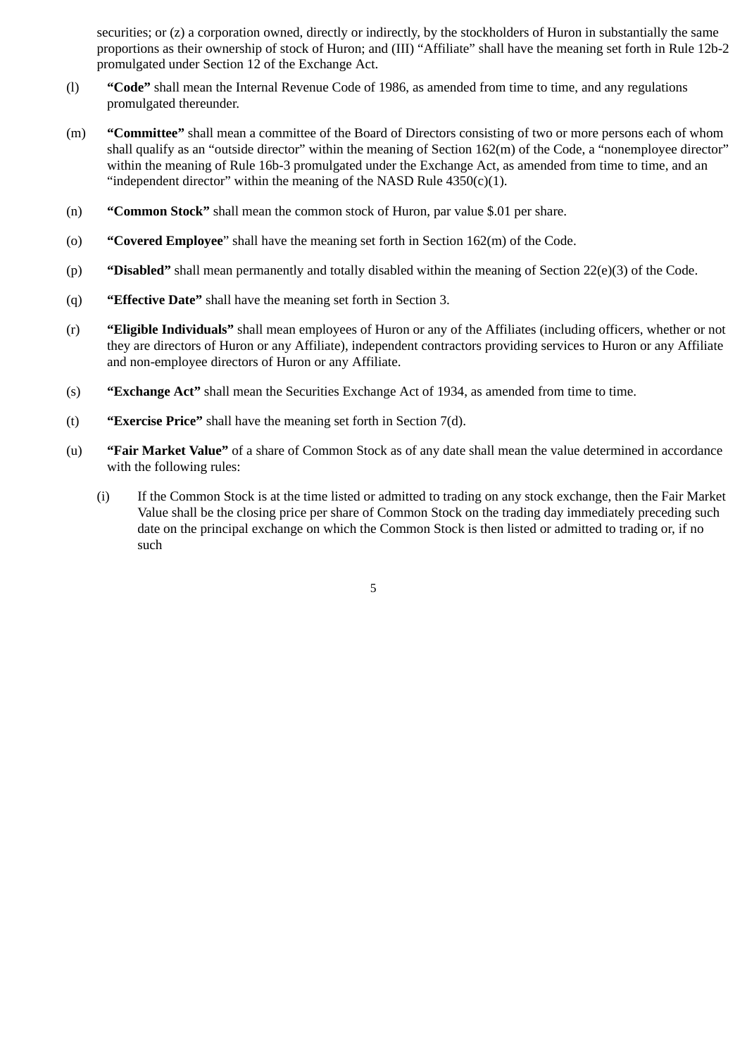securities; or (z) a corporation owned, directly or indirectly, by the stockholders of Huron in substantially the same proportions as their ownership of stock of Huron; and (III) "Affiliate" shall have the meaning set forth in Rule 12b-2 promulgated under Section 12 of the Exchange Act.

(l) **"Code"** shall mean the Internal Revenue Code of 1986, as amended from time to time, and any regulations promulgated thereunder.

(m) **"Committee"** shall mean a committee of the Board of Directors consisting of two or more persons each of whom shall qualify as an "outside director" within the meaning of Section 162(m) of the Code, a "nonemployee director" within the meaning of Rule 16b-3 promulgated under the Exchange Act, as amended from time to time, and an "independent director" within the meaning of the NASD Rule 4350(c)(1).

(n) **"Common Stock"** shall mean the common stock of Huron, par value $.01 per share.

(o) **"Covered Employee"** shall have the meaning set forth in Section 162(m) of the Code.

(p) **"Disabled"** shall mean permanently and totally disabled within the meaning of Section 22(e)(3) of the Code.

(q) **"Effective Date"** shall have the meaning set forth in Section 3.

(r) **"Eligible Individuals"** shall mean employees of Huron or any of the Affiliates (including officers, whether or not they are directors of Huron or any Affiliate), independent contractors providing services to Huron or any Affiliate and non-employee directors of Huron or any Affiliate.

(s) **"Exchange Act"** shall mean the Securities Exchange Act of 1934, as amended from time to time.

(t) **"Exercise Price"** shall have the meaning set forth in Section 7(d).

(u) **"Fair Market Value"** of a share of Common Stock as of any date shall mean the value determined in accordance with the following rules:

   (i) If the Common Stock is at the time listed or admitted to trading on any stock exchange, then the Fair Market Value shall be the closing price per share of Common Stock on the trading day immediately preceding such date on the principal exchange on which the Common Stock is then listed or admitted to trading or, if no such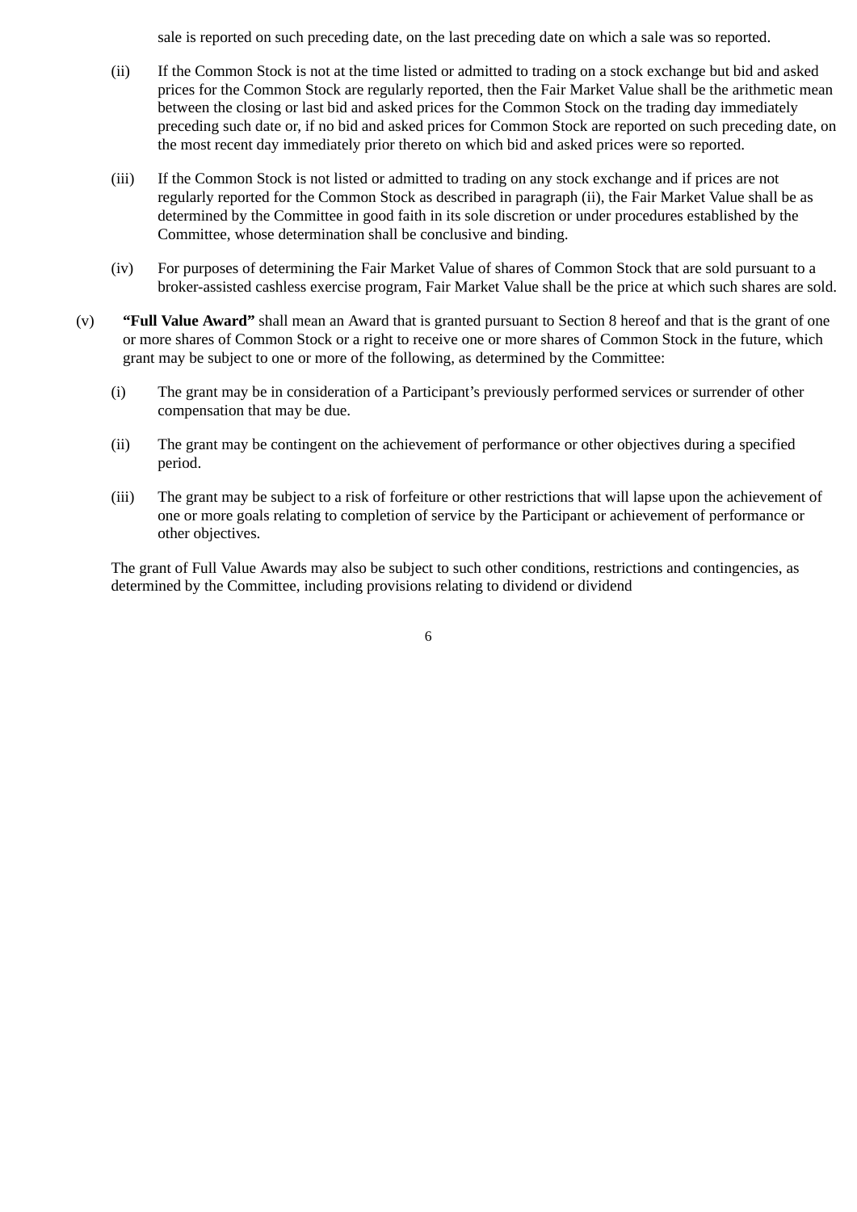sale is reported on such preceding date, on the last preceding date on which a sale was so reported.

(ii) If the Common Stock is not at the time listed or admitted to trading on a stock exchange but bid and asked prices for the Common Stock are regularly reported, then the Fair Market Value shall be the arithmetic mean between the closing or last bid and asked prices for the Common Stock on the trading day immediately preceding such date or, if no bid and asked prices for Common Stock are reported on such preceding date, on the most recent day immediately prior thereto on which bid and asked prices were so reported.

(iii) If the Common Stock is not listed or admitted to trading on any stock exchange and if prices are not regularly reported for the Common Stock as described in paragraph (ii), the Fair Market Value shall be as determined by the Committee in good faith in its sole discretion or under procedures established by the Committee, whose determination shall be conclusive and binding.

(iv) For purposes of determining the Fair Market Value of shares of Common Stock that are sold pursuant to a broker-assisted cashless exercise program, Fair Market Value shall be the price at which such shares are sold.

(v) **"Full Value Award"** shall mean an Award that is granted pursuant to Section 8 hereof and that is the grant of one or more shares of Common Stock or a right to receive one or more shares of Common Stock in the future, which grant may be subject to one or more of the following, as determined by the Committee:

(i) The grant may be in consideration of a Participant's previously performed services or surrender of other compensation that may be due.

(ii) The grant may be contingent on the achievement of performance or other objectives during a specified period.

(iii) The grant may be subject to a risk of forfeiture or other restrictions that will lapse upon the achievement of one or more goals relating to completion of service by the Participant or achievement of performance or other objectives.

The grant of Full Value Awards may also be subject to such other conditions, restrictions and contingencies, as determined by the Committee, including provisions relating to dividend or dividend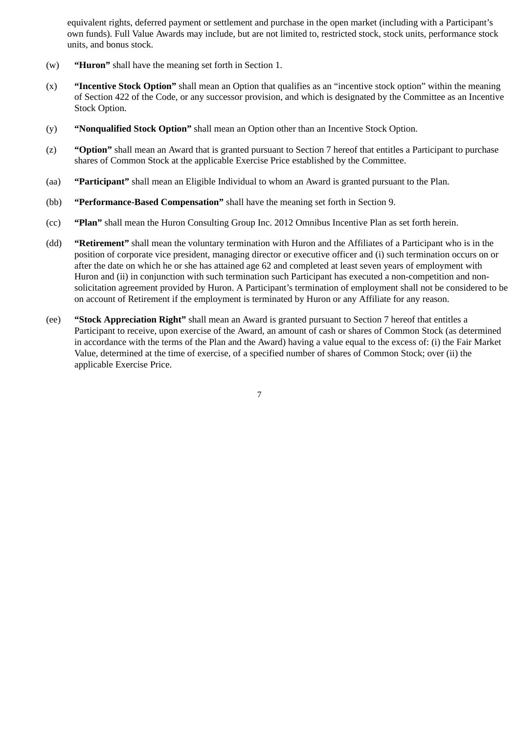equivalent rights, deferred payment or settlement and purchase in the open market (including with a Participant's own funds). Full Value Awards may include, but are not limited to, restricted stock, stock units, performance stock units, and bonus stock.

(w) **"Huron"** shall have the meaning set forth in Section 1.

(x) **"Incentive Stock Option"** shall mean an Option that qualifies as an "incentive stock option" within the meaning of Section 422 of the Code, or any successor provision, and which is designated by the Committee as an Incentive Stock Option.

(y) **"Nonqualified Stock Option"** shall mean an Option other than an Incentive Stock Option.

(z) **"Option"** shall mean an Award that is granted pursuant to Section 7 hereof that entitles a Participant to purchase shares of Common Stock at the applicable Exercise Price established by the Committee.

(aa) **"Participant"** shall mean an Eligible Individual to whom an Award is granted pursuant to the Plan.

(bb) **"Performance-Based Compensation"** shall have the meaning set forth in Section 9.

(cc) **"Plan"** shall mean the Huron Consulting Group Inc. 2012 Omnibus Incentive Plan as set forth herein.

(dd) **"Retirement"** shall mean the voluntary termination with Huron and the Affiliates of a Participant who is in the position of corporate vice president, managing director or executive officer and (i) such termination occurs on or after the date on which he or she has attained age 62 and completed at least seven years of employment with Huron and (ii) in conjunction with such termination such Participant has executed a non-competition and non-solicitation agreement provided by Huron. A Participant's termination of employment shall not be considered to be on account of Retirement if the employment is terminated by Huron or any Affiliate for any reason.

(ee) **"Stock Appreciation Right"** shall mean an Award is granted pursuant to Section 7 hereof that entitles a Participant to receive, upon exercise of the Award, an amount of cash or shares of Common Stock (as determined in accordance with the terms of the Plan and the Award) having a value equal to the excess of: (i) the Fair Market Value, determined at the time of exercise, of a specified number of shares of Common Stock; over (ii) the applicable Exercise Price.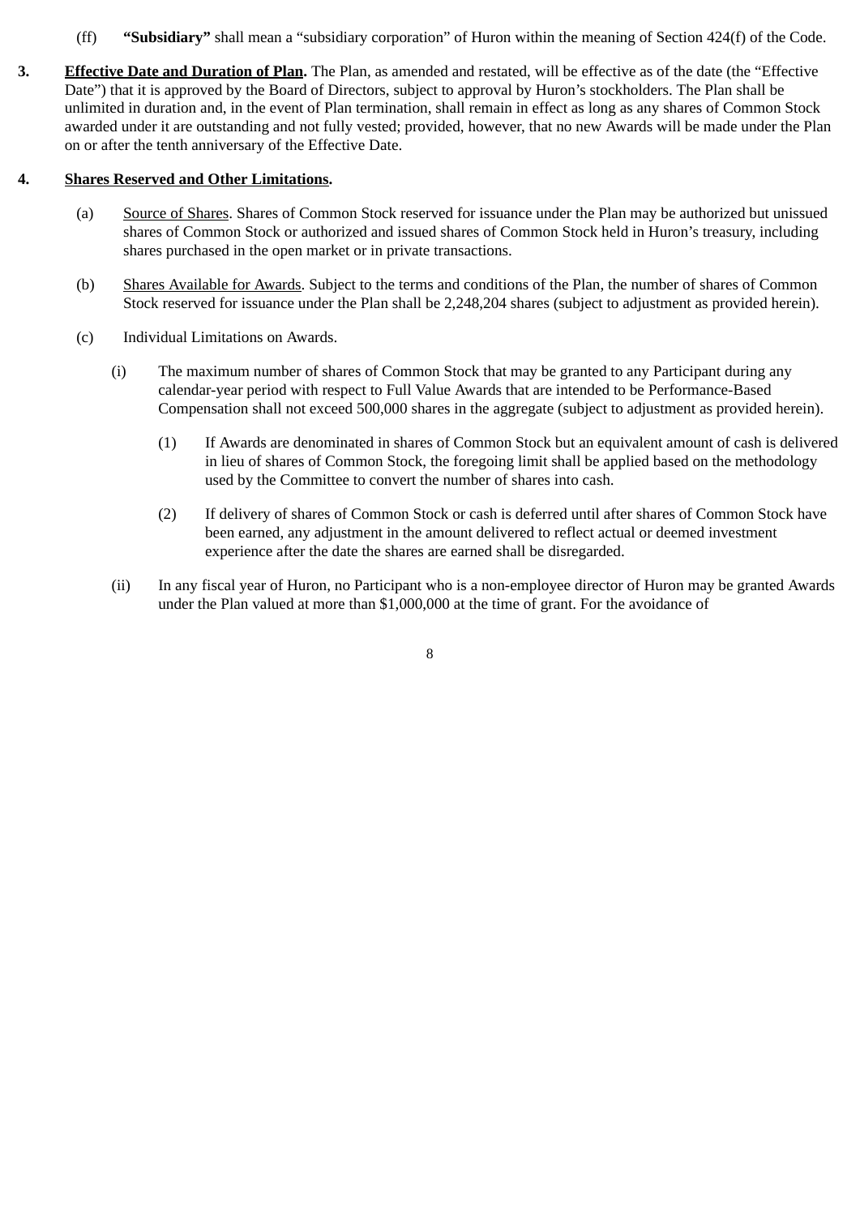(ff) **"Subsidiary"** shall mean a "subsidiary corporation" of Huron within the meaning of Section 424(f) of the Code.

**3. <u>Effective Date and Duration of Plan</u>.** The Plan, as amended and restated, will be effective as of the date (the "Effective Date") that it is approved by the Board of Directors, subject to approval by Huron's stockholders. The Plan shall be unlimited in duration and, in the event of Plan termination, shall remain in effect as long as any shares of Common Stock awarded under it are outstanding and not fully vested; provided, however, that no new Awards will be made under the Plan on or after the tenth anniversary of the Effective Date.

**4. <u>Shares Reserved and Other Limitations</u>.**

(a) <u>Source of Shares</u>. Shares of Common Stock reserved for issuance under the Plan may be authorized but unissued shares of Common Stock or authorized and issued shares of Common Stock held in Huron's treasury, including shares purchased in the open market or in private transactions.

(b) <u>Shares Available for Awards</u>. Subject to the terms and conditions of the Plan, the number of shares of Common Stock reserved for issuance under the Plan shall be 2,248,204 shares (subject to adjustment as provided herein).

(c) Individual Limitations on Awards.

(i) The maximum number of shares of Common Stock that may be granted to any Participant during any calendar-year period with respect to Full Value Awards that are intended to be Performance-Based Compensation shall not exceed 500,000 shares in the aggregate (subject to adjustment as provided herein).

(1) If Awards are denominated in shares of Common Stock but an equivalent amount of cash is delivered in lieu of shares of Common Stock, the foregoing limit shall be applied based on the methodology used by the Committee to convert the number of shares into cash.

(2) If delivery of shares of Common Stock or cash is deferred until after shares of Common Stock have been earned, any adjustment in the amount delivered to reflect actual or deemed investment experience after the date the shares are earned shall be disregarded.

(ii) In any fiscal year of Huron, no Participant who is a non-employee director of Huron may be granted Awards under the Plan valued at more than $1,000,000 at the time of grant. For the avoidance of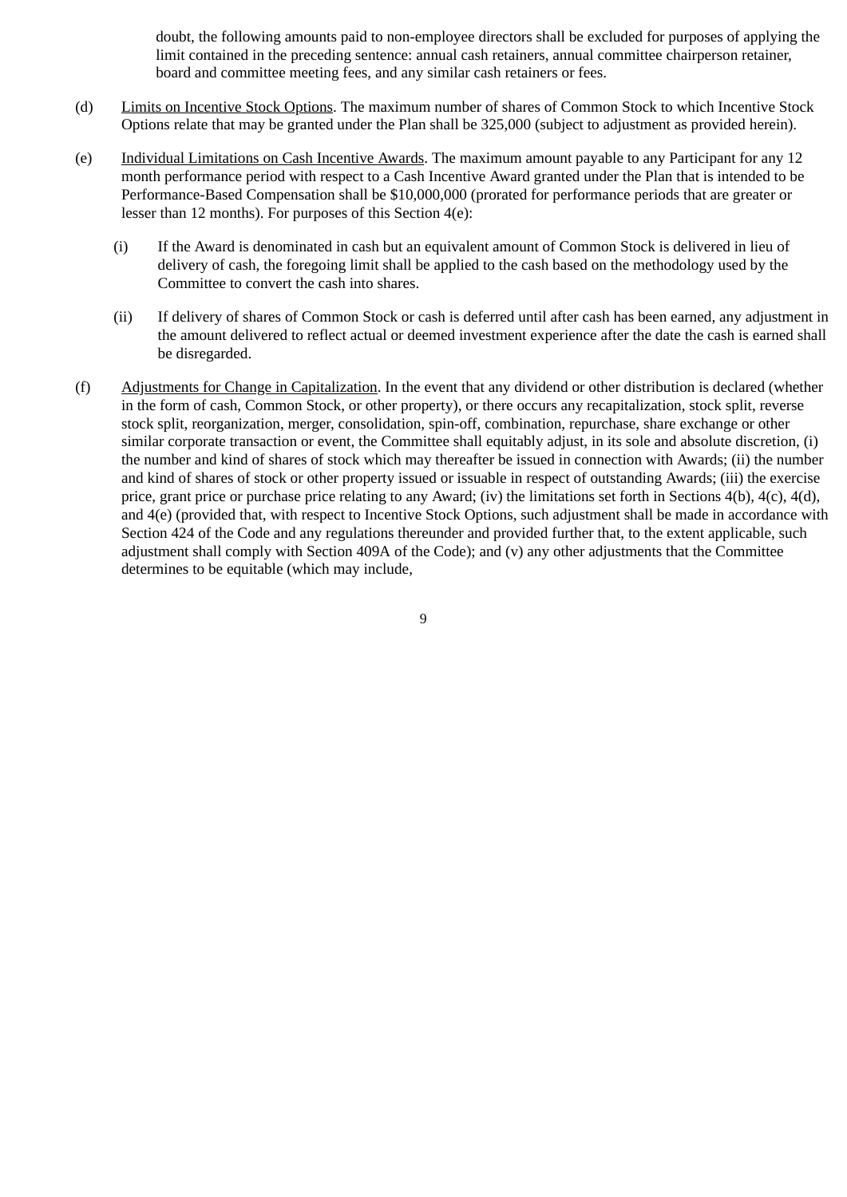doubt, the following amounts paid to non-employee directors shall be excluded for purposes of applying the limit contained in the preceding sentence: annual cash retainers, annual committee chairperson retainer, board and committee meeting fees, and any similar cash retainers or fees.

(d) Limits on Incentive Stock Options. The maximum number of shares of Common Stock to which Incentive Stock Options relate that may be granted under the Plan shall be 325,000 (subject to adjustment as provided herein).

(e) Individual Limitations on Cash Incentive Awards. The maximum amount payable to any Participant for any 12 month performance period with respect to a Cash Incentive Award granted under the Plan that is intended to be Performance-Based Compensation shall be $10,000,000 (prorated for performance periods that are greater or lesser than 12 months). For purposes of this Section 4(e):

(i) If the Award is denominated in cash but an equivalent amount of Common Stock is delivered in lieu of delivery of cash, the foregoing limit shall be applied to the cash based on the methodology used by the Committee to convert the cash into shares.

(ii) If delivery of shares of Common Stock or cash is deferred until after cash has been earned, any adjustment in the amount delivered to reflect actual or deemed investment experience after the date the cash is earned shall be disregarded.

(f) Adjustments for Change in Capitalization. In the event that any dividend or other distribution is declared (whether in the form of cash, Common Stock, or other property), or there occurs any recapitalization, stock split, reverse stock split, reorganization, merger, consolidation, spin-off, combination, repurchase, share exchange or other similar corporate transaction or event, the Committee shall equitably adjust, in its sole and absolute discretion, (i) the number and kind of shares of stock which may thereafter be issued in connection with Awards; (ii) the number and kind of shares of stock or other property issued or issuable in respect of outstanding Awards; (iii) the exercise price, grant price or purchase price relating to any Award; (iv) the limitations set forth in Sections 4(b), 4(c), 4(d), and 4(e) (provided that, with respect to Incentive Stock Options, such adjustment shall be made in accordance with Section 424 of the Code and any regulations thereunder and provided further that, to the extent applicable, such adjustment shall comply with Section 409A of the Code); and (v) any other adjustments that the Committee determines to be equitable (which may include,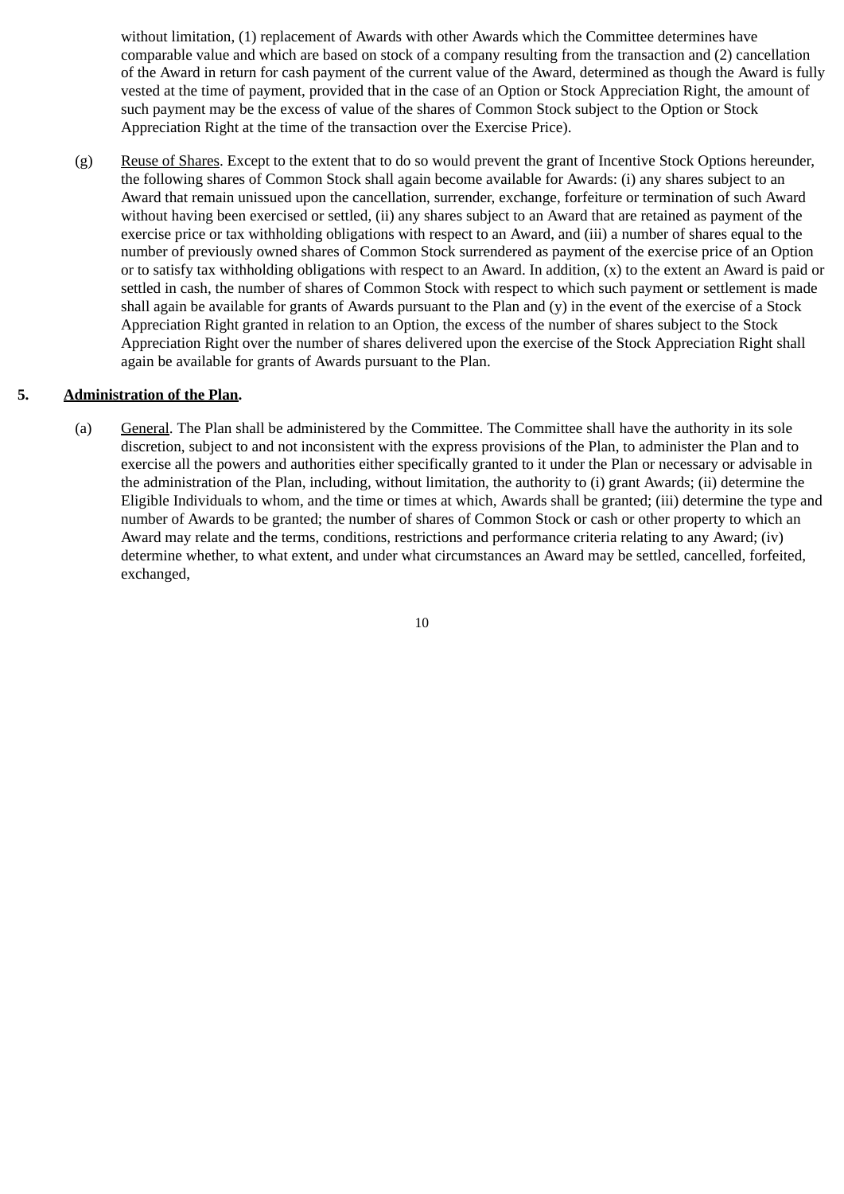without limitation, (1) replacement of Awards with other Awards which the Committee determines have comparable value and which are based on stock of a company resulting from the transaction and (2) cancellation of the Award in return for cash payment of the current value of the Award, determined as though the Award is fully vested at the time of payment, provided that in the case of an Option or Stock Appreciation Right, the amount of such payment may be the excess of value of the shares of Common Stock subject to the Option or Stock Appreciation Right at the time of the transaction over the Exercise Price).

(g) Reuse of Shares. Except to the extent that to do so would prevent the grant of Incentive Stock Options hereunder, the following shares of Common Stock shall again become available for Awards: (i) any shares subject to an Award that remain unissued upon the cancellation, surrender, exchange, forfeiture or termination of such Award without having been exercised or settled, (ii) any shares subject to an Award that are retained as payment of the exercise price or tax withholding obligations with respect to an Award, and (iii) a number of shares equal to the number of previously owned shares of Common Stock surrendered as payment of the exercise price of an Option or to satisfy tax withholding obligations with respect to an Award. In addition, (x) to the extent an Award is paid or settled in cash, the number of shares of Common Stock with respect to which such payment or settlement is made shall again be available for grants of Awards pursuant to the Plan and (y) in the event of the exercise of a Stock Appreciation Right granted in relation to an Option, the excess of the number of shares subject to the Stock Appreciation Right over the number of shares delivered upon the exercise of the Stock Appreciation Right shall again be available for grants of Awards pursuant to the Plan.

**5. Administration of the Plan.**

(a) General. The Plan shall be administered by the Committee. The Committee shall have the authority in its sole discretion, subject to and not inconsistent with the express provisions of the Plan, to administer the Plan and to exercise all the powers and authorities either specifically granted to it under the Plan or necessary or advisable in the administration of the Plan, including, without limitation, the authority to (i) grant Awards; (ii) determine the Eligible Individuals to whom, and the time or times at which, Awards shall be granted; (iii) determine the type and number of Awards to be granted; the number of shares of Common Stock or cash or other property to which an Award may relate and the terms, conditions, restrictions and performance criteria relating to any Award; (iv) determine whether, to what extent, and under what circumstances an Award may be settled, cancelled, forfeited, exchanged,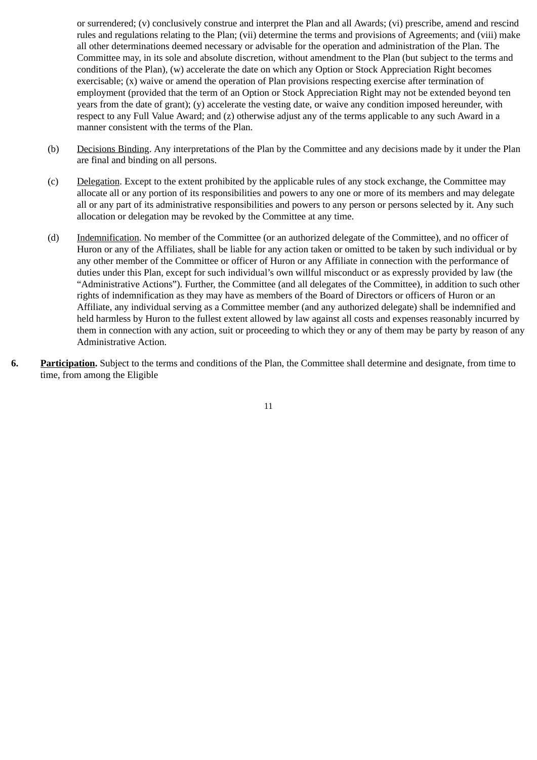or surrendered; (v) conclusively construe and interpret the Plan and all Awards; (vi) prescribe, amend and rescind rules and regulations relating to the Plan; (vii) determine the terms and provisions of Agreements; and (viii) make all other determinations deemed necessary or advisable for the operation and administration of the Plan. The Committee may, in its sole and absolute discretion, without amendment to the Plan (but subject to the terms and conditions of the Plan), (w) accelerate the date on which any Option or Stock Appreciation Right becomes exercisable; (x) waive or amend the operation of Plan provisions respecting exercise after termination of employment (provided that the term of an Option or Stock Appreciation Right may not be extended beyond ten years from the date of grant); (y) accelerate the vesting date, or waive any condition imposed hereunder, with respect to any Full Value Award; and (z) otherwise adjust any of the terms applicable to any such Award in a manner consistent with the terms of the Plan.

(b) Decisions Binding. Any interpretations of the Plan by the Committee and any decisions made by it under the Plan are final and binding on all persons.

(c) Delegation. Except to the extent prohibited by the applicable rules of any stock exchange, the Committee may allocate all or any portion of its responsibilities and powers to any one or more of its members and may delegate all or any part of its administrative responsibilities and powers to any person or persons selected by it. Any such allocation or delegation may be revoked by the Committee at any time.

(d) Indemnification. No member of the Committee (or an authorized delegate of the Committee), and no officer of Huron or any of the Affiliates, shall be liable for any action taken or omitted to be taken by such individual or by any other member of the Committee or officer of Huron or any Affiliate in connection with the performance of duties under this Plan, except for such individual's own willful misconduct or as expressly provided by law (the "Administrative Actions"). Further, the Committee (and all delegates of the Committee), in addition to such other rights of indemnification as they may have as members of the Board of Directors or officers of Huron or an Affiliate, any individual serving as a Committee member (and any authorized delegate) shall be indemnified and held harmless by Huron to the fullest extent allowed by law against all costs and expenses reasonably incurred by them in connection with any action, suit or proceeding to which they or any of them may be party by reason of any Administrative Action.

**6. Participation.** Subject to the terms and conditions of the Plan, the Committee shall determine and designate, from time to time, from among the Eligible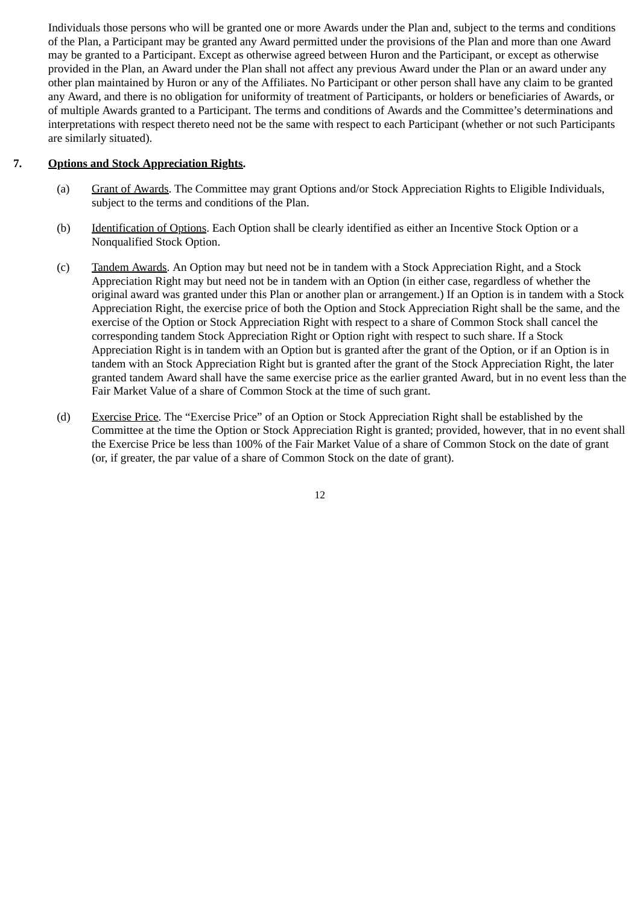Individuals those persons who will be granted one or more Awards under the Plan and, subject to the terms and conditions of the Plan, a Participant may be granted any Award permitted under the provisions of the Plan and more than one Award may be granted to a Participant. Except as otherwise agreed between Huron and the Participant, or except as otherwise provided in the Plan, an Award under the Plan shall not affect any previous Award under the Plan or an award under any other plan maintained by Huron or any of the Affiliates. No Participant or other person shall have any claim to be granted any Award, and there is no obligation for uniformity of treatment of Participants, or holders or beneficiaries of Awards, or of multiple Awards granted to a Participant. The terms and conditions of Awards and the Committee's determinations and interpretations with respect thereto need not be the same with respect to each Participant (whether or not such Participants are similarly situated).

**7. Options and Stock Appreciation Rights.**

(a) Grant of Awards. The Committee may grant Options and/or Stock Appreciation Rights to Eligible Individuals, subject to the terms and conditions of the Plan.

(b) Identification of Options. Each Option shall be clearly identified as either an Incentive Stock Option or a Nonqualified Stock Option.

(c) Tandem Awards. An Option may but need not be in tandem with a Stock Appreciation Right, and a Stock Appreciation Right may but need not be in tandem with an Option (in either case, regardless of whether the original award was granted under this Plan or another plan or arrangement.) If an Option is in tandem with a Stock Appreciation Right, the exercise price of both the Option and Stock Appreciation Right shall be the same, and the exercise of the Option or Stock Appreciation Right with respect to a share of Common Stock shall cancel the corresponding tandem Stock Appreciation Right or Option right with respect to such share. If a Stock Appreciation Right is in tandem with an Option but is granted after the grant of the Option, or if an Option is in tandem with an Stock Appreciation Right but is granted after the grant of the Stock Appreciation Right, the later granted tandem Award shall have the same exercise price as the earlier granted Award, but in no event less than the Fair Market Value of a share of Common Stock at the time of such grant.

(d) Exercise Price. The "Exercise Price" of an Option or Stock Appreciation Right shall be established by the Committee at the time the Option or Stock Appreciation Right is granted; provided, however, that in no event shall the Exercise Price be less than 100% of the Fair Market Value of a share of Common Stock on the date of grant (or, if greater, the par value of a share of Common Stock on the date of grant).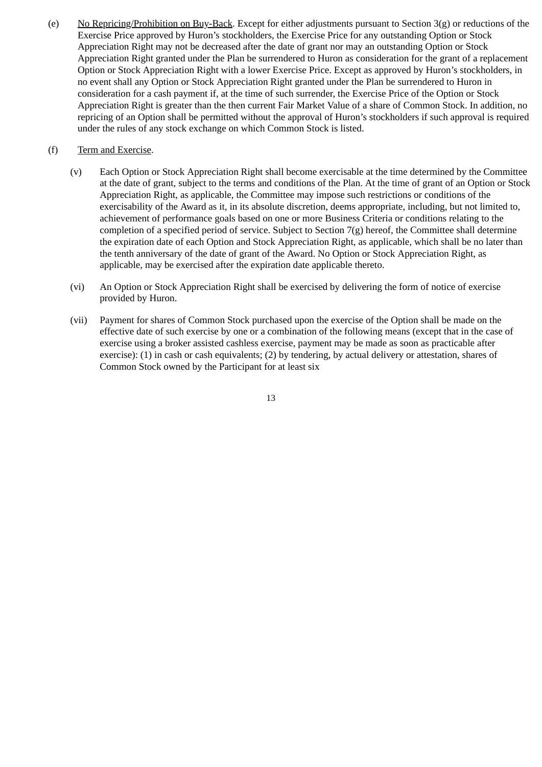(e) No Repricing/Prohibition on Buy-Back. Except for either adjustments pursuant to Section 3(g) or reductions of the Exercise Price approved by Huron's stockholders, the Exercise Price for any outstanding Option or Stock Appreciation Right may not be decreased after the date of grant nor may an outstanding Option or Stock Appreciation Right granted under the Plan be surrendered to Huron as consideration for the grant of a replacement Option or Stock Appreciation Right with a lower Exercise Price. Except as approved by Huron's stockholders, in no event shall any Option or Stock Appreciation Right granted under the Plan be surrendered to Huron in consideration for a cash payment if, at the time of such surrender, the Exercise Price of the Option or Stock Appreciation Right is greater than the then current Fair Market Value of a share of Common Stock. In addition, no repricing of an Option shall be permitted without the approval of Huron's stockholders if such approval is required under the rules of any stock exchange on which Common Stock is listed.

(f) Term and Exercise.

(v) Each Option or Stock Appreciation Right shall become exercisable at the time determined by the Committee at the date of grant, subject to the terms and conditions of the Plan. At the time of grant of an Option or Stock Appreciation Right, as applicable, the Committee may impose such restrictions or conditions of the exercisability of the Award as it, in its absolute discretion, deems appropriate, including, but not limited to, achievement of performance goals based on one or more Business Criteria or conditions relating to the completion of a specified period of service. Subject to Section 7(g) hereof, the Committee shall determine the expiration date of each Option and Stock Appreciation Right, as applicable, which shall be no later than the tenth anniversary of the date of grant of the Award. No Option or Stock Appreciation Right, as applicable, may be exercised after the expiration date applicable thereto.

(vi) An Option or Stock Appreciation Right shall be exercised by delivering the form of notice of exercise provided by Huron.

(vii) Payment for shares of Common Stock purchased upon the exercise of the Option shall be made on the effective date of such exercise by one or a combination of the following means (except that in the case of exercise using a broker assisted cashless exercise, payment may be made as soon as practicable after exercise): (1) in cash or cash equivalents; (2) by tendering, by actual delivery or attestation, shares of Common Stock owned by the Participant for at least six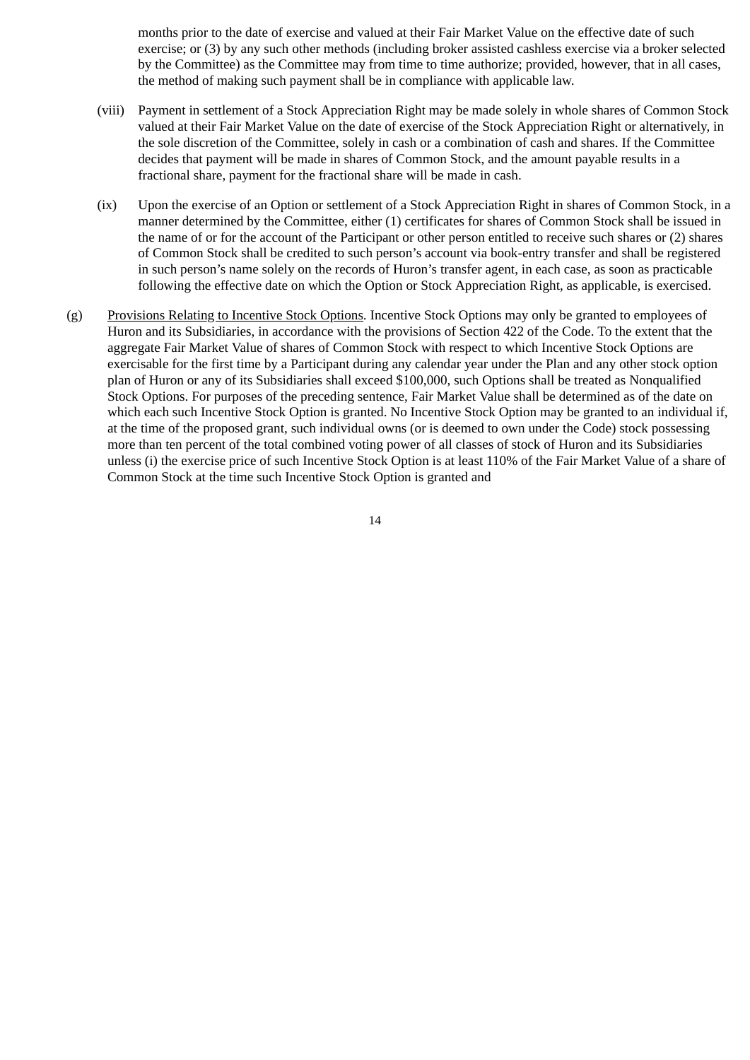months prior to the date of exercise and valued at their Fair Market Value on the effective date of such exercise; or (3) by any such other methods (including broker assisted cashless exercise via a broker selected by the Committee) as the Committee may from time to time authorize; provided, however, that in all cases, the method of making such payment shall be in compliance with applicable law.

(viii) Payment in settlement of a Stock Appreciation Right may be made solely in whole shares of Common Stock valued at their Fair Market Value on the date of exercise of the Stock Appreciation Right or alternatively, in the sole discretion of the Committee, solely in cash or a combination of cash and shares. If the Committee decides that payment will be made in shares of Common Stock, and the amount payable results in a fractional share, payment for the fractional share will be made in cash.

(ix) Upon the exercise of an Option or settlement of a Stock Appreciation Right in shares of Common Stock, in a manner determined by the Committee, either (1) certificates for shares of Common Stock shall be issued in the name of or for the account of the Participant or other person entitled to receive such shares or (2) shares of Common Stock shall be credited to such person's account via book-entry transfer and shall be registered in such person's name solely on the records of Huron's transfer agent, in each case, as soon as practicable following the effective date on which the Option or Stock Appreciation Right, as applicable, is exercised.

(g) Provisions Relating to Incentive Stock Options. Incentive Stock Options may only be granted to employees of Huron and its Subsidiaries, in accordance with the provisions of Section 422 of the Code. To the extent that the aggregate Fair Market Value of shares of Common Stock with respect to which Incentive Stock Options are exercisable for the first time by a Participant during any calendar year under the Plan and any other stock option plan of Huron or any of its Subsidiaries shall exceed $100,000, such Options shall be treated as Nonqualified Stock Options. For purposes of the preceding sentence, Fair Market Value shall be determined as of the date on which each such Incentive Stock Option is granted. No Incentive Stock Option may be granted to an individual if, at the time of the proposed grant, such individual owns (or is deemed to own under the Code) stock possessing more than ten percent of the total combined voting power of all classes of stock of Huron and its Subsidiaries unless (i) the exercise price of such Incentive Stock Option is at least 110% of the Fair Market Value of a share of Common Stock at the time such Incentive Stock Option is granted and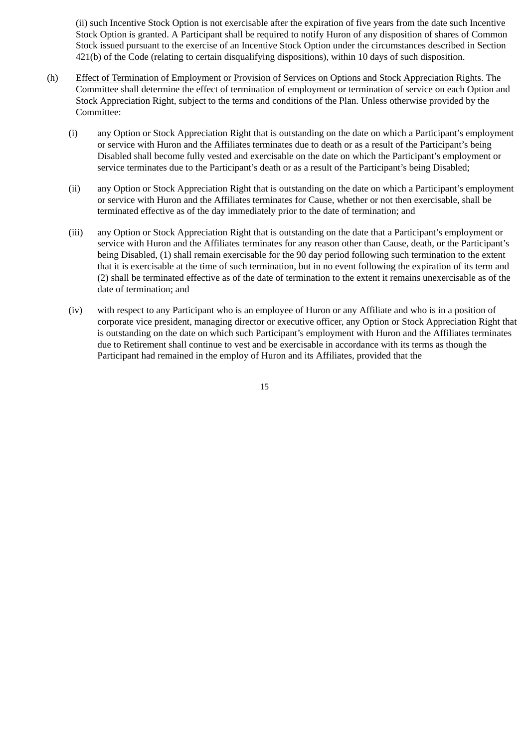(ii) such Incentive Stock Option is not exercisable after the expiration of five years from the date such Incentive Stock Option is granted. A Participant shall be required to notify Huron of any disposition of shares of Common Stock issued pursuant to the exercise of an Incentive Stock Option under the circumstances described in Section 421(b) of the Code (relating to certain disqualifying dispositions), within 10 days of such disposition.

(h) Effect of Termination of Employment or Provision of Services on Options and Stock Appreciation Rights. The Committee shall determine the effect of termination of employment or termination of service on each Option and Stock Appreciation Right, subject to the terms and conditions of the Plan. Unless otherwise provided by the Committee:

(i) any Option or Stock Appreciation Right that is outstanding on the date on which a Participant's employment or service with Huron and the Affiliates terminates due to death or as a result of the Participant's being Disabled shall become fully vested and exercisable on the date on which the Participant's employment or service terminates due to the Participant's death or as a result of the Participant's being Disabled;

(ii) any Option or Stock Appreciation Right that is outstanding on the date on which a Participant's employment or service with Huron and the Affiliates terminates for Cause, whether or not then exercisable, shall be terminated effective as of the day immediately prior to the date of termination; and

(iii) any Option or Stock Appreciation Right that is outstanding on the date that a Participant's employment or service with Huron and the Affiliates terminates for any reason other than Cause, death, or the Participant's being Disabled, (1) shall remain exercisable for the 90 day period following such termination to the extent that it is exercisable at the time of such termination, but in no event following the expiration of its term and (2) shall be terminated effective as of the date of termination to the extent it remains unexercisable as of the date of termination; and

(iv) with respect to any Participant who is an employee of Huron or any Affiliate and who is in a position of corporate vice president, managing director or executive officer, any Option or Stock Appreciation Right that is outstanding on the date on which such Participant's employment with Huron and the Affiliates terminates due to Retirement shall continue to vest and be exercisable in accordance with its terms as though the Participant had remained in the employ of Huron and its Affiliates, provided that the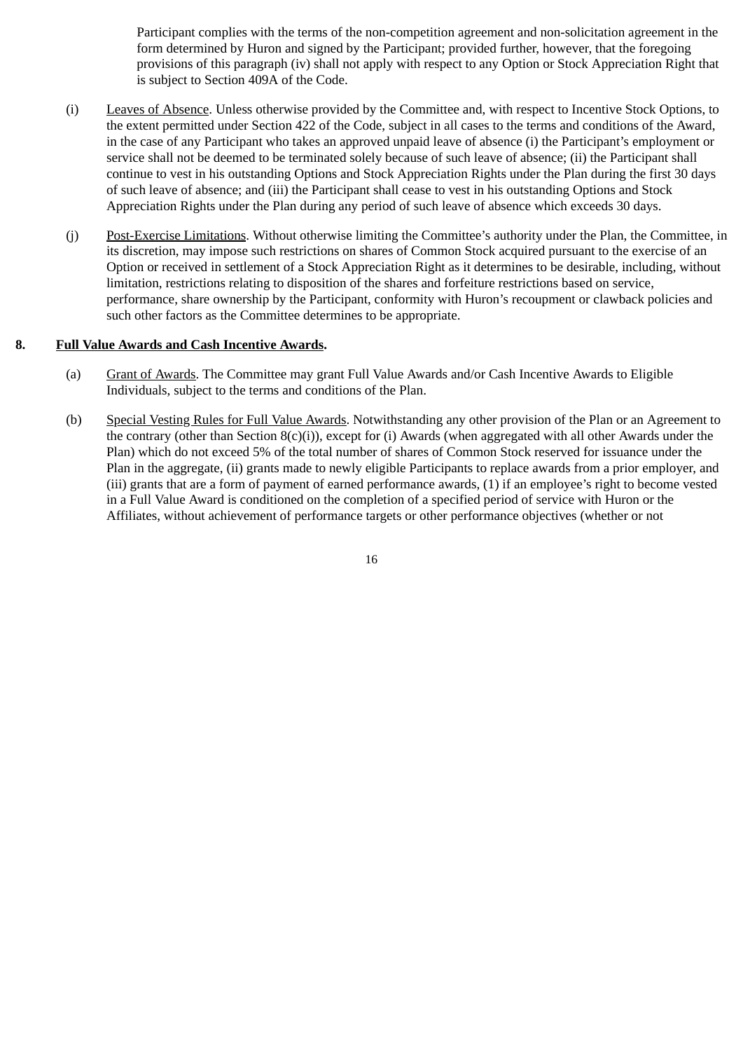Participant complies with the terms of the non-competition agreement and non-solicitation agreement in the form determined by Huron and signed by the Participant; provided further, however, that the foregoing provisions of this paragraph (iv) shall not apply with respect to any Option or Stock Appreciation Right that is subject to Section 409A of the Code.

(i) Leaves of Absence. Unless otherwise provided by the Committee and, with respect to Incentive Stock Options, to the extent permitted under Section 422 of the Code, subject in all cases to the terms and conditions of the Award, in the case of any Participant who takes an approved unpaid leave of absence (i) the Participant's employment or service shall not be deemed to be terminated solely because of such leave of absence; (ii) the Participant shall continue to vest in his outstanding Options and Stock Appreciation Rights under the Plan during the first 30 days of such leave of absence; and (iii) the Participant shall cease to vest in his outstanding Options and Stock Appreciation Rights under the Plan during any period of such leave of absence which exceeds 30 days.

(j) Post-Exercise Limitations. Without otherwise limiting the Committee's authority under the Plan, the Committee, in its discretion, may impose such restrictions on shares of Common Stock acquired pursuant to the exercise of an Option or received in settlement of a Stock Appreciation Right as it determines to be desirable, including, without limitation, restrictions relating to disposition of the shares and forfeiture restrictions based on service, performance, share ownership by the Participant, conformity with Huron's recoupment or clawback policies and such other factors as the Committee determines to be appropriate.

## 8. Full Value Awards and Cash Incentive Awards.

(a) Grant of Awards. The Committee may grant Full Value Awards and/or Cash Incentive Awards to Eligible Individuals, subject to the terms and conditions of the Plan.

(b) Special Vesting Rules for Full Value Awards. Notwithstanding any other provision of the Plan or an Agreement to the contrary (other than Section 8(c)(i)), except for (i) Awards (when aggregated with all other Awards under the Plan) which do not exceed 5% of the total number of shares of Common Stock reserved for issuance under the Plan in the aggregate, (ii) grants made to newly eligible Participants to replace awards from a prior employer, and (iii) grants that are a form of payment of earned performance awards, (1) if an employee's right to become vested in a Full Value Award is conditioned on the completion of a specified period of service with Huron or the Affiliates, without achievement of performance targets or other performance objectives (whether or not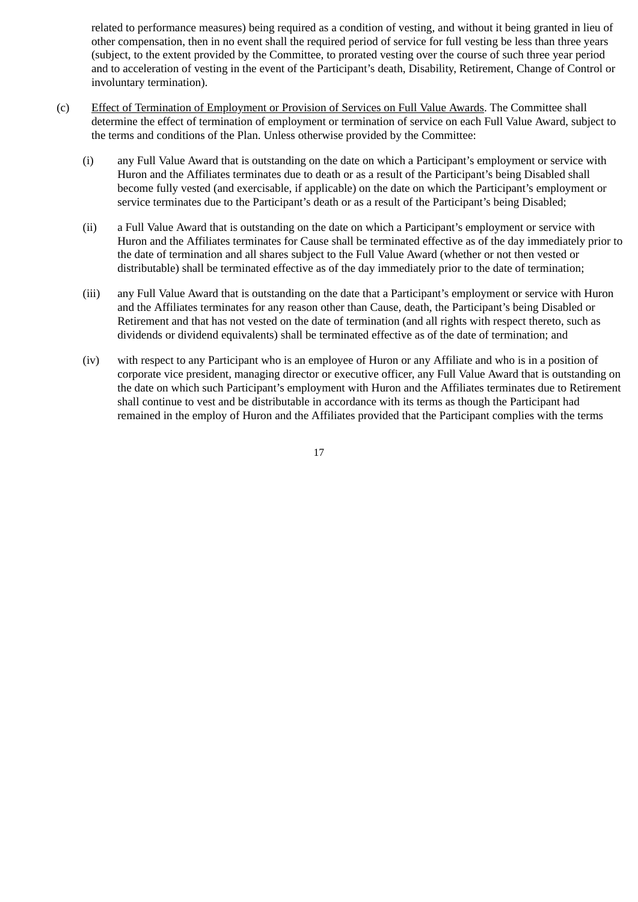related to performance measures) being required as a condition of vesting, and without it being granted in lieu of other compensation, then in no event shall the required period of service for full vesting be less than three years (subject, to the extent provided by the Committee, to prorated vesting over the course of such three year period and to acceleration of vesting in the event of the Participant's death, Disability, Retirement, Change of Control or involuntary termination).

(c) Effect of Termination of Employment or Provision of Services on Full Value Awards. The Committee shall determine the effect of termination of employment or termination of service on each Full Value Award, subject to the terms and conditions of the Plan. Unless otherwise provided by the Committee:

(i) any Full Value Award that is outstanding on the date on which a Participant's employment or service with Huron and the Affiliates terminates due to death or as a result of the Participant's being Disabled shall become fully vested (and exercisable, if applicable) on the date on which the Participant's employment or service terminates due to the Participant's death or as a result of the Participant's being Disabled;

(ii) a Full Value Award that is outstanding on the date on which a Participant's employment or service with Huron and the Affiliates terminates for Cause shall be terminated effective as of the day immediately prior to the date of termination and all shares subject to the Full Value Award (whether or not then vested or distributable) shall be terminated effective as of the day immediately prior to the date of termination;

(iii) any Full Value Award that is outstanding on the date that a Participant's employment or service with Huron and the Affiliates terminates for any reason other than Cause, death, the Participant's being Disabled or Retirement and that has not vested on the date of termination (and all rights with respect thereto, such as dividends or dividend equivalents) shall be terminated effective as of the date of termination; and

(iv) with respect to any Participant who is an employee of Huron or any Affiliate and who is in a position of corporate vice president, managing director or executive officer, any Full Value Award that is outstanding on the date on which such Participant's employment with Huron and the Affiliates terminates due to Retirement shall continue to vest and be distributable in accordance with its terms as though the Participant had remained in the employ of Huron and the Affiliates provided that the Participant complies with the terms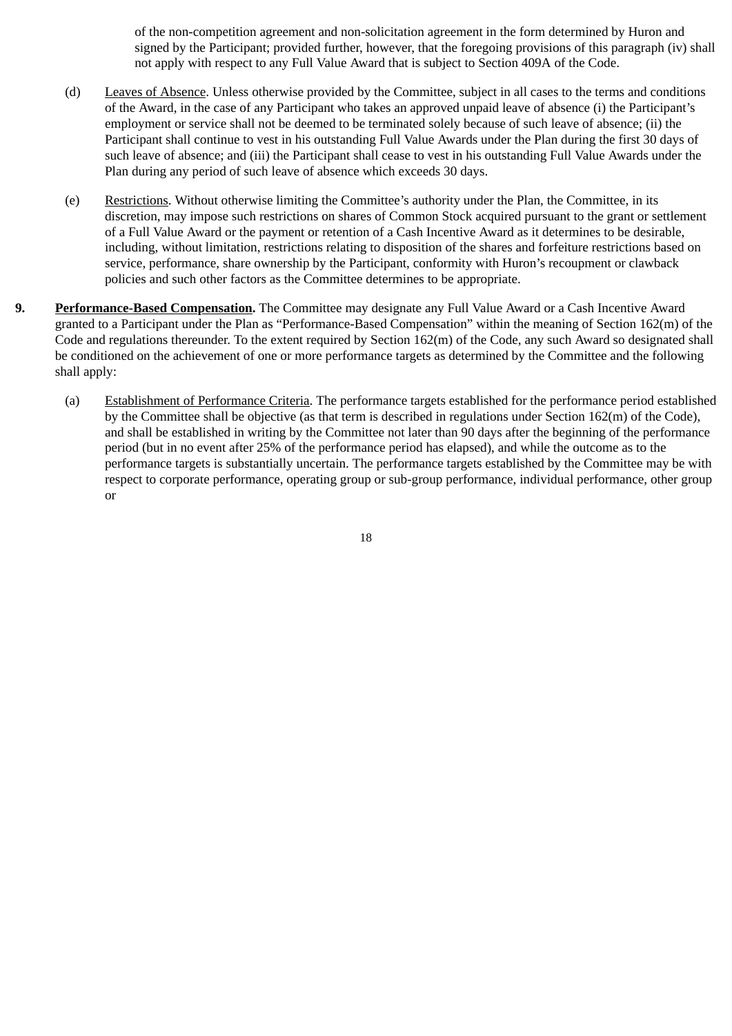of the non-competition agreement and non-solicitation agreement in the form determined by Huron and signed by the Participant; provided further, however, that the foregoing provisions of this paragraph (iv) shall not apply with respect to any Full Value Award that is subject to Section 409A of the Code.

(d) Leaves of Absence. Unless otherwise provided by the Committee, subject in all cases to the terms and conditions of the Award, in the case of any Participant who takes an approved unpaid leave of absence (i) the Participant's employment or service shall not be deemed to be terminated solely because of such leave of absence; (ii) the Participant shall continue to vest in his outstanding Full Value Awards under the Plan during the first 30 days of such leave of absence; and (iii) the Participant shall cease to vest in his outstanding Full Value Awards under the Plan during any period of such leave of absence which exceeds 30 days.

(e) Restrictions. Without otherwise limiting the Committee's authority under the Plan, the Committee, in its discretion, may impose such restrictions on shares of Common Stock acquired pursuant to the grant or settlement of a Full Value Award or the payment or retention of a Cash Incentive Award as it determines to be desirable, including, without limitation, restrictions relating to disposition of the shares and forfeiture restrictions based on service, performance, share ownership by the Participant, conformity with Huron's recoupment or clawback policies and such other factors as the Committee determines to be appropriate.

**9. Performance-Based Compensation.** The Committee may designate any Full Value Award or a Cash Incentive Award granted to a Participant under the Plan as "Performance-Based Compensation" within the meaning of Section 162(m) of the Code and regulations thereunder. To the extent required by Section 162(m) of the Code, any such Award so designated shall be conditioned on the achievement of one or more performance targets as determined by the Committee and the following shall apply:

(a) Establishment of Performance Criteria. The performance targets established for the performance period established by the Committee shall be objective (as that term is described in regulations under Section 162(m) of the Code), and shall be established in writing by the Committee not later than 90 days after the beginning of the performance period (but in no event after 25% of the performance period has elapsed), and while the outcome as to the performance targets is substantially uncertain. The performance targets established by the Committee may be with respect to corporate performance, operating group or sub-group performance, individual performance, other group or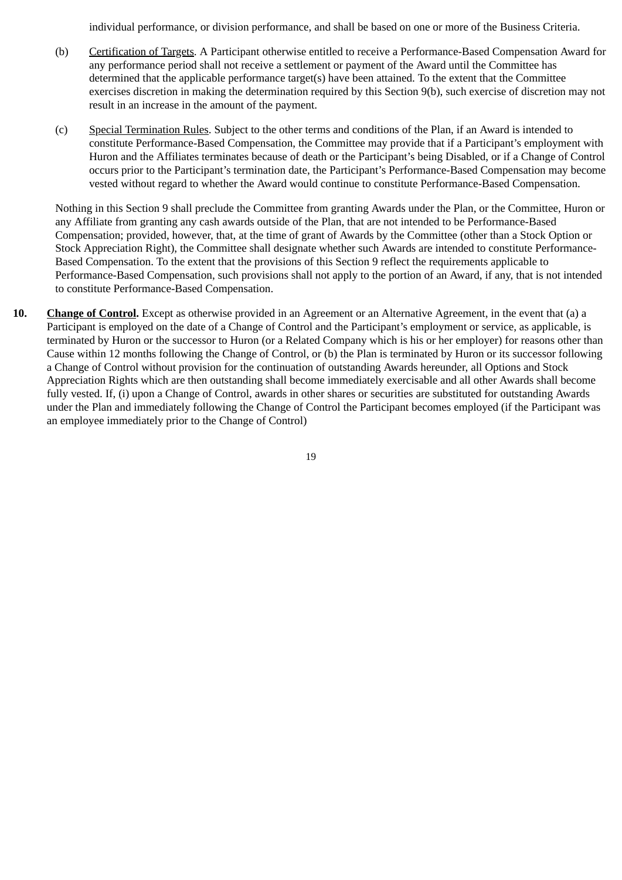individual performance, or division performance, and shall be based on one or more of the Business Criteria.

(b) Certification of Targets. A Participant otherwise entitled to receive a Performance-Based Compensation Award for any performance period shall not receive a settlement or payment of the Award until the Committee has determined that the applicable performance target(s) have been attained. To the extent that the Committee exercises discretion in making the determination required by this Section 9(b), such exercise of discretion may not result in an increase in the amount of the payment.

(c) Special Termination Rules. Subject to the other terms and conditions of the Plan, if an Award is intended to constitute Performance-Based Compensation, the Committee may provide that if a Participant's employment with Huron and the Affiliates terminates because of death or the Participant's being Disabled, or if a Change of Control occurs prior to the Participant's termination date, the Participant's Performance-Based Compensation may become vested without regard to whether the Award would continue to constitute Performance-Based Compensation.

Nothing in this Section 9 shall preclude the Committee from granting Awards under the Plan, or the Committee, Huron or any Affiliate from granting any cash awards outside of the Plan, that are not intended to be Performance-Based Compensation; provided, however, that, at the time of grant of Awards by the Committee (other than a Stock Option or Stock Appreciation Right), the Committee shall designate whether such Awards are intended to constitute Performance-Based Compensation. To the extent that the provisions of this Section 9 reflect the requirements applicable to Performance-Based Compensation, such provisions shall not apply to the portion of an Award, if any, that is not intended to constitute Performance-Based Compensation.

**10. Change of Control.** Except as otherwise provided in an Agreement or an Alternative Agreement, in the event that (a) a Participant is employed on the date of a Change of Control and the Participant's employment or service, as applicable, is terminated by Huron or the successor to Huron (or a Related Company which is his or her employer) for reasons other than Cause within 12 months following the Change of Control, or (b) the Plan is terminated by Huron or its successor following a Change of Control without provision for the continuation of outstanding Awards hereunder, all Options and Stock Appreciation Rights which are then outstanding shall become immediately exercisable and all other Awards shall become fully vested. If, (i) upon a Change of Control, awards in other shares or securities are substituted for outstanding Awards under the Plan and immediately following the Change of Control the Participant becomes employed (if the Participant was an employee immediately prior to the Change of Control)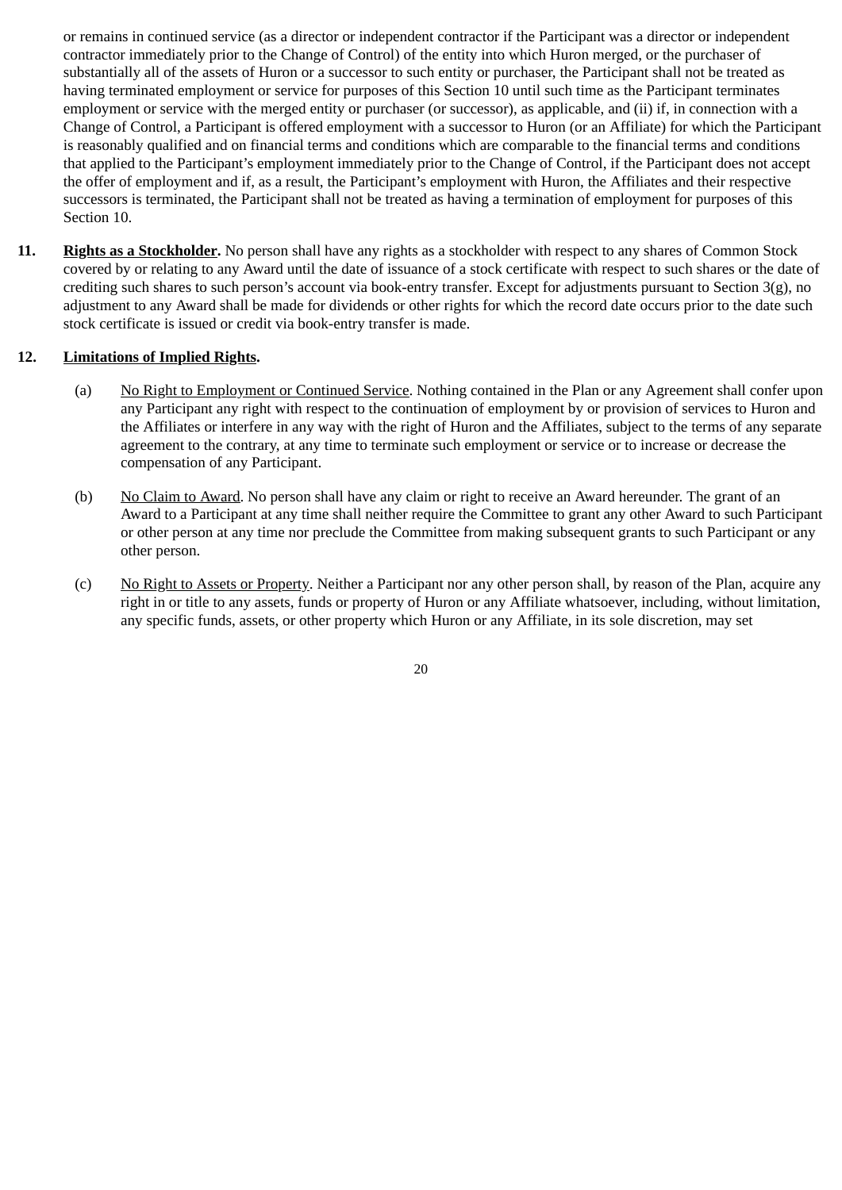or remains in continued service (as a director or independent contractor if the Participant was a director or independent contractor immediately prior to the Change of Control) of the entity into which Huron merged, or the purchaser of substantially all of the assets of Huron or a successor to such entity or purchaser, the Participant shall not be treated as having terminated employment or service for purposes of this Section 10 until such time as the Participant terminates employment or service with the merged entity or purchaser (or successor), as applicable, and (ii) if, in connection with a Change of Control, a Participant is offered employment with a successor to Huron (or an Affiliate) for which the Participant is reasonably qualified and on financial terms and conditions which are comparable to the financial terms and conditions that applied to the Participant's employment immediately prior to the Change of Control, if the Participant does not accept the offer of employment and if, as a result, the Participant's employment with Huron, the Affiliates and their respective successors is terminated, the Participant shall not be treated as having a termination of employment for purposes of this Section 10.

**11. Rights as a Stockholder.** No person shall have any rights as a stockholder with respect to any shares of Common Stock covered by or relating to any Award until the date of issuance of a stock certificate with respect to such shares or the date of crediting such shares to such person's account via book-entry transfer. Except for adjustments pursuant to Section 3(g), no adjustment to any Award shall be made for dividends or other rights for which the record date occurs prior to the date such stock certificate is issued or credit via book-entry transfer is made.

**12. Limitations of Implied Rights.**

(a) No Right to Employment or Continued Service. Nothing contained in the Plan or any Agreement shall confer upon any Participant any right with respect to the continuation of employment by or provision of services to Huron and the Affiliates or interfere in any way with the right of Huron and the Affiliates, subject to the terms of any separate agreement to the contrary, at any time to terminate such employment or service or to increase or decrease the compensation of any Participant.

(b) No Claim to Award. No person shall have any claim or right to receive an Award hereunder. The grant of an Award to a Participant at any time shall neither require the Committee to grant any other Award to such Participant or other person at any time nor preclude the Committee from making subsequent grants to such Participant or any other person.

(c) No Right to Assets or Property. Neither a Participant nor any other person shall, by reason of the Plan, acquire any right in or title to any assets, funds or property of Huron or any Affiliate whatsoever, including, without limitation, any specific funds, assets, or other property which Huron or any Affiliate, in its sole discretion, may set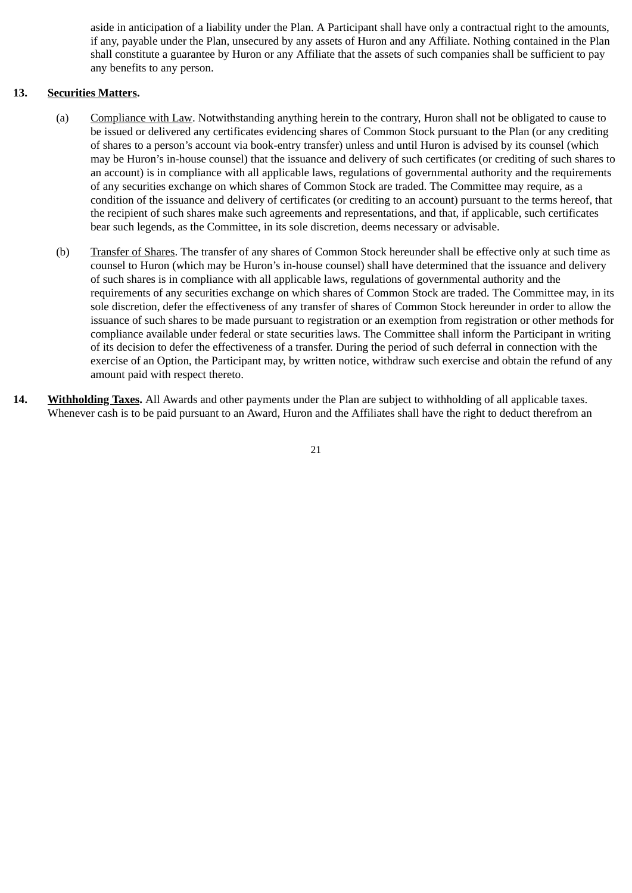aside in anticipation of a liability under the Plan. A Participant shall have only a contractual right to the amounts, if any, payable under the Plan, unsecured by any assets of Huron and any Affiliate. Nothing contained in the Plan shall constitute a guarantee by Huron or any Affiliate that the assets of such companies shall be sufficient to pay any benefits to any person.

**13. Securities Matters.**

(a) Compliance with Law. Notwithstanding anything herein to the contrary, Huron shall not be obligated to cause to be issued or delivered any certificates evidencing shares of Common Stock pursuant to the Plan (or any crediting of shares to a person's account via book-entry transfer) unless and until Huron is advised by its counsel (which may be Huron's in-house counsel) that the issuance and delivery of such certificates (or crediting of such shares to an account) is in compliance with all applicable laws, regulations of governmental authority and the requirements of any securities exchange on which shares of Common Stock are traded. The Committee may require, as a condition of the issuance and delivery of certificates (or crediting to an account) pursuant to the terms hereof, that the recipient of such shares make such agreements and representations, and that, if applicable, such certificates bear such legends, as the Committee, in its sole discretion, deems necessary or advisable.

(b) Transfer of Shares. The transfer of any shares of Common Stock hereunder shall be effective only at such time as counsel to Huron (which may be Huron's in-house counsel) shall have determined that the issuance and delivery of such shares is in compliance with all applicable laws, regulations of governmental authority and the requirements of any securities exchange on which shares of Common Stock are traded. The Committee may, in its sole discretion, defer the effectiveness of any transfer of shares of Common Stock hereunder in order to allow the issuance of such shares to be made pursuant to registration or an exemption from registration or other methods for compliance available under federal or state securities laws. The Committee shall inform the Participant in writing of its decision to defer the effectiveness of a transfer. During the period of such deferral in connection with the exercise of an Option, the Participant may, by written notice, withdraw such exercise and obtain the refund of any amount paid with respect thereto.

**14. Withholding Taxes.** All Awards and other payments under the Plan are subject to withholding of all applicable taxes. Whenever cash is to be paid pursuant to an Award, Huron and the Affiliates shall have the right to deduct therefrom an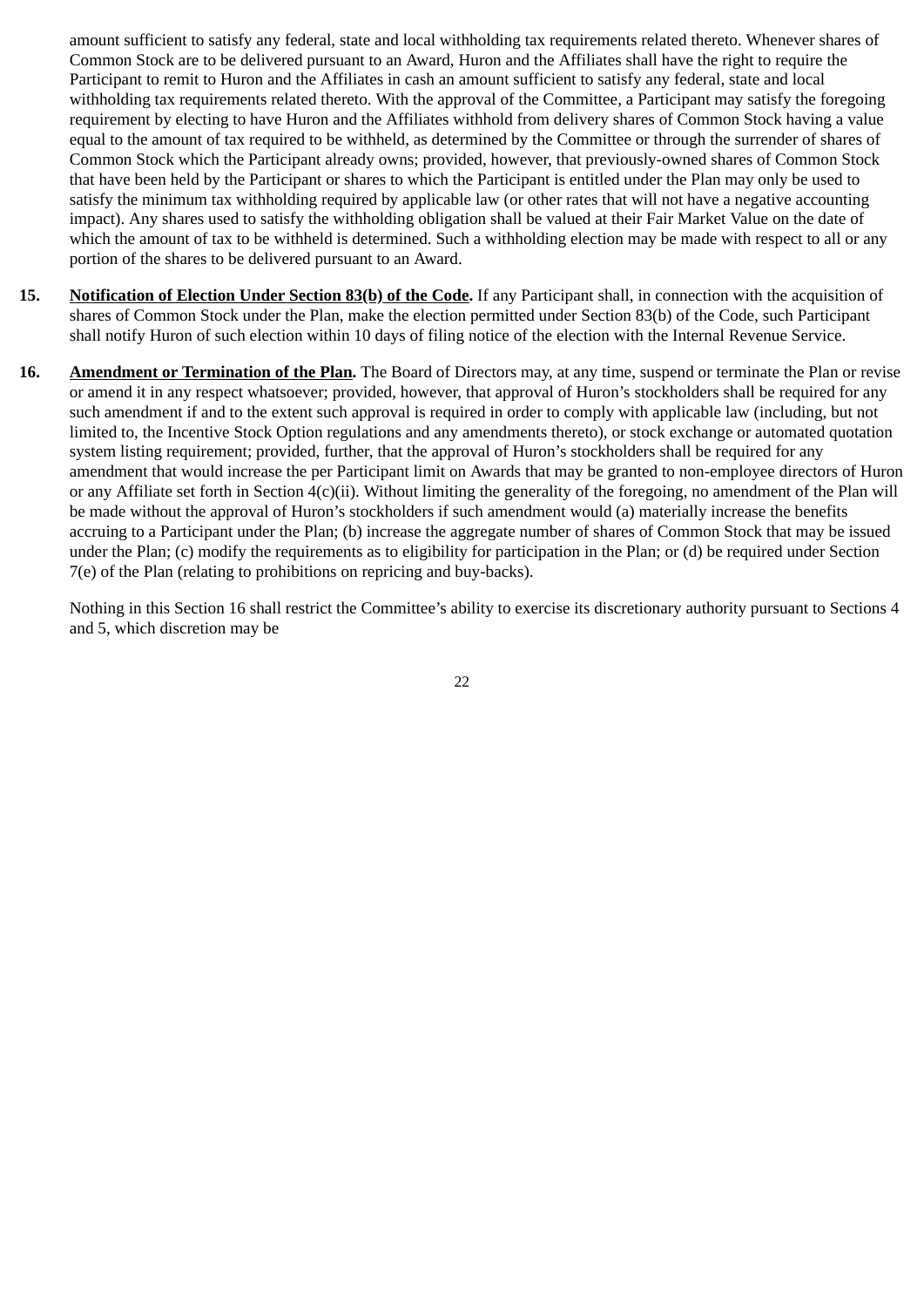amount sufficient to satisfy any federal, state and local withholding tax requirements related thereto. Whenever shares of Common Stock are to be delivered pursuant to an Award, Huron and the Affiliates shall have the right to require the Participant to remit to Huron and the Affiliates in cash an amount sufficient to satisfy any federal, state and local withholding tax requirements related thereto. With the approval of the Committee, a Participant may satisfy the foregoing requirement by electing to have Huron and the Affiliates withhold from delivery shares of Common Stock having a value equal to the amount of tax required to be withheld, as determined by the Committee or through the surrender of shares of Common Stock which the Participant already owns; provided, however, that previously-owned shares of Common Stock that have been held by the Participant or shares to which the Participant is entitled under the Plan may only be used to satisfy the minimum tax withholding required by applicable law (or other rates that will not have a negative accounting impact). Any shares used to satisfy the withholding obligation shall be valued at their Fair Market Value on the date of which the amount of tax to be withheld is determined. Such a withholding election may be made with respect to all or any portion of the shares to be delivered pursuant to an Award.

**15.** **Notification of Election Under Section 83(b) of the Code.** If any Participant shall, in connection with the acquisition of shares of Common Stock under the Plan, make the election permitted under Section 83(b) of the Code, such Participant shall notify Huron of such election within 10 days of filing notice of the election with the Internal Revenue Service.

**16.** **Amendment or Termination of the Plan.** The Board of Directors may, at any time, suspend or terminate the Plan or revise or amend it in any respect whatsoever; provided, however, that approval of Huron's stockholders shall be required for any such amendment if and to the extent such approval is required in order to comply with applicable law (including, but not limited to, the Incentive Stock Option regulations and any amendments thereto), or stock exchange or automated quotation system listing requirement; provided, further, that the approval of Huron's stockholders shall be required for any amendment that would increase the per Participant limit on Awards that may be granted to non-employee directors of Huron or any Affiliate set forth in Section 4(c)(ii). Without limiting the generality of the foregoing, no amendment of the Plan will be made without the approval of Huron's stockholders if such amendment would (a) materially increase the benefits accruing to a Participant under the Plan; (b) increase the aggregate number of shares of Common Stock that may be issued under the Plan; (c) modify the requirements as to eligibility for participation in the Plan; or (d) be required under Section 7(e) of the Plan (relating to prohibitions on repricing and buy-backs).

Nothing in this Section 16 shall restrict the Committee's ability to exercise its discretionary authority pursuant to Sections 4 and 5, which discretion may be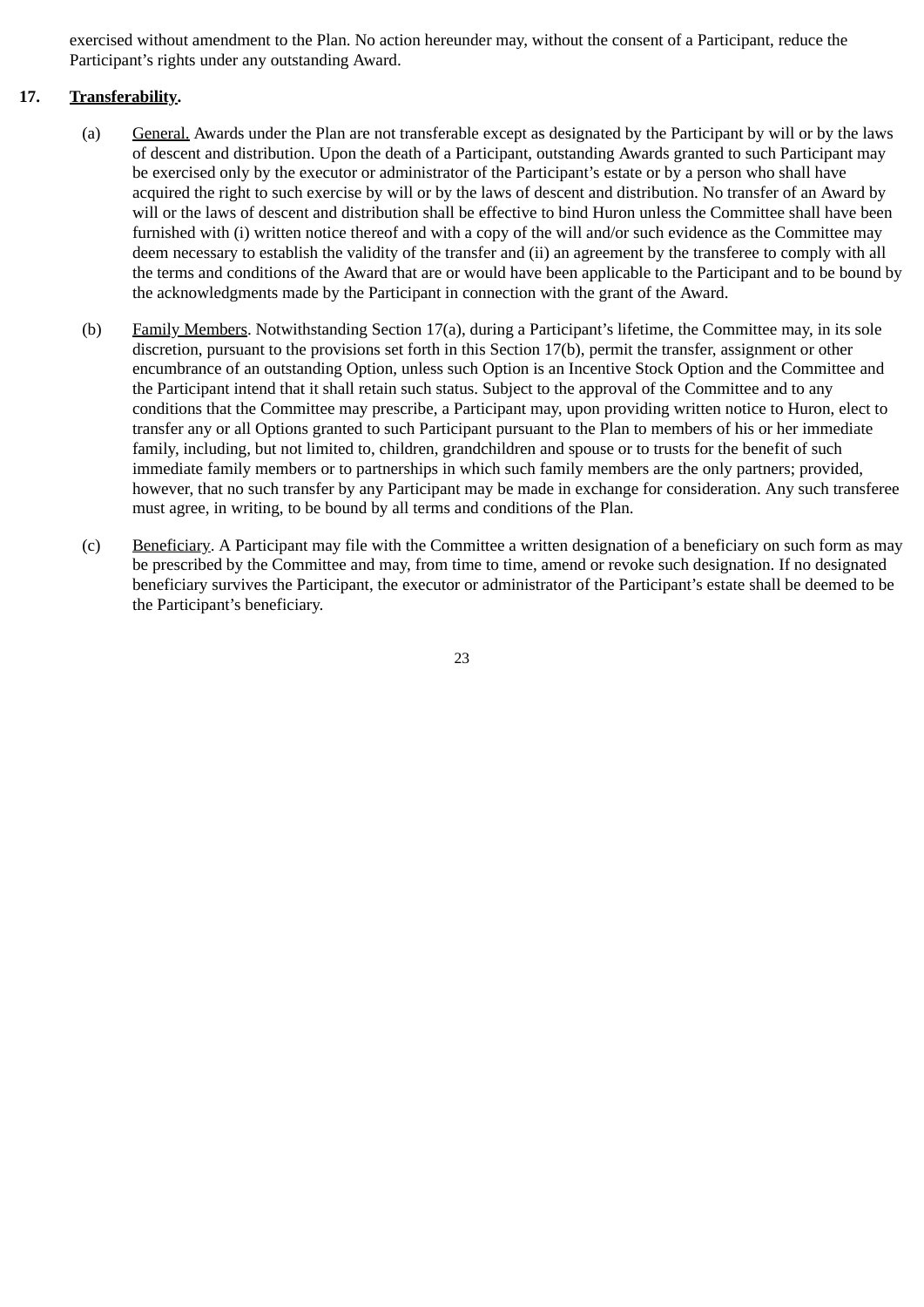exercised without amendment to the Plan. No action hereunder may, without the consent of a Participant, reduce the Participant's rights under any outstanding Award.

**17. Transferability.**

(a) General. Awards under the Plan are not transferable except as designated by the Participant by will or by the laws of descent and distribution. Upon the death of a Participant, outstanding Awards granted to such Participant may be exercised only by the executor or administrator of the Participant's estate or by a person who shall have acquired the right to such exercise by will or by the laws of descent and distribution. No transfer of an Award by will or the laws of descent and distribution shall be effective to bind Huron unless the Committee shall have been furnished with (i) written notice thereof and with a copy of the will and/or such evidence as the Committee may deem necessary to establish the validity of the transfer and (ii) an agreement by the transferee to comply with all the terms and conditions of the Award that are or would have been applicable to the Participant and to be bound by the acknowledgments made by the Participant in connection with the grant of the Award.

(b) Family Members. Notwithstanding Section 17(a), during a Participant's lifetime, the Committee may, in its sole discretion, pursuant to the provisions set forth in this Section 17(b), permit the transfer, assignment or other encumbrance of an outstanding Option, unless such Option is an Incentive Stock Option and the Committee and the Participant intend that it shall retain such status. Subject to the approval of the Committee and to any conditions that the Committee may prescribe, a Participant may, upon providing written notice to Huron, elect to transfer any or all Options granted to such Participant pursuant to the Plan to members of his or her immediate family, including, but not limited to, children, grandchildren and spouse or to trusts for the benefit of such immediate family members or to partnerships in which such family members are the only partners; provided, however, that no such transfer by any Participant may be made in exchange for consideration. Any such transferee must agree, in writing, to be bound by all terms and conditions of the Plan.

(c) Beneficiary. A Participant may file with the Committee a written designation of a beneficiary on such form as may be prescribed by the Committee and may, from time to time, amend or revoke such designation. If no designated beneficiary survives the Participant, the executor or administrator of the Participant's estate shall be deemed to be the Participant's beneficiary.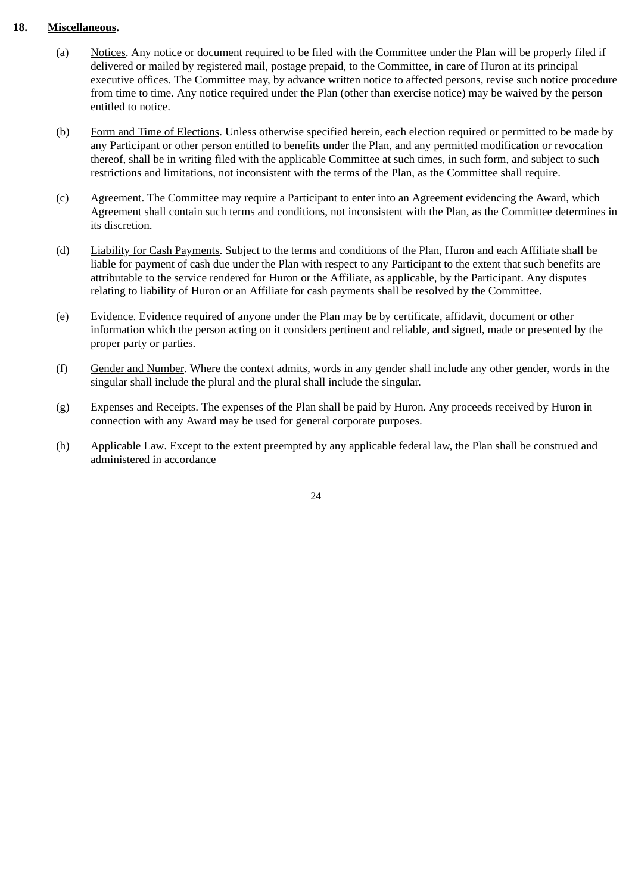**18. Miscellaneous.**

(a) Notices. Any notice or document required to be filed with the Committee under the Plan will be properly filed if delivered or mailed by registered mail, postage prepaid, to the Committee, in care of Huron at its principal executive offices. The Committee may, by advance written notice to affected persons, revise such notice procedure from time to time. Any notice required under the Plan (other than exercise notice) may be waived by the person entitled to notice.

(b) Form and Time of Elections. Unless otherwise specified herein, each election required or permitted to be made by any Participant or other person entitled to benefits under the Plan, and any permitted modification or revocation thereof, shall be in writing filed with the applicable Committee at such times, in such form, and subject to such restrictions and limitations, not inconsistent with the terms of the Plan, as the Committee shall require.

(c) Agreement. The Committee may require a Participant to enter into an Agreement evidencing the Award, which Agreement shall contain such terms and conditions, not inconsistent with the Plan, as the Committee determines in its discretion.

(d) Liability for Cash Payments. Subject to the terms and conditions of the Plan, Huron and each Affiliate shall be liable for payment of cash due under the Plan with respect to any Participant to the extent that such benefits are attributable to the service rendered for Huron or the Affiliate, as applicable, by the Participant. Any disputes relating to liability of Huron or an Affiliate for cash payments shall be resolved by the Committee.

(e) Evidence. Evidence required of anyone under the Plan may be by certificate, affidavit, document or other information which the person acting on it considers pertinent and reliable, and signed, made or presented by the proper party or parties.

(f) Gender and Number. Where the context admits, words in any gender shall include any other gender, words in the singular shall include the plural and the plural shall include the singular.

(g) Expenses and Receipts. The expenses of the Plan shall be paid by Huron. Any proceeds received by Huron in connection with any Award may be used for general corporate purposes.

(h) Applicable Law. Except to the extent preempted by any applicable federal law, the Plan shall be construed and administered in accordance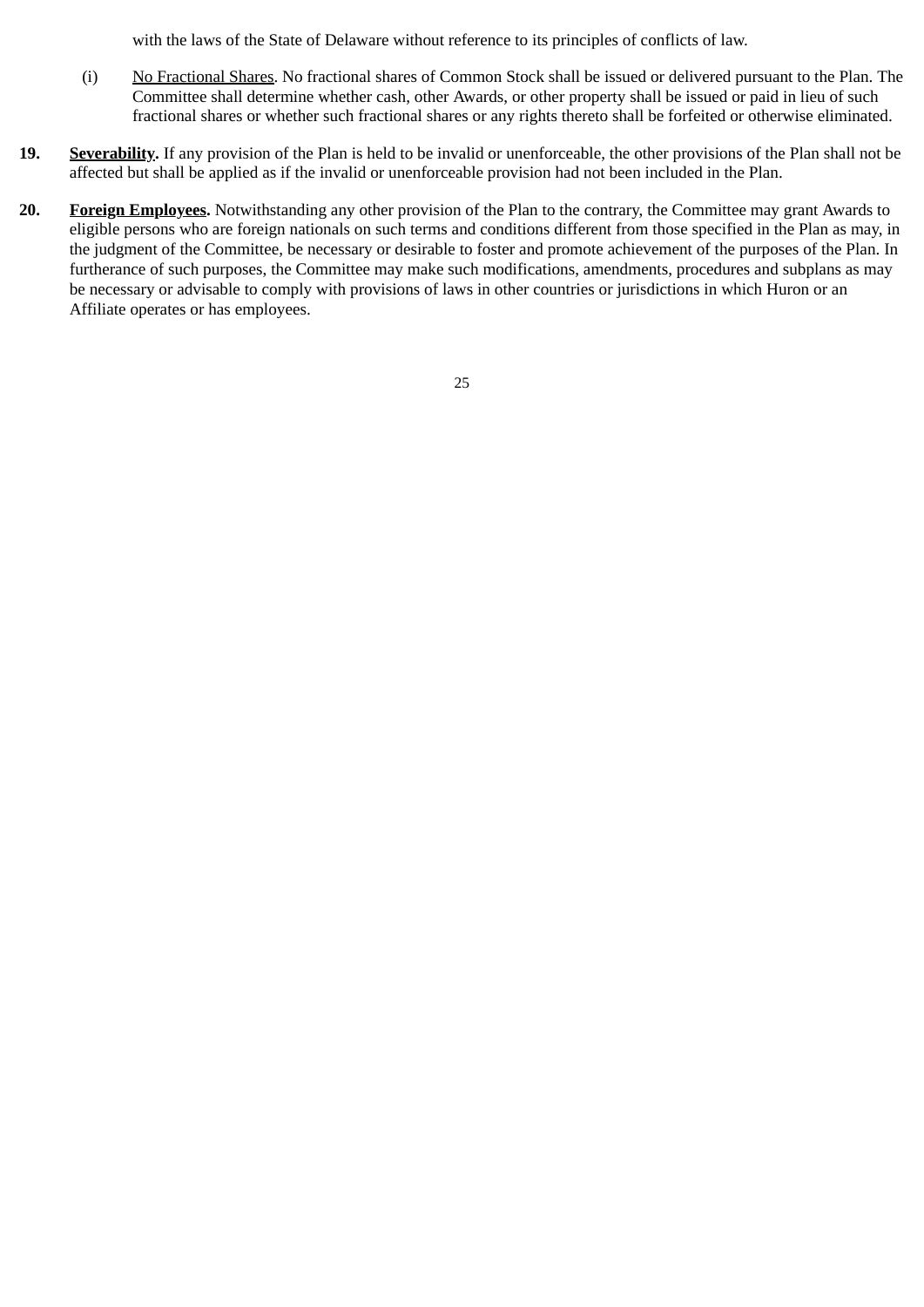with the laws of the State of Delaware without reference to its principles of conflicts of law.

(i) No Fractional Shares. No fractional shares of Common Stock shall be issued or delivered pursuant to the Plan. The Committee shall determine whether cash, other Awards, or other property shall be issued or paid in lieu of such fractional shares or whether such fractional shares or any rights thereto shall be forfeited or otherwise eliminated.

**19. Severability.** If any provision of the Plan is held to be invalid or unenforceable, the other provisions of the Plan shall not be affected but shall be applied as if the invalid or unenforceable provision had not been included in the Plan.

**20. Foreign Employees.** Notwithstanding any other provision of the Plan to the contrary, the Committee may grant Awards to eligible persons who are foreign nationals on such terms and conditions different from those specified in the Plan as may, in the judgment of the Committee, be necessary or desirable to foster and promote achievement of the purposes of the Plan. In furtherance of such purposes, the Committee may make such modifications, amendments, procedures and subplans as may be necessary or advisable to comply with provisions of laws in other countries or jurisdictions in which Huron or an Affiliate operates or has employees.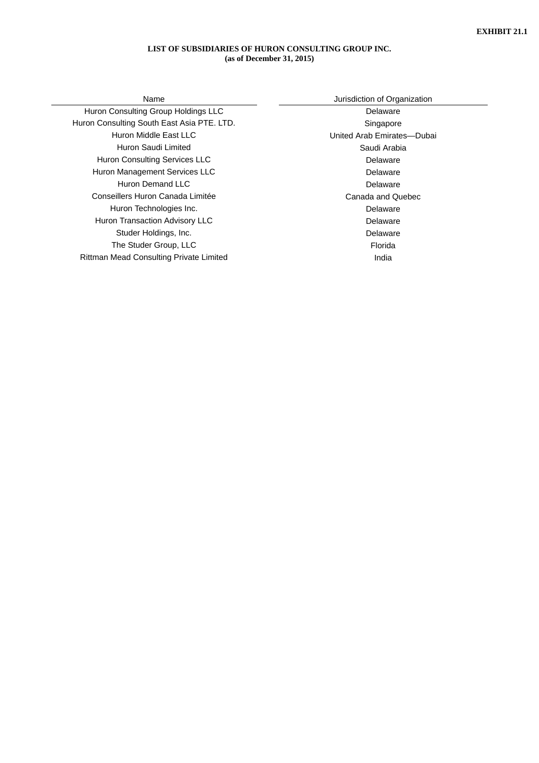**EXHIBIT 21.1**

**LIST OF SUBSIDIARIES OF HURON CONSULTING GROUP INC.**
**(as of December 31, 2015)**

| Name | Jurisdiction of Organization |
|---|---|
| Huron Consulting Group Holdings LLC | Delaware |
| Huron Consulting South East Asia PTE. LTD. | Singapore |
| Huron Middle East LLC | United Arab Emirates—Dubai |
| Huron Saudi Limited | Saudi Arabia |
| Huron Consulting Services LLC | Delaware |
| Huron Management Services LLC | Delaware |
| Huron Demand LLC | Delaware |
| Conseillers Huron Canada Limitée | Canada and Quebec |
| Huron Technologies Inc. | Delaware |
| Huron Transaction Advisory LLC | Delaware |
| Studer Holdings, Inc. | Delaware |
| The Studer Group, LLC | Florida |
| Rittman Mead Consulting Private Limited | India |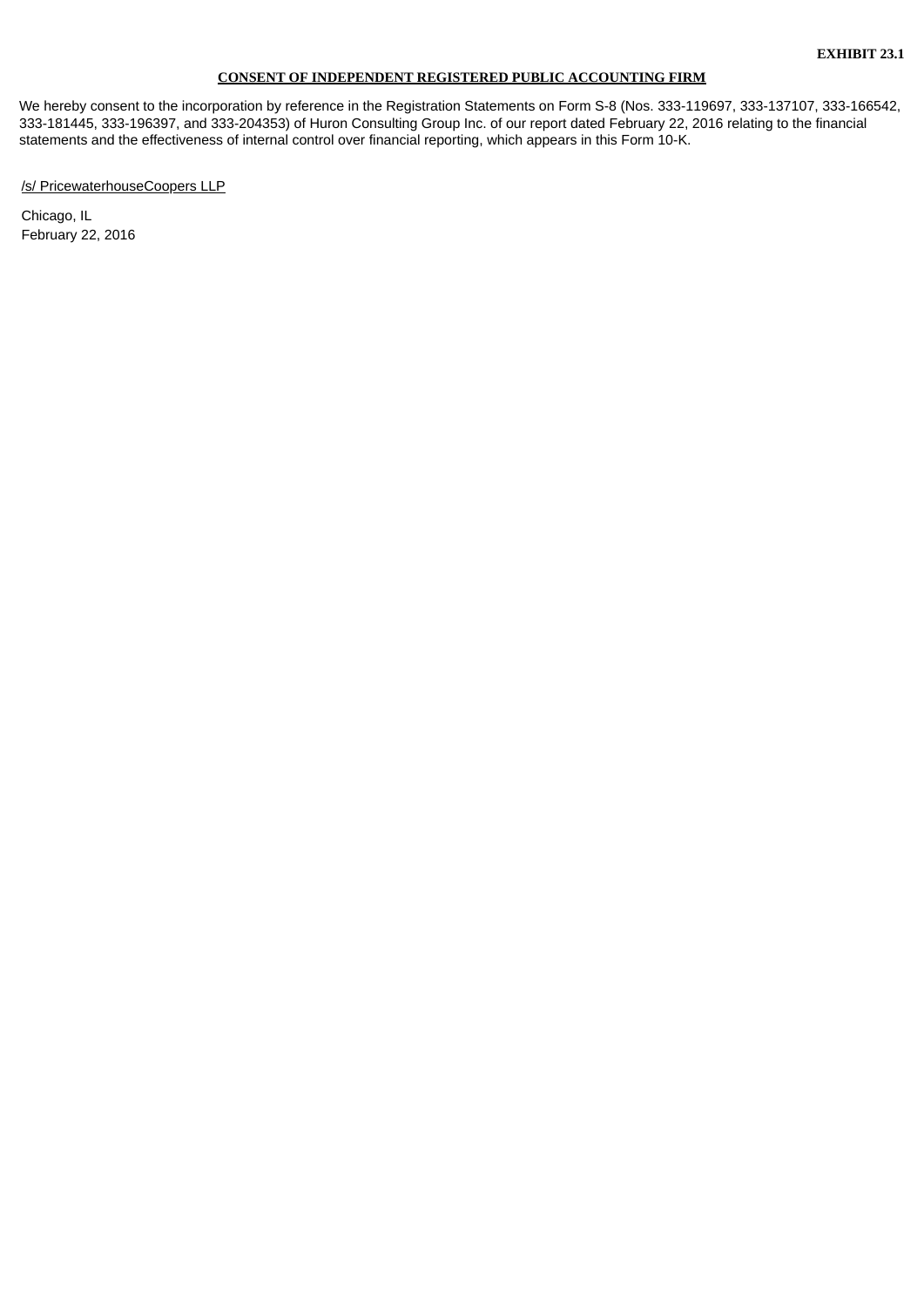**EXHIBIT 23.1**

**CONSENT OF INDEPENDENT REGISTERED PUBLIC ACCOUNTING FIRM**

We hereby consent to the incorporation by reference in the Registration Statements on Form S-8 (Nos. 333-119697, 333-137107, 333-166542, 333-181445, 333-196397, and 333-204353) of Huron Consulting Group Inc. of our report dated February 22, 2016 relating to the financial statements and the effectiveness of internal control over financial reporting, which appears in this Form 10-K.

/s/ PricewaterhouseCoopers LLP

Chicago, IL
February 22, 2016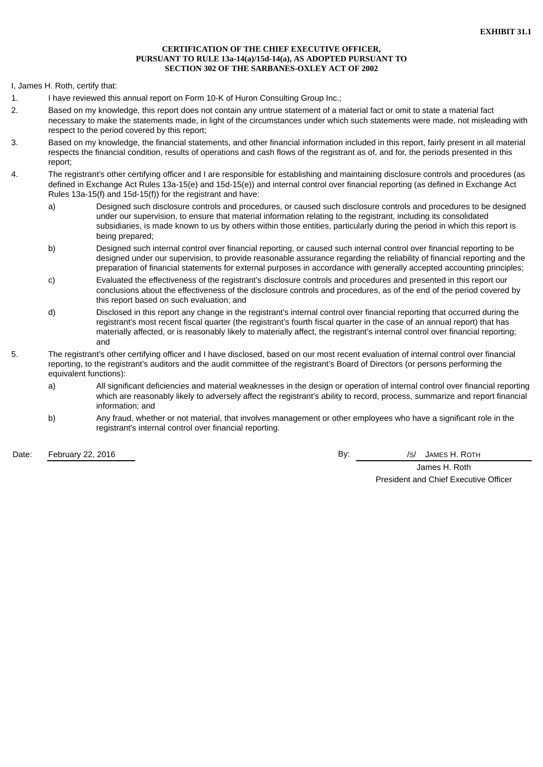**EXHIBIT 31.1**

**CERTIFICATION OF THE CHIEF EXECUTIVE OFFICER, PURSUANT TO RULE 13a-14(a)/15d-14(a), AS ADOPTED PURSUANT TO SECTION 302 OF THE SARBANES-OXLEY ACT OF 2002**

I, James H. Roth, certify that:

1. I have reviewed this annual report on Form 10-K of Huron Consulting Group Inc.;
2. Based on my knowledge, this report does not contain any untrue statement of a material fact or omit to state a material fact necessary to make the statements made, in light of the circumstances under which such statements were made, not misleading with respect to the period covered by this report;
3. Based on my knowledge, the financial statements, and other financial information included in this report, fairly present in all material respects the financial condition, results of operations and cash flows of the registrant as of, and for, the periods presented in this report;
4. The registrant's other certifying officer and I are responsible for establishing and maintaining disclosure controls and procedures (as defined in Exchange Act Rules 13a-15(e) and 15d-15(e)) and internal control over financial reporting (as defined in Exchange Act Rules 13a-15(f) and 15d-15(f)) for the registrant and have:
   a) Designed such disclosure controls and procedures, or caused such disclosure controls and procedures to be designed under our supervision, to ensure that material information relating to the registrant, including its consolidated subsidiaries, is made known to us by others within those entities, particularly during the period in which this report is being prepared;
   b) Designed such internal control over financial reporting, or caused such internal control over financial reporting to be designed under our supervision, to provide reasonable assurance regarding the reliability of financial reporting and the preparation of financial statements for external purposes in accordance with generally accepted accounting principles;
   c) Evaluated the effectiveness of the registrant's disclosure controls and procedures and presented in this report our conclusions about the effectiveness of the disclosure controls and procedures, as of the end of the period covered by this report based on such evaluation; and
   d) Disclosed in this report any change in the registrant's internal control over financial reporting that occurred during the registrant's most recent fiscal quarter (the registrant's fourth fiscal quarter in the case of an annual report) that has materially affected, or is reasonably likely to materially affect, the registrant's internal control over financial reporting; and
5. The registrant's other certifying officer and I have disclosed, based on our most recent evaluation of internal control over financial reporting, to the registrant's auditors and the audit committee of the registrant's Board of Directors (or persons performing the equivalent functions):
   a) All significant deficiencies and material weaknesses in the design or operation of internal control over financial reporting which are reasonably likely to adversely affect the registrant's ability to record, process, summarize and report financial information; and
   b) Any fraud, whether or not material, that involves management or other employees who have a significant role in the registrant's internal control over financial reporting.

Date: February 22, 2016

By: /s/ James H. Roth

James H. Roth

President and Chief Executive Officer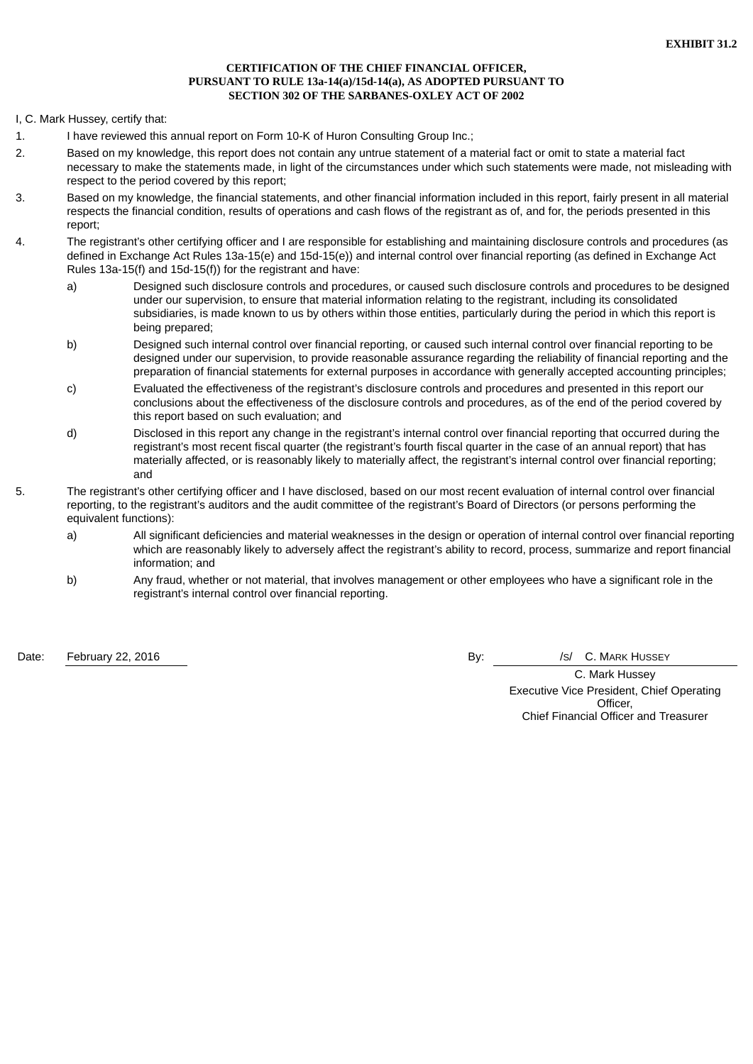**EXHIBIT 31.2**

**CERTIFICATION OF THE CHIEF FINANCIAL OFFICER,
PURSUANT TO RULE 13a-14(a)/15d-14(a), AS ADOPTED PURSUANT TO
SECTION 302 OF THE SARBANES-OXLEY ACT OF 2002**

I, C. Mark Hussey, certify that:

1. I have reviewed this annual report on Form 10-K of Huron Consulting Group Inc.;
2. Based on my knowledge, this report does not contain any untrue statement of a material fact or omit to state a material fact necessary to make the statements made, in light of the circumstances under which such statements were made, not misleading with respect to the period covered by this report;
3. Based on my knowledge, the financial statements, and other financial information included in this report, fairly present in all material respects the financial condition, results of operations and cash flows of the registrant as of, and for, the periods presented in this report;
4. The registrant's other certifying officer and I are responsible for establishing and maintaining disclosure controls and procedures (as defined in Exchange Act Rules 13a-15(e) and 15d-15(e)) and internal control over financial reporting (as defined in Exchange Act Rules 13a-15(f) and 15d-15(f)) for the registrant and have:
   a) Designed such disclosure controls and procedures, or caused such disclosure controls and procedures to be designed under our supervision, to ensure that material information relating to the registrant, including its consolidated subsidiaries, is made known to us by others within those entities, particularly during the period in which this report is being prepared;
   b) Designed such internal control over financial reporting, or caused such internal control over financial reporting to be designed under our supervision, to provide reasonable assurance regarding the reliability of financial reporting and the preparation of financial statements for external purposes in accordance with generally accepted accounting principles;
   c) Evaluated the effectiveness of the registrant's disclosure controls and procedures and presented in this report our conclusions about the effectiveness of the disclosure controls and procedures, as of the end of the period covered by this report based on such evaluation; and
   d) Disclosed in this report any change in the registrant's internal control over financial reporting that occurred during the registrant's most recent fiscal quarter (the registrant's fourth fiscal quarter in the case of an annual report) that has materially affected, or is reasonably likely to materially affect, the registrant's internal control over financial reporting; and
5. The registrant's other certifying officer and I have disclosed, based on our most recent evaluation of internal control over financial reporting, to the registrant's auditors and the audit committee of the registrant's Board of Directors (or persons performing the equivalent functions):
   a) All significant deficiencies and material weaknesses in the design or operation of internal control over financial reporting which are reasonably likely to adversely affect the registrant's ability to record, process, summarize and report financial information; and
   b) Any fraud, whether or not material, that involves management or other employees who have a significant role in the registrant's internal control over financial reporting.

Date: February 22, 2016

By: /s/ C. Mark Hussey
C. Mark Hussey
Executive Vice President, Chief Operating Officer,
Chief Financial Officer and Treasurer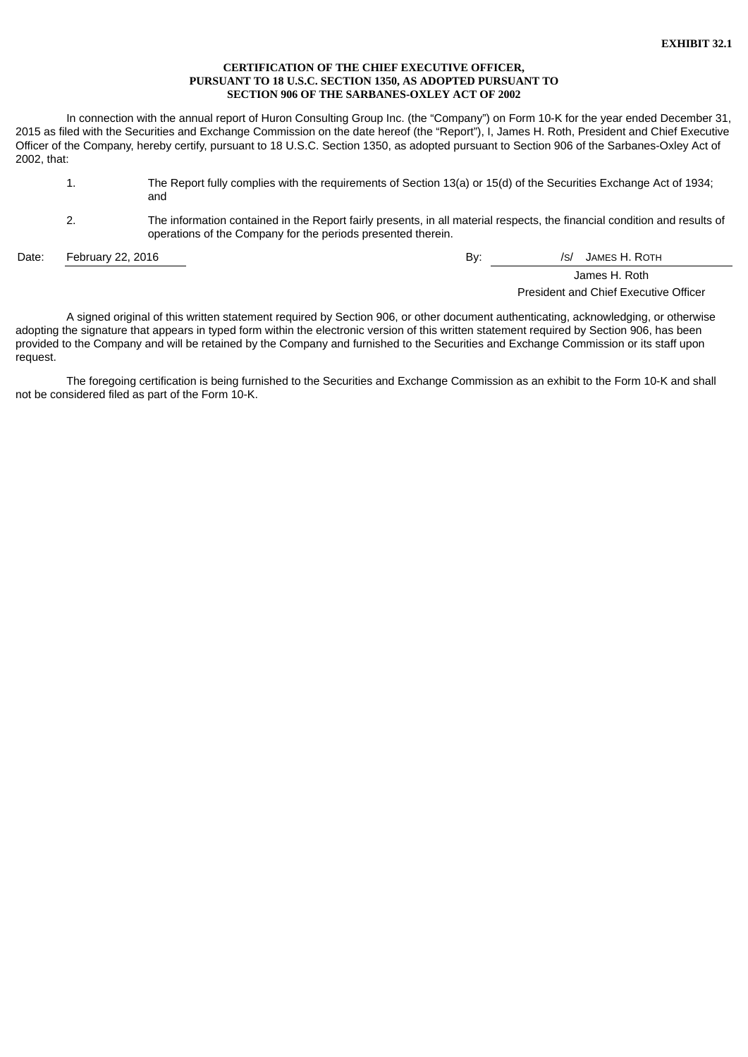**EXHIBIT 32.1**

**CERTIFICATION OF THE CHIEF EXECUTIVE OFFICER, PURSUANT TO 18 U.S.C. SECTION 1350, AS ADOPTED PURSUANT TO SECTION 906 OF THE SARBANES-OXLEY ACT OF 2002**

In connection with the annual report of Huron Consulting Group Inc. (the "Company") on Form 10-K for the year ended December 31, 2015 as filed with the Securities and Exchange Commission on the date hereof (the "Report"), I, James H. Roth, President and Chief Executive Officer of the Company, hereby certify, pursuant to 18 U.S.C. Section 1350, as adopted pursuant to Section 906 of the Sarbanes-Oxley Act of 2002, that:

1. The Report fully complies with the requirements of Section 13(a) or 15(d) of the Securities Exchange Act of 1934; and
2. The information contained in the Report fairly presents, in all material respects, the financial condition and results of operations of the Company for the periods presented therein.

Date: February 22, 2016

By: /s/ JAMES H. ROTH
James H. Roth
President and Chief Executive Officer

A signed original of this written statement required by Section 906, or other document authenticating, acknowledging, or otherwise adopting the signature that appears in typed form within the electronic version of this written statement required by Section 906, has been provided to the Company and will be retained by the Company and furnished to the Securities and Exchange Commission or its staff upon request.

The foregoing certification is being furnished to the Securities and Exchange Commission as an exhibit to the Form 10-K and shall not be considered filed as part of the Form 10-K.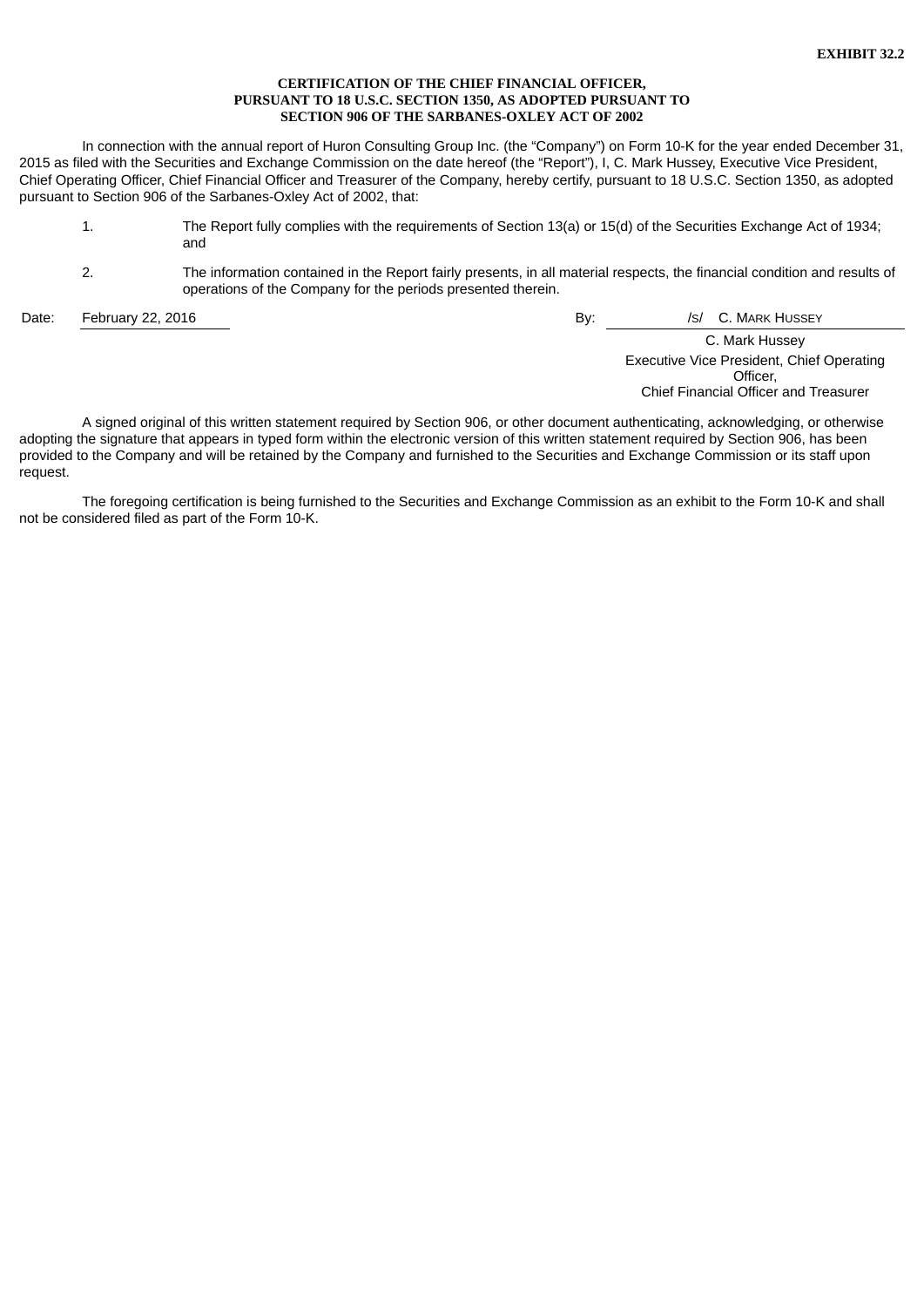**EXHIBIT 32.2**

**CERTIFICATION OF THE CHIEF FINANCIAL OFFICER, PURSUANT TO 18 U.S.C. SECTION 1350, AS ADOPTED PURSUANT TO SECTION 906 OF THE SARBANES-OXLEY ACT OF 2002**

In connection with the annual report of Huron Consulting Group Inc. (the “Company”) on Form 10-K for the year ended December 31, 2015 as filed with the Securities and Exchange Commission on the date hereof (the “Report”), I, C. Mark Hussey, Executive Vice President, Chief Operating Officer, Chief Financial Officer and Treasurer of the Company, hereby certify, pursuant to 18 U.S.C. Section 1350, as adopted pursuant to Section 906 of the Sarbanes-Oxley Act of 2002, that:

1. The Report fully complies with the requirements of Section 13(a) or 15(d) of the Securities Exchange Act of 1934; and

2. The information contained in the Report fairly presents, in all material respects, the financial condition and results of operations of the Company for the periods presented therein.

Date: February 22, 2016

By: /s/ C. Mark Hussey

C. Mark Hussey
Executive Vice President, Chief Operating Officer,
Chief Financial Officer and Treasurer

A signed original of this written statement required by Section 906, or other document authenticating, acknowledging, or otherwise adopting the signature that appears in typed form within the electronic version of this written statement required by Section 906, has been provided to the Company and will be retained by the Company and furnished to the Securities and Exchange Commission or its staff upon request.

The foregoing certification is being furnished to the Securities and Exchange Commission as an exhibit to the Form 10-K and shall not be considered filed as part of the Form 10-K.